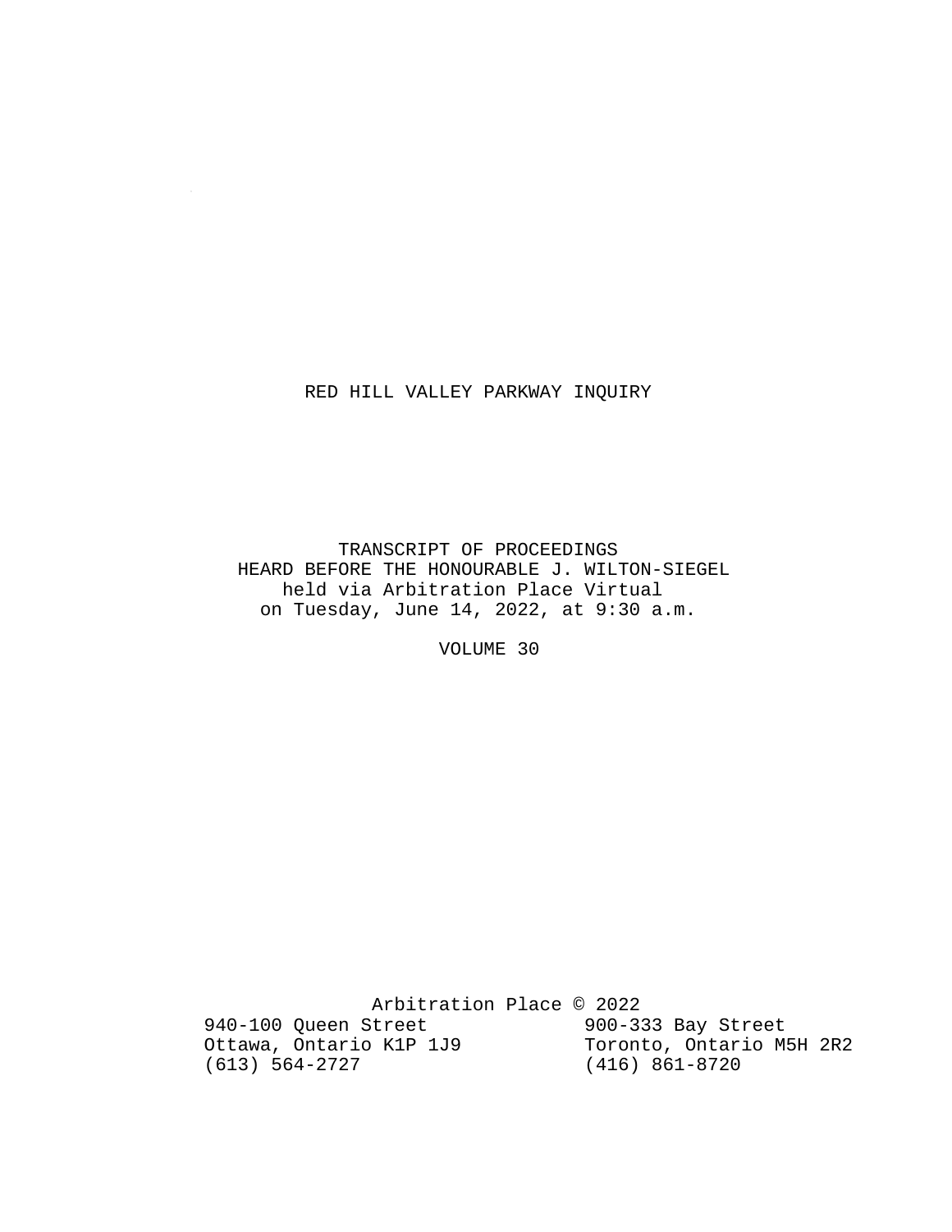# RED HILL VALLEY PARKWAY INQUIRY

TRANSCRIPT OF PROCEEDINGS
HEARD BEFORE THE HONOURABLE J. WILTON-SIEGEL
held via Arbitration Place Virtual
on Tuesday, June 14, 2022, at 9:30 a.m.

VOLUME 30

Arbitration Place © 2022

940-100 Queen Street
Ottawa, Ontario K1P 1J9
(613) 564-2727

900-333 Bay Street
Toronto, Ontario M5H 2R2
(416) 861-8720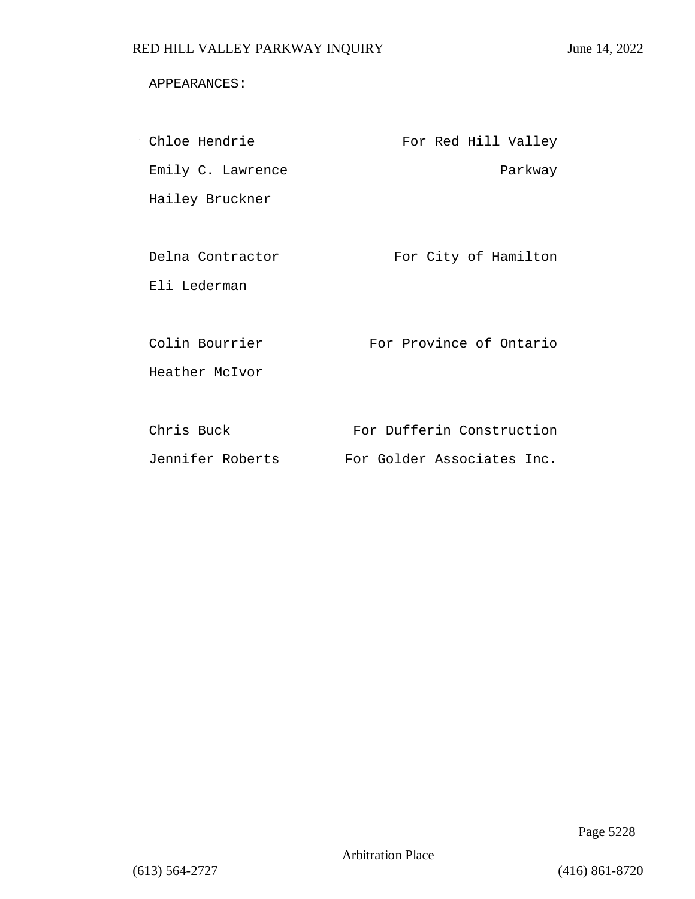APPEARANCES:

| | |
|---|---|
| Chloe Hendrie | For Red Hill Valley |
| Emily C. Lawrence | Parkway |
| Hailey Bruckner | |
| | |
| Delna Contractor | For City of Hamilton |
| Eli Lederman | |
| | |
| Colin Bourrier | For Province of Ontario |
| Heather McIvor | |
| | |
| Chris Buck | For Dufferin Construction |
| Jennifer Roberts | For Golder Associates Inc. |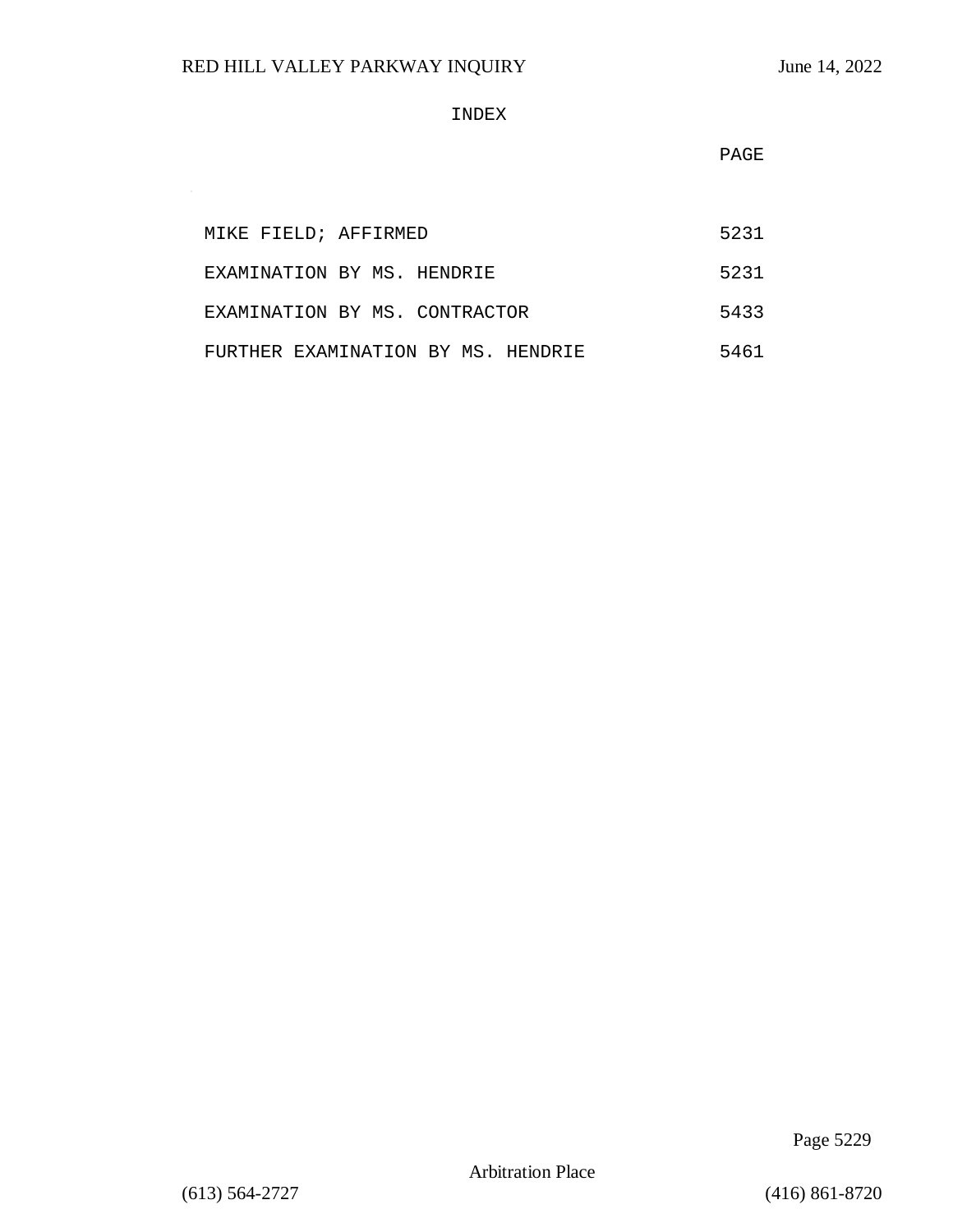# INDEX

| | PAGE |
|---|---|
| MIKE FIELD; AFFIRMED | 5231 |
| EXAMINATION BY MS. HENDRIE | 5231 |
| EXAMINATION BY MS. CONTRACTOR | 5433 |
| FURTHER EXAMINATION BY MS. HENDRIE | 5461 |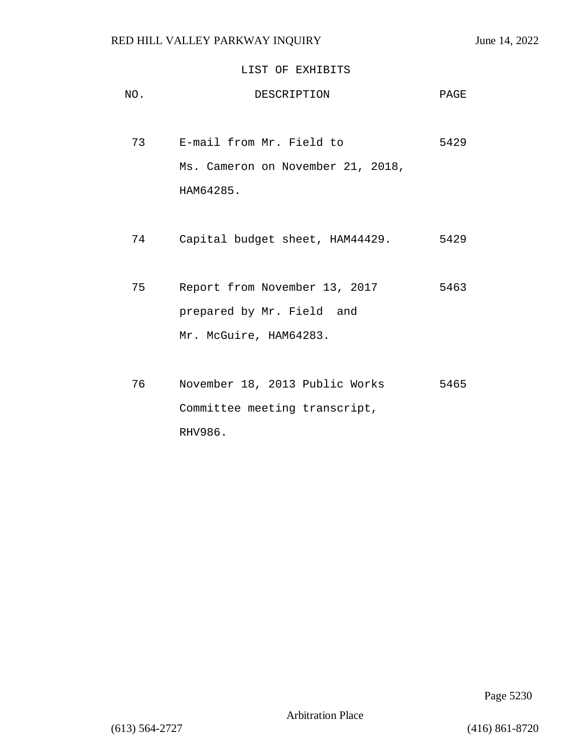## LIST OF EXHIBITS

| NO. | DESCRIPTION | PAGE |
|---|---|---|
| 73 | E-mail from Mr. Field to Ms. Cameron on November 21, 2018, HAM64285. | 5429 |
| 74 | Capital budget sheet, HAM44429. | 5429 |
| 75 | Report from November 13, 2017 prepared by Mr. Field and Mr. McGuire, HAM64283. | 5463 |
| 76 | November 18, 2013 Public Works Committee meeting transcript, RHV986. | 5465 |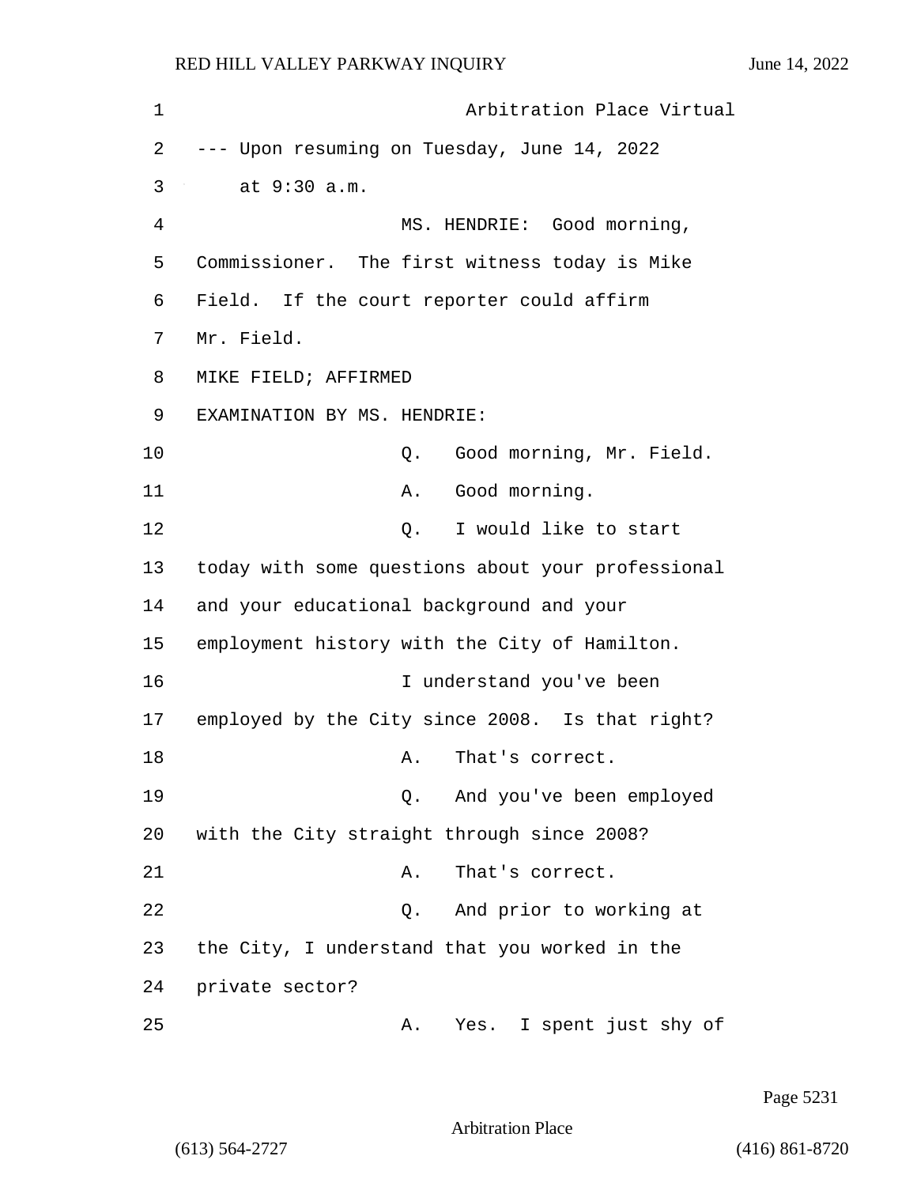Arbitration Place Virtual

--- Upon resuming on Tuesday, June 14, 2022 at 9:30 a.m.

MS. HENDRIE: Good morning, Commissioner. The first witness today is Mike Field. If the court reporter could affirm Mr. Field.

MIKE FIELD; AFFIRMED

EXAMINATION BY MS. HENDRIE:

Q. Good morning, Mr. Field.

A. Good morning.

Q. I would like to start today with some questions about your professional and your educational background and your employment history with the City of Hamilton.

I understand you've been employed by the City since 2008. Is that right?

A. That's correct.

Q. And you've been employed with the City straight through since 2008?

A. That's correct.

Q. And prior to working at the City, I understand that you worked in the private sector?

A. Yes. I spent just shy of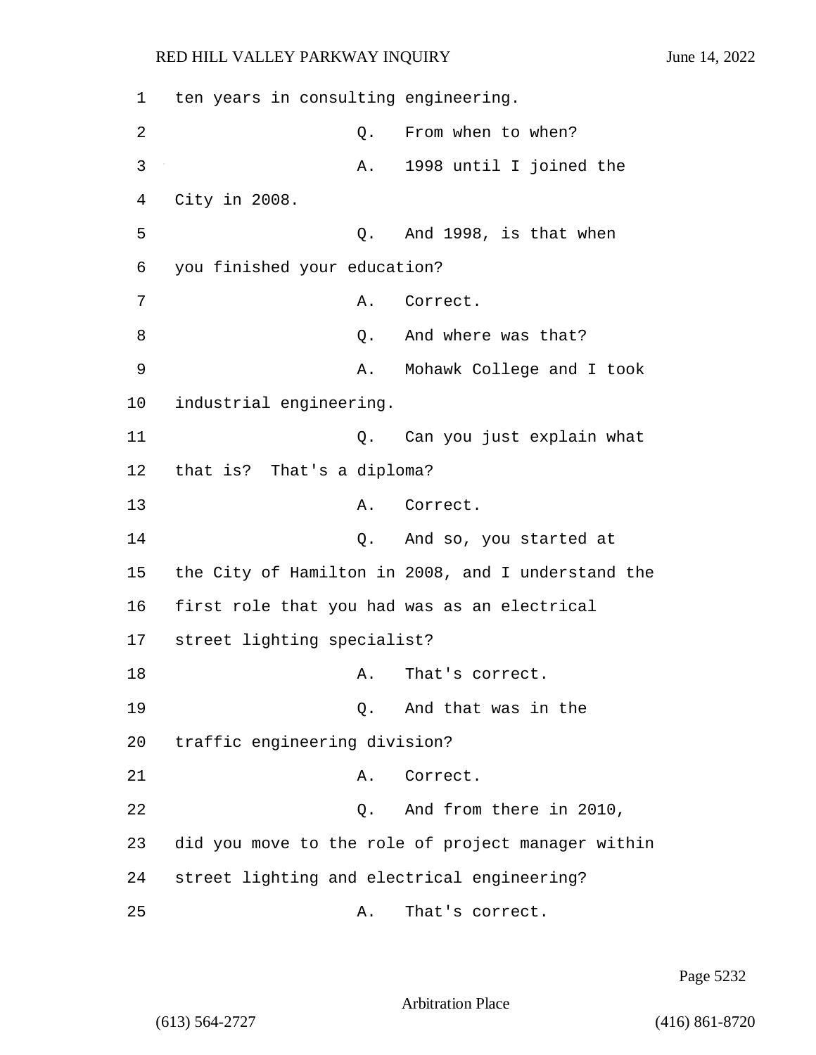ten years in consulting engineering.

Q. From when to when?

A. 1998 until I joined the City in 2008.

Q. And 1998, is that when you finished your education?

A. Correct.

Q. And where was that?

A. Mohawk College and I took industrial engineering.

Q. Can you just explain what that is? That's a diploma?

A. Correct.

Q. And so, you started at the City of Hamilton in 2008, and I understand the first role that you had was as an electrical street lighting specialist?

A. That's correct.

Q. And that was in the traffic engineering division?

A. Correct.

Q. And from there in 2010, did you move to the role of project manager within street lighting and electrical engineering?

A. That's correct.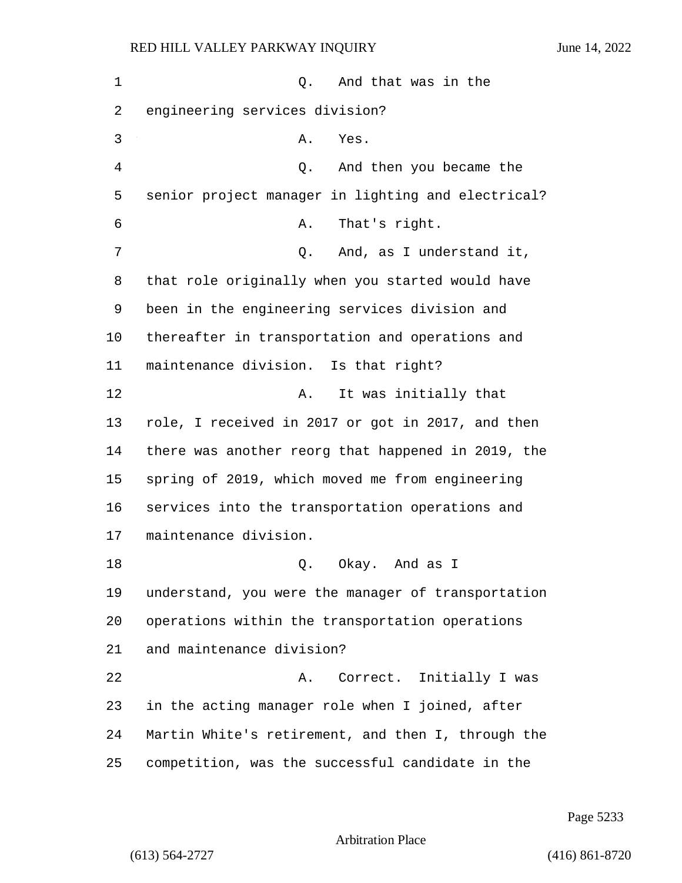1 Q. And that was in the engineering services division?

3 A. Yes.

4 Q. And then you became the senior project manager in lighting and electrical?

6 A. That's right.

7 Q. And, as I understand it, that role originally when you started would have been in the engineering services division and thereafter in transportation and operations and maintenance division. Is that right?

12 A. It was initially that role, I received in 2017 or got in 2017, and then there was another reorg that happened in 2019, the spring of 2019, which moved me from engineering services into the transportation operations and maintenance division.

18 Q. Okay. And as I understand, you were the manager of transportation operations within the transportation operations and maintenance division?

22 A. Correct. Initially I was in the acting manager role when I joined, after Martin White's retirement, and then I, through the competition, was the successful candidate in the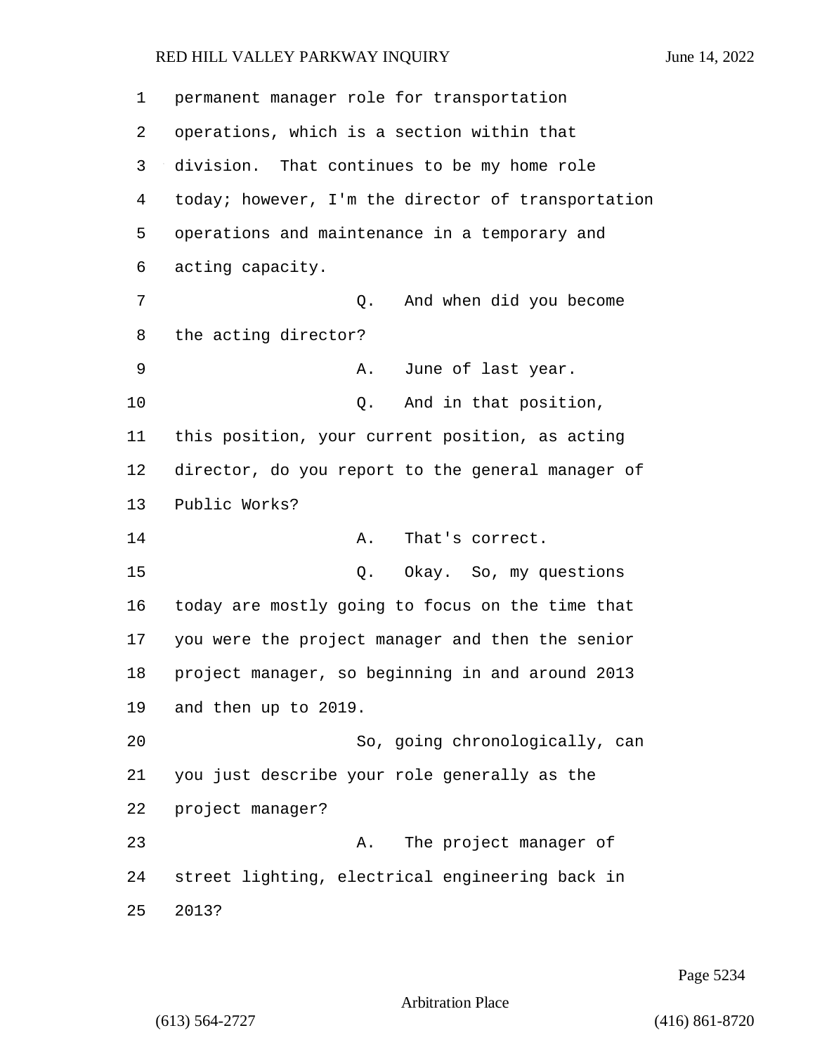permanent manager role for transportation operations, which is a section within that division. That continues to be my home role today; however, I'm the director of transportation operations and maintenance in a temporary and acting capacity.

Q. And when did you become the acting director?

A. June of last year.

Q. And in that position, this position, your current position, as acting director, do you report to the general manager of Public Works?

A. That's correct.

Q. Okay. So, my questions today are mostly going to focus on the time that you were the project manager and then the senior project manager, so beginning in and around 2013 and then up to 2019.

So, going chronologically, can you just describe your role generally as the project manager?

A. The project manager of street lighting, electrical engineering back in 2013?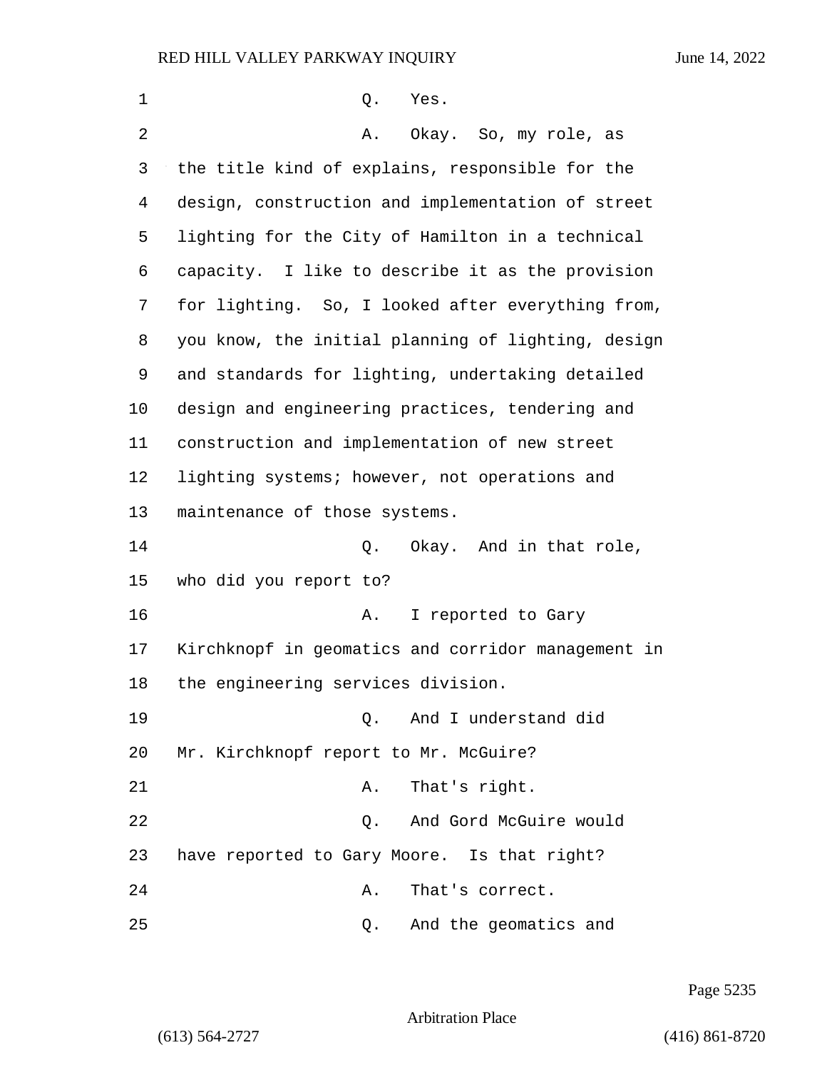Q. Yes.

A. Okay. So, my role, as the title kind of explains, responsible for the design, construction and implementation of street lighting for the City of Hamilton in a technical capacity. I like to describe it as the provision for lighting. So, I looked after everything from, you know, the initial planning of lighting, design and standards for lighting, undertaking detailed design and engineering practices, tendering and construction and implementation of new street lighting systems; however, not operations and maintenance of those systems.

Q. Okay. And in that role, who did you report to?

A. I reported to Gary Kirchknopf in geomatics and corridor management in the engineering services division.

Q. And I understand did Mr. Kirchknopf report to Mr. McGuire?

A. That's right.

Q. And Gord McGuire would have reported to Gary Moore. Is that right?

A. That's correct.

Q. And the geomatics and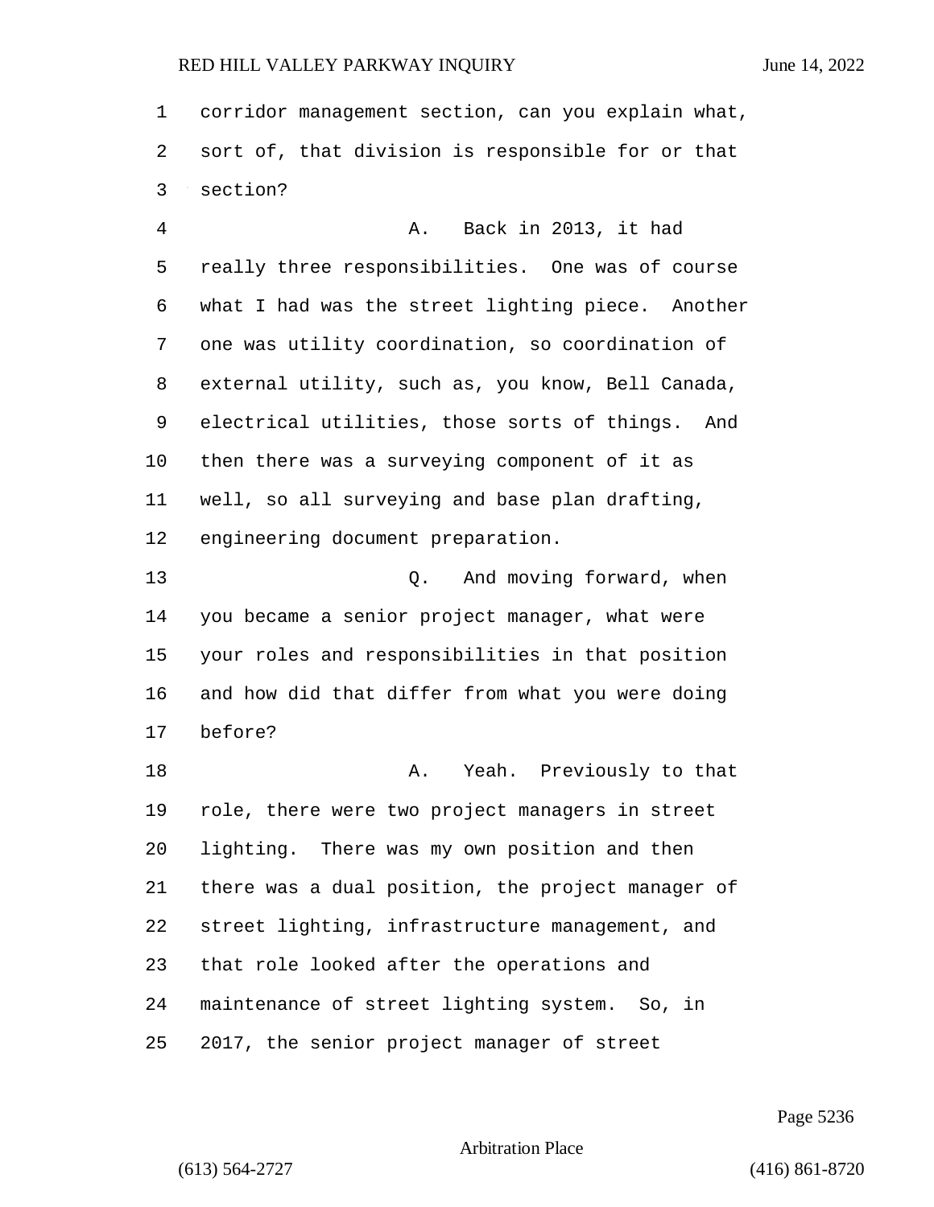corridor management section, can you explain what, sort of, that division is responsible for or that section?

A. Back in 2013, it had really three responsibilities. One was of course what I had was the street lighting piece. Another one was utility coordination, so coordination of external utility, such as, you know, Bell Canada, electrical utilities, those sorts of things. And then there was a surveying component of it as well, so all surveying and base plan drafting, engineering document preparation.

Q. And moving forward, when you became a senior project manager, what were your roles and responsibilities in that position and how did that differ from what you were doing before?

A. Yeah. Previously to that role, there were two project managers in street lighting. There was my own position and then there was a dual position, the project manager of street lighting, infrastructure management, and that role looked after the operations and maintenance of street lighting system. So, in 2017, the senior project manager of street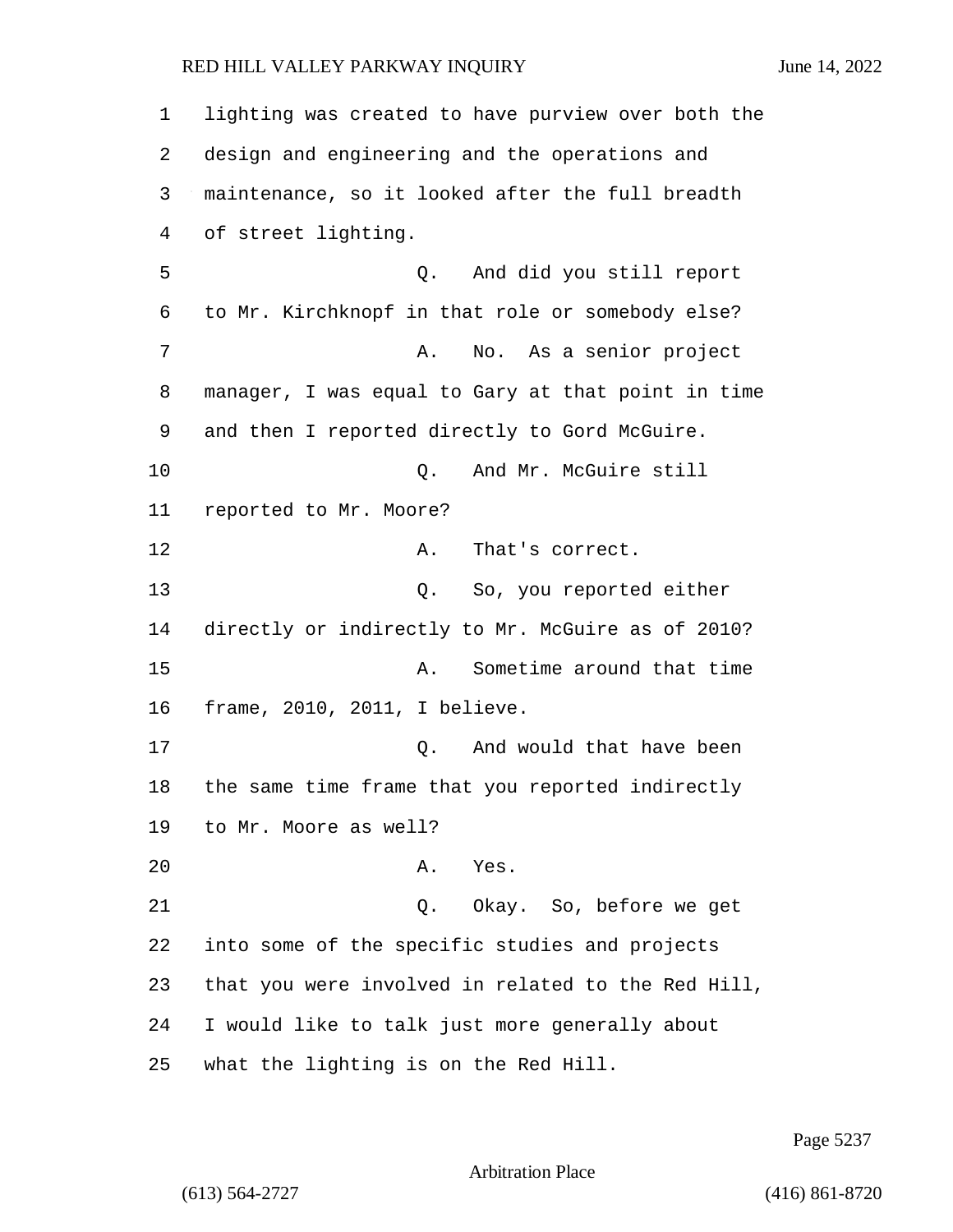lighting was created to have purview over both the design and engineering and the operations and maintenance, so it looked after the full breadth of street lighting.

Q. And did you still report to Mr. Kirchknopf in that role or somebody else?

A. No. As a senior project manager, I was equal to Gary at that point in time and then I reported directly to Gord McGuire.

Q. And Mr. McGuire still reported to Mr. Moore?

A. That's correct.

Q. So, you reported either directly or indirectly to Mr. McGuire as of 2010?

A. Sometime around that time frame, 2010, 2011, I believe.

Q. And would that have been the same time frame that you reported indirectly to Mr. Moore as well?

A. Yes.

Q. Okay. So, before we get into some of the specific studies and projects that you were involved in related to the Red Hill, I would like to talk just more generally about what the lighting is on the Red Hill.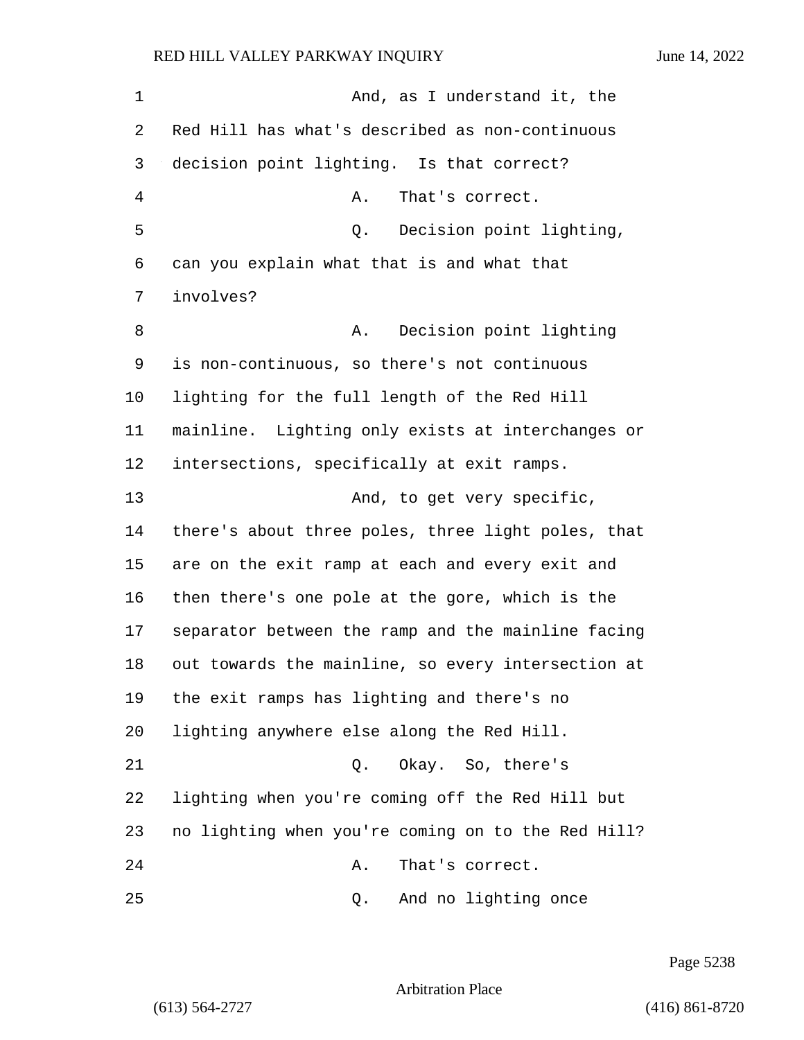And, as I understand it, the Red Hill has what's described as non-continuous decision point lighting. Is that correct?

A. That's correct.

Q. Decision point lighting, can you explain what that is and what that involves?

A. Decision point lighting is non-continuous, so there's not continuous lighting for the full length of the Red Hill mainline. Lighting only exists at interchanges or intersections, specifically at exit ramps.

And, to get very specific, there's about three poles, three light poles, that are on the exit ramp at each and every exit and then there's one pole at the gore, which is the separator between the ramp and the mainline facing out towards the mainline, so every intersection at the exit ramps has lighting and there's no lighting anywhere else along the Red Hill.

Q. Okay. So, there's lighting when you're coming off the Red Hill but no lighting when you're coming on to the Red Hill?

A. That's correct.

Q. And no lighting once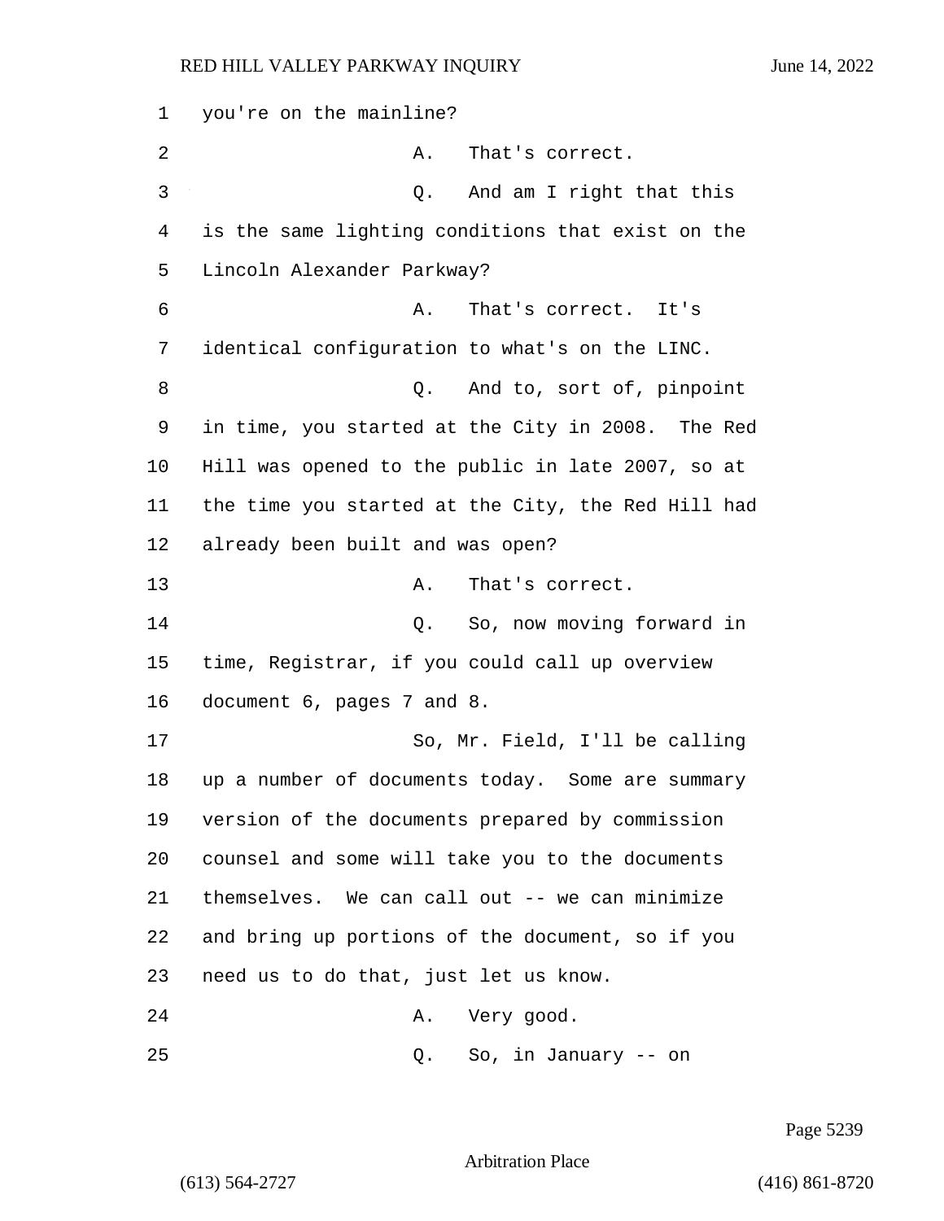you're on the mainline?

A. That's correct.

Q. And am I right that this is the same lighting conditions that exist on the Lincoln Alexander Parkway?

A. That's correct. It's identical configuration to what's on the LINC.

Q. And to, sort of, pinpoint in time, you started at the City in 2008. The Red Hill was opened to the public in late 2007, so at the time you started at the City, the Red Hill had already been built and was open?

A. That's correct.

Q. So, now moving forward in time, Registrar, if you could call up overview document 6, pages 7 and 8.

So, Mr. Field, I'll be calling up a number of documents today. Some are summary version of the documents prepared by commission counsel and some will take you to the documents themselves. We can call out -- we can minimize and bring up portions of the document, so if you need us to do that, just let us know.

A. Very good.

Q. So, in January -- on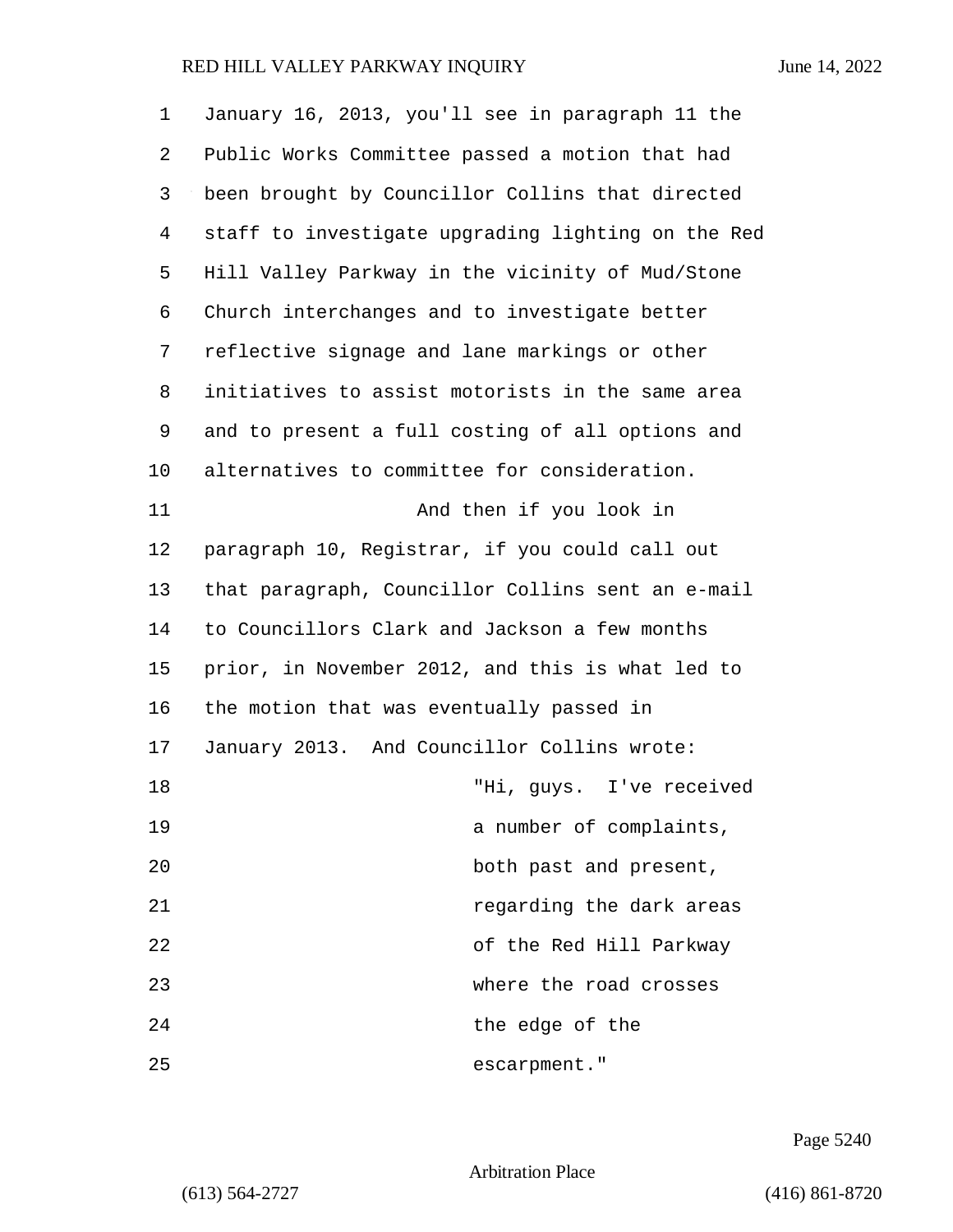January 16, 2013, you'll see in paragraph 11 the Public Works Committee passed a motion that had been brought by Councillor Collins that directed staff to investigate upgrading lighting on the Red Hill Valley Parkway in the vicinity of Mud/Stone Church interchanges and to investigate better reflective signage and lane markings or other initiatives to assist motorists in the same area and to present a full costing of all options and alternatives to committee for consideration.

And then if you look in paragraph 10, Registrar, if you could call out that paragraph, Councillor Collins sent an e-mail to Councillors Clark and Jackson a few months prior, in November 2012, and this is what led to the motion that was eventually passed in January 2013. And Councillor Collins wrote:

> "Hi, guys. I've received a number of complaints, both past and present, regarding the dark areas of the Red Hill Parkway where the road crosses the edge of the escarpment."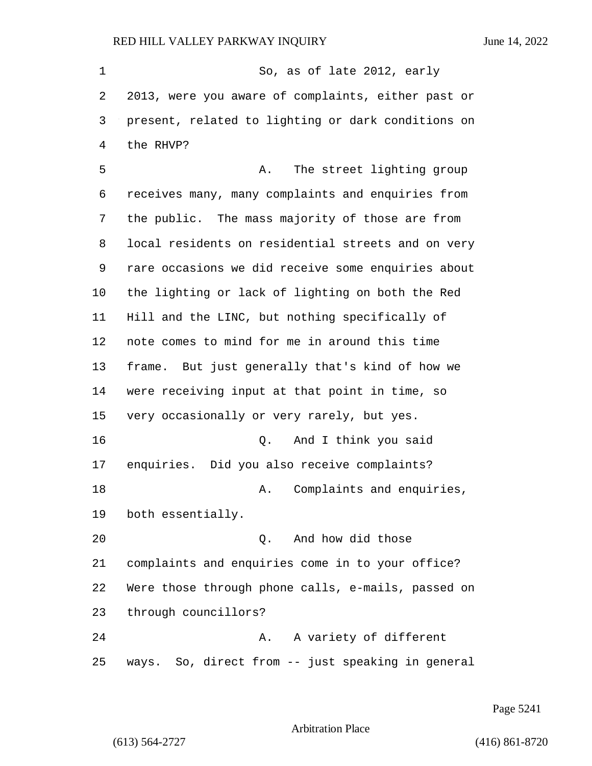So, as of late 2012, early 2013, were you aware of complaints, either past or present, related to lighting or dark conditions on the RHVP?

A. The street lighting group receives many, many complaints and enquiries from the public. The mass majority of those are from local residents on residential streets and on very rare occasions we did receive some enquiries about the lighting or lack of lighting on both the Red Hill and the LINC, but nothing specifically of note comes to mind for me in around this time frame. But just generally that's kind of how we were receiving input at that point in time, so very occasionally or very rarely, but yes.

Q. And I think you said enquiries. Did you also receive complaints?

A. Complaints and enquiries, both essentially.

Q. And how did those complaints and enquiries come in to your office? Were those through phone calls, e-mails, passed on through councillors?

A. A variety of different ways. So, direct from -- just speaking in general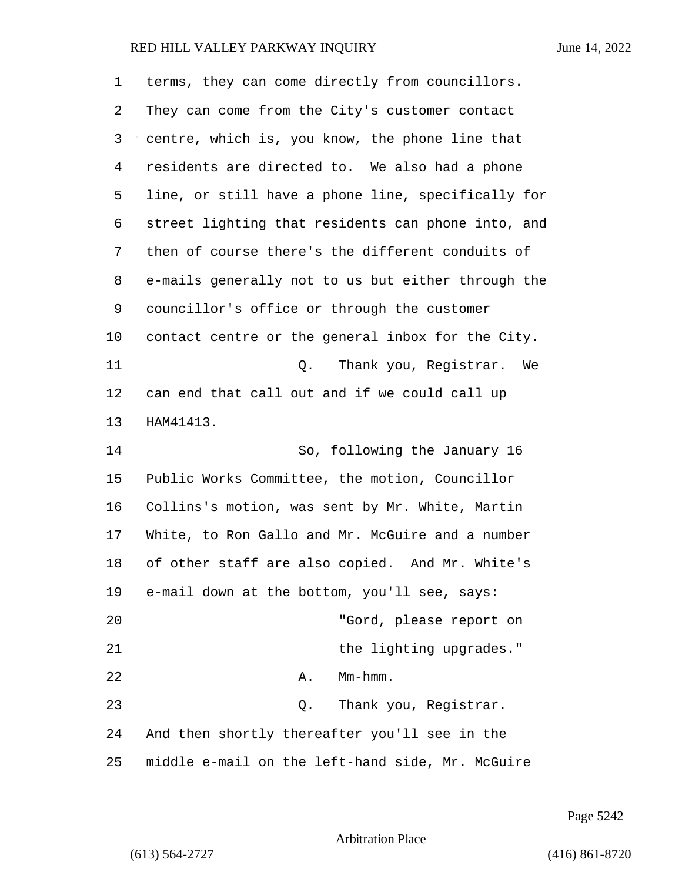terms, they can come directly from councillors. They can come from the City's customer contact centre, which is, you know, the phone line that residents are directed to. We also had a phone line, or still have a phone line, specifically for street lighting that residents can phone into, and then of course there's the different conduits of e-mails generally not to us but either through the councillor's office or through the customer contact centre or the general inbox for the City.

Q. Thank you, Registrar. We can end that call out and if we could call up HAM41413.

So, following the January 16 Public Works Committee, the motion, Councillor Collins's motion, was sent by Mr. White, Martin White, to Ron Gallo and Mr. McGuire and a number of other staff are also copied. And Mr. White's e-mail down at the bottom, you'll see, says:

"Gord, please report on the lighting upgrades."

A. Mm-hmm.

Q. Thank you, Registrar. And then shortly thereafter you'll see in the middle e-mail on the left-hand side, Mr. McGuire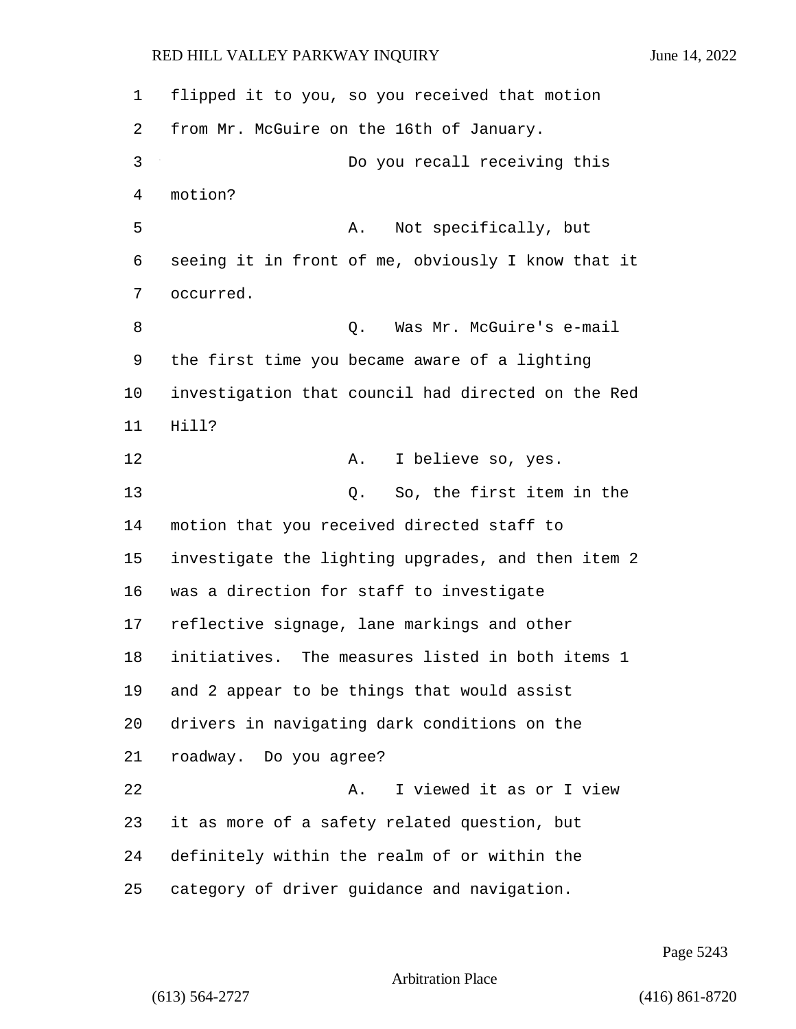flipped it to you, so you received that motion from Mr. McGuire on the 16th of January.

Do you recall receiving this motion?

A. Not specifically, but seeing it in front of me, obviously I know that it occurred.

Q. Was Mr. McGuire's e-mail the first time you became aware of a lighting investigation that council had directed on the Red Hill?

A. I believe so, yes.

Q. So, the first item in the motion that you received directed staff to investigate the lighting upgrades, and then item 2 was a direction for staff to investigate reflective signage, lane markings and other initiatives. The measures listed in both items 1 and 2 appear to be things that would assist drivers in navigating dark conditions on the roadway. Do you agree?

A. I viewed it as or I view it as more of a safety related question, but definitely within the realm of or within the category of driver guidance and navigation.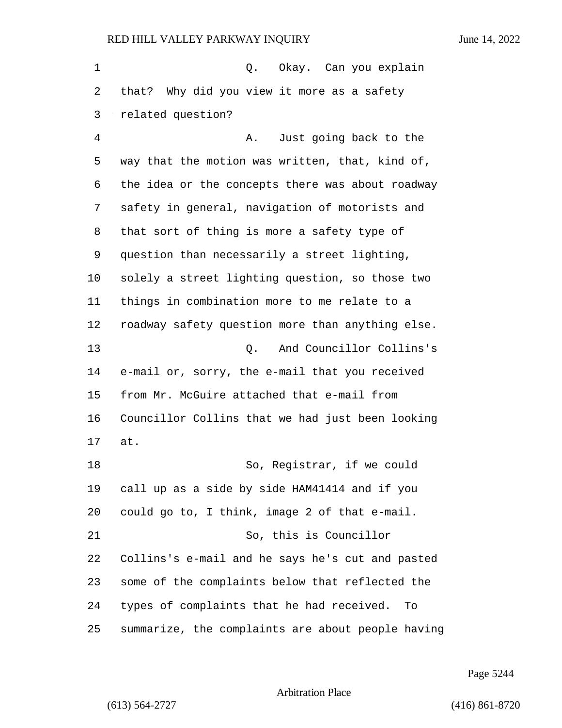Q. Okay. Can you explain that? Why did you view it more as a safety related question?

A. Just going back to the way that the motion was written, that, kind of, the idea or the concepts there was about roadway safety in general, navigation of motorists and that sort of thing is more a safety type of question than necessarily a street lighting, solely a street lighting question, so those two things in combination more to me relate to a roadway safety question more than anything else.

Q. And Councillor Collins's e-mail or, sorry, the e-mail that you received from Mr. McGuire attached that e-mail from Councillor Collins that we had just been looking at.

So, Registrar, if we could call up as a side by side HAM41414 and if you could go to, I think, image 2 of that e-mail.

So, this is Councillor Collins's e-mail and he says he's cut and pasted some of the complaints below that reflected the types of complaints that he had received. To summarize, the complaints are about people having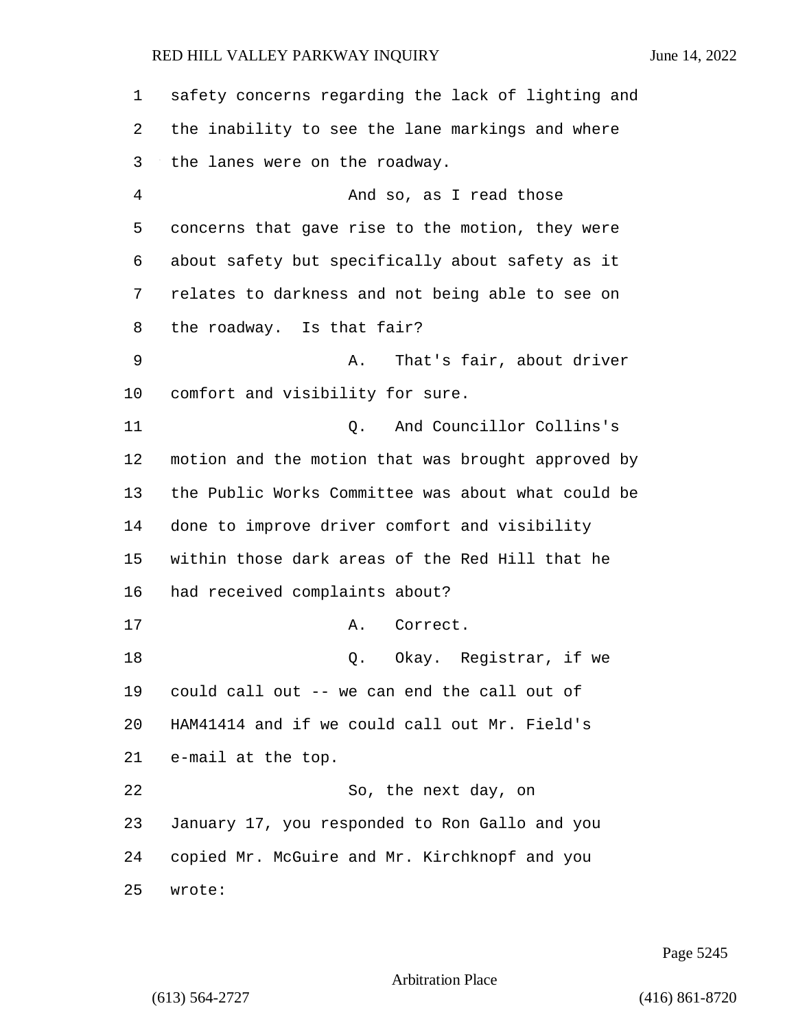safety concerns regarding the lack of lighting and the inability to see the lane markings and where the lanes were on the roadway.

And so, as I read those concerns that gave rise to the motion, they were about safety but specifically about safety as it relates to darkness and not being able to see on the roadway. Is that fair?

A. That's fair, about driver comfort and visibility for sure.

Q. And Councillor Collins's motion and the motion that was brought approved by the Public Works Committee was about what could be done to improve driver comfort and visibility within those dark areas of the Red Hill that he had received complaints about?

A. Correct.

Q. Okay. Registrar, if we could call out -- we can end the call out of HAM41414 and if we could call out Mr. Field's e-mail at the top.

So, the next day, on January 17, you responded to Ron Gallo and you copied Mr. McGuire and Mr. Kirchknopf and you wrote: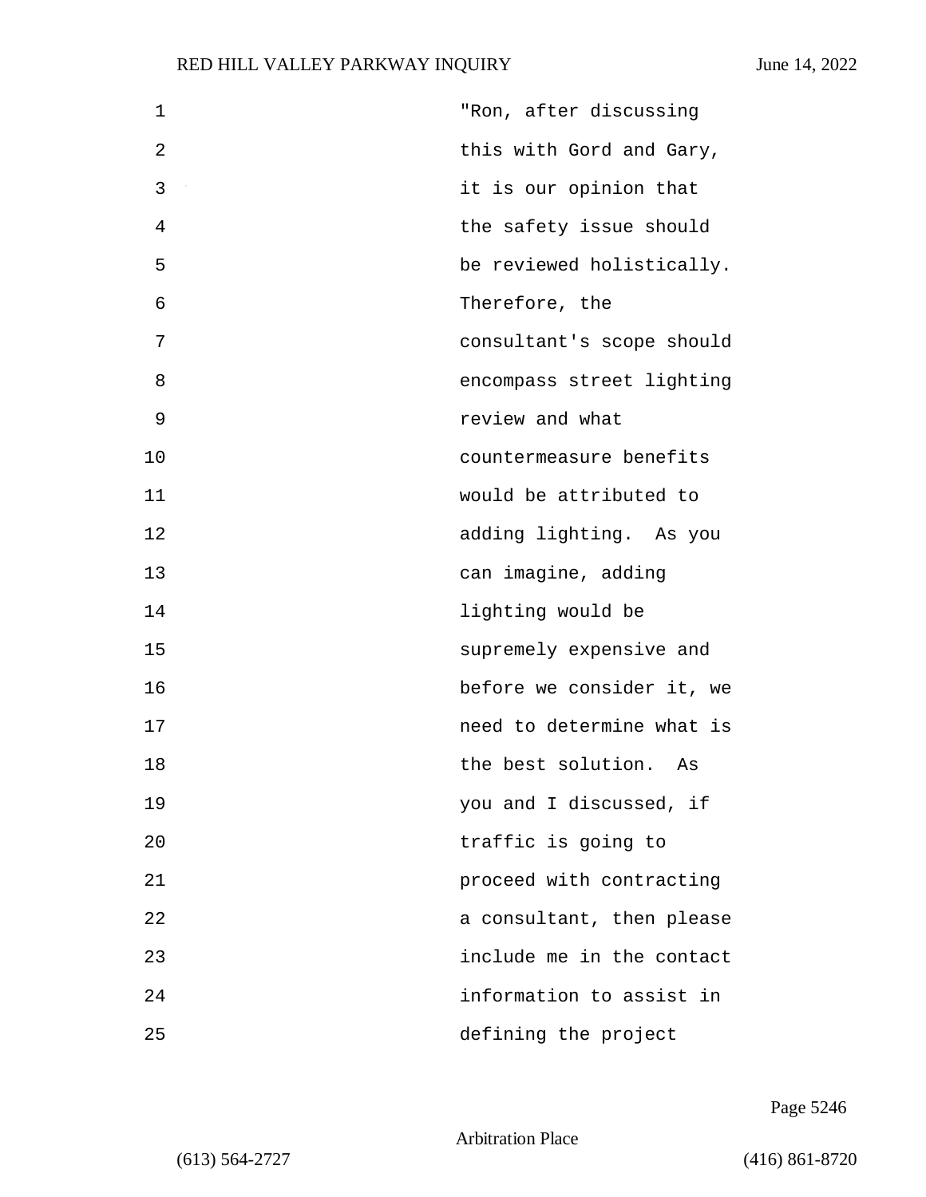"Ron, after discussing this with Gord and Gary, it is our opinion that the safety issue should be reviewed holistically. Therefore, the consultant's scope should encompass street lighting review and what countermeasure benefits would be attributed to adding lighting. As you can imagine, adding lighting would be supremely expensive and before we consider it, we need to determine what is the best solution. As you and I discussed, if traffic is going to proceed with contracting a consultant, then please include me in the contact information to assist in defining the project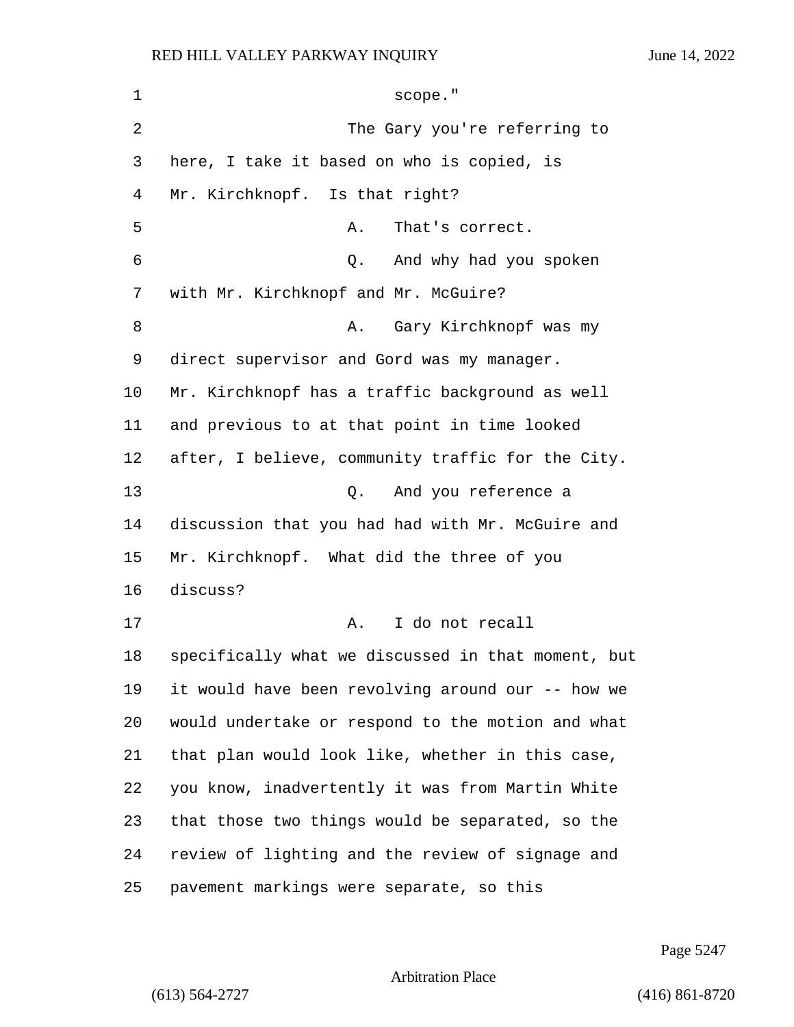scope."

The Gary you're referring to here, I take it based on who is copied, is Mr. Kirchknopf. Is that right?

A. That's correct.

Q. And why had you spoken with Mr. Kirchknopf and Mr. McGuire?

A. Gary Kirchknopf was my direct supervisor and Gord was my manager. Mr. Kirchknopf has a traffic background as well and previous to at that point in time looked after, I believe, community traffic for the City.

Q. And you reference a discussion that you had had with Mr. McGuire and Mr. Kirchknopf. What did the three of you discuss?

A. I do not recall specifically what we discussed in that moment, but it would have been revolving around our -- how we would undertake or respond to the motion and what that plan would look like, whether in this case, you know, inadvertently it was from Martin White that those two things would be separated, so the review of lighting and the review of signage and pavement markings were separate, so this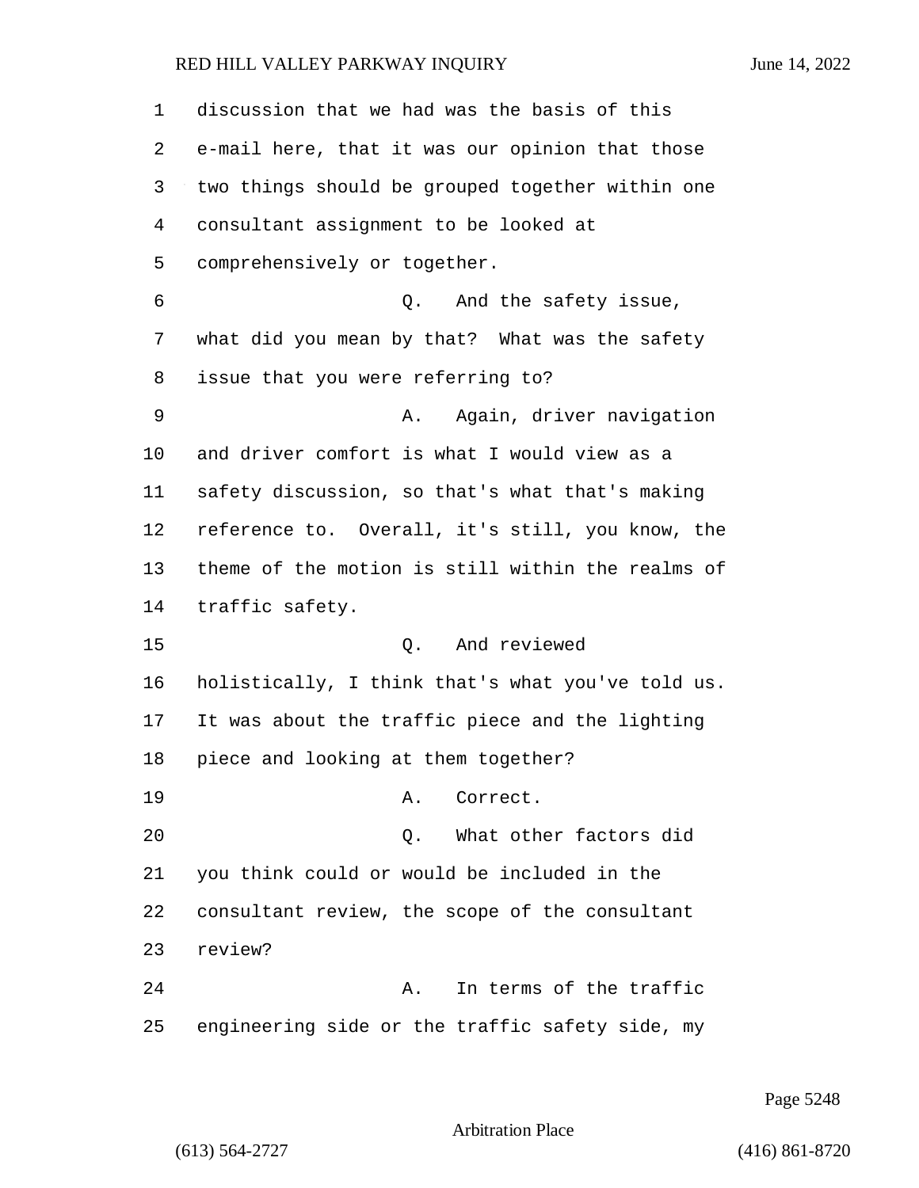discussion that we had was the basis of this e-mail here, that it was our opinion that those two things should be grouped together within one consultant assignment to be looked at comprehensively or together.

Q. And the safety issue, what did you mean by that? What was the safety issue that you were referring to?

A. Again, driver navigation and driver comfort is what I would view as a safety discussion, so that's what that's making reference to. Overall, it's still, you know, the theme of the motion is still within the realms of traffic safety.

Q. And reviewed holistically, I think that's what you've told us. It was about the traffic piece and the lighting piece and looking at them together?

A. Correct.

Q. What other factors did you think could or would be included in the consultant review, the scope of the consultant review?

A. In terms of the traffic engineering side or the traffic safety side, my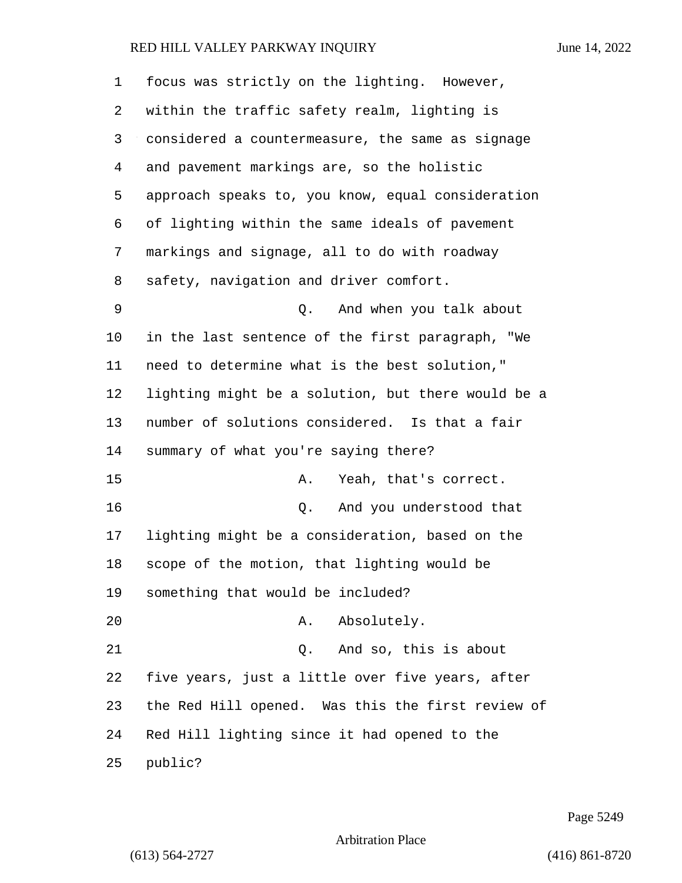focus was strictly on the lighting. However, within the traffic safety realm, lighting is considered a countermeasure, the same as signage and pavement markings are, so the holistic approach speaks to, you know, equal consideration of lighting within the same ideals of pavement markings and signage, all to do with roadway safety, navigation and driver comfort.

Q. And when you talk about in the last sentence of the first paragraph, "We need to determine what is the best solution," lighting might be a solution, but there would be a number of solutions considered. Is that a fair summary of what you're saying there?

A. Yeah, that's correct.

Q. And you understood that lighting might be a consideration, based on the scope of the motion, that lighting would be something that would be included?

A. Absolutely.

Q. And so, this is about five years, just a little over five years, after the Red Hill opened. Was this the first review of Red Hill lighting since it had opened to the public?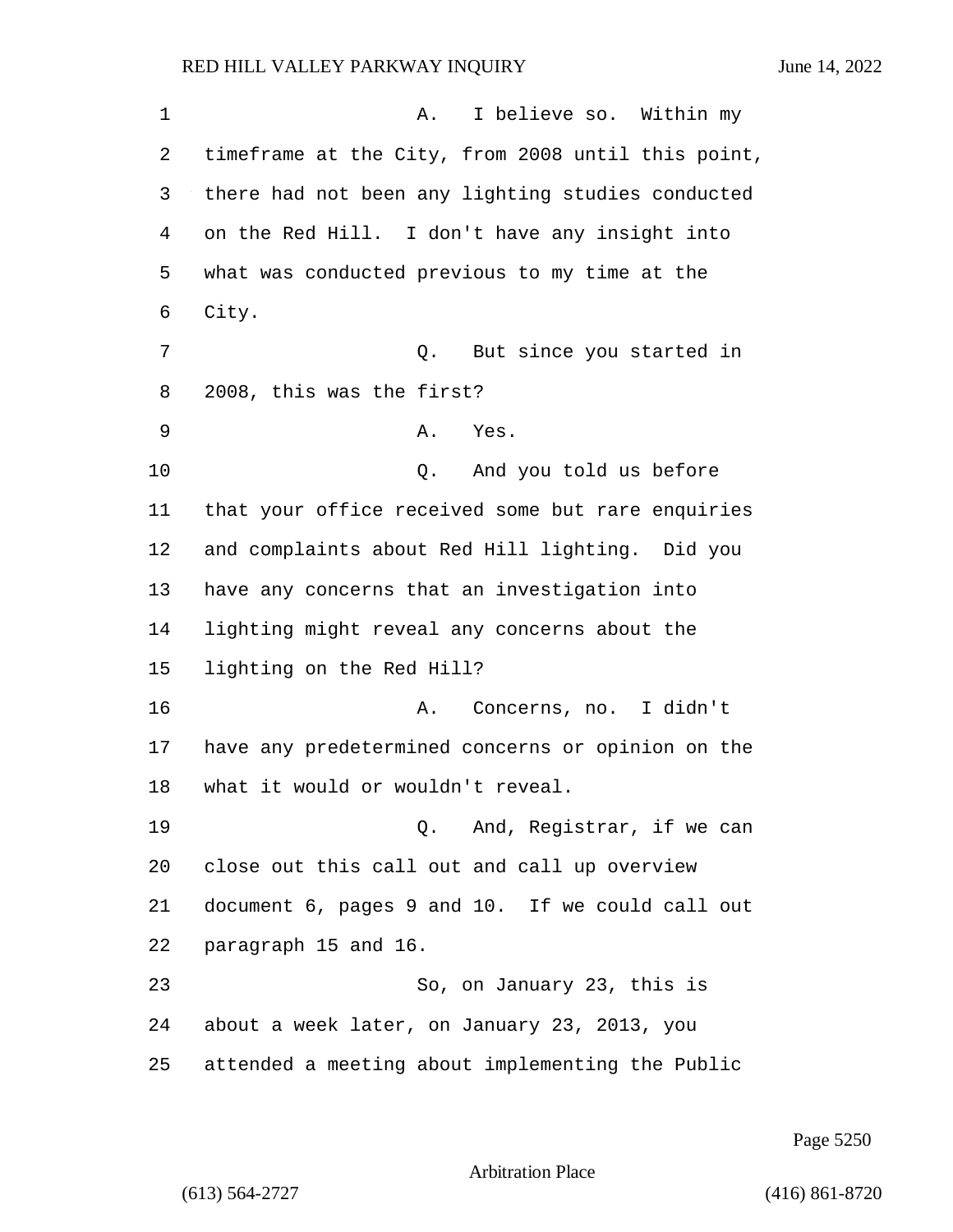A. I believe so. Within my timeframe at the City, from 2008 until this point, there had not been any lighting studies conducted on the Red Hill. I don't have any insight into what was conducted previous to my time at the City.

Q. But since you started in 2008, this was the first?

A. Yes.

Q. And you told us before that your office received some but rare enquiries and complaints about Red Hill lighting. Did you have any concerns that an investigation into lighting might reveal any concerns about the lighting on the Red Hill?

A. Concerns, no. I didn't have any predetermined concerns or opinion on the what it would or wouldn't reveal.

Q. And, Registrar, if we can close out this call out and call up overview document 6, pages 9 and 10. If we could call out paragraph 15 and 16.

So, on January 23, this is about a week later, on January 23, 2013, you attended a meeting about implementing the Public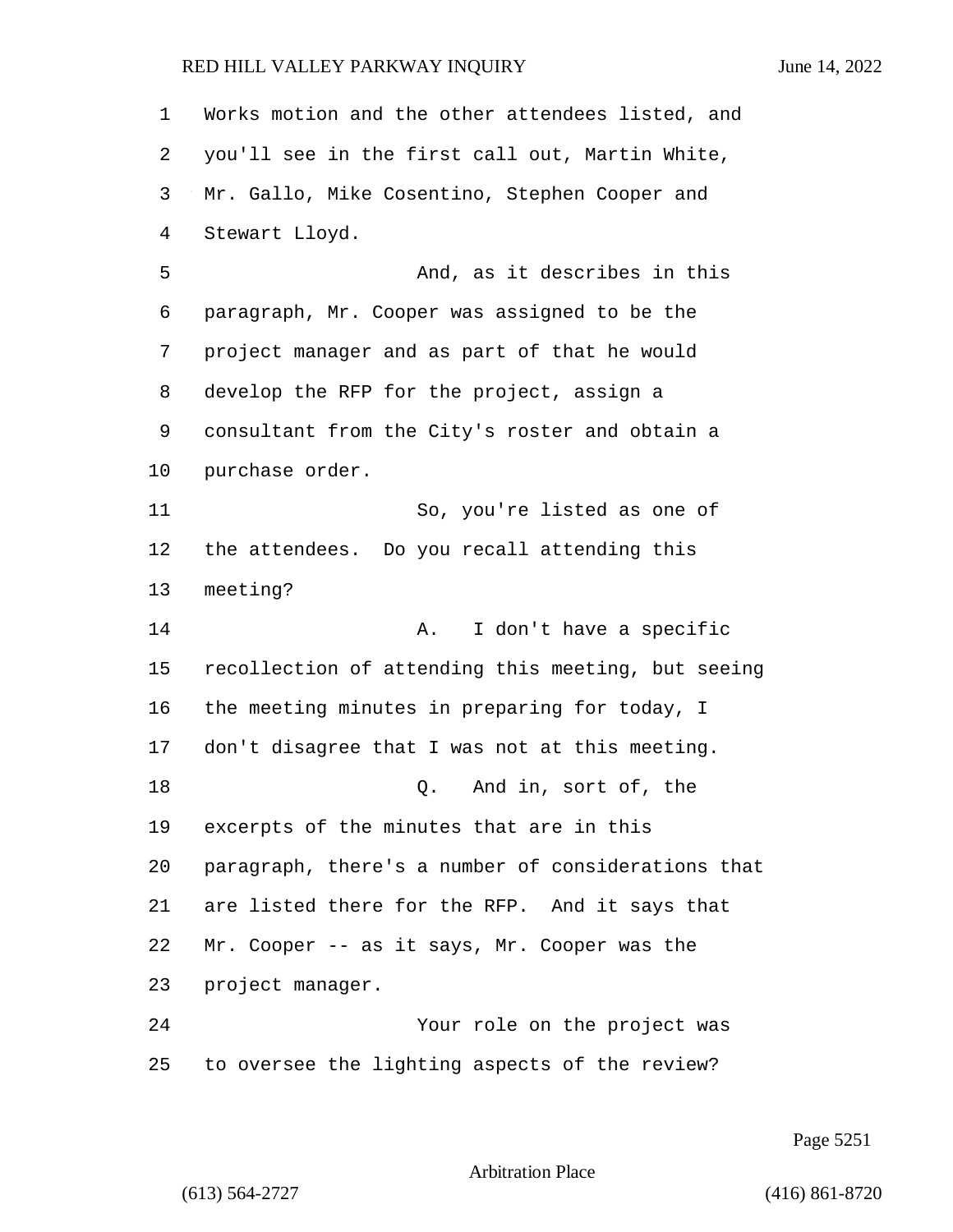Works motion and the other attendees listed, and you'll see in the first call out, Martin White, Mr. Gallo, Mike Cosentino, Stephen Cooper and Stewart Lloyd.

And, as it describes in this paragraph, Mr. Cooper was assigned to be the project manager and as part of that he would develop the RFP for the project, assign a consultant from the City's roster and obtain a purchase order.

So, you're listed as one of the attendees. Do you recall attending this meeting?

A. I don't have a specific recollection of attending this meeting, but seeing the meeting minutes in preparing for today, I don't disagree that I was not at this meeting.

Q. And in, sort of, the excerpts of the minutes that are in this paragraph, there's a number of considerations that are listed there for the RFP. And it says that Mr. Cooper -- as it says, Mr. Cooper was the project manager.

Your role on the project was to oversee the lighting aspects of the review?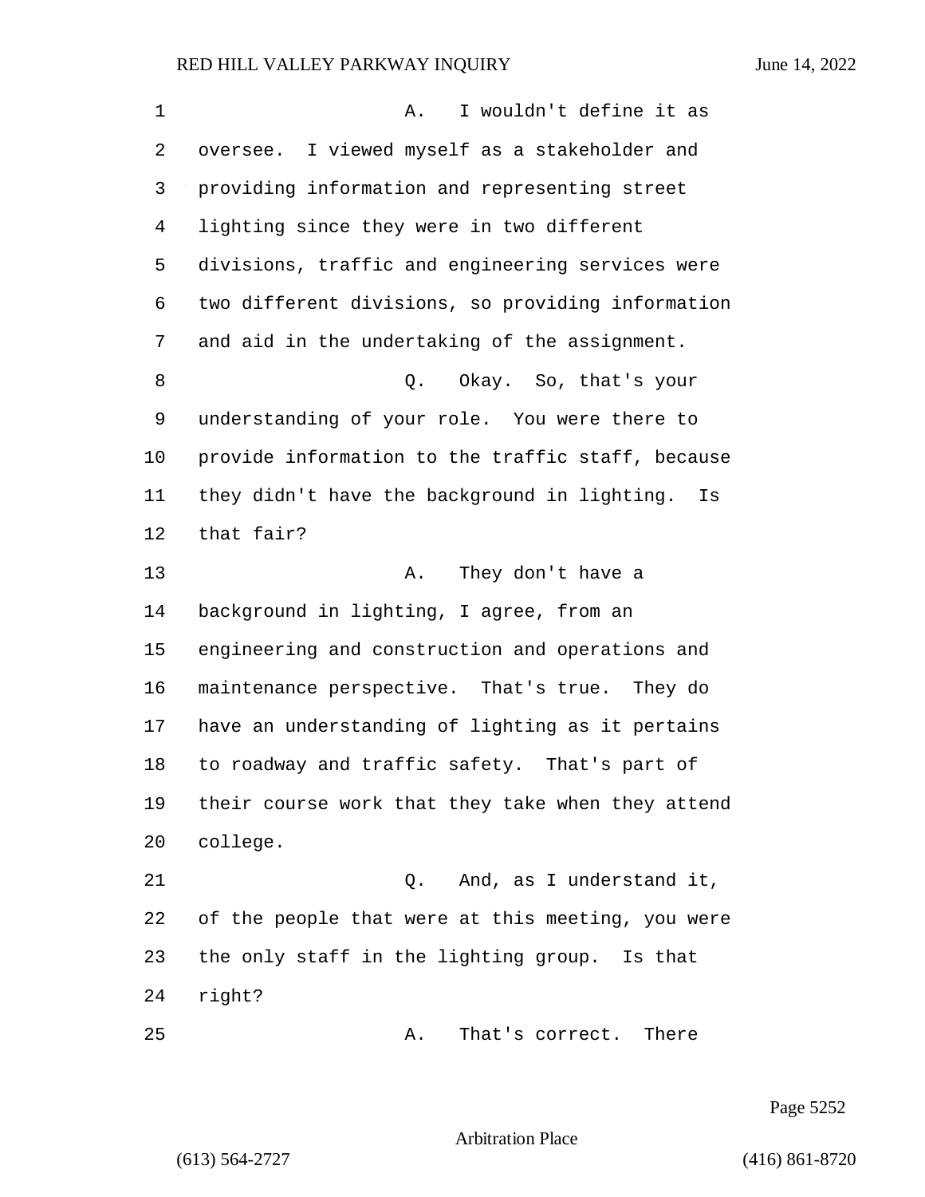A. I wouldn't define it as oversee. I viewed myself as a stakeholder and providing information and representing street lighting since they were in two different divisions, traffic and engineering services were two different divisions, so providing information and aid in the undertaking of the assignment.

Q. Okay. So, that's your understanding of your role. You were there to provide information to the traffic staff, because they didn't have the background in lighting. Is that fair?

A. They don't have a background in lighting, I agree, from an engineering and construction and operations and maintenance perspective. That's true. They do have an understanding of lighting as it pertains to roadway and traffic safety. That's part of their course work that they take when they attend college.

Q. And, as I understand it, of the people that were at this meeting, you were the only staff in the lighting group. Is that right?

A. That's correct. There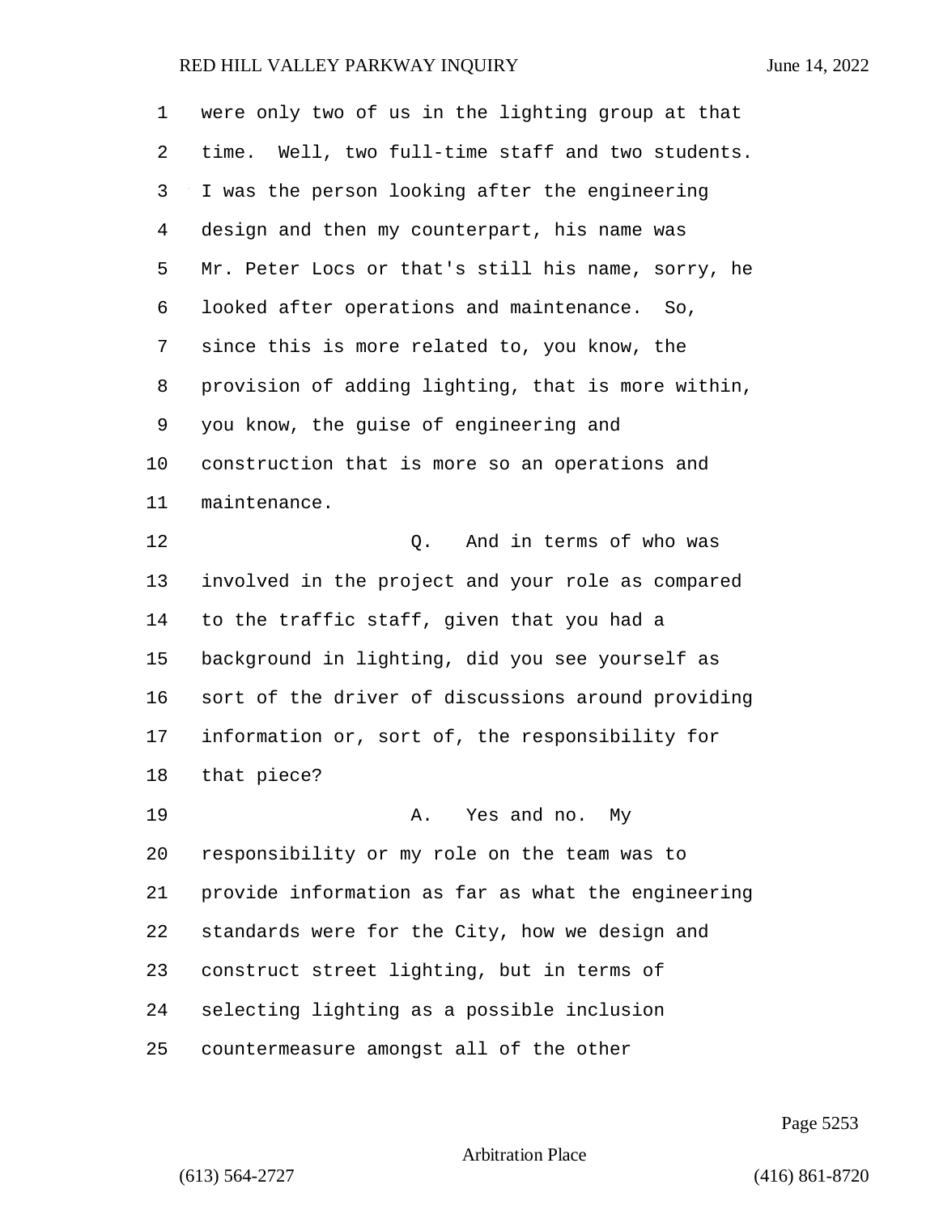were only two of us in the lighting group at that time. Well, two full-time staff and two students. I was the person looking after the engineering design and then my counterpart, his name was Mr. Peter Locs or that's still his name, sorry, he looked after operations and maintenance. So, since this is more related to, you know, the provision of adding lighting, that is more within, you know, the guise of engineering and construction that is more so an operations and maintenance.

Q. And in terms of who was involved in the project and your role as compared to the traffic staff, given that you had a background in lighting, did you see yourself as sort of the driver of discussions around providing information or, sort of, the responsibility for that piece?

A. Yes and no. My responsibility or my role on the team was to provide information as far as what the engineering standards were for the City, how we design and construct street lighting, but in terms of selecting lighting as a possible inclusion countermeasure amongst all of the other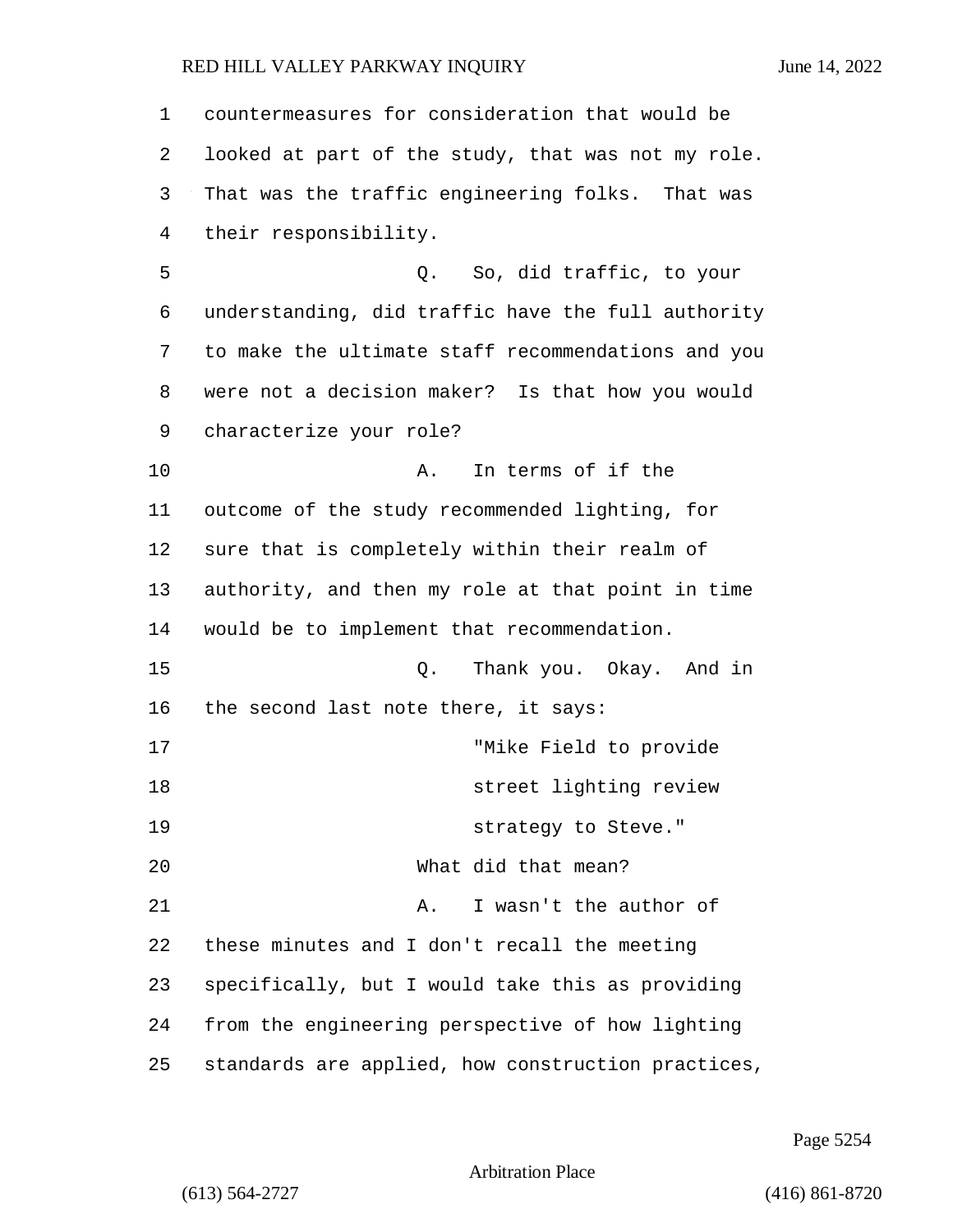countermeasures for consideration that would be looked at part of the study, that was not my role. That was the traffic engineering folks. That was their responsibility.

Q. So, did traffic, to your understanding, did traffic have the full authority to make the ultimate staff recommendations and you were not a decision maker? Is that how you would characterize your role?

A. In terms of if the outcome of the study recommended lighting, for sure that is completely within their realm of authority, and then my role at that point in time would be to implement that recommendation.

Q. Thank you. Okay. And in the second last note there, it says:

> "Mike Field to provide street lighting review strategy to Steve."

What did that mean?

A. I wasn't the author of these minutes and I don't recall the meeting specifically, but I would take this as providing from the engineering perspective of how lighting standards are applied, how construction practices,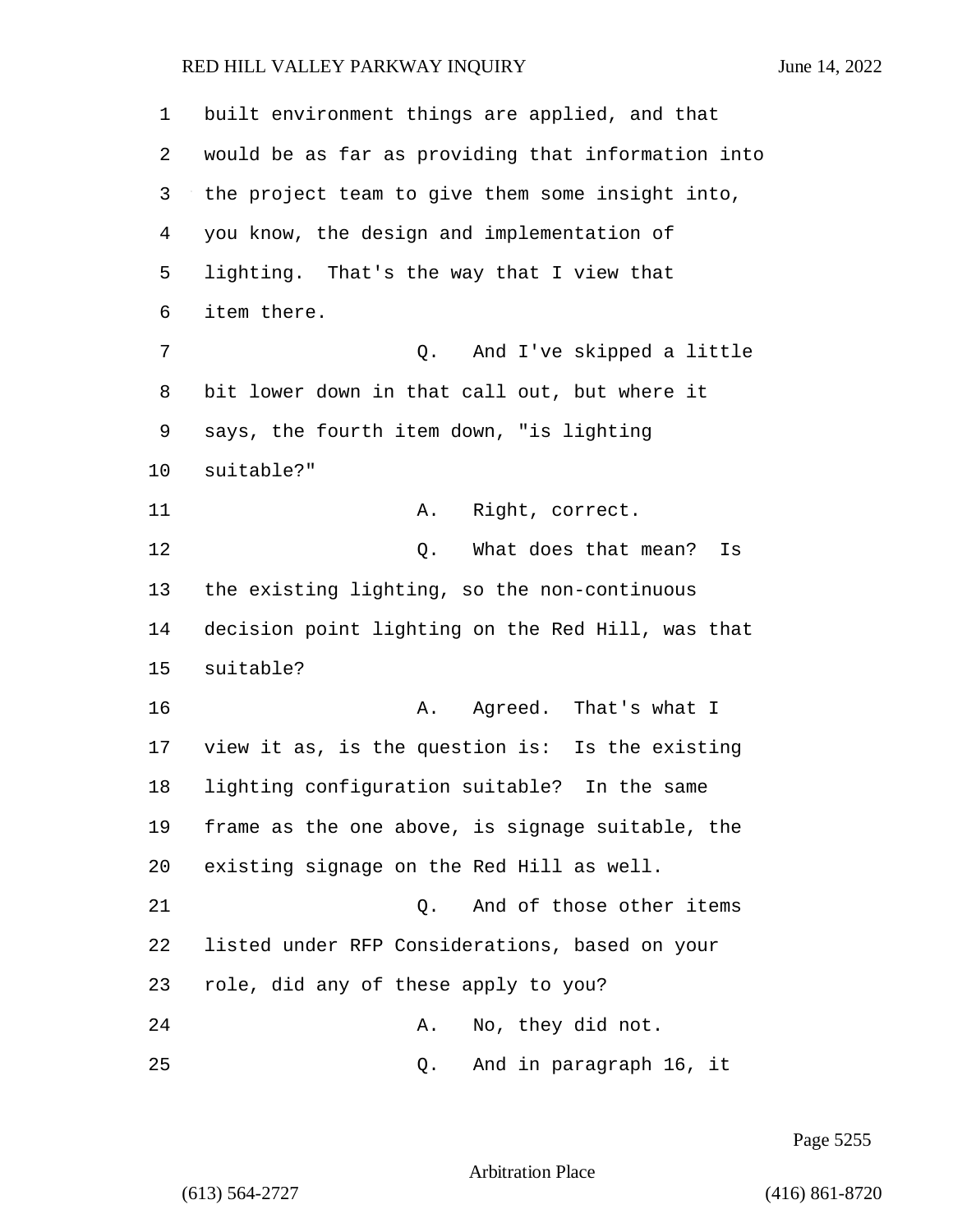built environment things are applied, and that would be as far as providing that information into the project team to give them some insight into, you know, the design and implementation of lighting. That's the way that I view that item there.

Q. And I've skipped a little bit lower down in that call out, but where it says, the fourth item down, "is lighting suitable?"

A. Right, correct.

Q. What does that mean? Is the existing lighting, so the non-continuous decision point lighting on the Red Hill, was that suitable?

A. Agreed. That's what I view it as, is the question is: Is the existing lighting configuration suitable? In the same frame as the one above, is signage suitable, the existing signage on the Red Hill as well.

Q. And of those other items listed under RFP Considerations, based on your role, did any of these apply to you?

A. No, they did not.

Q. And in paragraph 16, it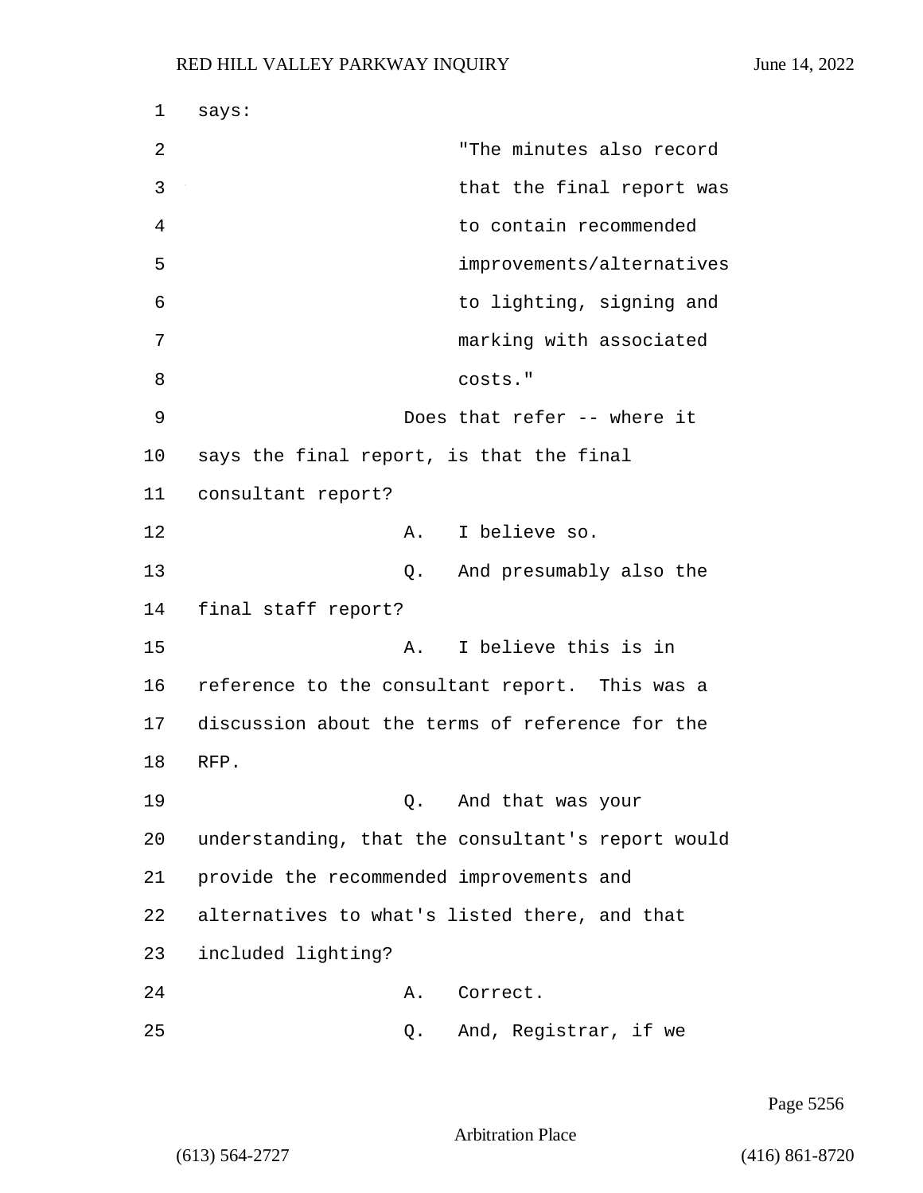says:

> "The minutes also record that the final report was to contain recommended improvements/alternatives to lighting, signing and marking with associated costs."

Does that refer -- where it says the final report, is that the final consultant report?

A. I believe so.

Q. And presumably also the final staff report?

A. I believe this is in reference to the consultant report. This was a discussion about the terms of reference for the RFP.

Q. And that was your understanding, that the consultant's report would provide the recommended improvements and alternatives to what's listed there, and that included lighting?

A. Correct.

Q. And, Registrar, if we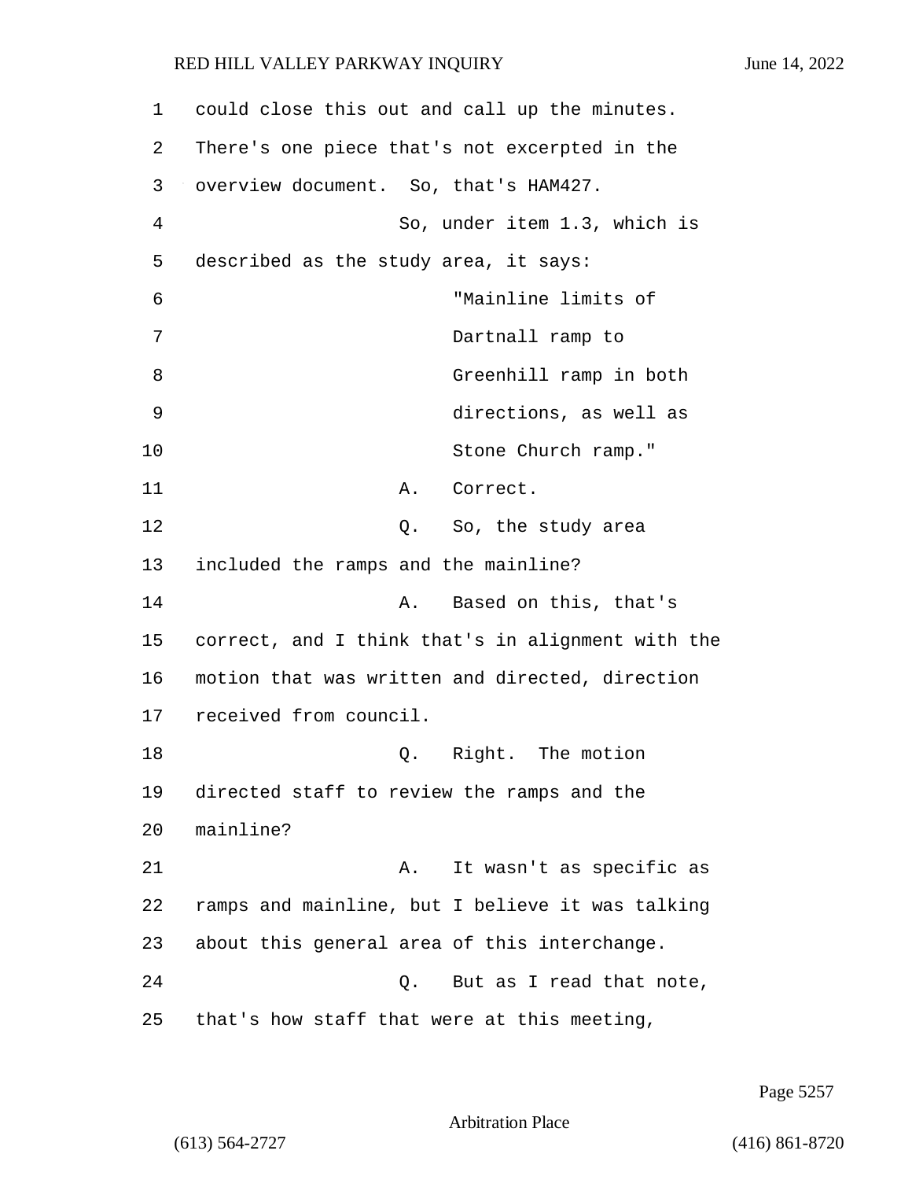could close this out and call up the minutes. There's one piece that's not excerpted in the overview document. So, that's HAM427.

So, under item 1.3, which is described as the study area, it says:

> "Mainline limits of Dartnall ramp to Greenhill ramp in both directions, as well as Stone Church ramp."

A. Correct.

Q. So, the study area included the ramps and the mainline?

A. Based on this, that's correct, and I think that's in alignment with the motion that was written and directed, direction received from council.

Q. Right. The motion directed staff to review the ramps and the mainline?

A. It wasn't as specific as ramps and mainline, but I believe it was talking about this general area of this interchange.

Q. But as I read that note, that's how staff that were at this meeting,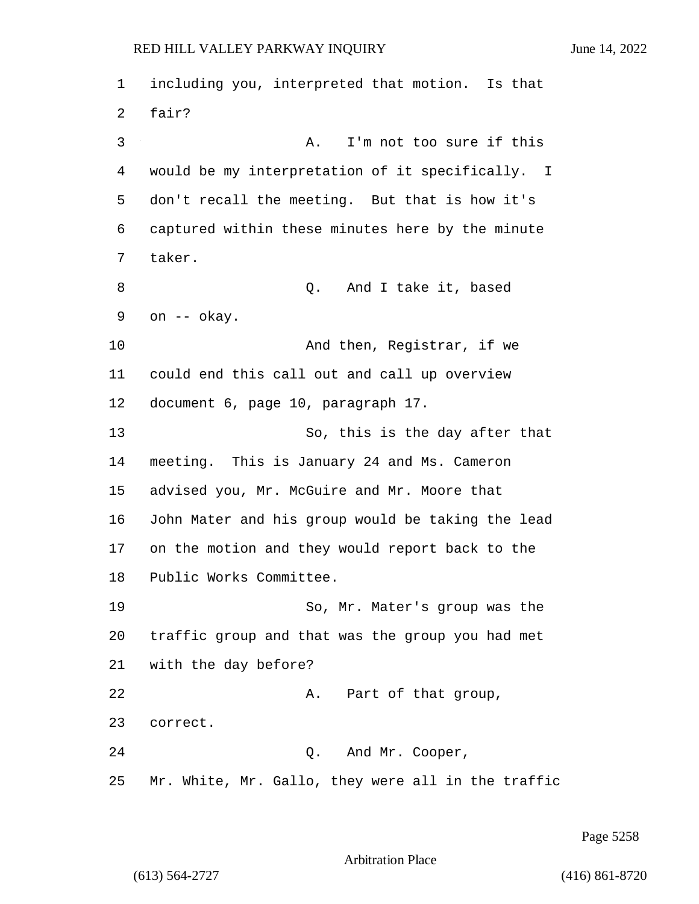including you, interpreted that motion. Is that fair?

A. I'm not too sure if this would be my interpretation of it specifically. I don't recall the meeting. But that is how it's captured within these minutes here by the minute taker.

Q. And I take it, based on -- okay.

And then, Registrar, if we could end this call out and call up overview document 6, page 10, paragraph 17.

So, this is the day after that meeting. This is January 24 and Ms. Cameron advised you, Mr. McGuire and Mr. Moore that John Mater and his group would be taking the lead on the motion and they would report back to the Public Works Committee.

So, Mr. Mater's group was the traffic group and that was the group you had met with the day before?

A. Part of that group, correct.

Q. And Mr. Cooper, Mr. White, Mr. Gallo, they were all in the traffic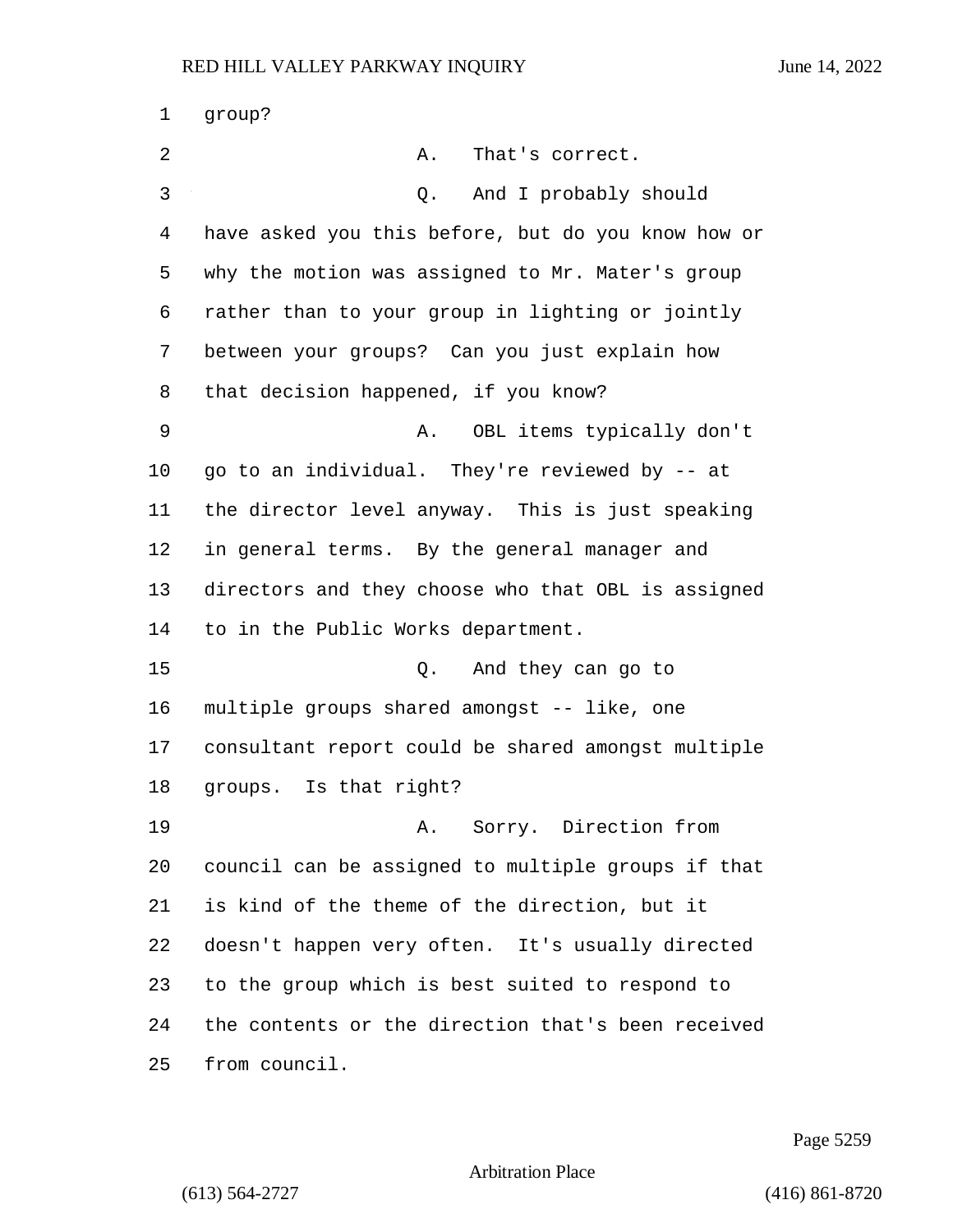1 group?

2 A. That's correct.

3 Q. And I probably should

4 have asked you this before, but do you know how or

5 why the motion was assigned to Mr. Mater's group

6 rather than to your group in lighting or jointly

7 between your groups? Can you just explain how

8 that decision happened, if you know?

9 A. OBL items typically don't

10 go to an individual. They're reviewed by -- at

11 the director level anyway. This is just speaking

12 in general terms. By the general manager and

13 directors and they choose who that OBL is assigned

14 to in the Public Works department.

15 Q. And they can go to

16 multiple groups shared amongst -- like, one

17 consultant report could be shared amongst multiple

18 groups. Is that right?

19 A. Sorry. Direction from

20 council can be assigned to multiple groups if that

21 is kind of the theme of the direction, but it

22 doesn't happen very often. It's usually directed

23 to the group which is best suited to respond to

24 the contents or the direction that's been received

25 from council.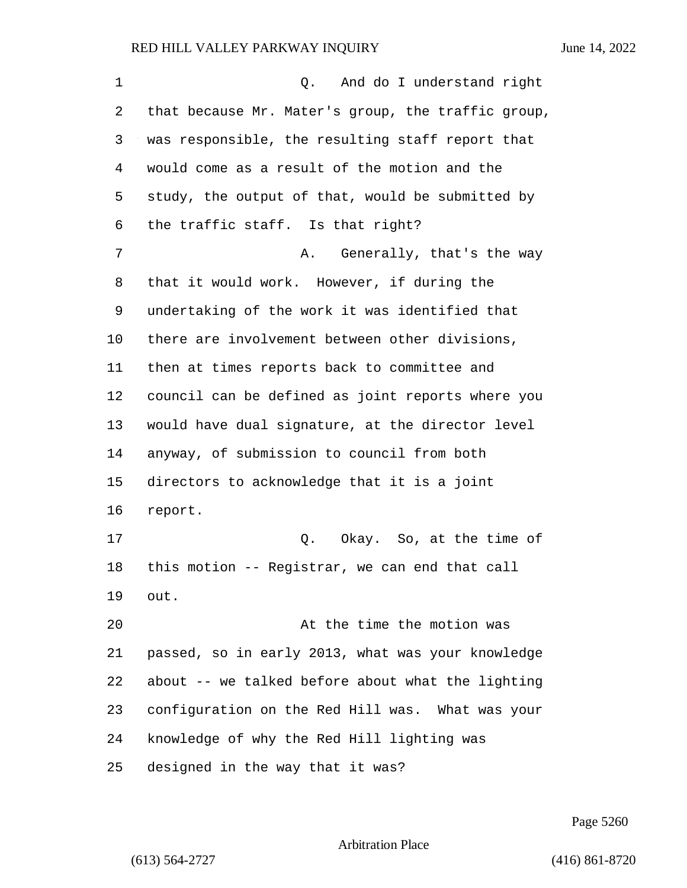Q. And do I understand right that because Mr. Mater's group, the traffic group, was responsible, the resulting staff report that would come as a result of the motion and the study, the output of that, would be submitted by the traffic staff. Is that right?

A. Generally, that's the way that it would work. However, if during the undertaking of the work it was identified that there are involvement between other divisions, then at times reports back to committee and council can be defined as joint reports where you would have dual signature, at the director level anyway, of submission to council from both directors to acknowledge that it is a joint report.

Q. Okay. So, at the time of this motion -- Registrar, we can end that call out.

At the time the motion was passed, so in early 2013, what was your knowledge about -- we talked before about what the lighting configuration on the Red Hill was. What was your knowledge of why the Red Hill lighting was designed in the way that it was?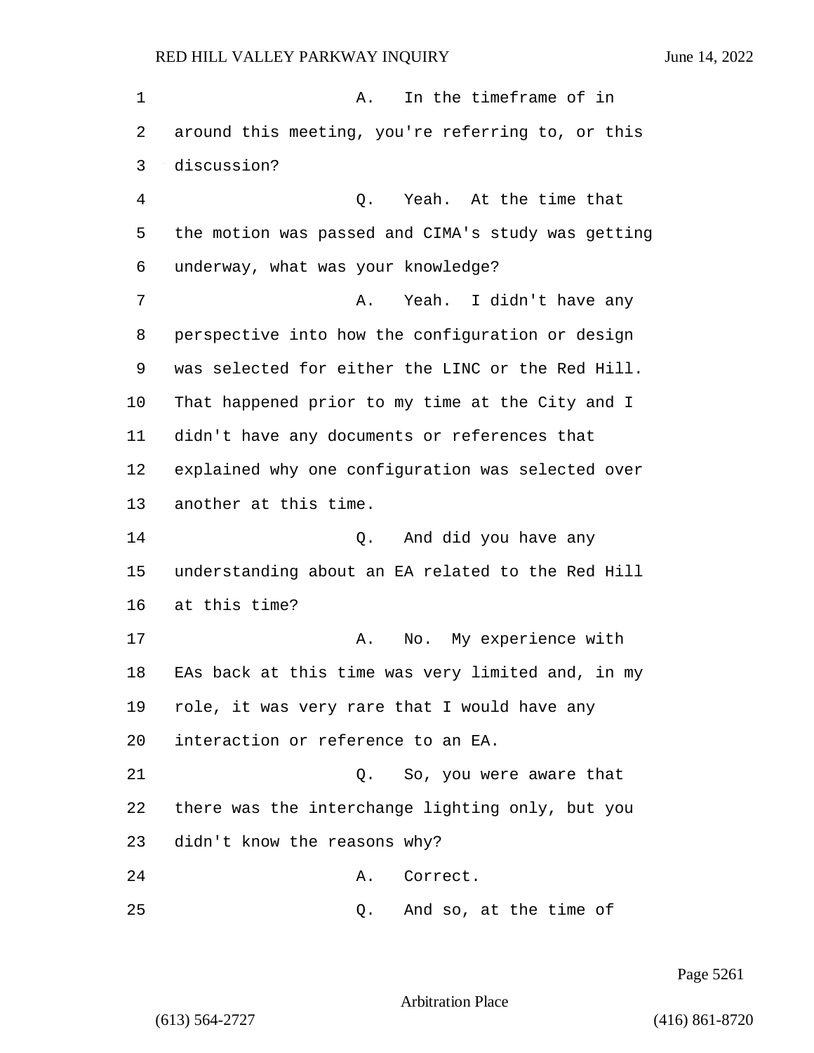A. In the timeframe of in around this meeting, you're referring to, or this discussion?

Q. Yeah. At the time that the motion was passed and CIMA's study was getting underway, what was your knowledge?

A. Yeah. I didn't have any perspective into how the configuration or design was selected for either the LINC or the Red Hill. That happened prior to my time at the City and I didn't have any documents or references that explained why one configuration was selected over another at this time.

Q. And did you have any understanding about an EA related to the Red Hill at this time?

A. No. My experience with EAs back at this time was very limited and, in my role, it was very rare that I would have any interaction or reference to an EA.

Q. So, you were aware that there was the interchange lighting only, but you didn't know the reasons why?

A. Correct.

Q. And so, at the time of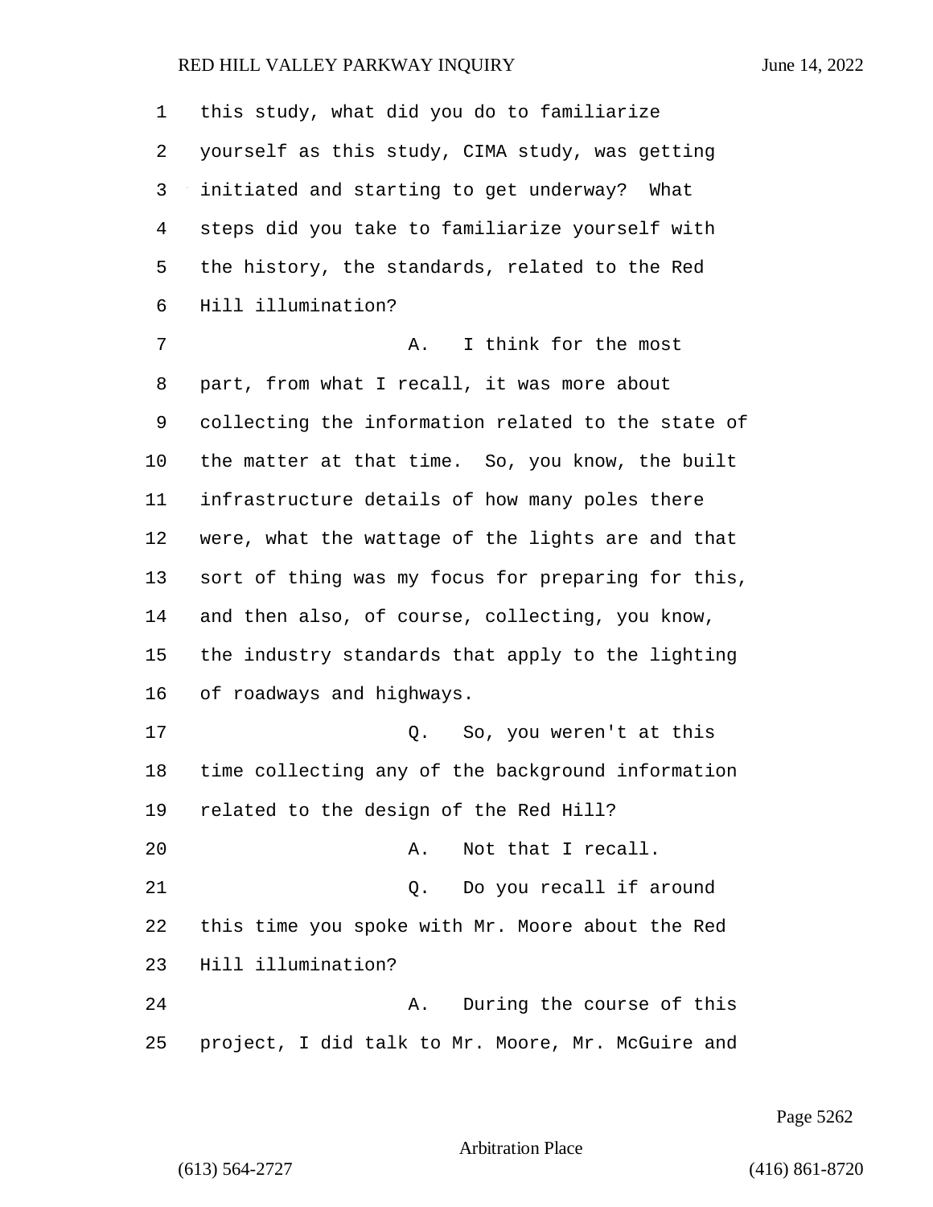1 this study, what did you do to familiarize
2 yourself as this study, CIMA study, was getting
3 initiated and starting to get underway? What
4 steps did you take to familiarize yourself with
5 the history, the standards, related to the Red
6 Hill illumination?

7 A. I think for the most
8 part, from what I recall, it was more about
9 collecting the information related to the state of
10 the matter at that time. So, you know, the built
11 infrastructure details of how many poles there
12 were, what the wattage of the lights are and that
13 sort of thing was my focus for preparing for this,
14 and then also, of course, collecting, you know,
15 the industry standards that apply to the lighting
16 of roadways and highways.

17 Q. So, you weren't at this
18 time collecting any of the background information
19 related to the design of the Red Hill?

20 A. Not that I recall.

21 Q. Do you recall if around
22 this time you spoke with Mr. Moore about the Red
23 Hill illumination?

24 A. During the course of this
25 project, I did talk to Mr. Moore, Mr. McGuire and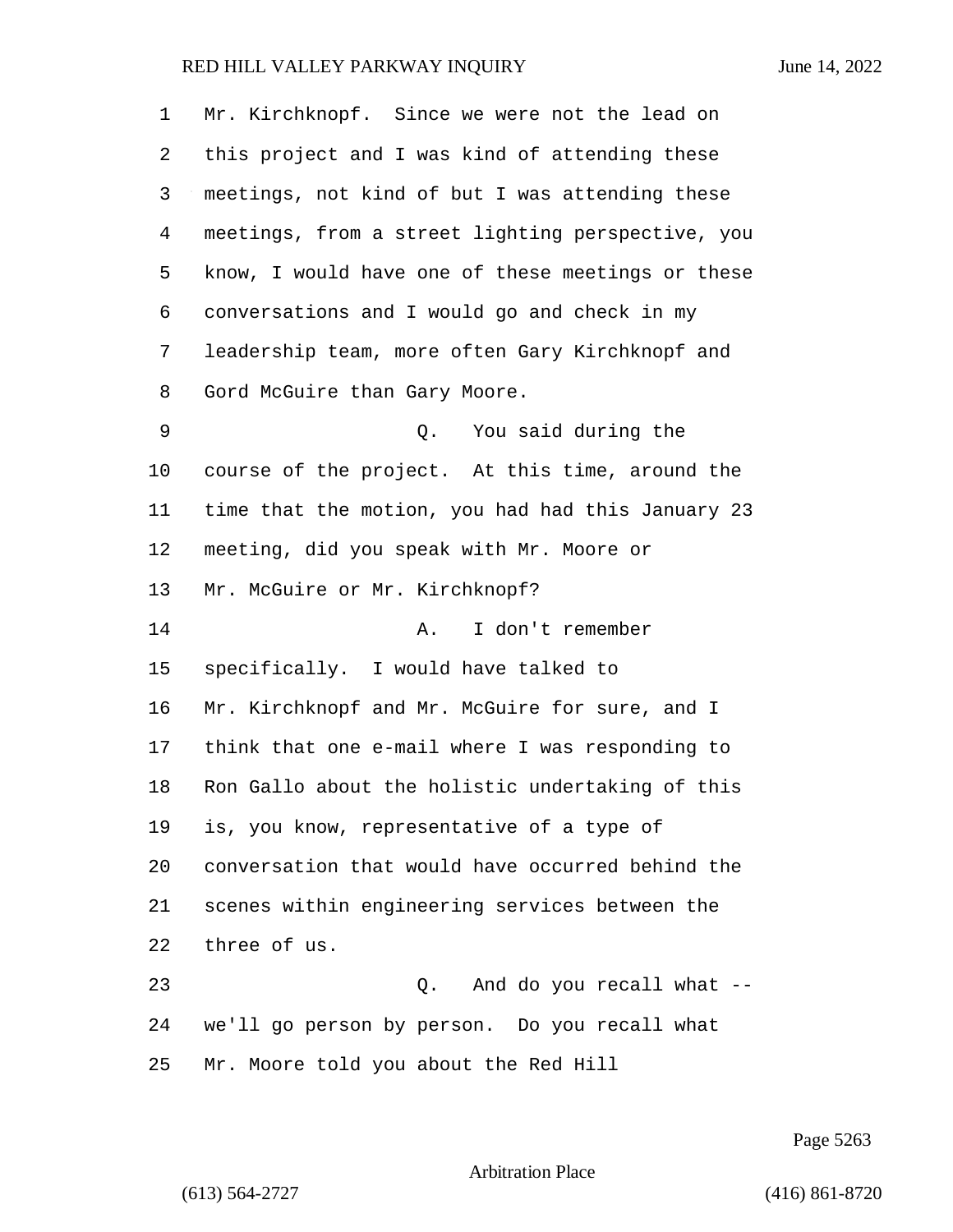Mr. Kirchknopf. Since we were not the lead on this project and I was kind of attending these meetings, not kind of but I was attending these meetings, from a street lighting perspective, you know, I would have one of these meetings or these conversations and I would go and check in my leadership team, more often Gary Kirchknopf and Gord McGuire than Gary Moore.

Q. You said during the course of the project. At this time, around the time that the motion, you had had this January 23 meeting, did you speak with Mr. Moore or Mr. McGuire or Mr. Kirchknopf?

A. I don't remember specifically. I would have talked to Mr. Kirchknopf and Mr. McGuire for sure, and I think that one e-mail where I was responding to Ron Gallo about the holistic undertaking of this is, you know, representative of a type of conversation that would have occurred behind the scenes within engineering services between the three of us.

Q. And do you recall what -- we'll go person by person. Do you recall what Mr. Moore told you about the Red Hill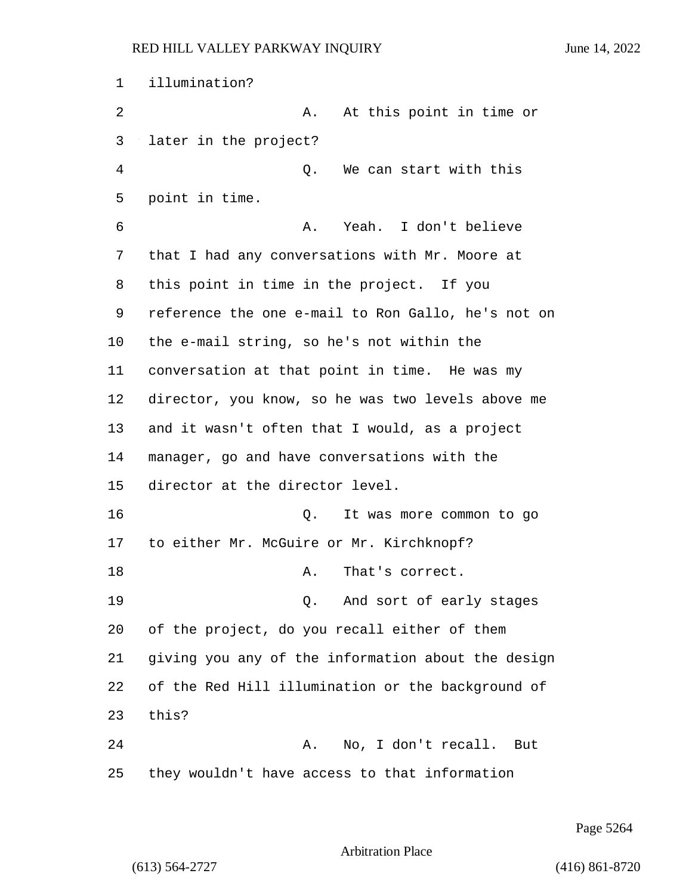illumination?

A. At this point in time or later in the project?

Q. We can start with this point in time.

A. Yeah. I don't believe that I had any conversations with Mr. Moore at this point in time in the project. If you reference the one e-mail to Ron Gallo, he's not on the e-mail string, so he's not within the conversation at that point in time. He was my director, you know, so he was two levels above me and it wasn't often that I would, as a project manager, go and have conversations with the director at the director level.

Q. It was more common to go to either Mr. McGuire or Mr. Kirchknopf?

A. That's correct.

Q. And sort of early stages of the project, do you recall either of them giving you any of the information about the design of the Red Hill illumination or the background of this?

A. No, I don't recall. But they wouldn't have access to that information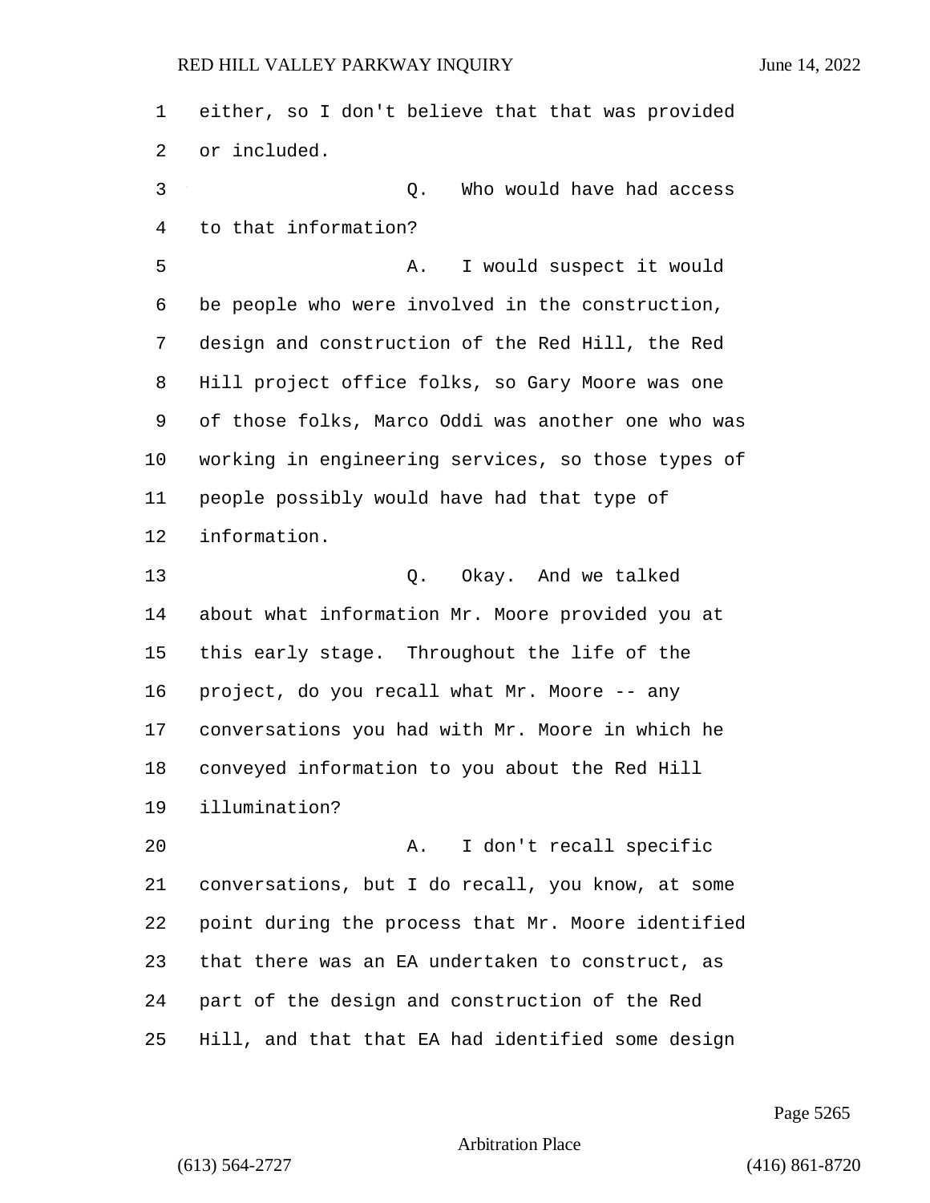either, so I don't believe that that was provided or included.

Q. Who would have had access to that information?

A. I would suspect it would be people who were involved in the construction, design and construction of the Red Hill, the Red Hill project office folks, so Gary Moore was one of those folks, Marco Oddi was another one who was working in engineering services, so those types of people possibly would have had that type of information.

Q. Okay. And we talked about what information Mr. Moore provided you at this early stage. Throughout the life of the project, do you recall what Mr. Moore -- any conversations you had with Mr. Moore in which he conveyed information to you about the Red Hill illumination?

A. I don't recall specific conversations, but I do recall, you know, at some point during the process that Mr. Moore identified that there was an EA undertaken to construct, as part of the design and construction of the Red Hill, and that that EA had identified some design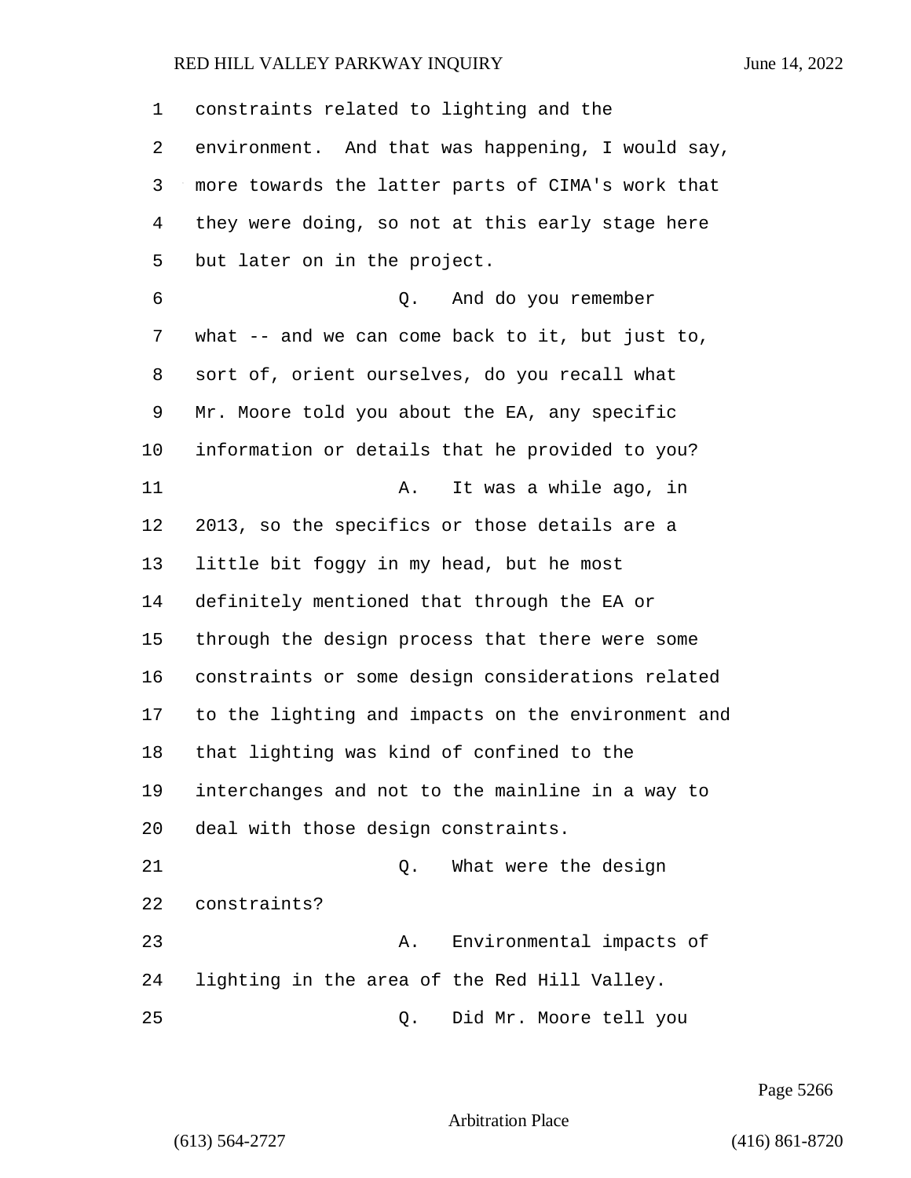constraints related to lighting and the environment. And that was happening, I would say, more towards the latter parts of CIMA's work that they were doing, so not at this early stage here but later on in the project.

Q. And do you remember what -- and we can come back to it, but just to, sort of, orient ourselves, do you recall what Mr. Moore told you about the EA, any specific information or details that he provided to you?

A. It was a while ago, in 2013, so the specifics or those details are a little bit foggy in my head, but he most definitely mentioned that through the EA or through the design process that there were some constraints or some design considerations related to the lighting and impacts on the environment and that lighting was kind of confined to the interchanges and not to the mainline in a way to deal with those design constraints.

Q. What were the design constraints?

A. Environmental impacts of lighting in the area of the Red Hill Valley.

Q. Did Mr. Moore tell you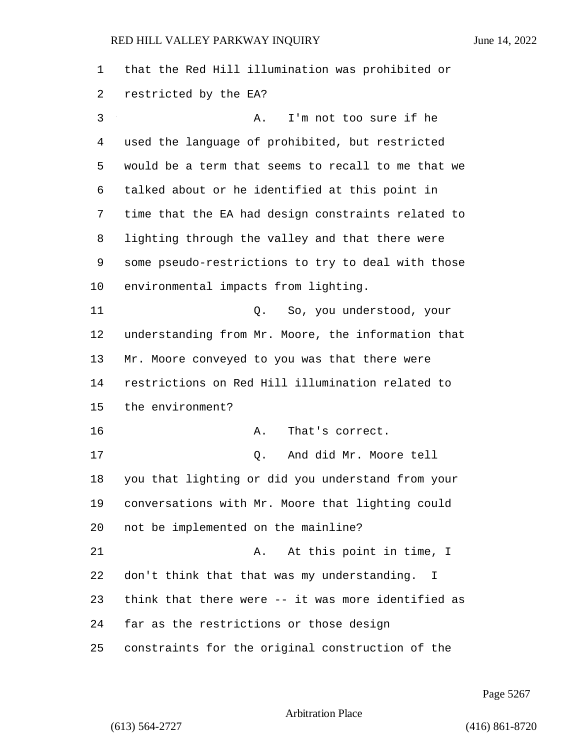that the Red Hill illumination was prohibited or restricted by the EA?

A. I'm not too sure if he used the language of prohibited, but restricted would be a term that seems to recall to me that we talked about or he identified at this point in time that the EA had design constraints related to lighting through the valley and that there were some pseudo-restrictions to try to deal with those environmental impacts from lighting.

Q. So, you understood, your understanding from Mr. Moore, the information that Mr. Moore conveyed to you was that there were restrictions on Red Hill illumination related to the environment?

A. That's correct.

Q. And did Mr. Moore tell you that lighting or did you understand from your conversations with Mr. Moore that lighting could not be implemented on the mainline?

A. At this point in time, I don't think that that was my understanding. I think that there were -- it was more identified as far as the restrictions or those design constraints for the original construction of the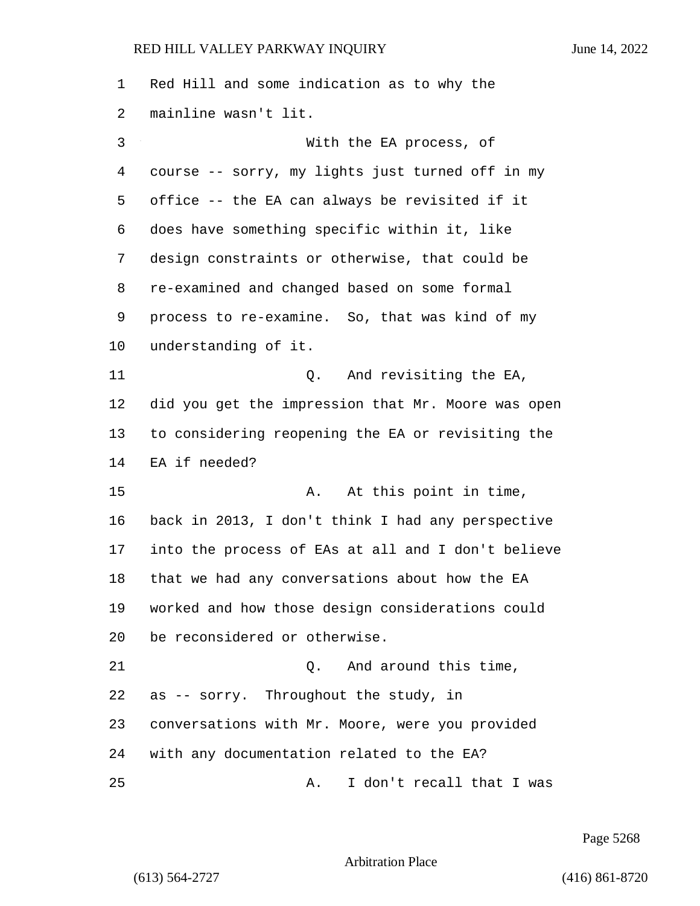Red Hill and some indication as to why the mainline wasn't lit.

With the EA process, of course -- sorry, my lights just turned off in my office -- the EA can always be revisited if it does have something specific within it, like design constraints or otherwise, that could be re-examined and changed based on some formal process to re-examine. So, that was kind of my understanding of it.

Q. And revisiting the EA, did you get the impression that Mr. Moore was open to considering reopening the EA or revisiting the EA if needed?

A. At this point in time, back in 2013, I don't think I had any perspective into the process of EAs at all and I don't believe that we had any conversations about how the EA worked and how those design considerations could be reconsidered or otherwise.

Q. And around this time, as -- sorry. Throughout the study, in conversations with Mr. Moore, were you provided with any documentation related to the EA?

A. I don't recall that I was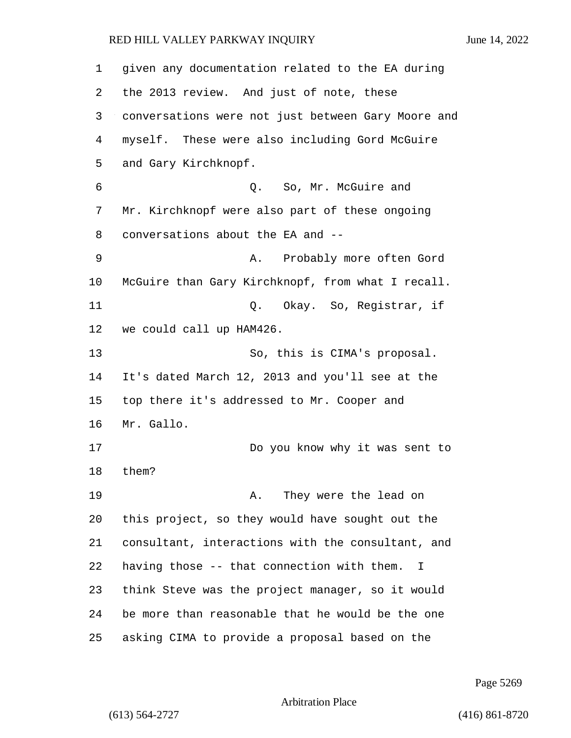given any documentation related to the EA during the 2013 review. And just of note, these conversations were not just between Gary Moore and myself. These were also including Gord McGuire and Gary Kirchknopf.

Q. So, Mr. McGuire and Mr. Kirchknopf were also part of these ongoing conversations about the EA and --

A. Probably more often Gord McGuire than Gary Kirchknopf, from what I recall.

Q. Okay. So, Registrar, if we could call up HAM426.

So, this is CIMA's proposal. It's dated March 12, 2013 and you'll see at the top there it's addressed to Mr. Cooper and Mr. Gallo.

Do you know why it was sent to them?

A. They were the lead on this project, so they would have sought out the consultant, interactions with the consultant, and having those -- that connection with them. I think Steve was the project manager, so it would be more than reasonable that he would be the one asking CIMA to provide a proposal based on the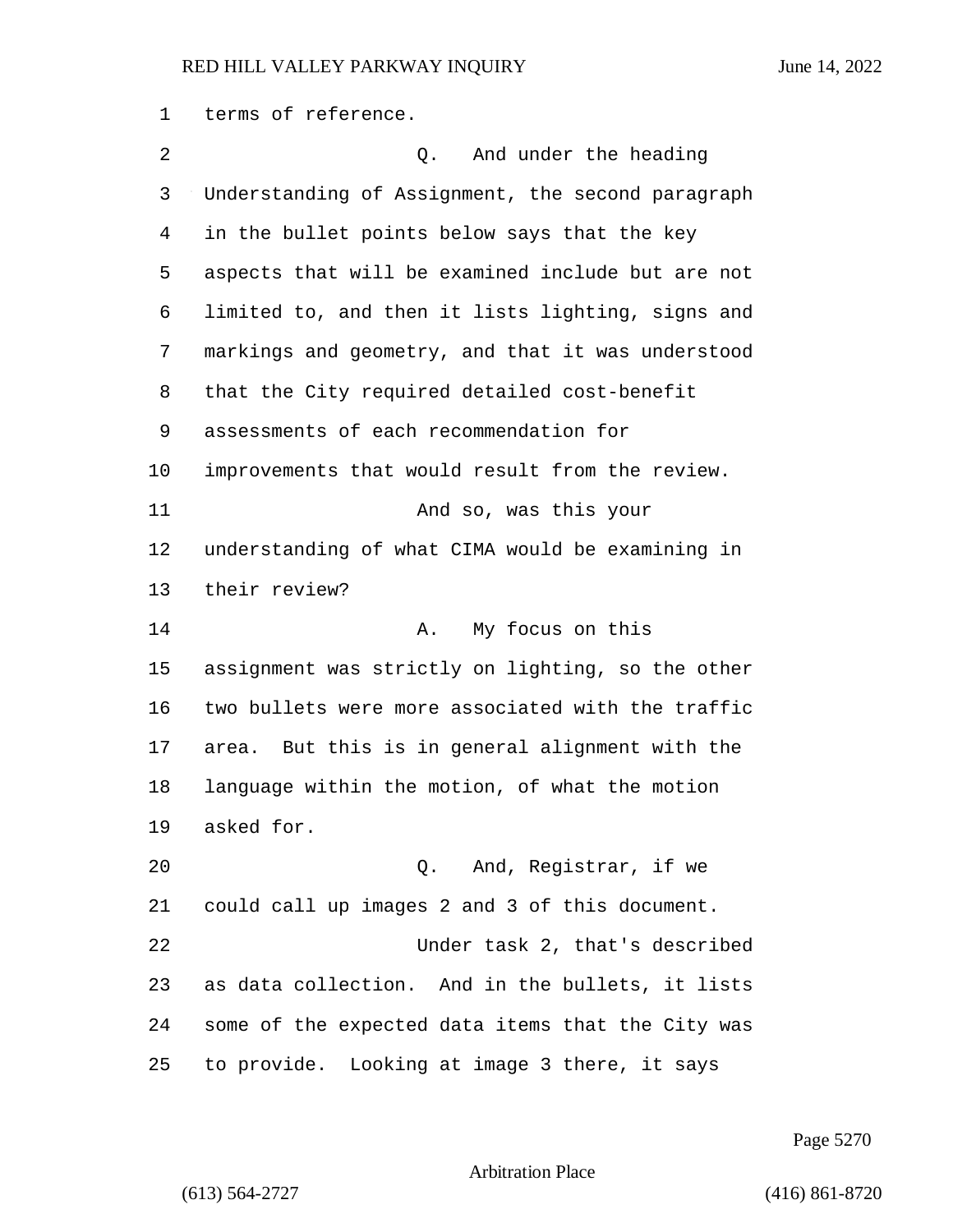terms of reference.

Q. And under the heading Understanding of Assignment, the second paragraph in the bullet points below says that the key aspects that will be examined include but are not limited to, and then it lists lighting, signs and markings and geometry, and that it was understood that the City required detailed cost-benefit assessments of each recommendation for improvements that would result from the review.

And so, was this your understanding of what CIMA would be examining in their review?

A. My focus on this assignment was strictly on lighting, so the other two bullets were more associated with the traffic area. But this is in general alignment with the language within the motion, of what the motion asked for.

Q. And, Registrar, if we could call up images 2 and 3 of this document.

Under task 2, that's described as data collection. And in the bullets, it lists some of the expected data items that the City was to provide. Looking at image 3 there, it says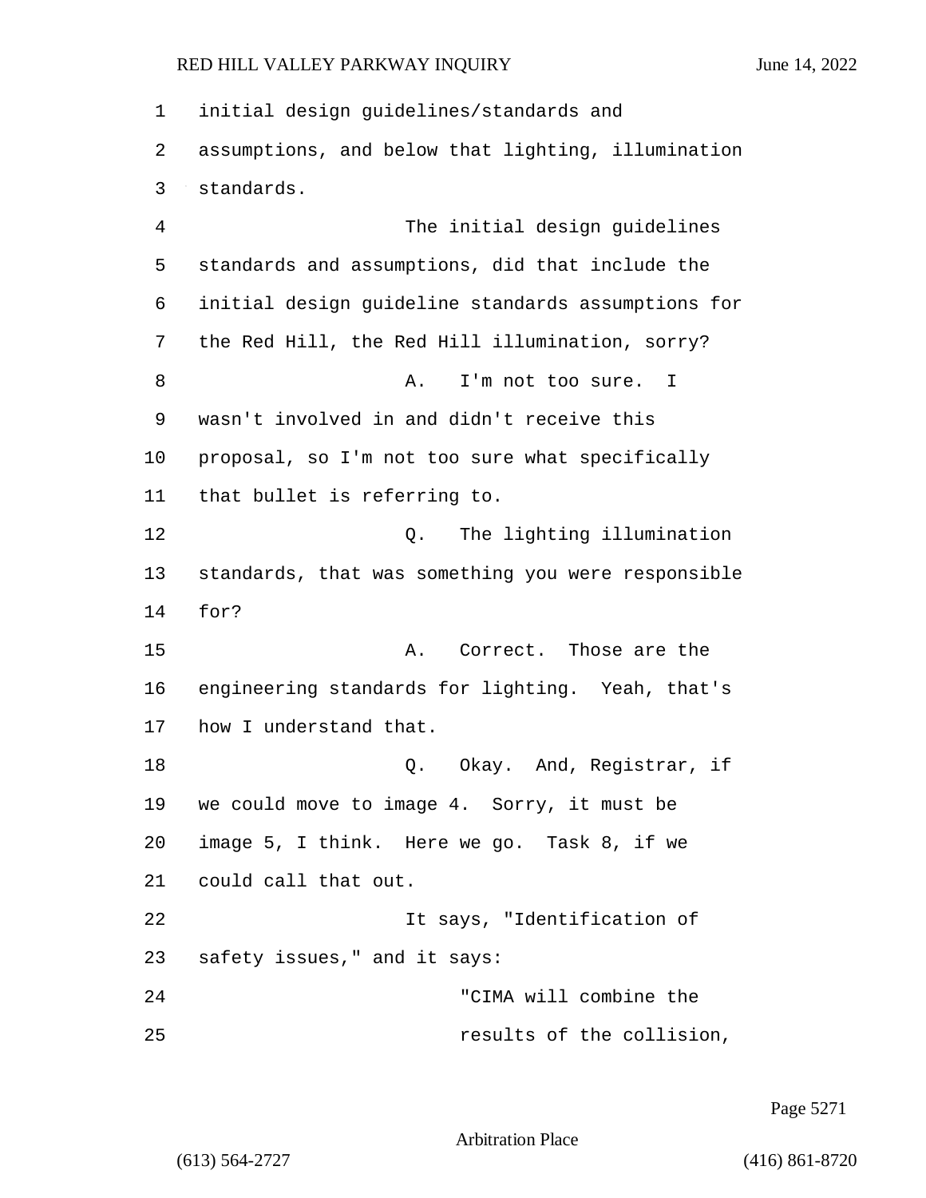initial design guidelines/standards and assumptions, and below that lighting, illumination standards.

The initial design guidelines standards and assumptions, did that include the initial design guideline standards assumptions for the Red Hill, the Red Hill illumination, sorry?

A. I'm not too sure. I wasn't involved in and didn't receive this proposal, so I'm not too sure what specifically that bullet is referring to.

Q. The lighting illumination standards, that was something you were responsible for?

A. Correct. Those are the engineering standards for lighting. Yeah, that's how I understand that.

Q. Okay. And, Registrar, if we could move to image 4. Sorry, it must be image 5, I think. Here we go. Task 8, if we could call that out.

It says, "Identification of safety issues," and it says:

"CIMA will combine the results of the collision,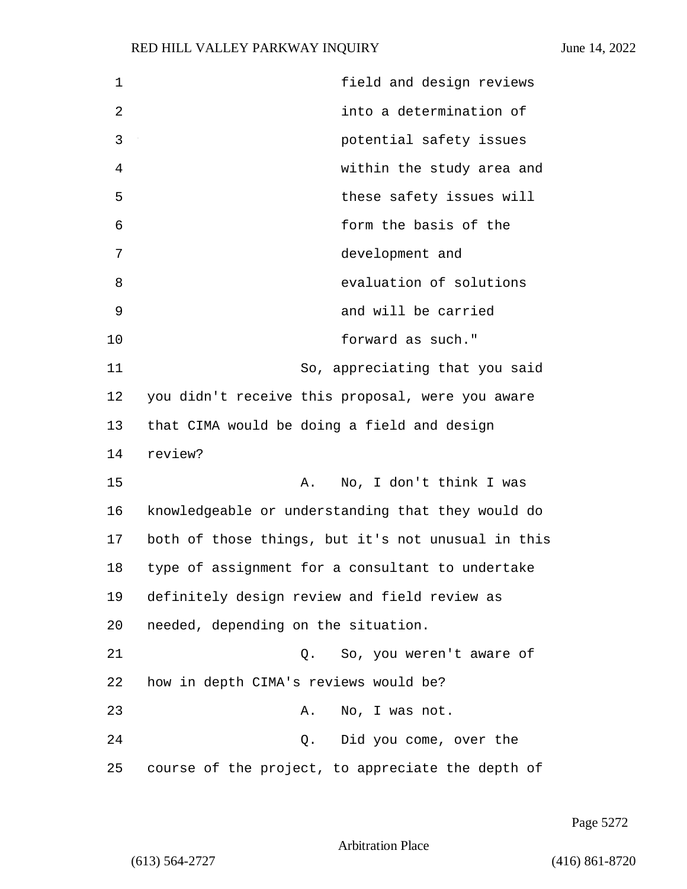field and design reviews into a determination of potential safety issues within the study area and these safety issues will form the basis of the development and evaluation of solutions and will be carried forward as such."

So, appreciating that you said you didn't receive this proposal, were you aware that CIMA would be doing a field and design review?

A. No, I don't think I was knowledgeable or understanding that they would do both of those things, but it's not unusual in this type of assignment for a consultant to undertake definitely design review and field review as needed, depending on the situation.

Q. So, you weren't aware of how in depth CIMA's reviews would be?

A. No, I was not.

Q. Did you come, over the course of the project, to appreciate the depth of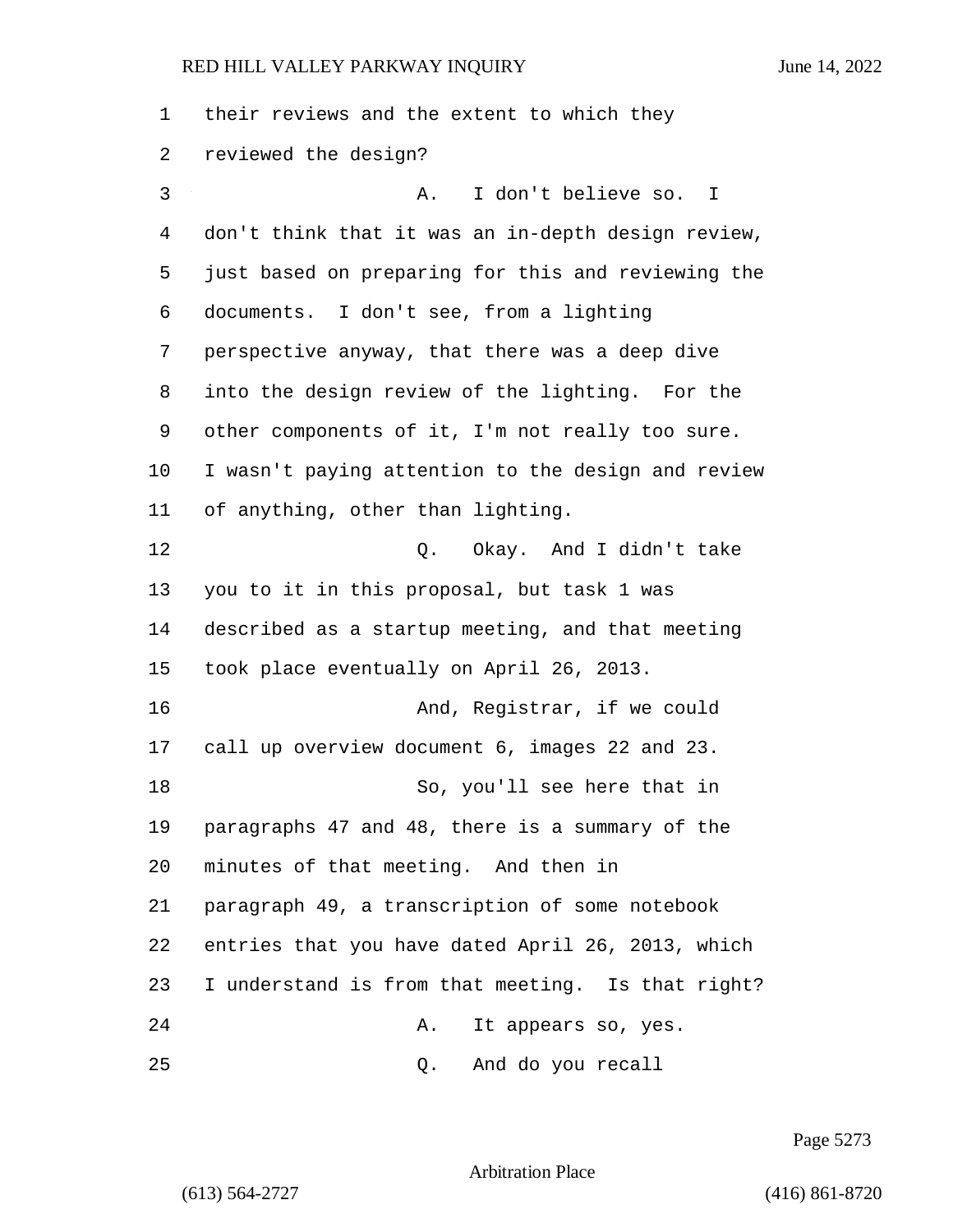their reviews and the extent to which they reviewed the design?

A. I don't believe so. I don't think that it was an in-depth design review, just based on preparing for this and reviewing the documents. I don't see, from a lighting perspective anyway, that there was a deep dive into the design review of the lighting. For the other components of it, I'm not really too sure. I wasn't paying attention to the design and review of anything, other than lighting.

Q. Okay. And I didn't take you to it in this proposal, but task 1 was described as a startup meeting, and that meeting took place eventually on April 26, 2013.

And, Registrar, if we could call up overview document 6, images 22 and 23.

So, you'll see here that in paragraphs 47 and 48, there is a summary of the minutes of that meeting. And then in paragraph 49, a transcription of some notebook entries that you have dated April 26, 2013, which I understand is from that meeting. Is that right?

A. It appears so, yes.

Q. And do you recall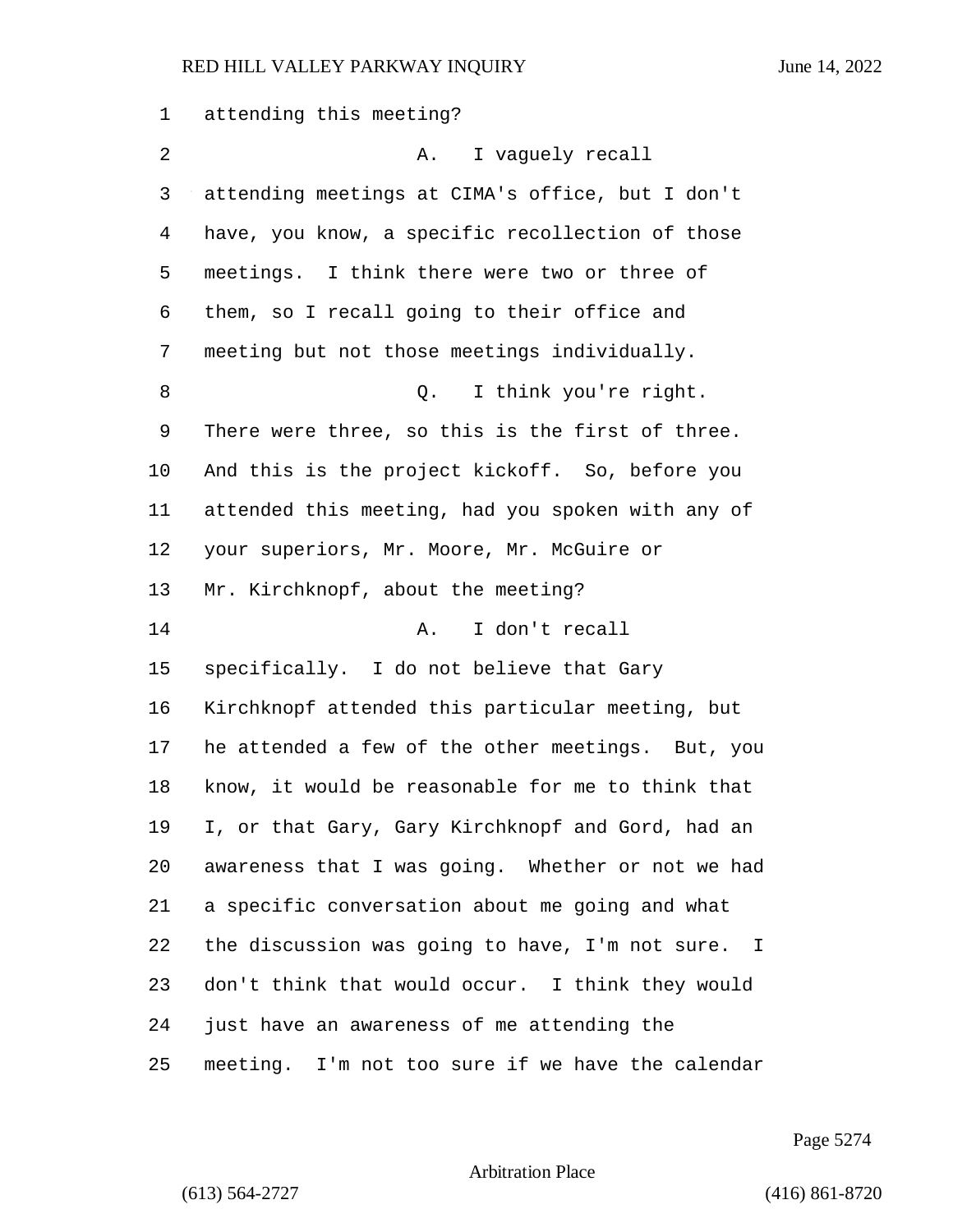attending this meeting?

A. I vaguely recall attending meetings at CIMA's office, but I don't have, you know, a specific recollection of those meetings. I think there were two or three of them, so I recall going to their office and meeting but not those meetings individually.

Q. I think you're right. There were three, so this is the first of three. And this is the project kickoff. So, before you attended this meeting, had you spoken with any of your superiors, Mr. Moore, Mr. McGuire or Mr. Kirchknopf, about the meeting?

A. I don't recall specifically. I do not believe that Gary Kirchknopf attended this particular meeting, but he attended a few of the other meetings. But, you know, it would be reasonable for me to think that I, or that Gary, Gary Kirchknopf and Gord, had an awareness that I was going. Whether or not we had a specific conversation about me going and what the discussion was going to have, I'm not sure. I don't think that would occur. I think they would just have an awareness of me attending the meeting. I'm not too sure if we have the calendar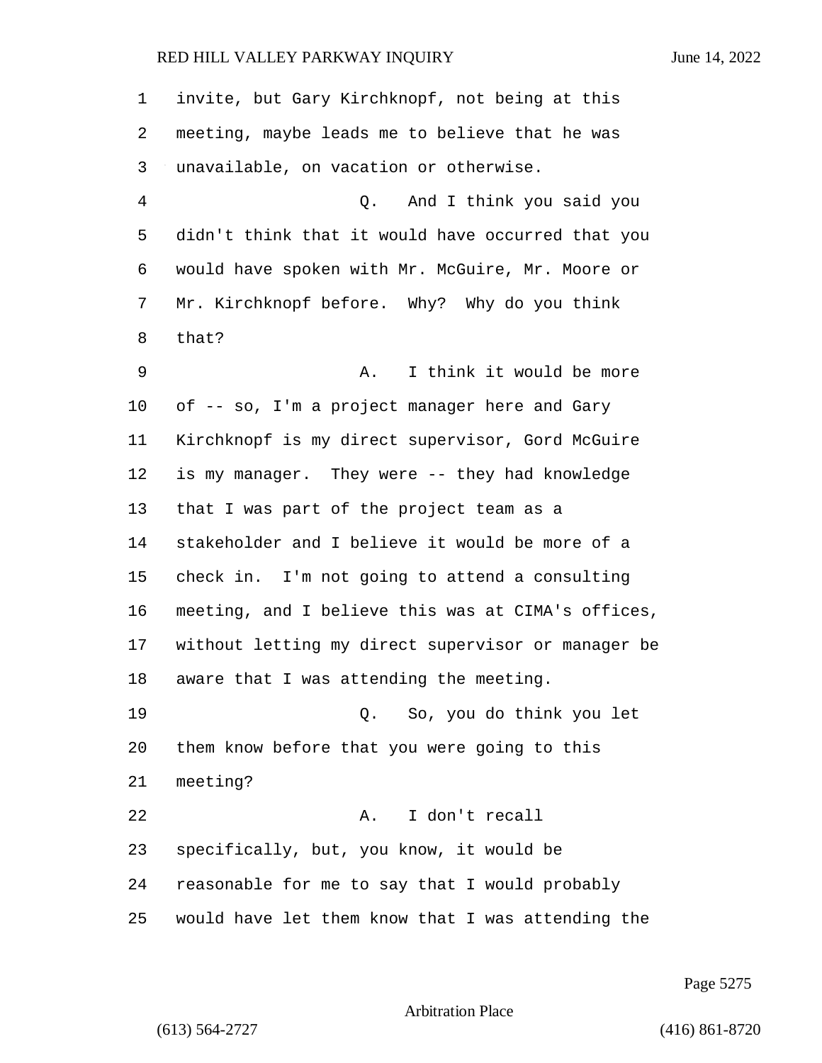invite, but Gary Kirchknopf, not being at this meeting, maybe leads me to believe that he was unavailable, on vacation or otherwise.

Q. And I think you said you didn't think that it would have occurred that you would have spoken with Mr. McGuire, Mr. Moore or Mr. Kirchknopf before. Why? Why do you think that?

A. I think it would be more of -- so, I'm a project manager here and Gary Kirchknopf is my direct supervisor, Gord McGuire is my manager. They were -- they had knowledge that I was part of the project team as a stakeholder and I believe it would be more of a check in. I'm not going to attend a consulting meeting, and I believe this was at CIMA's offices, without letting my direct supervisor or manager be aware that I was attending the meeting.

Q. So, you do think you let them know before that you were going to this meeting?

A. I don't recall specifically, but, you know, it would be reasonable for me to say that I would probably would have let them know that I was attending the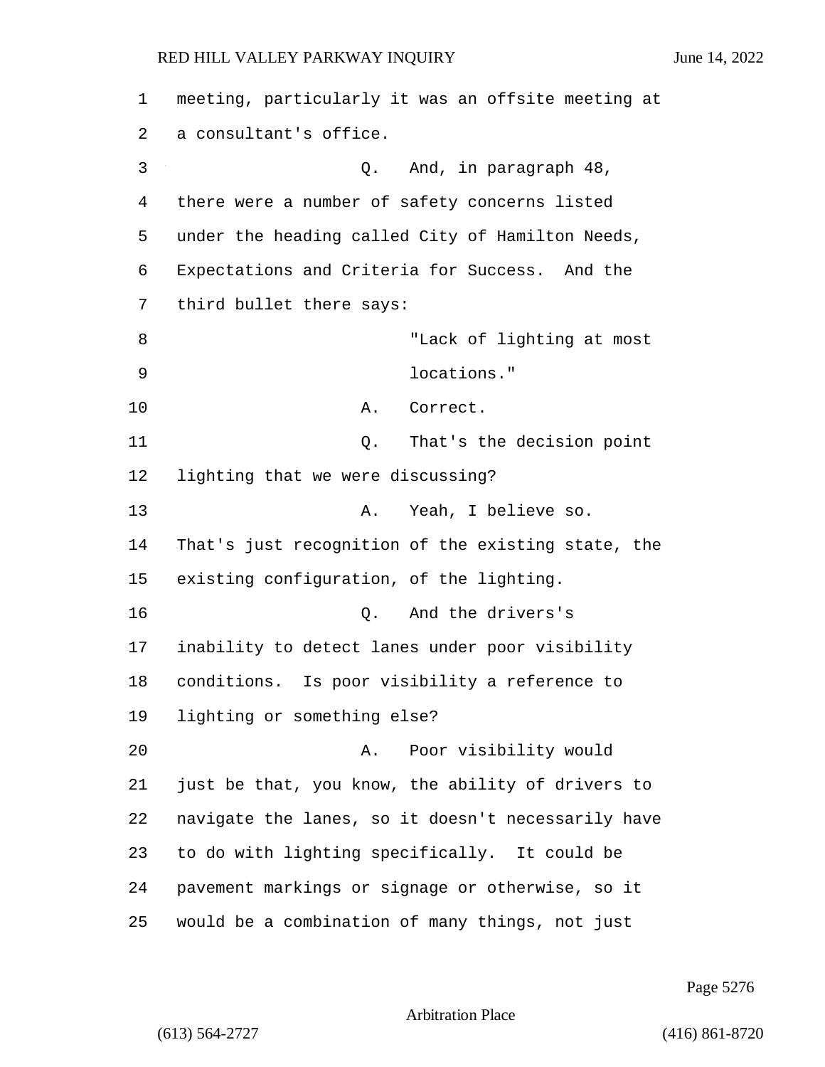meeting, particularly it was an offsite meeting at a consultant's office.

Q. And, in paragraph 48, there were a number of safety concerns listed under the heading called City of Hamilton Needs, Expectations and Criteria for Success. And the third bullet there says:

"Lack of lighting at most locations."

A. Correct.

Q. That's the decision point lighting that we were discussing?

A. Yeah, I believe so. That's just recognition of the existing state, the existing configuration, of the lighting.

Q. And the drivers's inability to detect lanes under poor visibility conditions. Is poor visibility a reference to lighting or something else?

A. Poor visibility would just be that, you know, the ability of drivers to navigate the lanes, so it doesn't necessarily have to do with lighting specifically. It could be pavement markings or signage or otherwise, so it would be a combination of many things, not just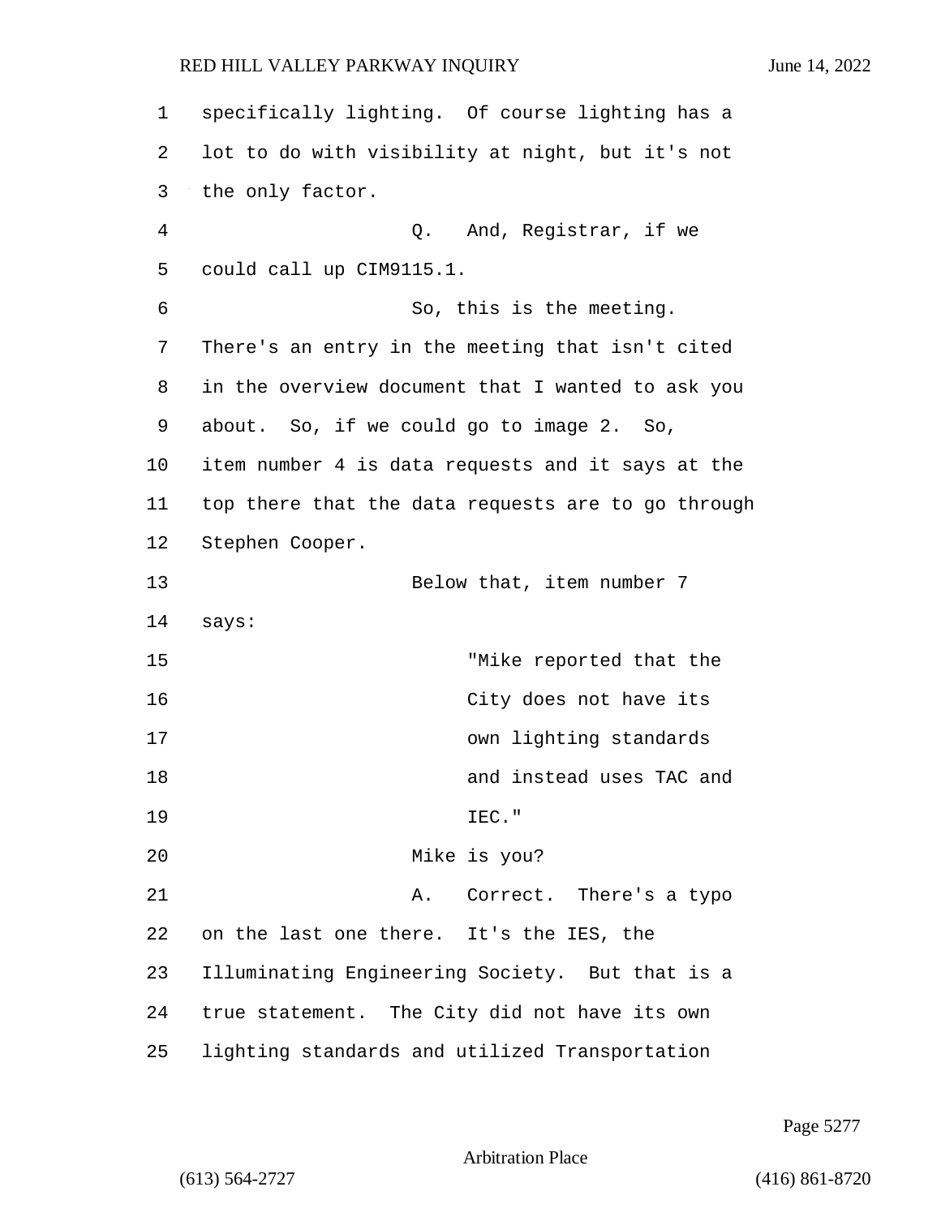specifically lighting. Of course lighting has a lot to do with visibility at night, but it's not the only factor.

Q. And, Registrar, if we could call up CIM9115.1.

So, this is the meeting. There's an entry in the meeting that isn't cited in the overview document that I wanted to ask you about. So, if we could go to image 2. So, item number 4 is data requests and it says at the top there that the data requests are to go through Stephen Cooper.

Below that, item number 7 says:

> "Mike reported that the City does not have its own lighting standards and instead uses TAC and IEC."

Mike is you?

A. Correct. There's a typo on the last one there. It's the IES, the Illuminating Engineering Society. But that is a true statement. The City did not have its own lighting standards and utilized Transportation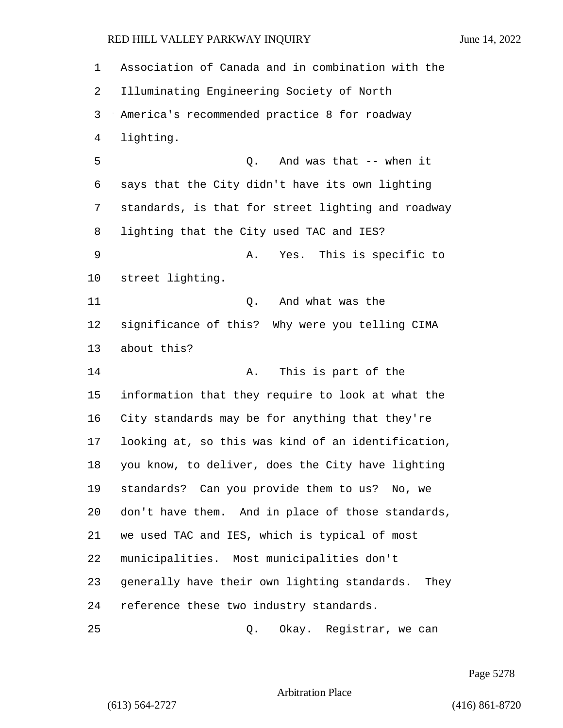Association of Canada and in combination with the Illuminating Engineering Society of North America's recommended practice 8 for roadway lighting.

Q. And was that -- when it says that the City didn't have its own lighting standards, is that for street lighting and roadway lighting that the City used TAC and IES?

A. Yes. This is specific to street lighting.

Q. And what was the significance of this? Why were you telling CIMA about this?

A. This is part of the information that they require to look at what the City standards may be for anything that they're looking at, so this was kind of an identification, you know, to deliver, does the City have lighting standards? Can you provide them to us? No, we don't have them. And in place of those standards, we used TAC and IES, which is typical of most municipalities. Most municipalities don't generally have their own lighting standards. They reference these two industry standards.

Q. Okay. Registrar, we can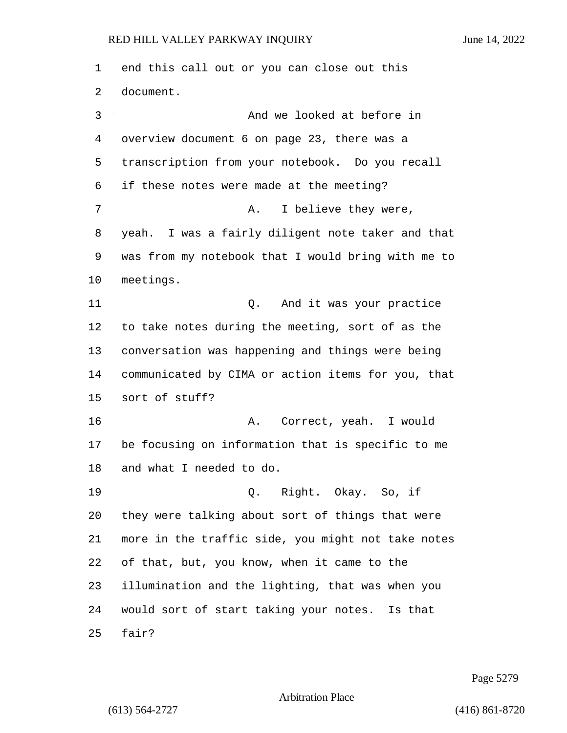end this call out or you can close out this document.

And we looked at before in overview document 6 on page 23, there was a transcription from your notebook. Do you recall if these notes were made at the meeting?

A. I believe they were, yeah. I was a fairly diligent note taker and that was from my notebook that I would bring with me to meetings.

Q. And it was your practice to take notes during the meeting, sort of as the conversation was happening and things were being communicated by CIMA or action items for you, that sort of stuff?

A. Correct, yeah. I would be focusing on information that is specific to me and what I needed to do.

Q. Right. Okay. So, if they were talking about sort of things that were more in the traffic side, you might not take notes of that, but, you know, when it came to the illumination and the lighting, that was when you would sort of start taking your notes. Is that fair?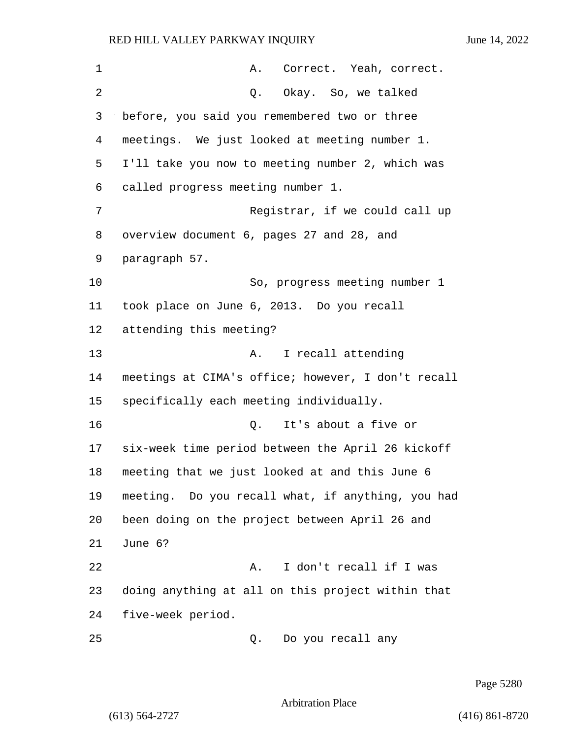A. Correct. Yeah, correct.

Q. Okay. So, we talked before, you said you remembered two or three meetings. We just looked at meeting number 1. I'll take you now to meeting number 2, which was called progress meeting number 1.

Registrar, if we could call up overview document 6, pages 27 and 28, and paragraph 57.

So, progress meeting number 1 took place on June 6, 2013. Do you recall attending this meeting?

A. I recall attending meetings at CIMA's office; however, I don't recall specifically each meeting individually.

Q. It's about a five or six-week time period between the April 26 kickoff meeting that we just looked at and this June 6 meeting. Do you recall what, if anything, you had been doing on the project between April 26 and June 6?

A. I don't recall if I was doing anything at all on this project within that five-week period.

Q. Do you recall any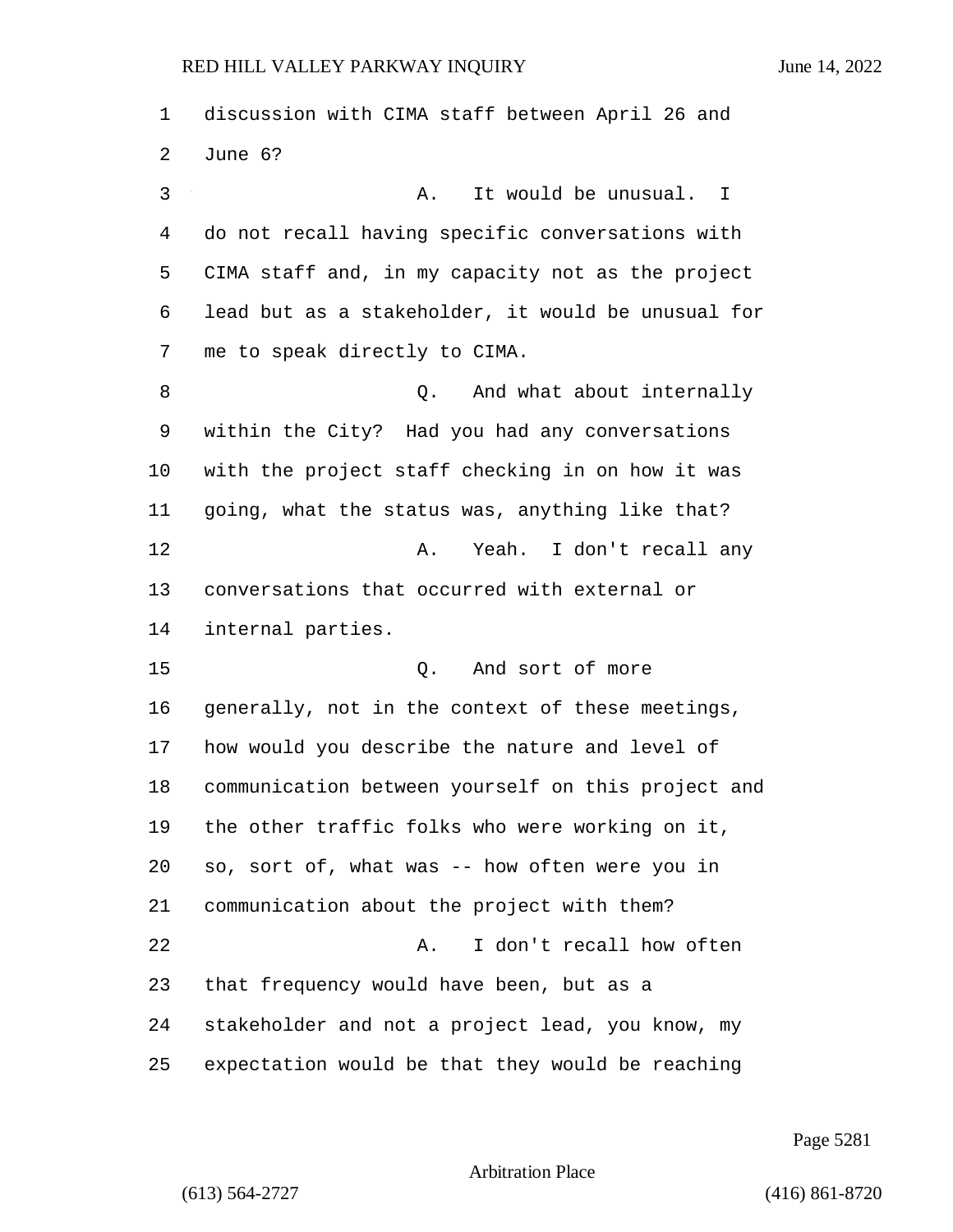discussion with CIMA staff between April 26 and June 6?

A. It would be unusual. I do not recall having specific conversations with CIMA staff and, in my capacity not as the project lead but as a stakeholder, it would be unusual for me to speak directly to CIMA.

Q. And what about internally within the City? Had you had any conversations with the project staff checking in on how it was going, what the status was, anything like that?

A. Yeah. I don't recall any conversations that occurred with external or internal parties.

Q. And sort of more generally, not in the context of these meetings, how would you describe the nature and level of communication between yourself on this project and the other traffic folks who were working on it, so, sort of, what was -- how often were you in communication about the project with them?

A. I don't recall how often that frequency would have been, but as a stakeholder and not a project lead, you know, my expectation would be that they would be reaching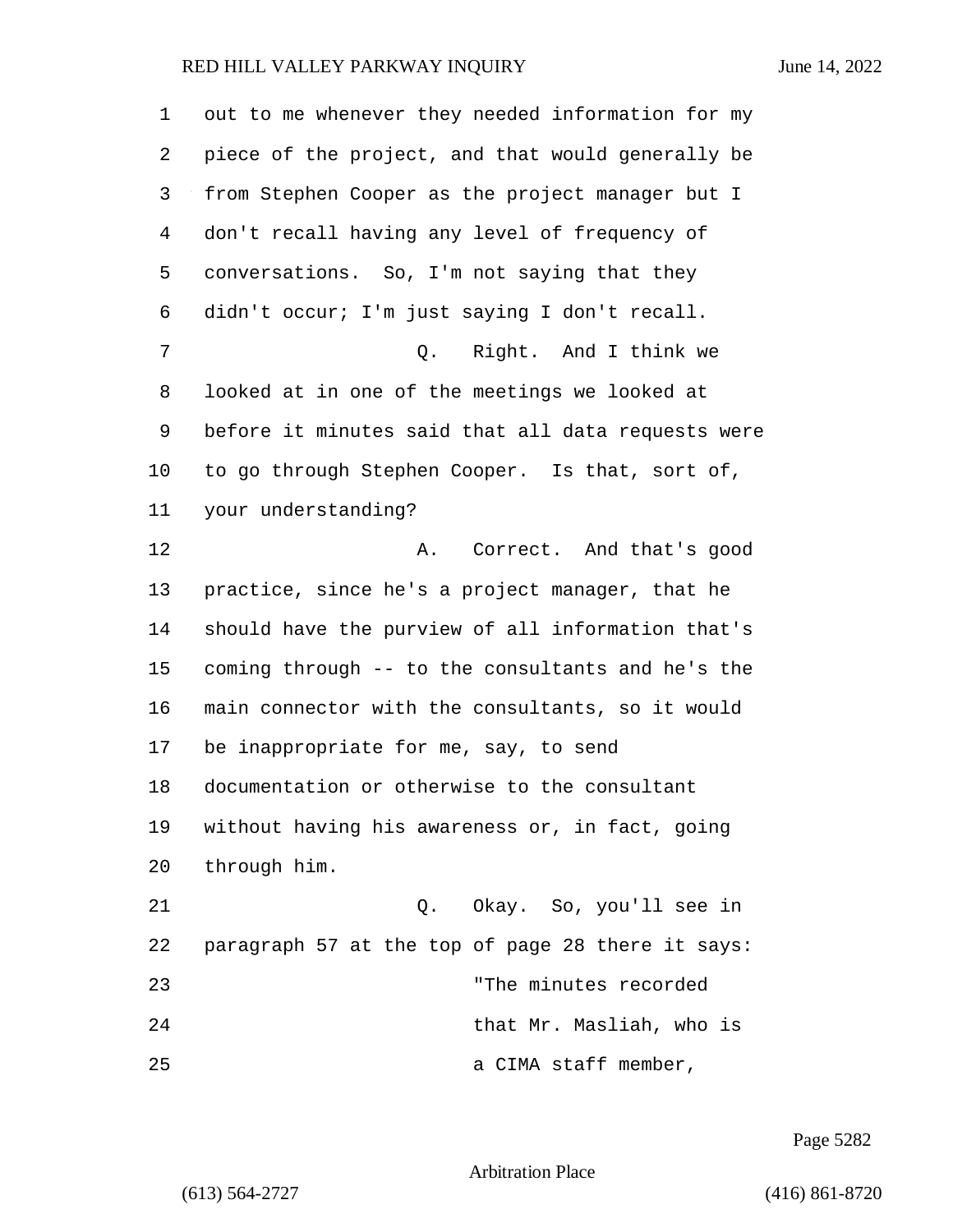out to me whenever they needed information for my piece of the project, and that would generally be from Stephen Cooper as the project manager but I don't recall having any level of frequency of conversations. So, I'm not saying that they didn't occur; I'm just saying I don't recall.

Q. Right. And I think we looked at in one of the meetings we looked at before it minutes said that all data requests were to go through Stephen Cooper. Is that, sort of, your understanding?

A. Correct. And that's good practice, since he's a project manager, that he should have the purview of all information that's coming through -- to the consultants and he's the main connector with the consultants, so it would be inappropriate for me, say, to send documentation or otherwise to the consultant without having his awareness or, in fact, going through him.

Q. Okay. So, you'll see in paragraph 57 at the top of page 28 there it says:

> "The minutes recorded that Mr. Masliah, who is a CIMA staff member,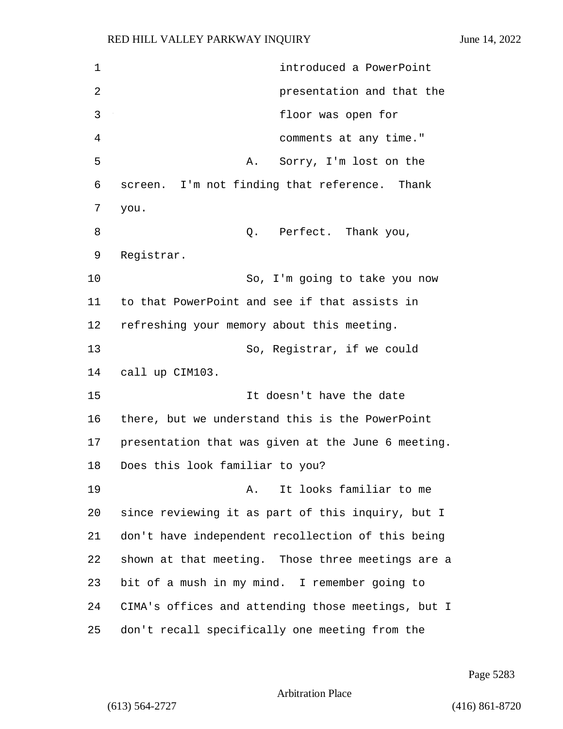introduced a PowerPoint presentation and that the floor was open for comments at any time."

A. Sorry, I'm lost on the screen. I'm not finding that reference. Thank you.

Q. Perfect. Thank you, Registrar.

So, I'm going to take you now to that PowerPoint and see if that assists in refreshing your memory about this meeting.

So, Registrar, if we could call up CIM103.

It doesn't have the date there, but we understand this is the PowerPoint presentation that was given at the June 6 meeting. Does this look familiar to you?

A. It looks familiar to me since reviewing it as part of this inquiry, but I don't have independent recollection of this being shown at that meeting. Those three meetings are a bit of a mush in my mind. I remember going to CIMA's offices and attending those meetings, but I don't recall specifically one meeting from the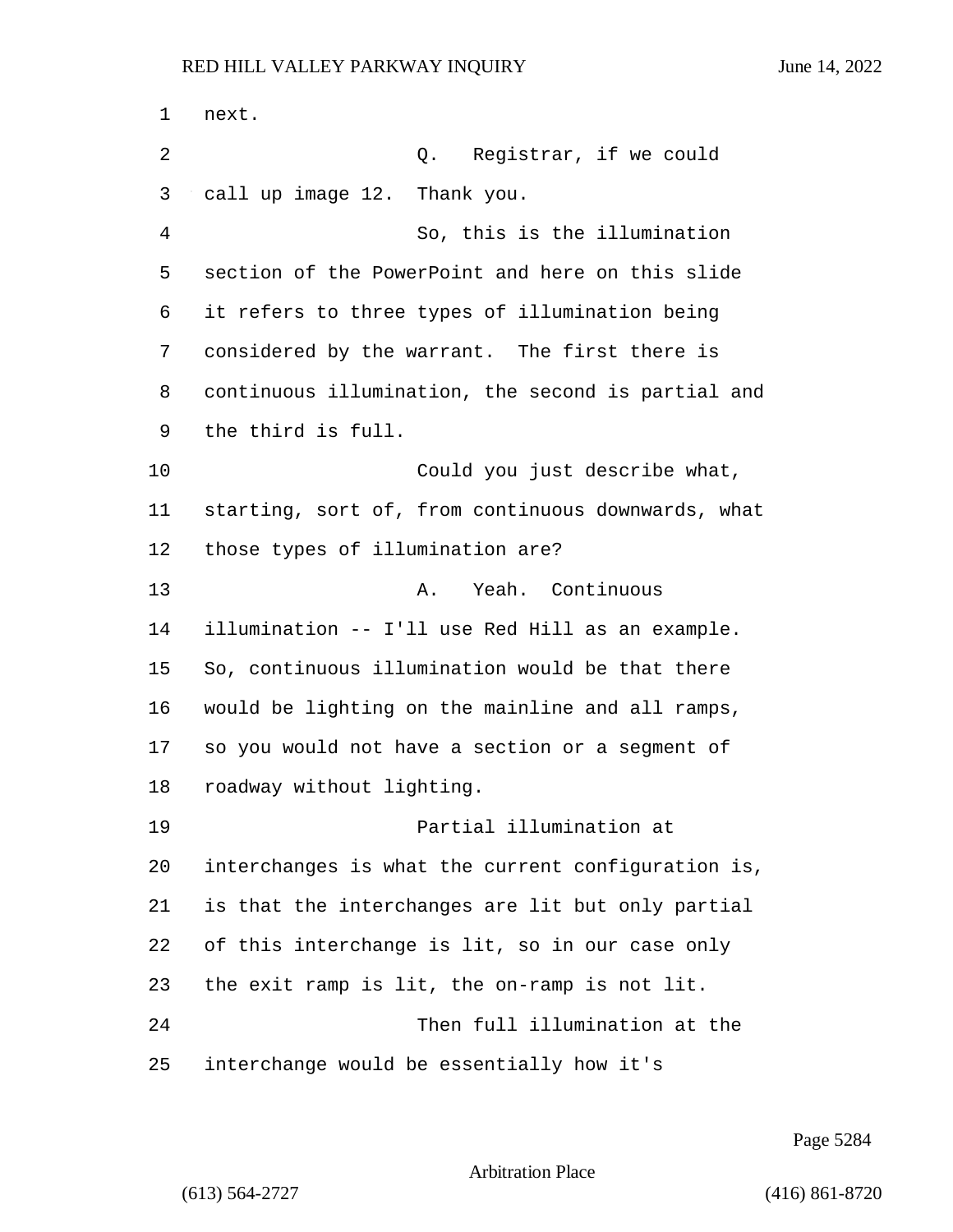next.

Q. Registrar, if we could call up image 12. Thank you.

So, this is the illumination section of the PowerPoint and here on this slide it refers to three types of illumination being considered by the warrant. The first there is continuous illumination, the second is partial and the third is full.

Could you just describe what, starting, sort of, from continuous downwards, what those types of illumination are?

A. Yeah. Continuous illumination -- I'll use Red Hill as an example. So, continuous illumination would be that there would be lighting on the mainline and all ramps, so you would not have a section or a segment of roadway without lighting.

Partial illumination at interchanges is what the current configuration is, is that the interchanges are lit but only partial of this interchange is lit, so in our case only the exit ramp is lit, the on-ramp is not lit.

Then full illumination at the interchange would be essentially how it's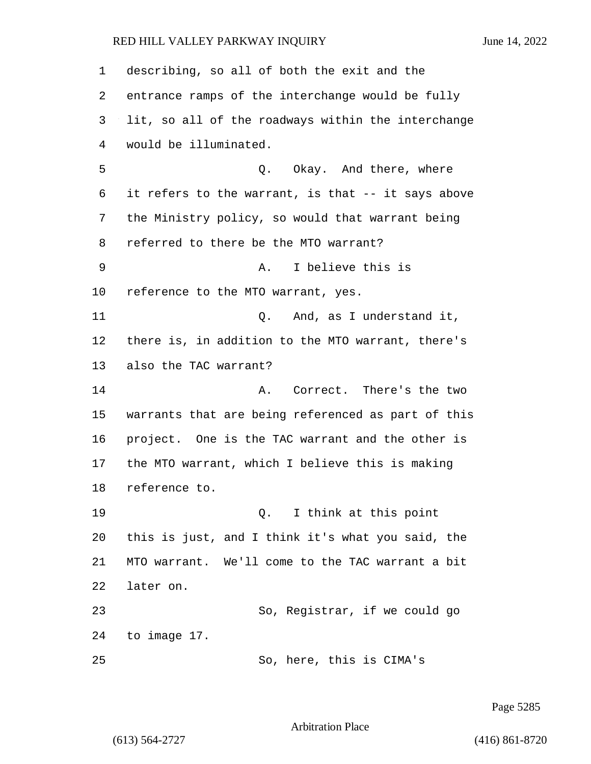describing, so all of both the exit and the entrance ramps of the interchange would be fully lit, so all of the roadways within the interchange would be illuminated.

Q. Okay. And there, where it refers to the warrant, is that -- it says above the Ministry policy, so would that warrant being referred to there be the MTO warrant?

A. I believe this is reference to the MTO warrant, yes.

Q. And, as I understand it, there is, in addition to the MTO warrant, there's also the TAC warrant?

A. Correct. There's the two warrants that are being referenced as part of this project. One is the TAC warrant and the other is the MTO warrant, which I believe this is making reference to.

Q. I think at this point this is just, and I think it's what you said, the MTO warrant. We'll come to the TAC warrant a bit later on.

So, Registrar, if we could go to image 17.

So, here, this is CIMA's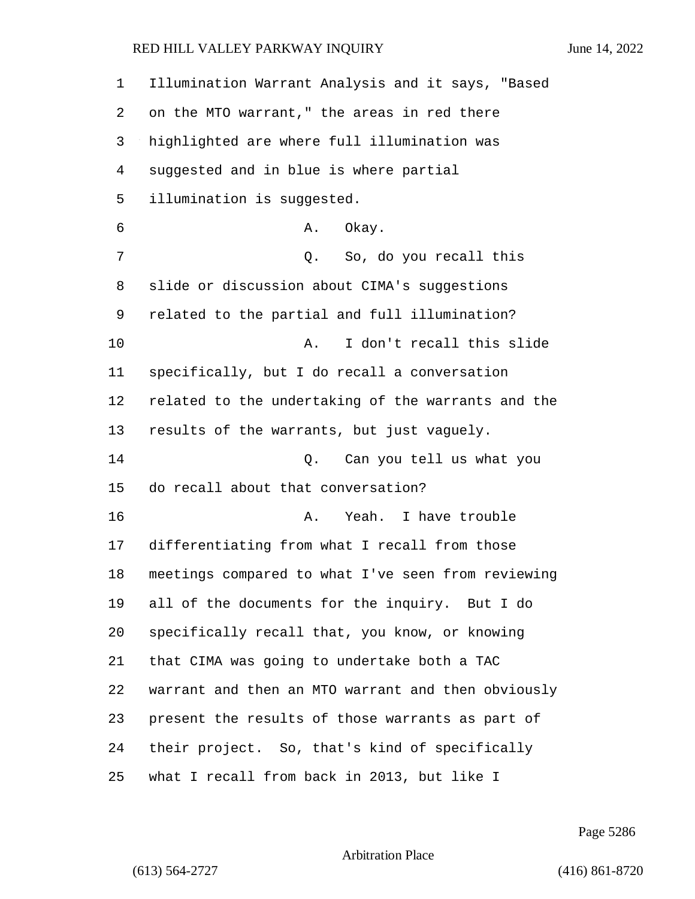Illumination Warrant Analysis and it says, "Based on the MTO warrant," the areas in red there highlighted are where full illumination was suggested and in blue is where partial illumination is suggested.

A. Okay.

Q. So, do you recall this slide or discussion about CIMA's suggestions related to the partial and full illumination?

A. I don't recall this slide specifically, but I do recall a conversation related to the undertaking of the warrants and the results of the warrants, but just vaguely.

Q. Can you tell us what you do recall about that conversation?

A. Yeah. I have trouble differentiating from what I recall from those meetings compared to what I've seen from reviewing all of the documents for the inquiry. But I do specifically recall that, you know, or knowing that CIMA was going to undertake both a TAC warrant and then an MTO warrant and then obviously present the results of those warrants as part of their project. So, that's kind of specifically what I recall from back in 2013, but like I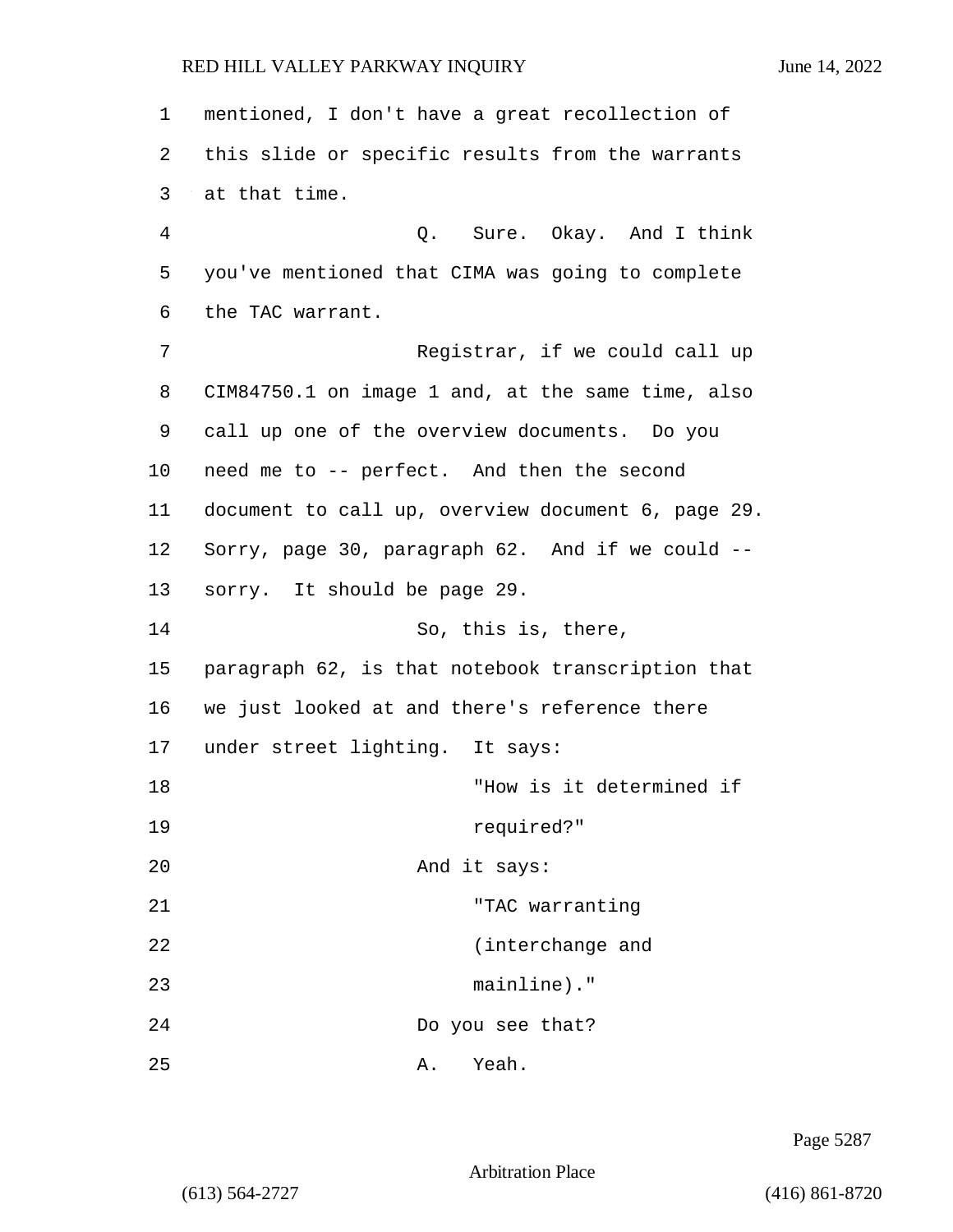mentioned, I don't have a great recollection of this slide or specific results from the warrants at that time.

Q. Sure. Okay. And I think you've mentioned that CIMA was going to complete the TAC warrant.

Registrar, if we could call up CIM84750.1 on image 1 and, at the same time, also call up one of the overview documents. Do you need me to -- perfect. And then the second document to call up, overview document 6, page 29. Sorry, page 30, paragraph 62. And if we could -- sorry. It should be page 29.

So, this is, there, paragraph 62, is that notebook transcription that we just looked at and there's reference there under street lighting. It says:

> "How is it determined if required?"

And it says:

> "TAC warranting (interchange and mainline)."

Do you see that?

A. Yeah.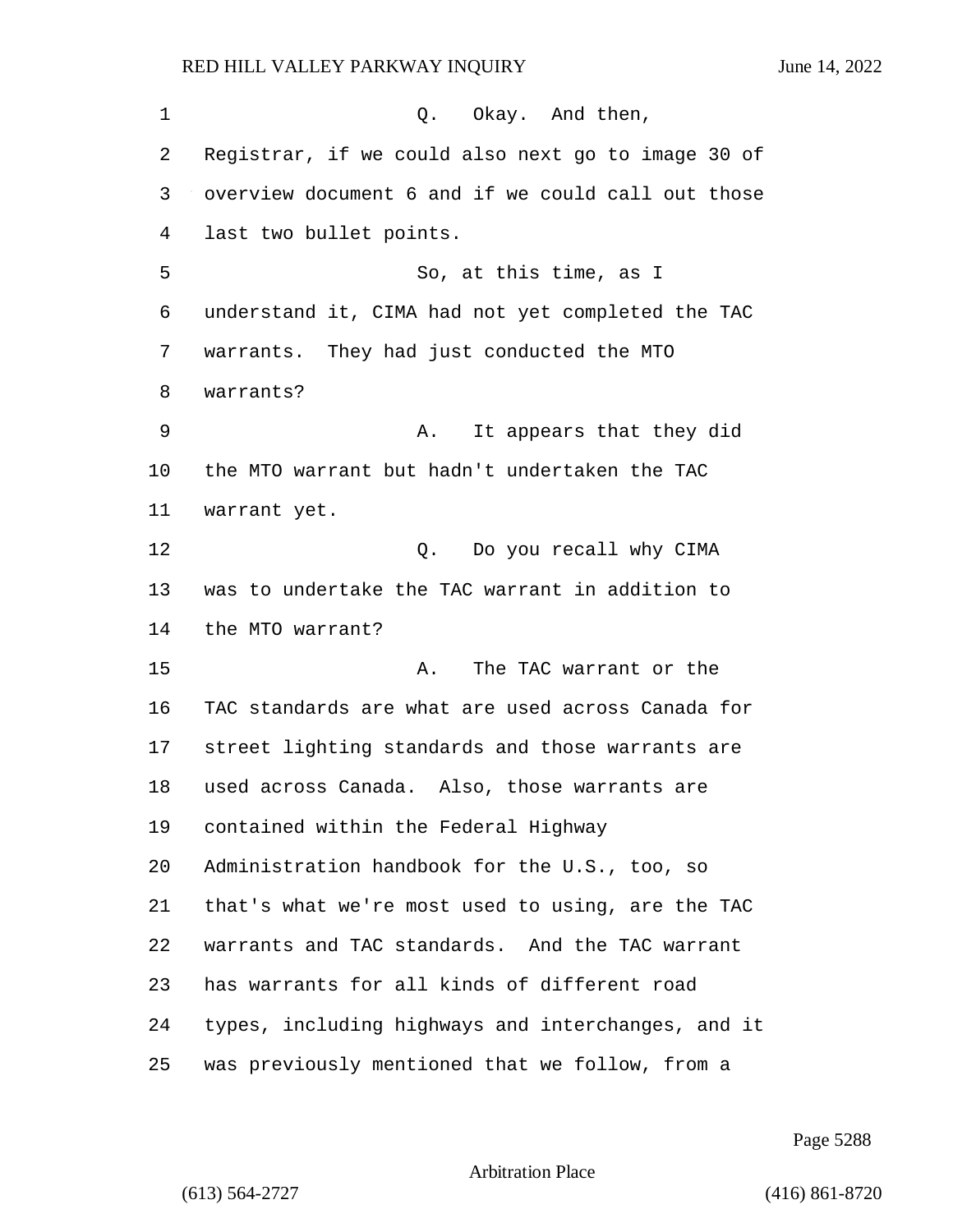Q. Okay. And then, Registrar, if we could also next go to image 30 of overview document 6 and if we could call out those last two bullet points.

So, at this time, as I understand it, CIMA had not yet completed the TAC warrants. They had just conducted the MTO warrants?

A. It appears that they did the MTO warrant but hadn't undertaken the TAC warrant yet.

Q. Do you recall why CIMA was to undertake the TAC warrant in addition to the MTO warrant?

A. The TAC warrant or the TAC standards are what are used across Canada for street lighting standards and those warrants are used across Canada. Also, those warrants are contained within the Federal Highway Administration handbook for the U.S., too, so that's what we're most used to using, are the TAC warrants and TAC standards. And the TAC warrant has warrants for all kinds of different road types, including highways and interchanges, and it was previously mentioned that we follow, from a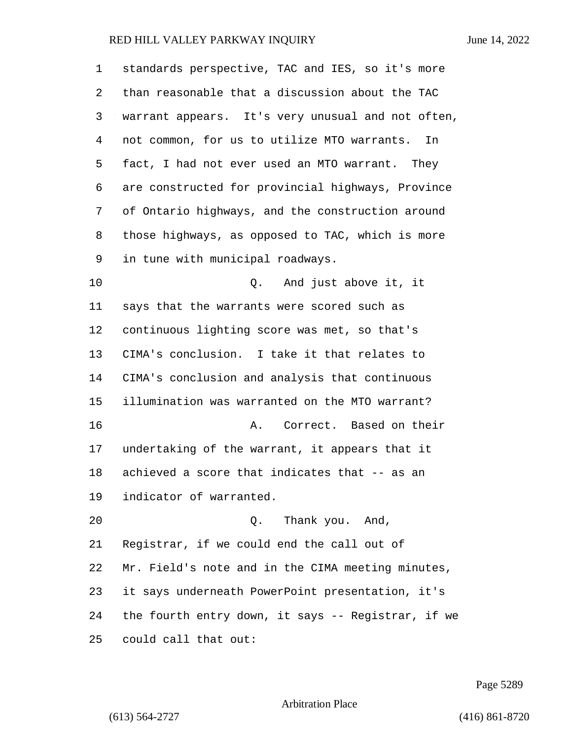standards perspective, TAC and IES, so it's more than reasonable that a discussion about the TAC warrant appears. It's very unusual and not often, not common, for us to utilize MTO warrants. In fact, I had not ever used an MTO warrant. They are constructed for provincial highways, Province of Ontario highways, and the construction around those highways, as opposed to TAC, which is more in tune with municipal roadways.

Q. And just above it, it says that the warrants were scored such as continuous lighting score was met, so that's CIMA's conclusion. I take it that relates to CIMA's conclusion and analysis that continuous illumination was warranted on the MTO warrant?

A. Correct. Based on their undertaking of the warrant, it appears that it achieved a score that indicates that -- as an indicator of warranted.

Q. Thank you. And, Registrar, if we could end the call out of Mr. Field's note and in the CIMA meeting minutes, it says underneath PowerPoint presentation, it's the fourth entry down, it says -- Registrar, if we could call that out: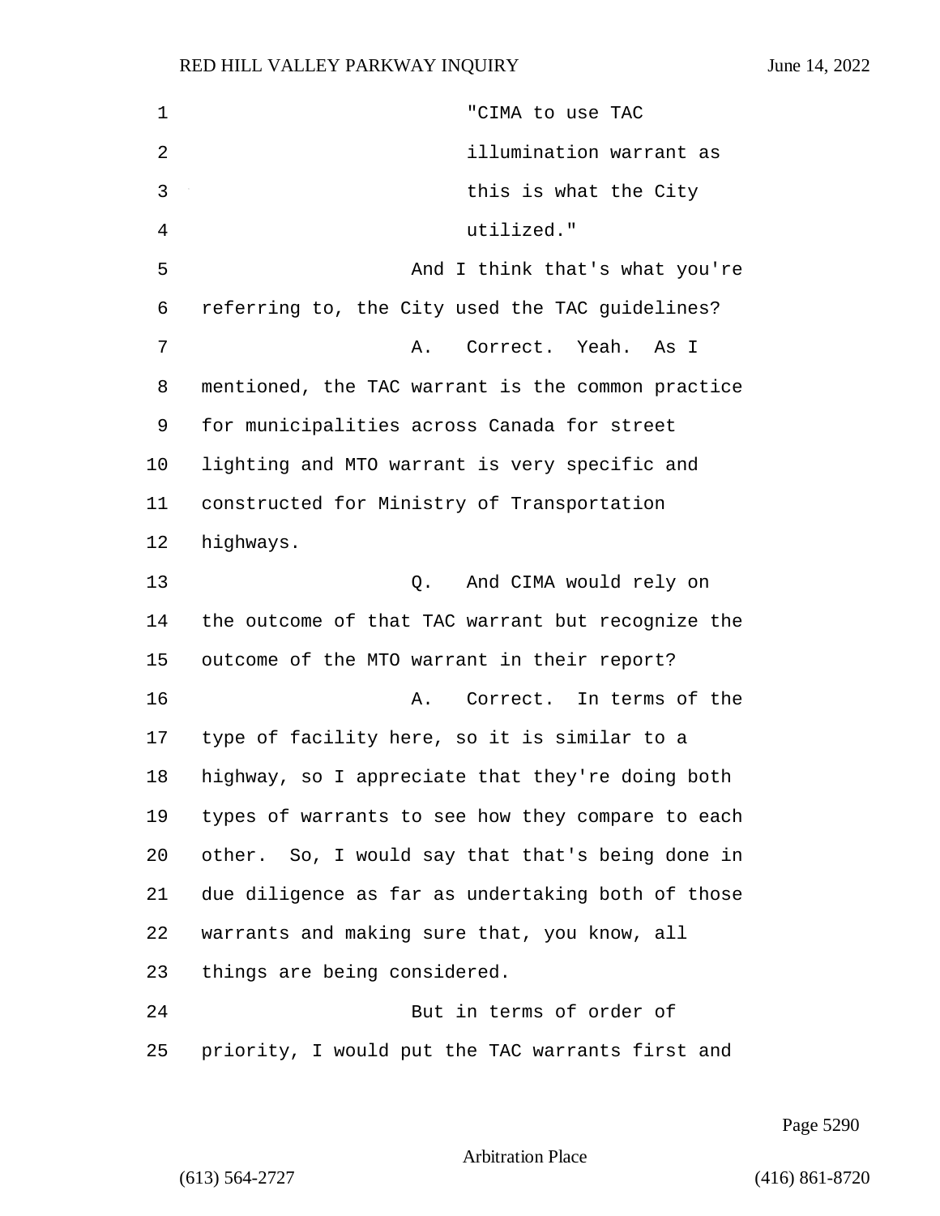"CIMA to use TAC illumination warrant as this is what the City utilized."

And I think that's what you're referring to, the City used the TAC guidelines?

A. Correct. Yeah. As I mentioned, the TAC warrant is the common practice for municipalities across Canada for street lighting and MTO warrant is very specific and constructed for Ministry of Transportation highways.

Q. And CIMA would rely on the outcome of that TAC warrant but recognize the outcome of the MTO warrant in their report?

A. Correct. In terms of the type of facility here, so it is similar to a highway, so I appreciate that they're doing both types of warrants to see how they compare to each other. So, I would say that that's being done in due diligence as far as undertaking both of those warrants and making sure that, you know, all things are being considered.

But in terms of order of priority, I would put the TAC warrants first and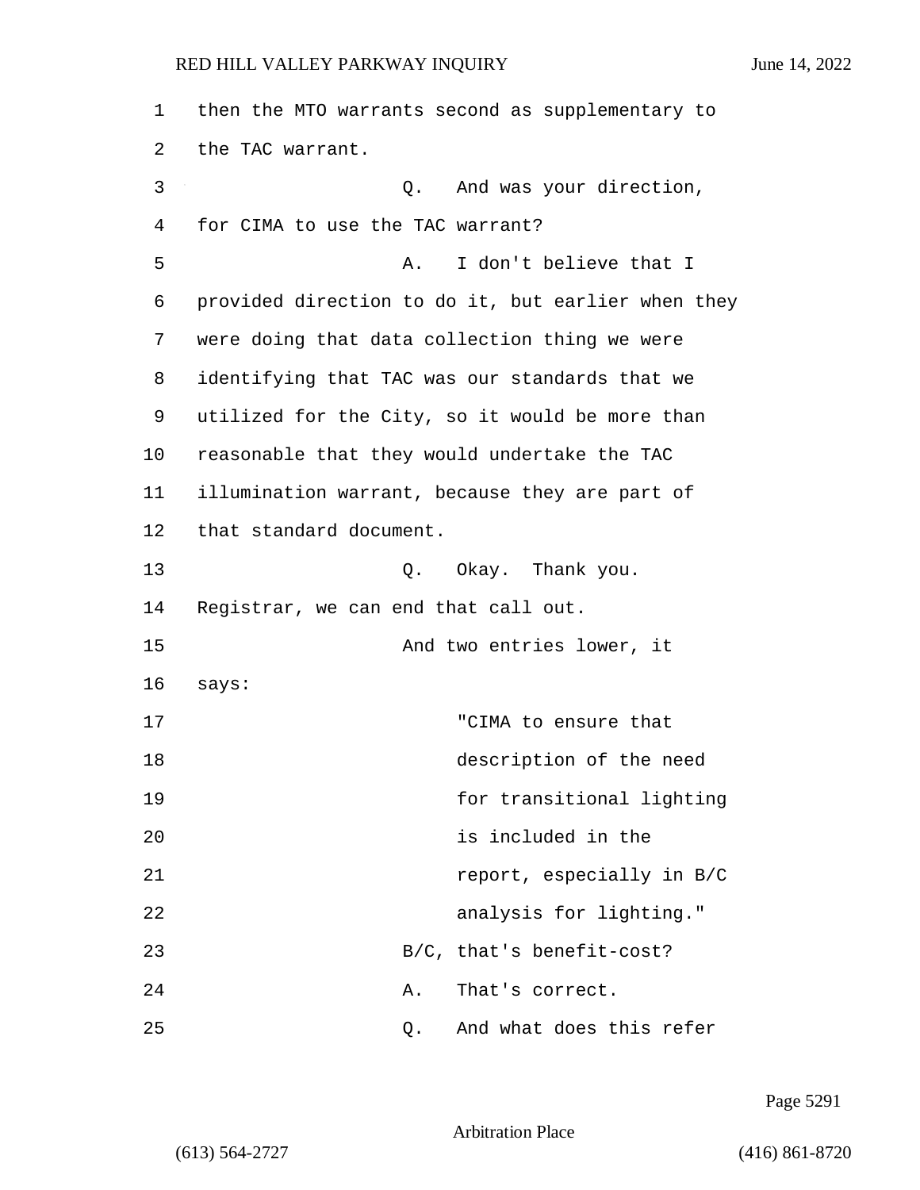then the MTO warrants second as supplementary to the TAC warrant.

Q. And was your direction, for CIMA to use the TAC warrant?

A. I don't believe that I provided direction to do it, but earlier when they were doing that data collection thing we were identifying that TAC was our standards that we utilized for the City, so it would be more than reasonable that they would undertake the TAC illumination warrant, because they are part of that standard document.

Q. Okay. Thank you. Registrar, we can end that call out.

And two entries lower, it says:

> "CIMA to ensure that description of the need for transitional lighting is included in the report, especially in B/C analysis for lighting."

B/C, that's benefit-cost?

A. That's correct.

Q. And what does this refer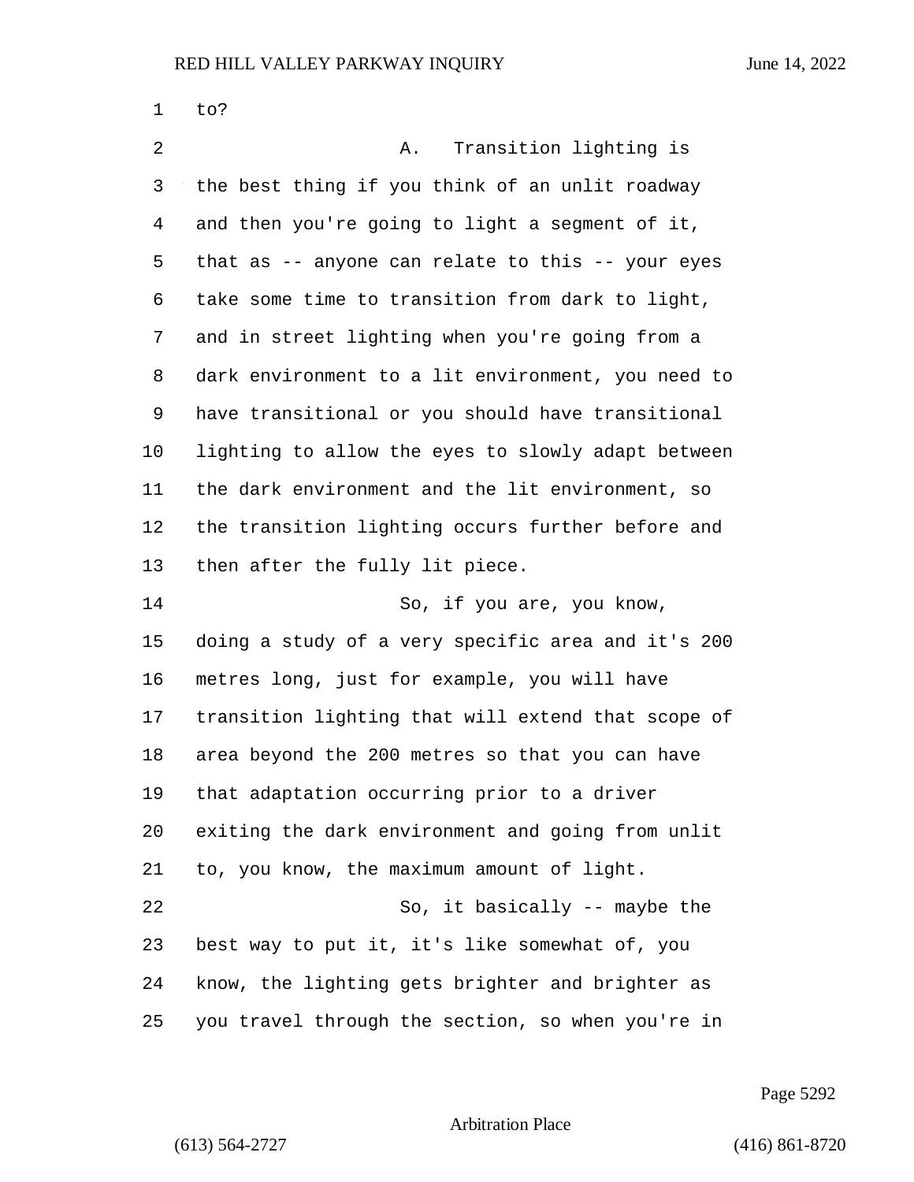to?

A. Transition lighting is the best thing if you think of an unlit roadway and then you're going to light a segment of it, that as -- anyone can relate to this -- your eyes take some time to transition from dark to light, and in street lighting when you're going from a dark environment to a lit environment, you need to have transitional or you should have transitional lighting to allow the eyes to slowly adapt between the dark environment and the lit environment, so the transition lighting occurs further before and then after the fully lit piece.

So, if you are, you know, doing a study of a very specific area and it's 200 metres long, just for example, you will have transition lighting that will extend that scope of area beyond the 200 metres so that you can have that adaptation occurring prior to a driver exiting the dark environment and going from unlit to, you know, the maximum amount of light.

So, it basically -- maybe the best way to put it, it's like somewhat of, you know, the lighting gets brighter and brighter as you travel through the section, so when you're in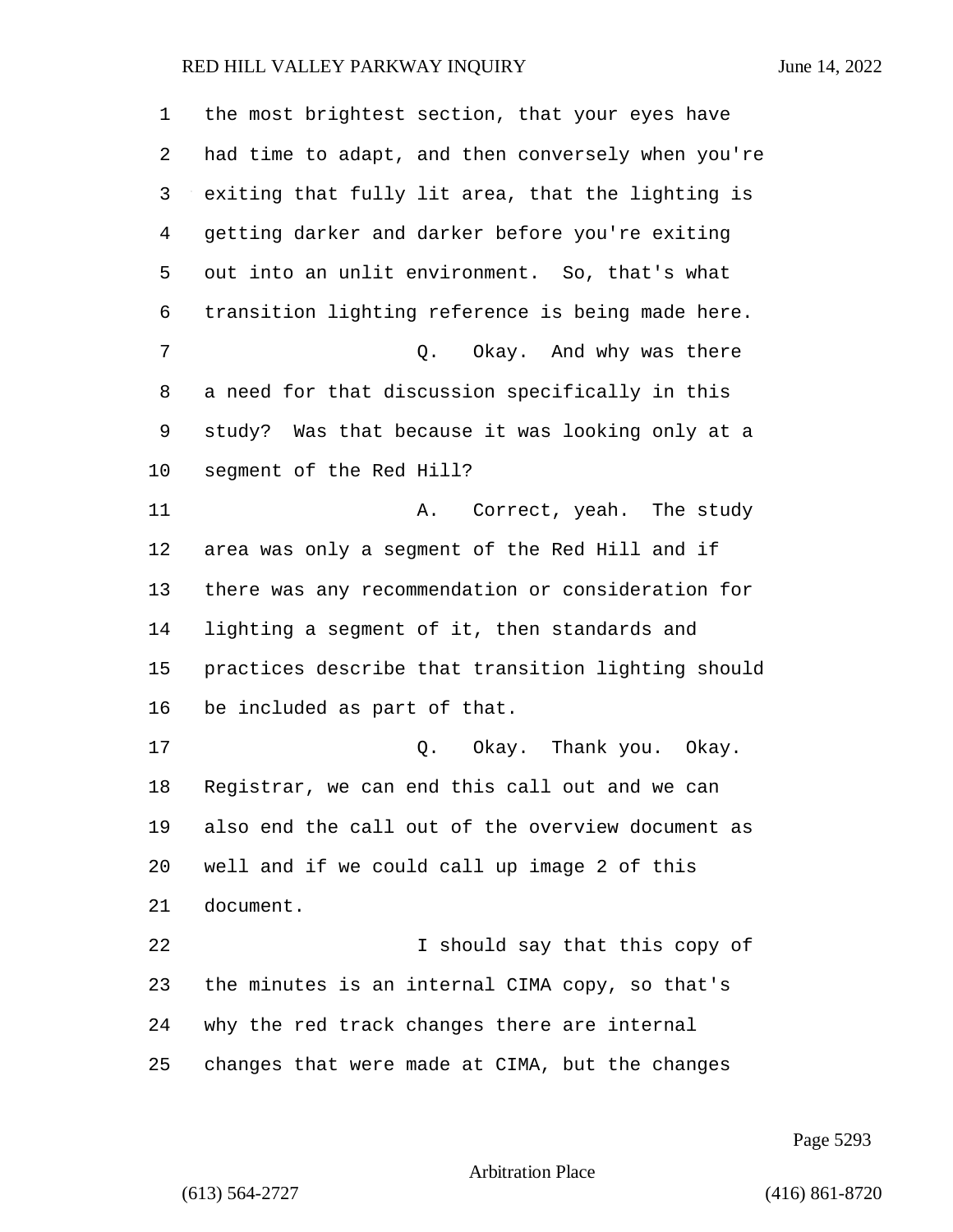the most brightest section, that your eyes have had time to adapt, and then conversely when you're exiting that fully lit area, that the lighting is getting darker and darker before you're exiting out into an unlit environment. So, that's what transition lighting reference is being made here.

Q. Okay. And why was there a need for that discussion specifically in this study? Was that because it was looking only at a segment of the Red Hill?

A. Correct, yeah. The study area was only a segment of the Red Hill and if there was any recommendation or consideration for lighting a segment of it, then standards and practices describe that transition lighting should be included as part of that.

Q. Okay. Thank you. Okay. Registrar, we can end this call out and we can also end the call out of the overview document as well and if we could call up image 2 of this document.

I should say that this copy of the minutes is an internal CIMA copy, so that's why the red track changes there are internal changes that were made at CIMA, but the changes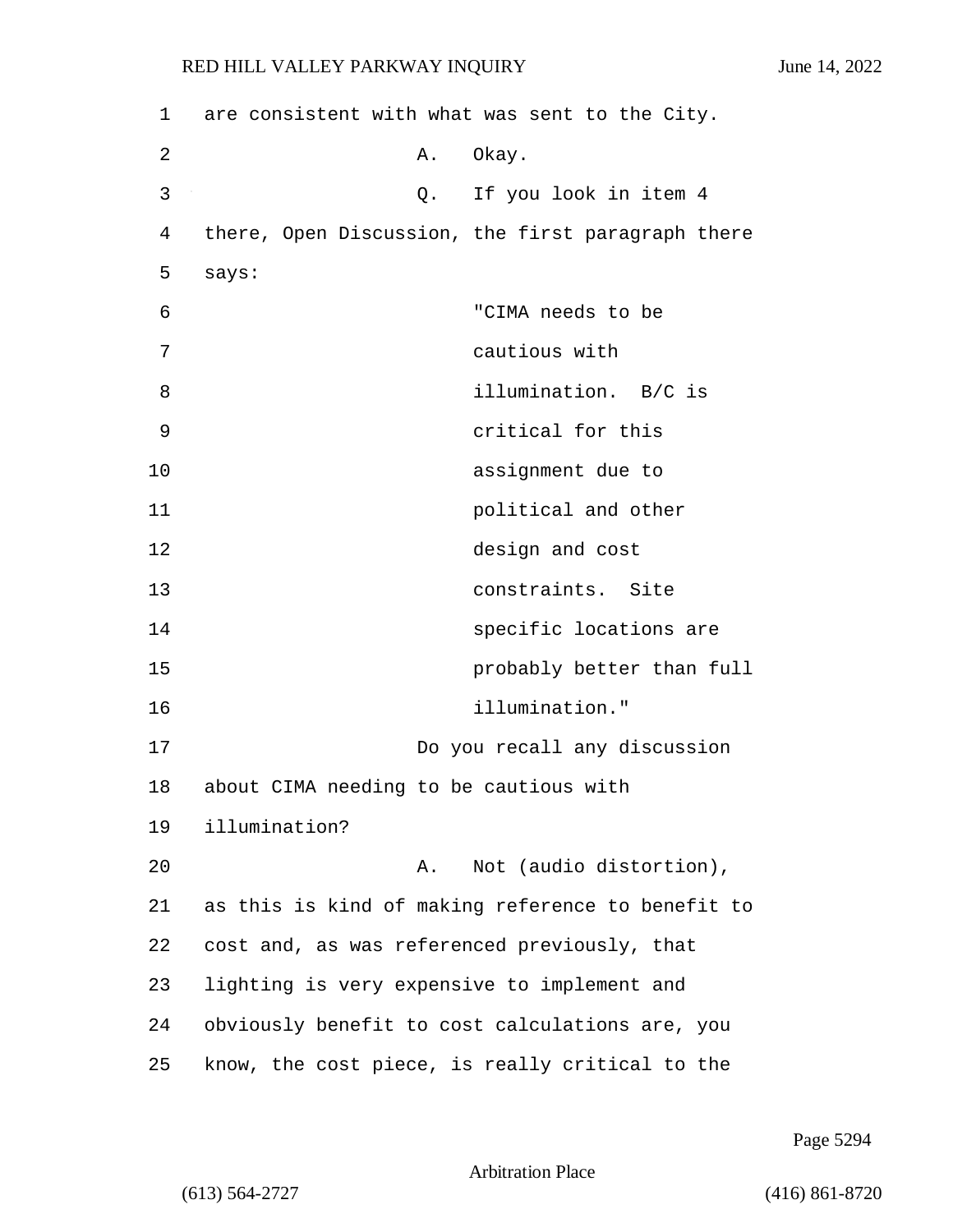are consistent with what was sent to the City.

A. Okay.

Q. If you look in item 4 there, Open Discussion, the first paragraph there says:

> "CIMA needs to be cautious with illumination. B/C is critical for this assignment due to political and other design and cost constraints. Site specific locations are probably better than full illumination."

Do you recall any discussion about CIMA needing to be cautious with illumination?

A. Not (audio distortion), as this is kind of making reference to benefit to cost and, as was referenced previously, that lighting is very expensive to implement and obviously benefit to cost calculations are, you know, the cost piece, is really critical to the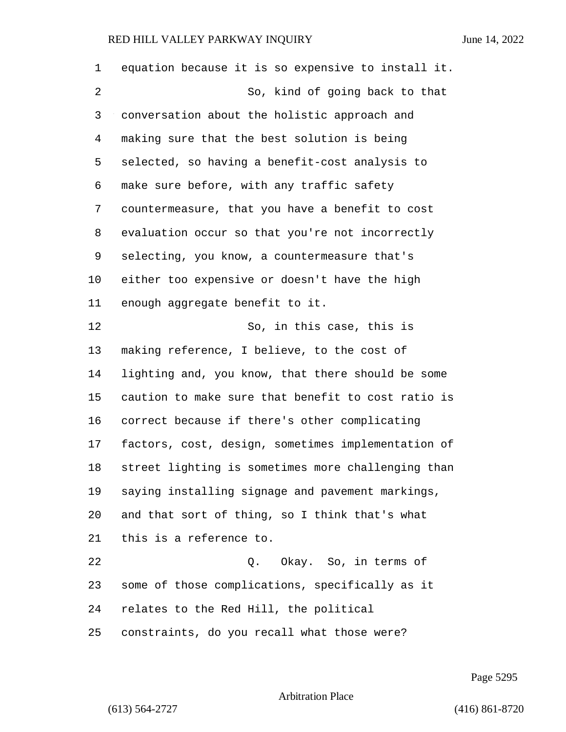equation because it is so expensive to install it.

So, kind of going back to that conversation about the holistic approach and making sure that the best solution is being selected, so having a benefit-cost analysis to make sure before, with any traffic safety countermeasure, that you have a benefit to cost evaluation occur so that you're not incorrectly selecting, you know, a countermeasure that's either too expensive or doesn't have the high enough aggregate benefit to it.

So, in this case, this is making reference, I believe, to the cost of lighting and, you know, that there should be some caution to make sure that benefit to cost ratio is correct because if there's other complicating factors, cost, design, sometimes implementation of street lighting is sometimes more challenging than saying installing signage and pavement markings, and that sort of thing, so I think that's what this is a reference to.

Q. Okay. So, in terms of some of those complications, specifically as it relates to the Red Hill, the political constraints, do you recall what those were?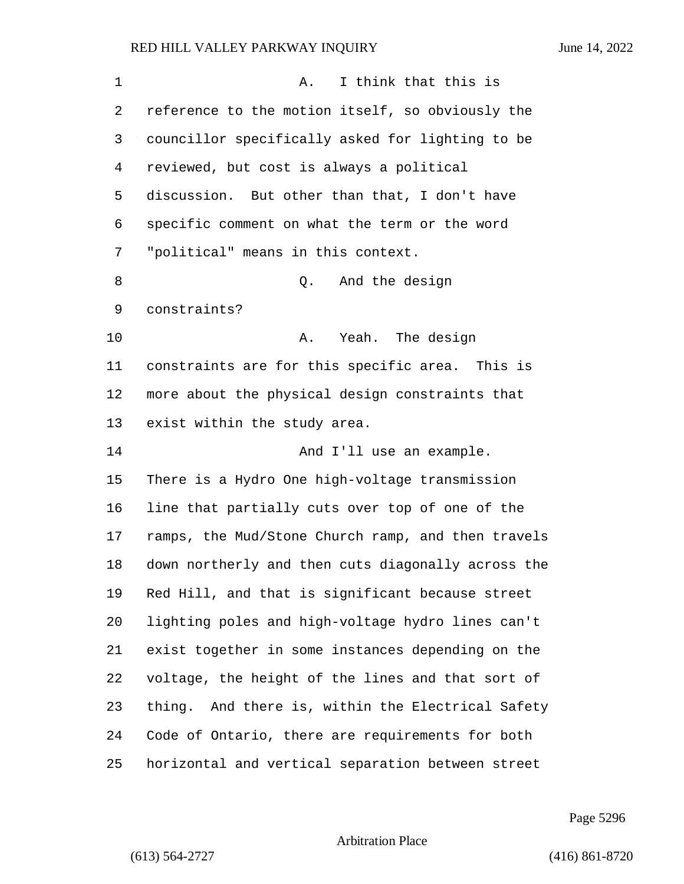A. I think that this is reference to the motion itself, so obviously the councillor specifically asked for lighting to be reviewed, but cost is always a political discussion. But other than that, I don't have specific comment on what the term or the word "political" means in this context.

Q. And the design constraints?

A. Yeah. The design constraints are for this specific area. This is more about the physical design constraints that exist within the study area.

And I'll use an example. There is a Hydro One high-voltage transmission line that partially cuts over top of one of the ramps, the Mud/Stone Church ramp, and then travels down northerly and then cuts diagonally across the Red Hill, and that is significant because street lighting poles and high-voltage hydro lines can't exist together in some instances depending on the voltage, the height of the lines and that sort of thing. And there is, within the Electrical Safety Code of Ontario, there are requirements for both horizontal and vertical separation between street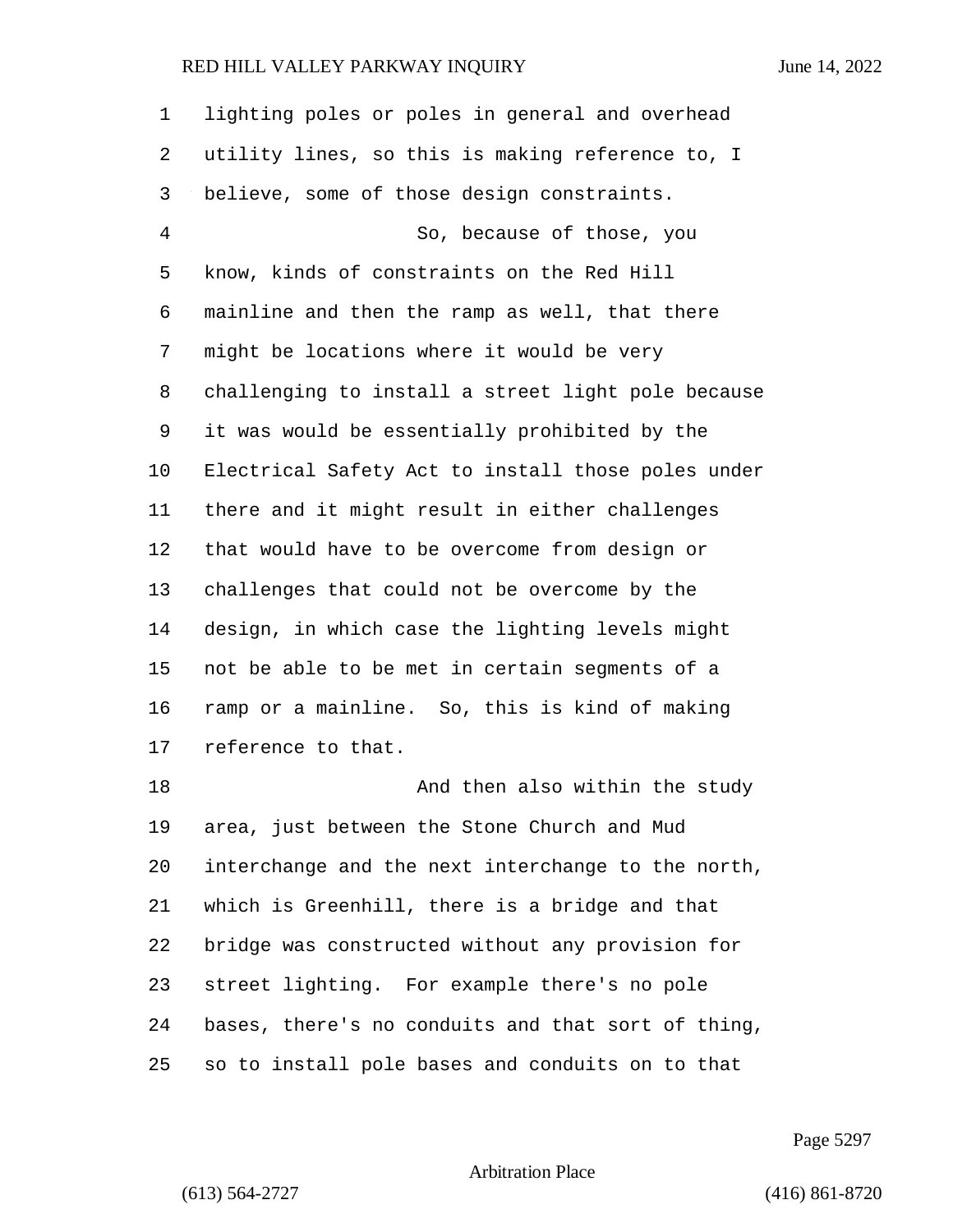lighting poles or poles in general and overhead utility lines, so this is making reference to, I believe, some of those design constraints.

So, because of those, you know, kinds of constraints on the Red Hill mainline and then the ramp as well, that there might be locations where it would be very challenging to install a street light pole because it was would be essentially prohibited by the Electrical Safety Act to install those poles under there and it might result in either challenges that would have to be overcome from design or challenges that could not be overcome by the design, in which case the lighting levels might not be able to be met in certain segments of a ramp or a mainline. So, this is kind of making reference to that.

And then also within the study area, just between the Stone Church and Mud interchange and the next interchange to the north, which is Greenhill, there is a bridge and that bridge was constructed without any provision for street lighting. For example there's no pole bases, there's no conduits and that sort of thing, so to install pole bases and conduits on to that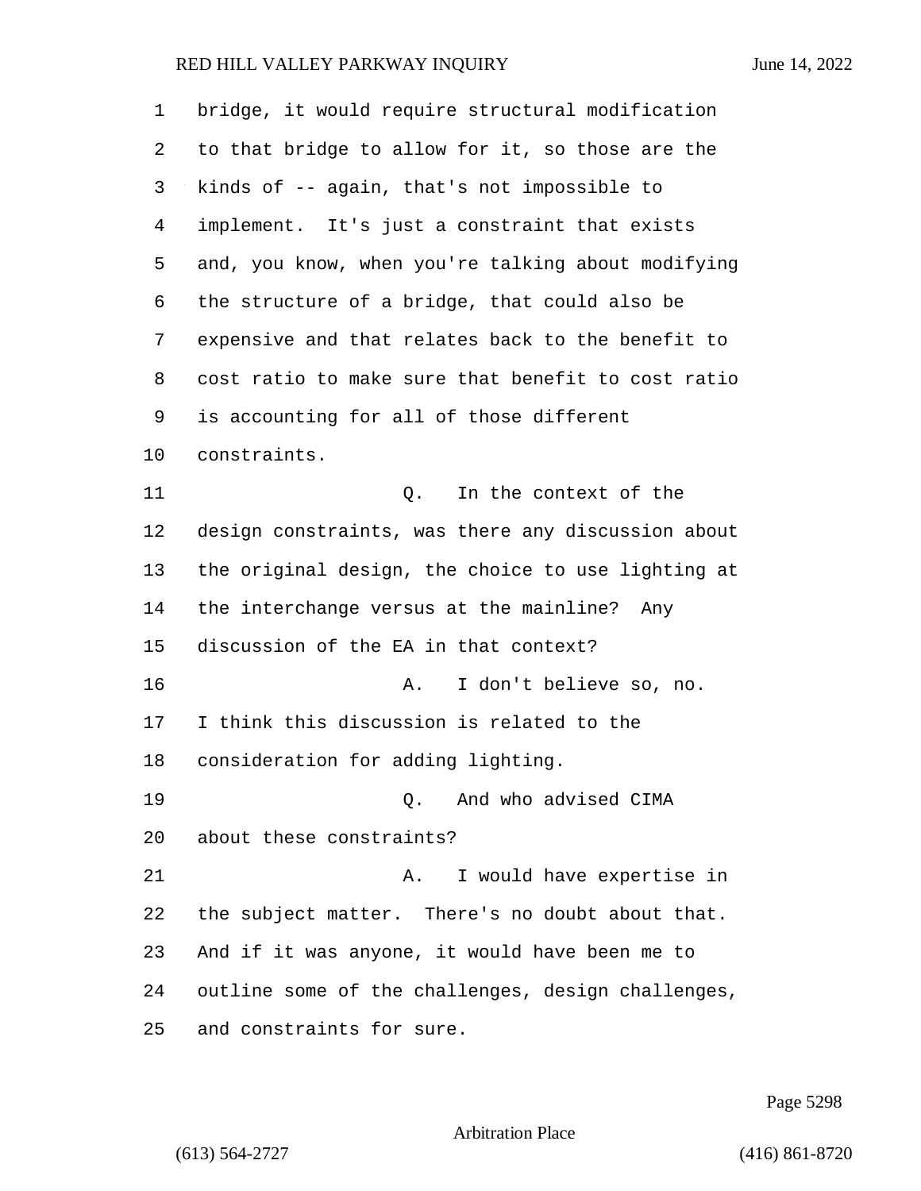bridge, it would require structural modification to that bridge to allow for it, so those are the kinds of -- again, that's not impossible to implement. It's just a constraint that exists and, you know, when you're talking about modifying the structure of a bridge, that could also be expensive and that relates back to the benefit to cost ratio to make sure that benefit to cost ratio is accounting for all of those different constraints.

Q. In the context of the design constraints, was there any discussion about the original design, the choice to use lighting at the interchange versus at the mainline? Any discussion of the EA in that context?

A. I don't believe so, no. I think this discussion is related to the consideration for adding lighting.

Q. And who advised CIMA about these constraints?

A. I would have expertise in the subject matter. There's no doubt about that. And if it was anyone, it would have been me to outline some of the challenges, design challenges, and constraints for sure.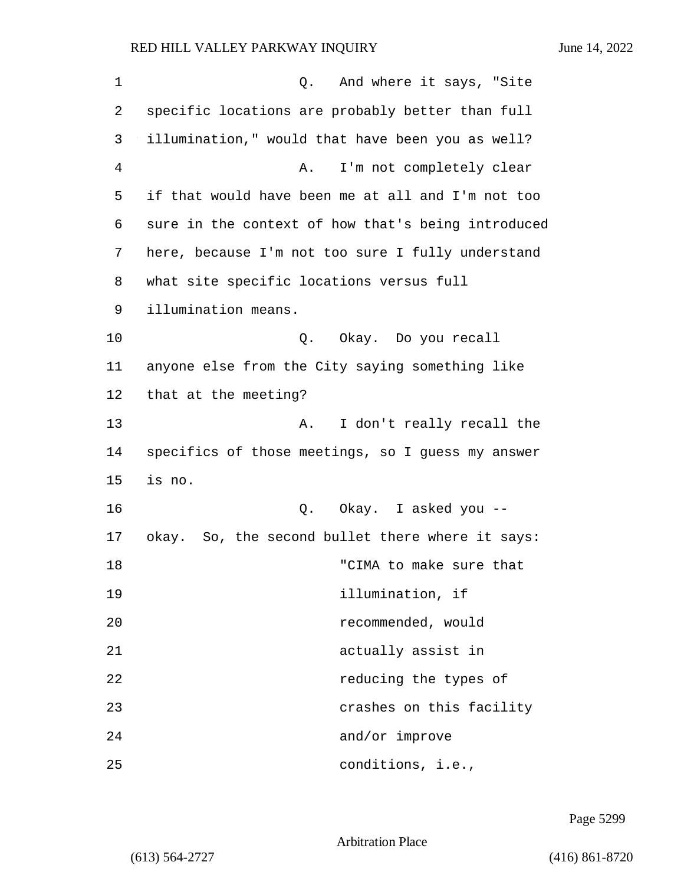Q. And where it says, "Site specific locations are probably better than full illumination," would that have been you as well?

A. I'm not completely clear if that would have been me at all and I'm not too sure in the context of how that's being introduced here, because I'm not too sure I fully understand what site specific locations versus full illumination means.

Q. Okay. Do you recall anyone else from the City saying something like that at the meeting?

A. I don't really recall the specifics of those meetings, so I guess my answer is no.

Q. Okay. I asked you -- okay. So, the second bullet there where it says:

> "CIMA to make sure that illumination, if recommended, would actually assist in reducing the types of crashes on this facility and/or improve conditions, i.e.,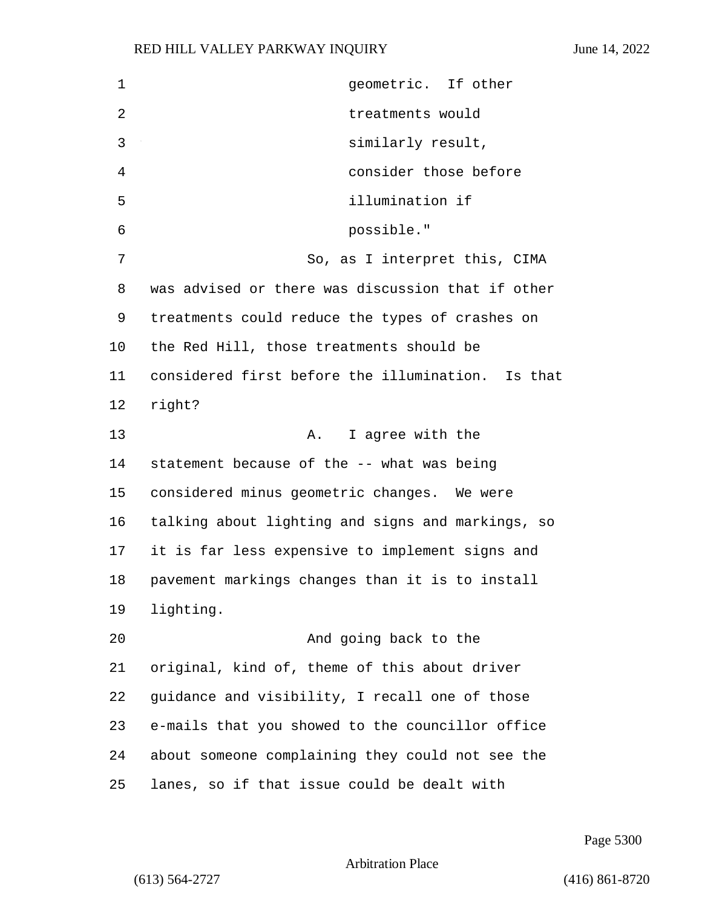geometric. If other treatments would similarly result, consider those before illumination if possible."

So, as I interpret this, CIMA was advised or there was discussion that if other treatments could reduce the types of crashes on the Red Hill, those treatments should be considered first before the illumination. Is that right?

A. I agree with the statement because of the -- what was being considered minus geometric changes. We were talking about lighting and signs and markings, so it is far less expensive to implement signs and pavement markings changes than it is to install lighting.

And going back to the original, kind of, theme of this about driver guidance and visibility, I recall one of those e-mails that you showed to the councillor office about someone complaining they could not see the lanes, so if that issue could be dealt with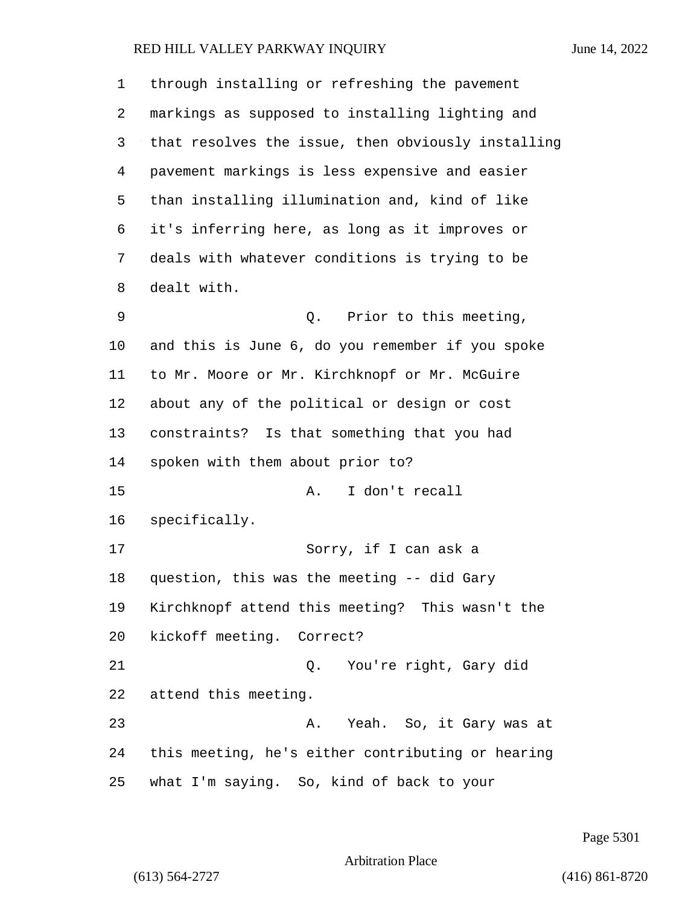through installing or refreshing the pavement markings as supposed to installing lighting and that resolves the issue, then obviously installing pavement markings is less expensive and easier than installing illumination and, kind of like it's inferring here, as long as it improves or deals with whatever conditions is trying to be dealt with.

Q. Prior to this meeting, and this is June 6, do you remember if you spoke to Mr. Moore or Mr. Kirchknopf or Mr. McGuire about any of the political or design or cost constraints? Is that something that you had spoken with them about prior to?

A. I don't recall specifically.

Sorry, if I can ask a question, this was the meeting -- did Gary Kirchknopf attend this meeting? This wasn't the kickoff meeting. Correct?

Q. You're right, Gary did attend this meeting.

A. Yeah. So, it Gary was at this meeting, he's either contributing or hearing what I'm saying. So, kind of back to your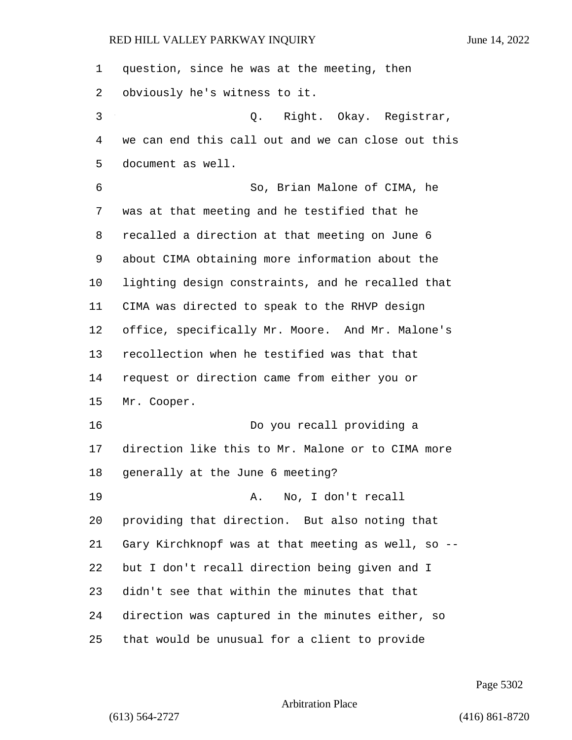question, since he was at the meeting, then obviously he's witness to it.

Q. Right. Okay. Registrar, we can end this call out and we can close out this document as well.

So, Brian Malone of CIMA, he was at that meeting and he testified that he recalled a direction at that meeting on June 6 about CIMA obtaining more information about the lighting design constraints, and he recalled that CIMA was directed to speak to the RHVP design office, specifically Mr. Moore. And Mr. Malone's recollection when he testified was that that request or direction came from either you or Mr. Cooper.

Do you recall providing a direction like this to Mr. Malone or to CIMA more generally at the June 6 meeting?

A. No, I don't recall providing that direction. But also noting that Gary Kirchknopf was at that meeting as well, so -- but I don't recall direction being given and I didn't see that within the minutes that that direction was captured in the minutes either, so that would be unusual for a client to provide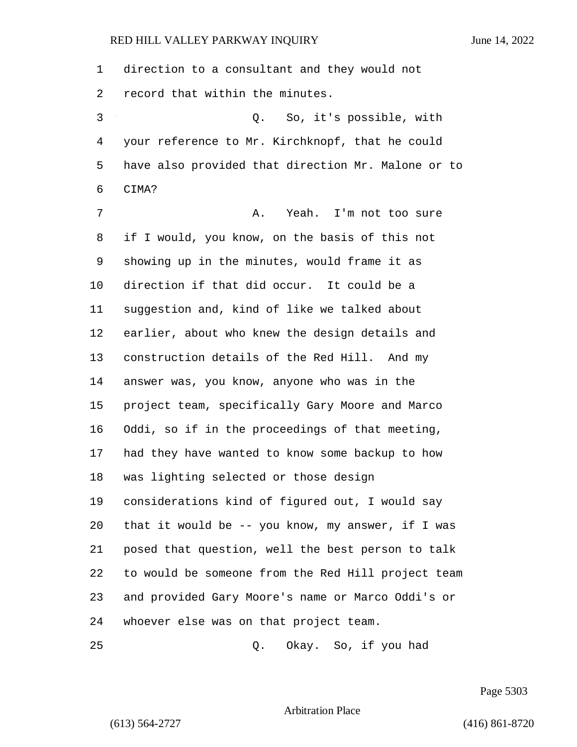direction to a consultant and they would not record that within the minutes.

Q. So, it's possible, with your reference to Mr. Kirchknopf, that he could have also provided that direction Mr. Malone or to CIMA?

A. Yeah. I'm not too sure if I would, you know, on the basis of this not showing up in the minutes, would frame it as direction if that did occur. It could be a suggestion and, kind of like we talked about earlier, about who knew the design details and construction details of the Red Hill. And my answer was, you know, anyone who was in the project team, specifically Gary Moore and Marco Oddi, so if in the proceedings of that meeting, had they have wanted to know some backup to how was lighting selected or those design considerations kind of figured out, I would say that it would be -- you know, my answer, if I was posed that question, well the best person to talk to would be someone from the Red Hill project team and provided Gary Moore's name or Marco Oddi's or whoever else was on that project team.

Q. Okay. So, if you had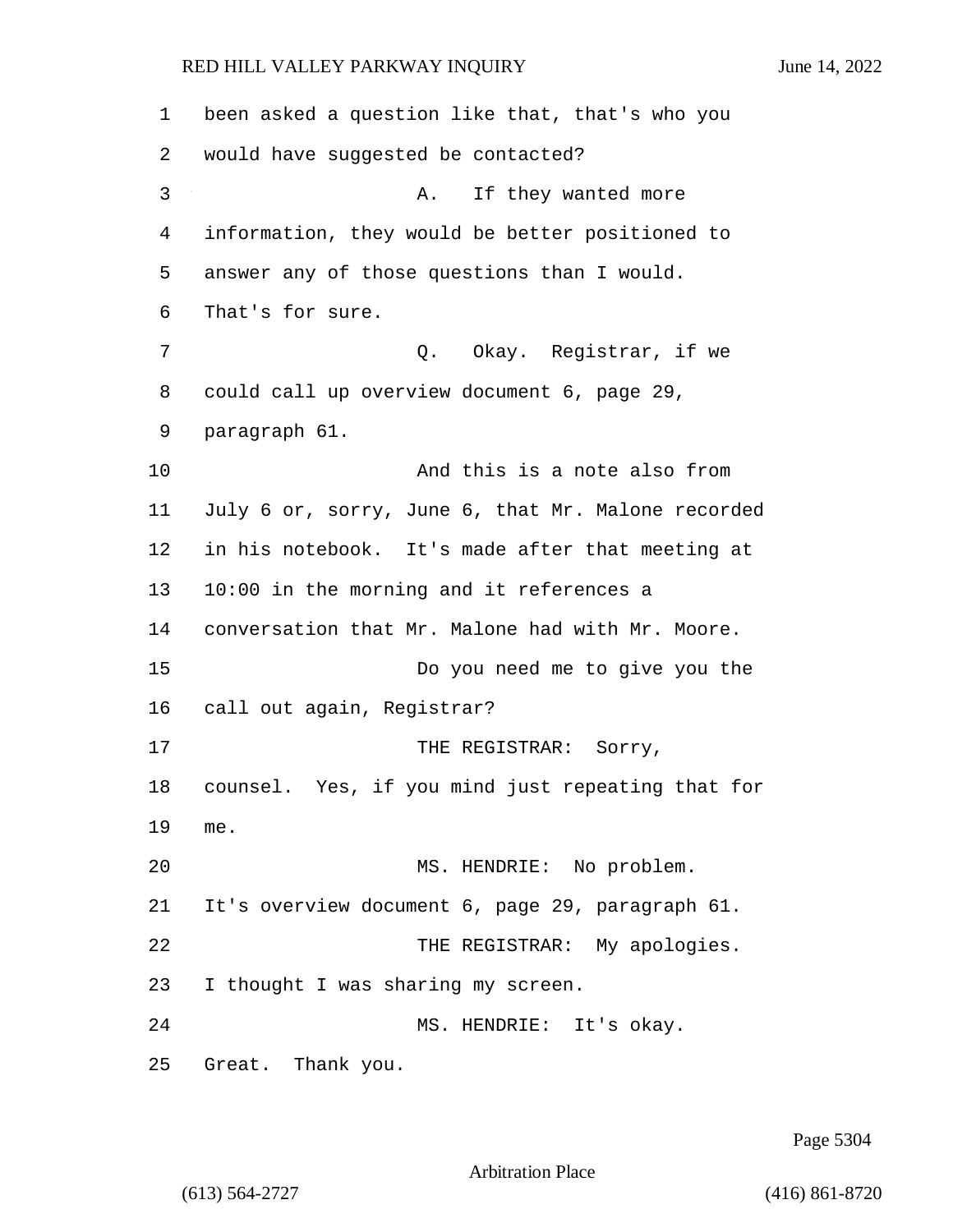been asked a question like that, that's who you would have suggested be contacted?

A. If they wanted more information, they would be better positioned to answer any of those questions than I would. That's for sure.

Q. Okay. Registrar, if we could call up overview document 6, page 29, paragraph 61.

And this is a note also from July 6 or, sorry, June 6, that Mr. Malone recorded in his notebook. It's made after that meeting at 10:00 in the morning and it references a conversation that Mr. Malone had with Mr. Moore.

Do you need me to give you the call out again, Registrar?

THE REGISTRAR: Sorry, counsel. Yes, if you mind just repeating that for me.

MS. HENDRIE: No problem. It's overview document 6, page 29, paragraph 61.

THE REGISTRAR: My apologies. I thought I was sharing my screen.

MS. HENDRIE: It's okay. Great. Thank you.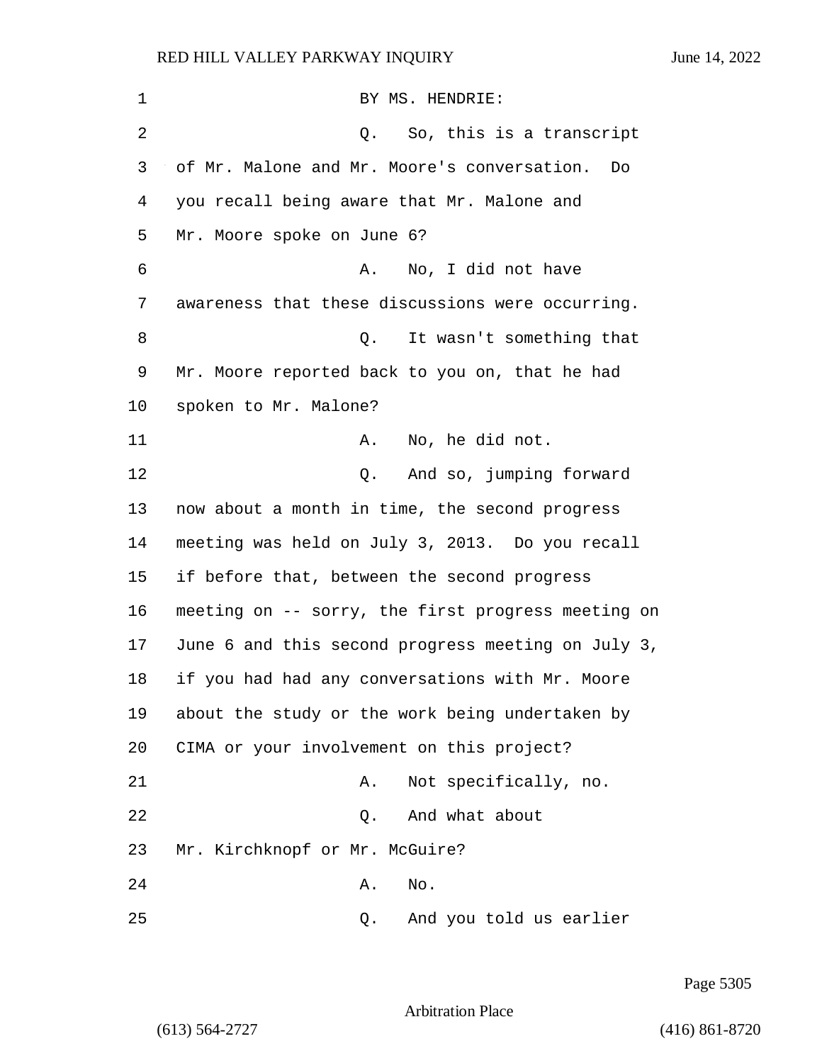BY MS. HENDRIE:

Q. So, this is a transcript of Mr. Malone and Mr. Moore's conversation. Do you recall being aware that Mr. Malone and Mr. Moore spoke on June 6?

A. No, I did not have awareness that these discussions were occurring.

Q. It wasn't something that Mr. Moore reported back to you on, that he had spoken to Mr. Malone?

A. No, he did not.

Q. And so, jumping forward now about a month in time, the second progress meeting was held on July 3, 2013. Do you recall if before that, between the second progress meeting on -- sorry, the first progress meeting on June 6 and this second progress meeting on July 3, if you had had any conversations with Mr. Moore about the study or the work being undertaken by CIMA or your involvement on this project?

A. Not specifically, no.

Q. And what about Mr. Kirchknopf or Mr. McGuire?

A. No.

Q. And you told us earlier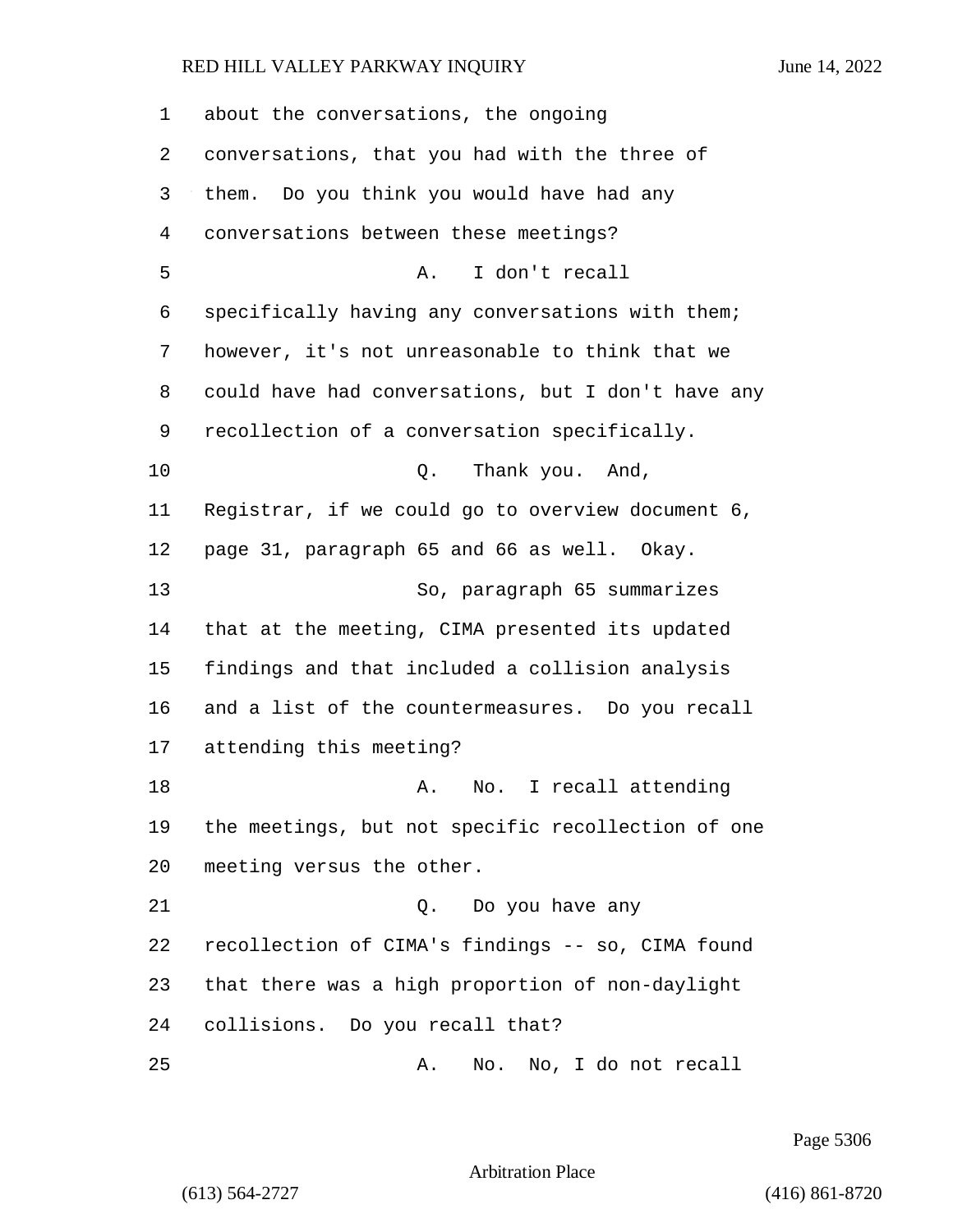about the conversations, the ongoing conversations, that you had with the three of them. Do you think you would have had any conversations between these meetings?

A. I don't recall specifically having any conversations with them; however, it's not unreasonable to think that we could have had conversations, but I don't have any recollection of a conversation specifically.

Q. Thank you. And, Registrar, if we could go to overview document 6, page 31, paragraph 65 and 66 as well. Okay.

So, paragraph 65 summarizes that at the meeting, CIMA presented its updated findings and that included a collision analysis and a list of the countermeasures. Do you recall attending this meeting?

A. No. I recall attending the meetings, but not specific recollection of one meeting versus the other.

Q. Do you have any recollection of CIMA's findings -- so, CIMA found that there was a high proportion of non-daylight collisions. Do you recall that?

A. No. No, I do not recall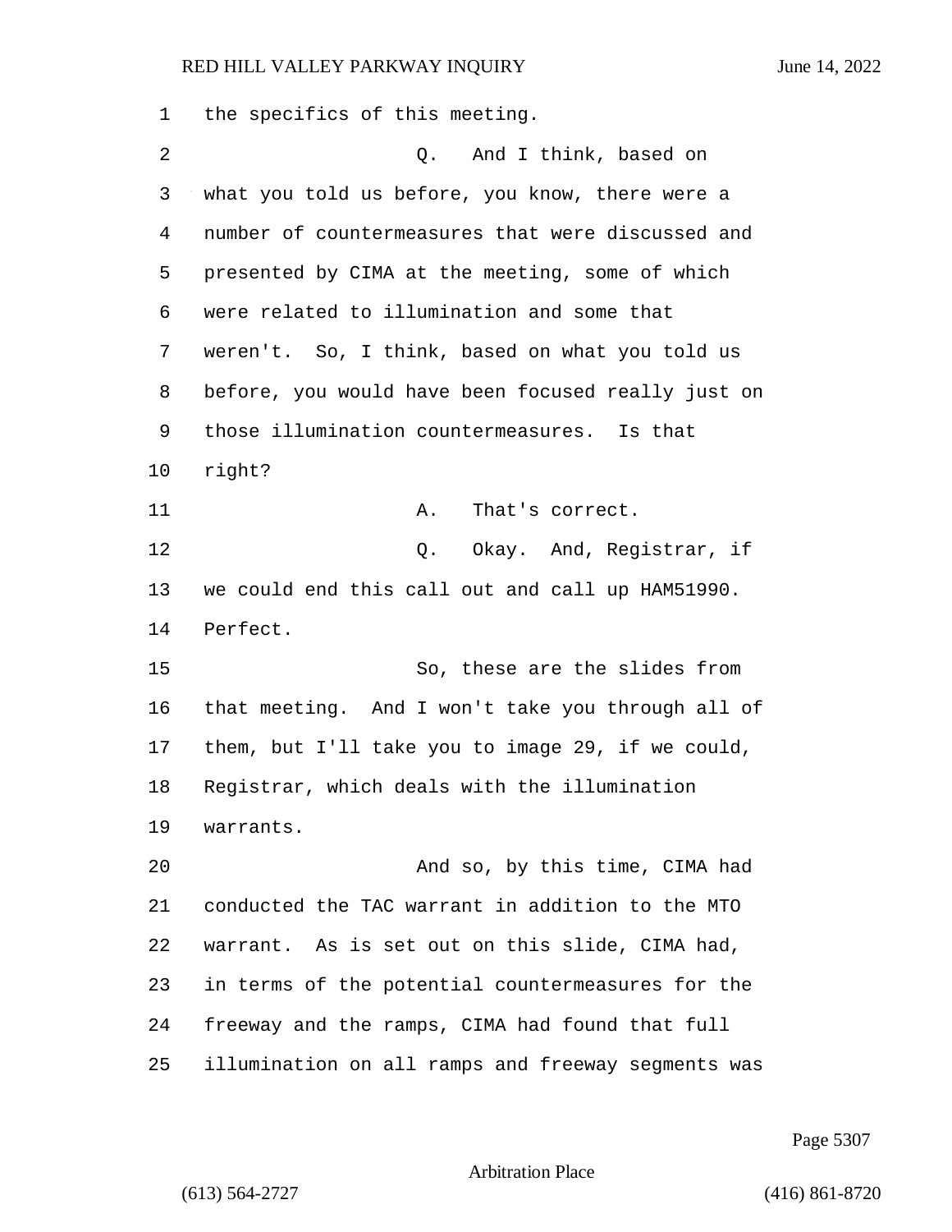the specifics of this meeting.

Q. And I think, based on what you told us before, you know, there were a number of countermeasures that were discussed and presented by CIMA at the meeting, some of which were related to illumination and some that weren't. So, I think, based on what you told us before, you would have been focused really just on those illumination countermeasures. Is that right?

A. That's correct.

Q. Okay. And, Registrar, if we could end this call out and call up HAM51990. Perfect.

So, these are the slides from that meeting. And I won't take you through all of them, but I'll take you to image 29, if we could, Registrar, which deals with the illumination warrants.

And so, by this time, CIMA had conducted the TAC warrant in addition to the MTO warrant. As is set out on this slide, CIMA had, in terms of the potential countermeasures for the freeway and the ramps, CIMA had found that full illumination on all ramps and freeway segments was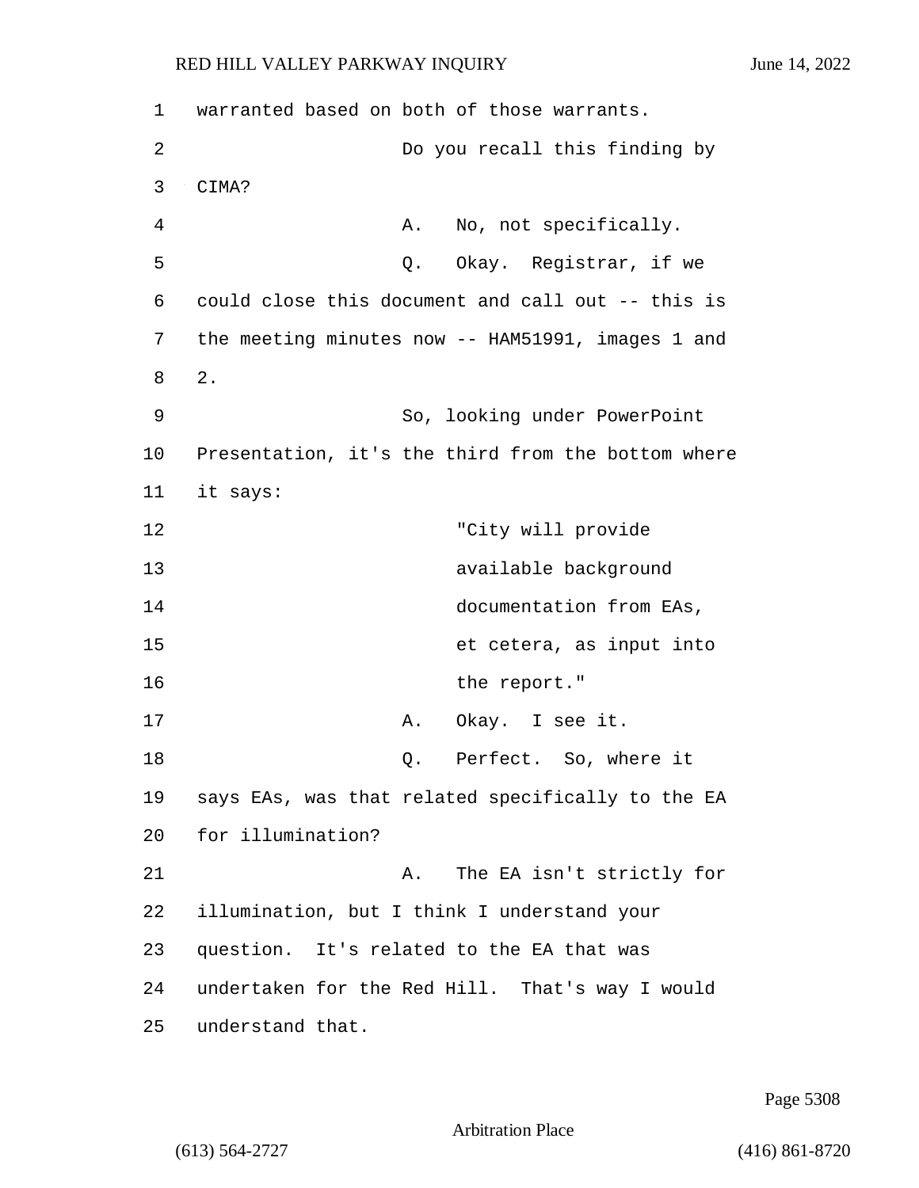warranted based on both of those warrants.

Do you recall this finding by CIMA?

A. No, not specifically.

Q. Okay. Registrar, if we could close this document and call out -- this is the meeting minutes now -- HAM51991, images 1 and 2.

So, looking under PowerPoint Presentation, it's the third from the bottom where it says:

> "City will provide available background documentation from EAs, et cetera, as input into the report."

A. Okay. I see it.

Q. Perfect. So, where it says EAs, was that related specifically to the EA for illumination?

A. The EA isn't strictly for illumination, but I think I understand your question. It's related to the EA that was undertaken for the Red Hill. That's way I would understand that.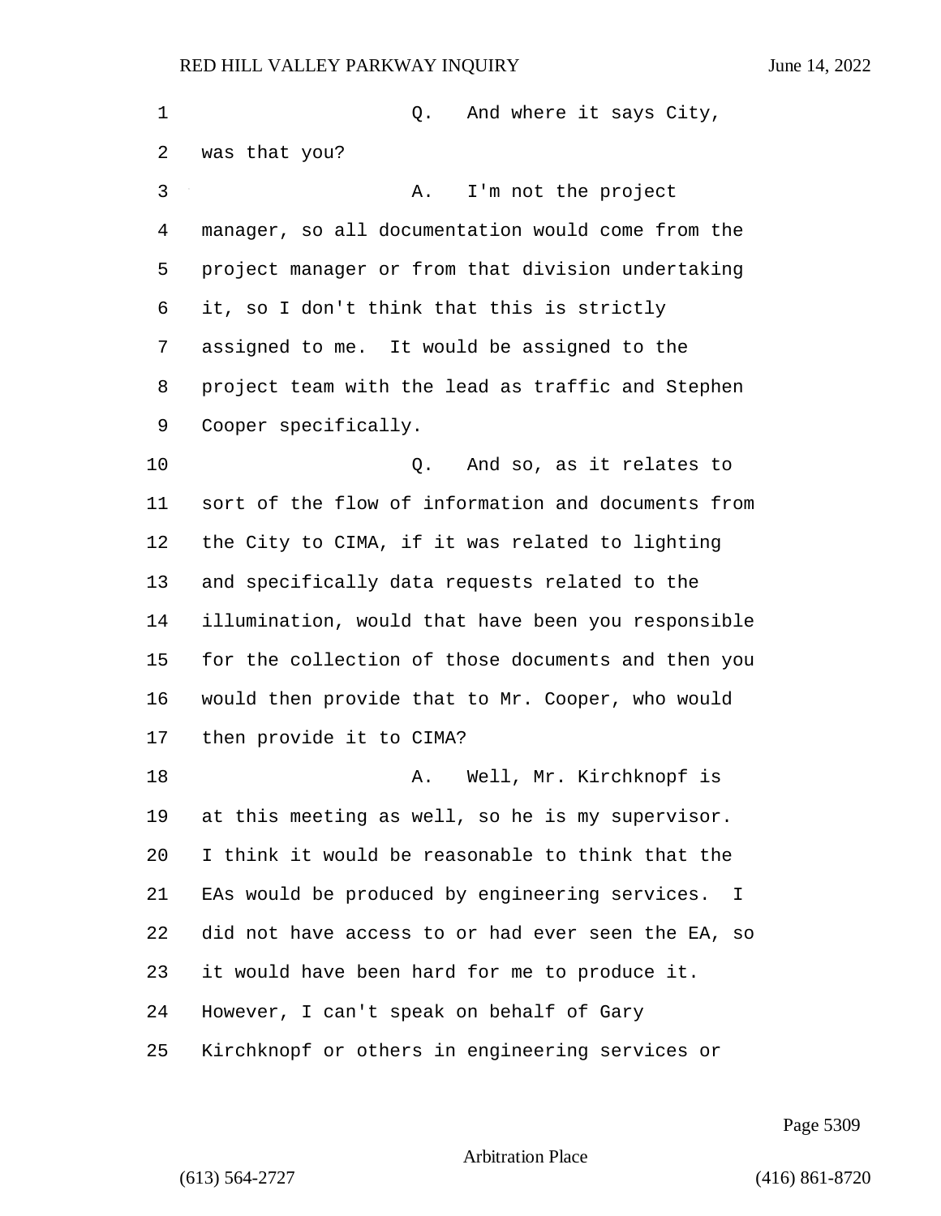Q. And where it says City, was that you?

A. I'm not the project manager, so all documentation would come from the project manager or from that division undertaking it, so I don't think that this is strictly assigned to me. It would be assigned to the project team with the lead as traffic and Stephen Cooper specifically.

Q. And so, as it relates to sort of the flow of information and documents from the City to CIMA, if it was related to lighting and specifically data requests related to the illumination, would that have been you responsible for the collection of those documents and then you would then provide that to Mr. Cooper, who would then provide it to CIMA?

A. Well, Mr. Kirchknopf is at this meeting as well, so he is my supervisor. I think it would be reasonable to think that the EAs would be produced by engineering services. I did not have access to or had ever seen the EA, so it would have been hard for me to produce it. However, I can't speak on behalf of Gary Kirchknopf or others in engineering services or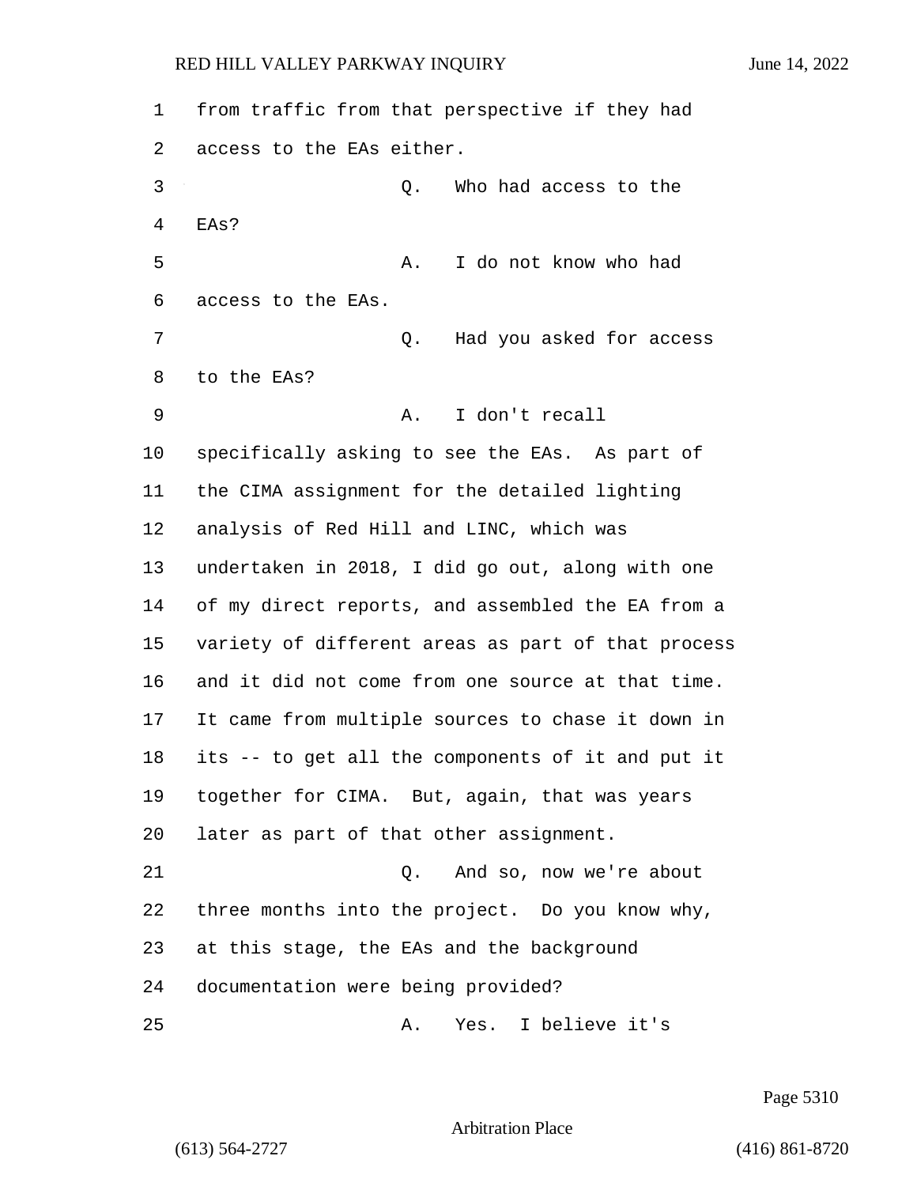from traffic from that perspective if they had access to the EAs either.

Q. Who had access to the EAs?

A. I do not know who had access to the EAs.

Q. Had you asked for access to the EAs?

A. I don't recall specifically asking to see the EAs. As part of the CIMA assignment for the detailed lighting analysis of Red Hill and LINC, which was undertaken in 2018, I did go out, along with one of my direct reports, and assembled the EA from a variety of different areas as part of that process and it did not come from one source at that time. It came from multiple sources to chase it down in its -- to get all the components of it and put it together for CIMA. But, again, that was years later as part of that other assignment.

Q. And so, now we're about three months into the project. Do you know why, at this stage, the EAs and the background documentation were being provided?

A. Yes. I believe it's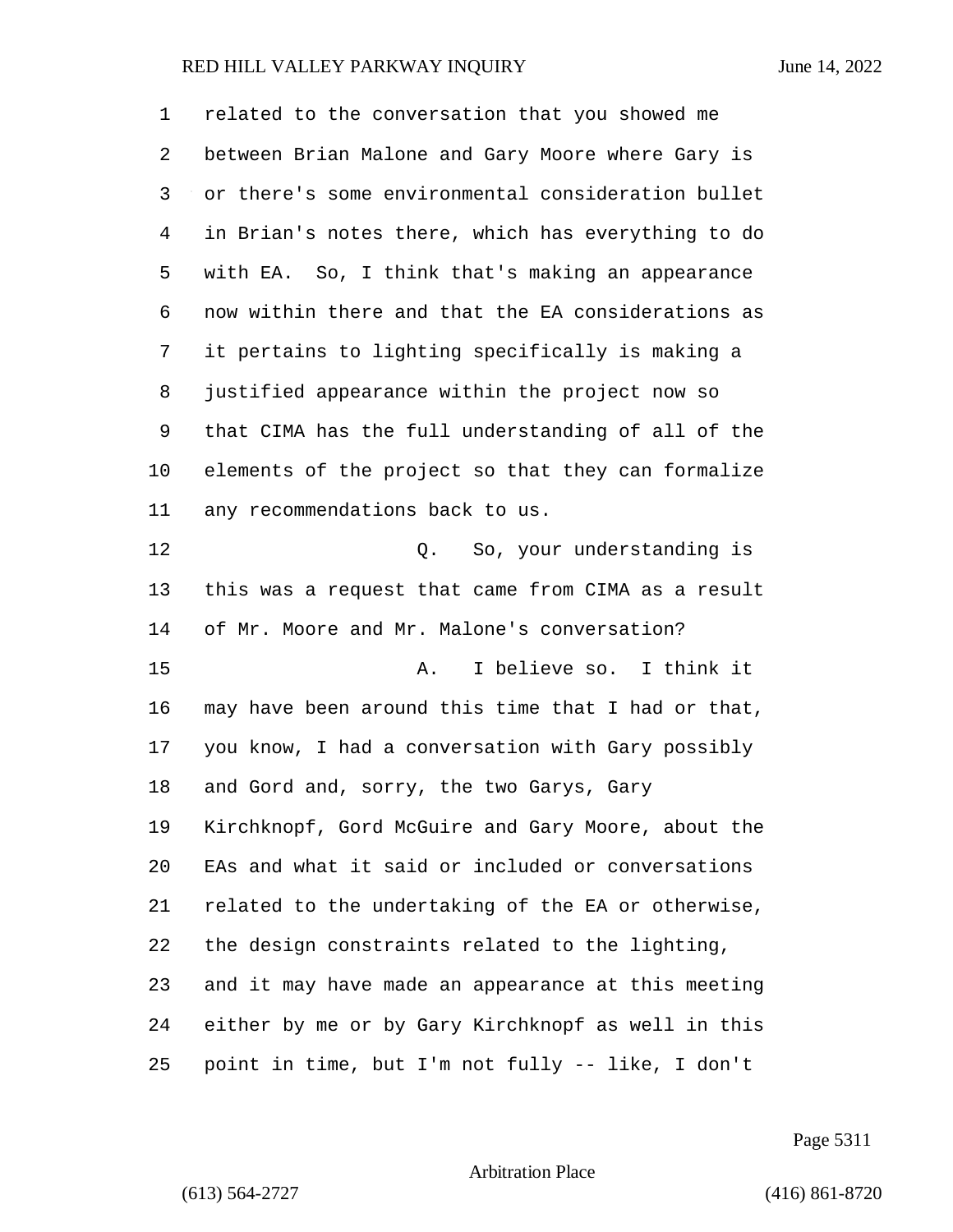related to the conversation that you showed me between Brian Malone and Gary Moore where Gary is or there's some environmental consideration bullet in Brian's notes there, which has everything to do with EA. So, I think that's making an appearance now within there and that the EA considerations as it pertains to lighting specifically is making a justified appearance within the project now so that CIMA has the full understanding of all of the elements of the project so that they can formalize any recommendations back to us.

Q. So, your understanding is this was a request that came from CIMA as a result of Mr. Moore and Mr. Malone's conversation?

A. I believe so. I think it may have been around this time that I had or that, you know, I had a conversation with Gary possibly and Gord and, sorry, the two Garys, Gary Kirchknopf, Gord McGuire and Gary Moore, about the EAs and what it said or included or conversations related to the undertaking of the EA or otherwise, the design constraints related to the lighting, and it may have made an appearance at this meeting either by me or by Gary Kirchknopf as well in this point in time, but I'm not fully -- like, I don't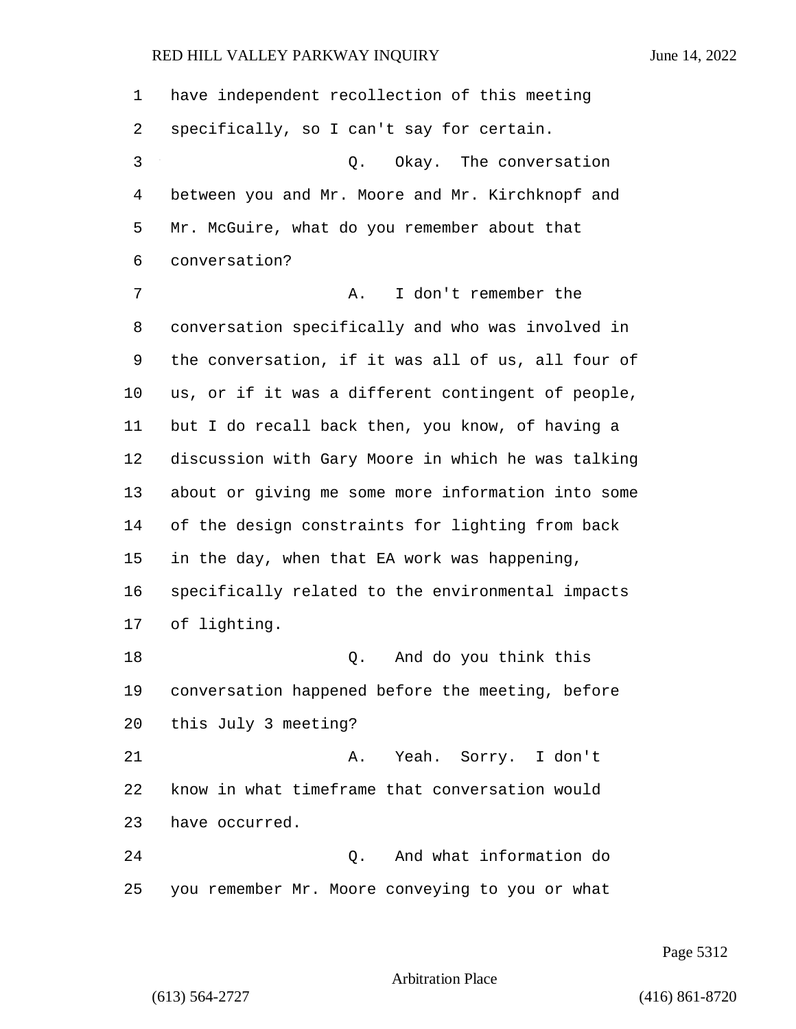have independent recollection of this meeting specifically, so I can't say for certain.

Q. Okay. The conversation between you and Mr. Moore and Mr. Kirchknopf and Mr. McGuire, what do you remember about that conversation?

A. I don't remember the conversation specifically and who was involved in the conversation, if it was all of us, all four of us, or if it was a different contingent of people, but I do recall back then, you know, of having a discussion with Gary Moore in which he was talking about or giving me some more information into some of the design constraints for lighting from back in the day, when that EA work was happening, specifically related to the environmental impacts of lighting.

Q. And do you think this conversation happened before the meeting, before this July 3 meeting?

A. Yeah. Sorry. I don't know in what timeframe that conversation would have occurred.

Q. And what information do you remember Mr. Moore conveying to you or what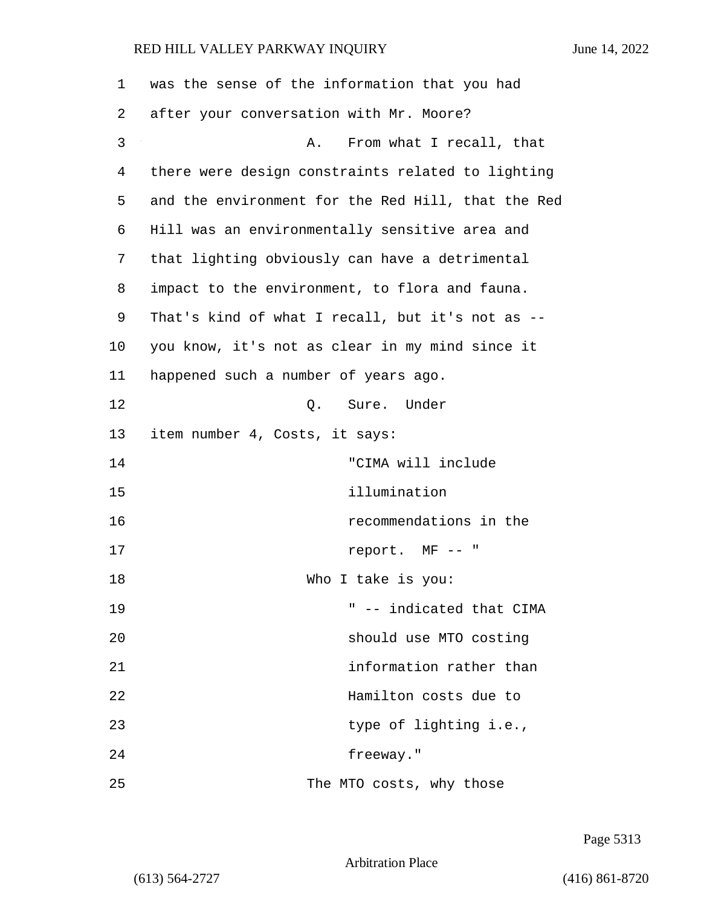was the sense of the information that you had after your conversation with Mr. Moore?

A. From what I recall, that there were design constraints related to lighting and the environment for the Red Hill, that the Red Hill was an environmentally sensitive area and that lighting obviously can have a detrimental impact to the environment, to flora and fauna. That's kind of what I recall, but it's not as -- you know, it's not as clear in my mind since it happened such a number of years ago.

Q. Sure. Under item number 4, Costs, it says:

> "CIMA will include illumination recommendations in the report. MF -- "

Who I take is you:

> " -- indicated that CIMA should use MTO costing information rather than Hamilton costs due to type of lighting i.e., freeway."

The MTO costs, why those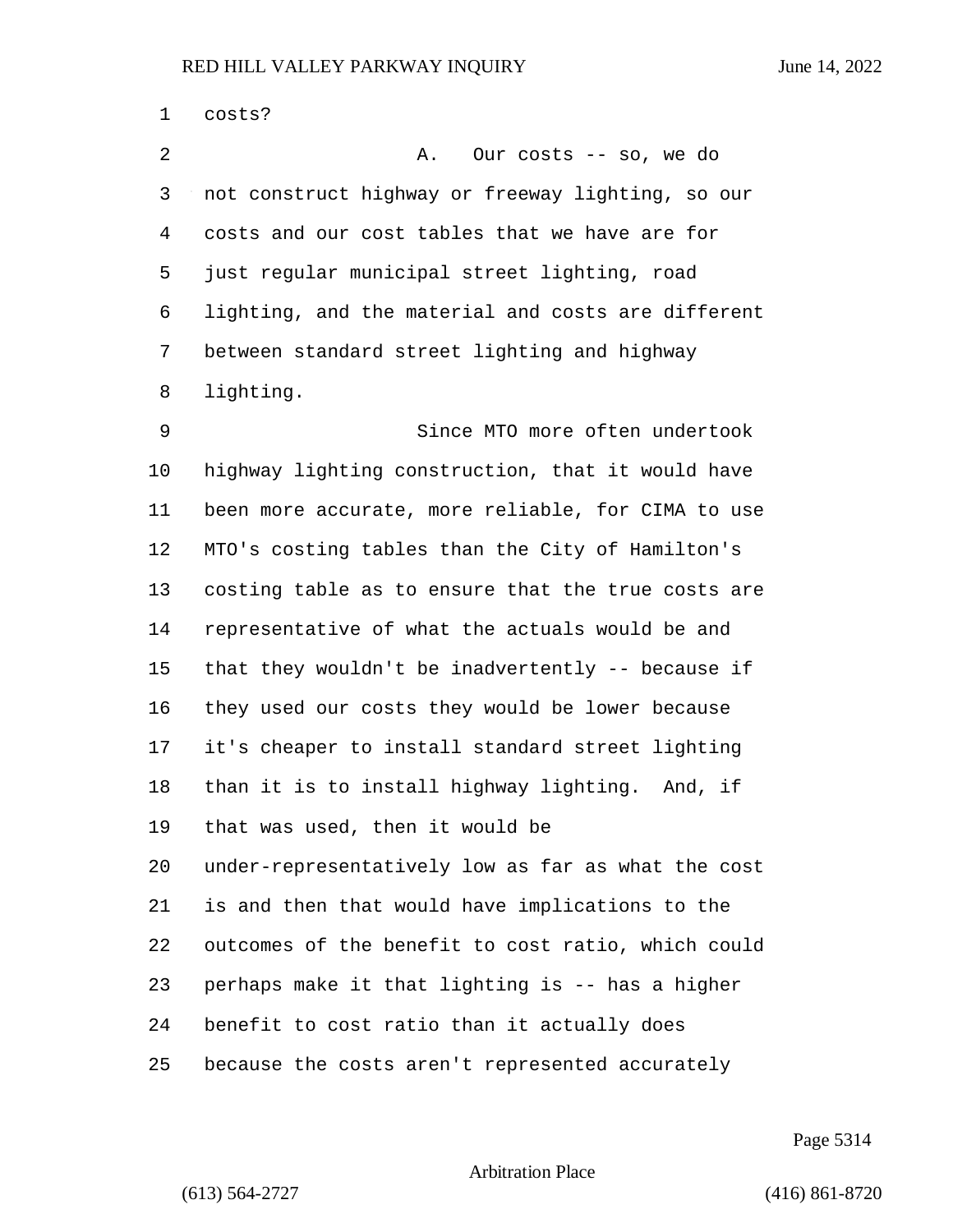costs?

A. Our costs -- so, we do not construct highway or freeway lighting, so our costs and our cost tables that we have are for just regular municipal street lighting, road lighting, and the material and costs are different between standard street lighting and highway lighting.

Since MTO more often undertook highway lighting construction, that it would have been more accurate, more reliable, for CIMA to use MTO's costing tables than the City of Hamilton's costing table as to ensure that the true costs are representative of what the actuals would be and that they wouldn't be inadvertently -- because if they used our costs they would be lower because it's cheaper to install standard street lighting than it is to install highway lighting. And, if that was used, then it would be under-representatively low as far as what the cost is and then that would have implications to the outcomes of the benefit to cost ratio, which could perhaps make it that lighting is -- has a higher benefit to cost ratio than it actually does because the costs aren't represented accurately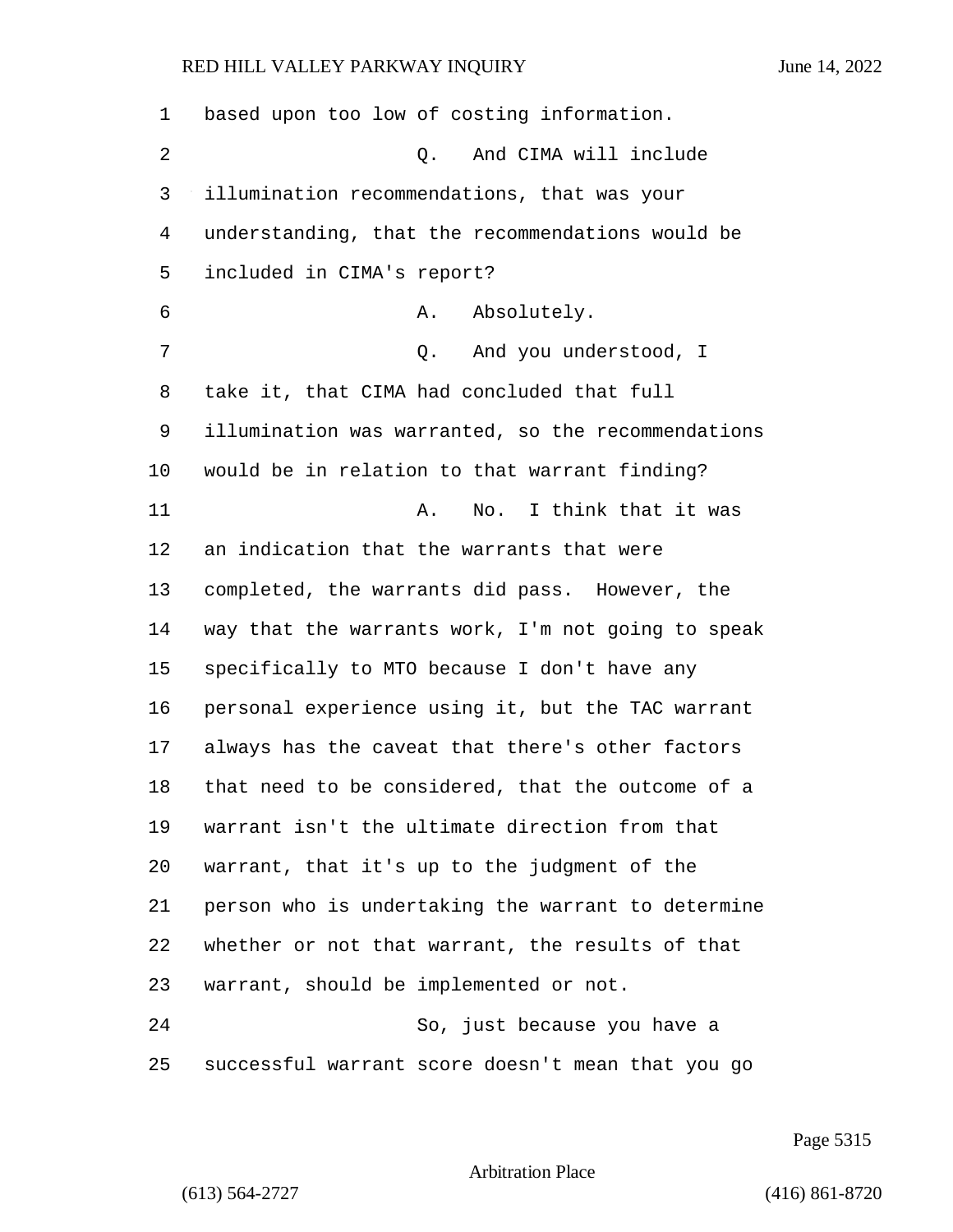based upon too low of costing information.

Q. And CIMA will include illumination recommendations, that was your understanding, that the recommendations would be included in CIMA's report?

A. Absolutely.

Q. And you understood, I take it, that CIMA had concluded that full illumination was warranted, so the recommendations would be in relation to that warrant finding?

A. No. I think that it was an indication that the warrants that were completed, the warrants did pass. However, the way that the warrants work, I'm not going to speak specifically to MTO because I don't have any personal experience using it, but the TAC warrant always has the caveat that there's other factors that need to be considered, that the outcome of a warrant isn't the ultimate direction from that warrant, that it's up to the judgment of the person who is undertaking the warrant to determine whether or not that warrant, the results of that warrant, should be implemented or not.

So, just because you have a successful warrant score doesn't mean that you go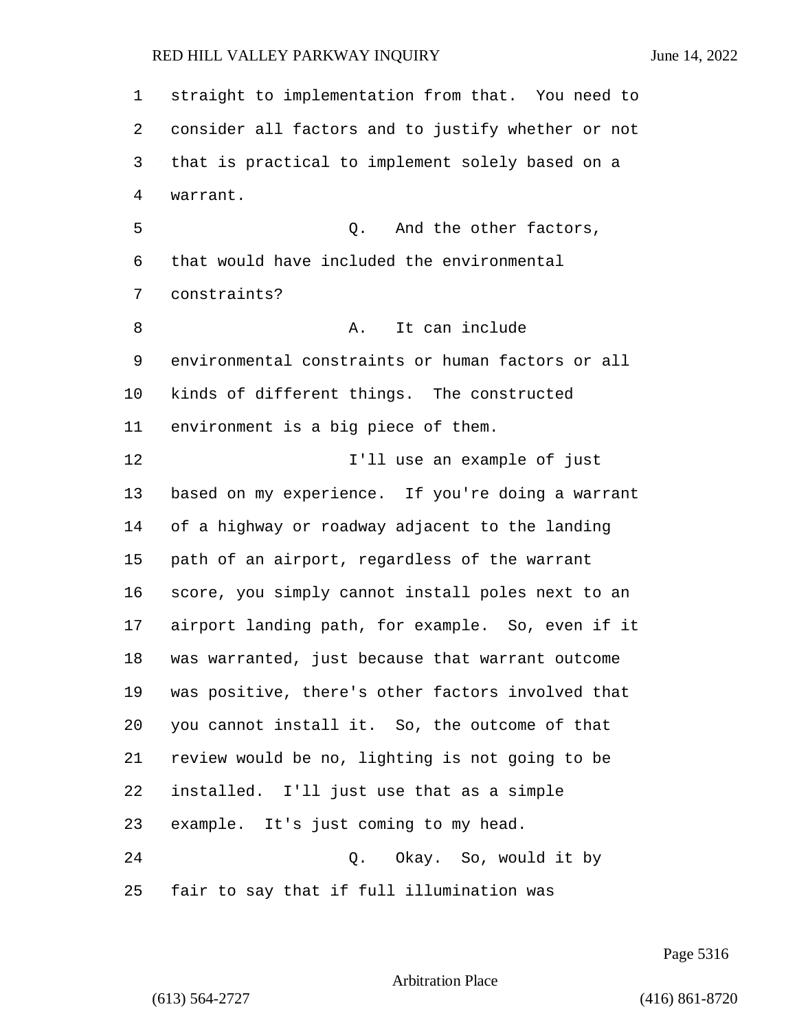straight to implementation from that. You need to consider all factors and to justify whether or not that is practical to implement solely based on a warrant.

Q. And the other factors, that would have included the environmental constraints?

A. It can include environmental constraints or human factors or all kinds of different things. The constructed environment is a big piece of them.

I'll use an example of just based on my experience. If you're doing a warrant of a highway or roadway adjacent to the landing path of an airport, regardless of the warrant score, you simply cannot install poles next to an airport landing path, for example. So, even if it was warranted, just because that warrant outcome was positive, there's other factors involved that you cannot install it. So, the outcome of that review would be no, lighting is not going to be installed. I'll just use that as a simple example. It's just coming to my head.

Q. Okay. So, would it by fair to say that if full illumination was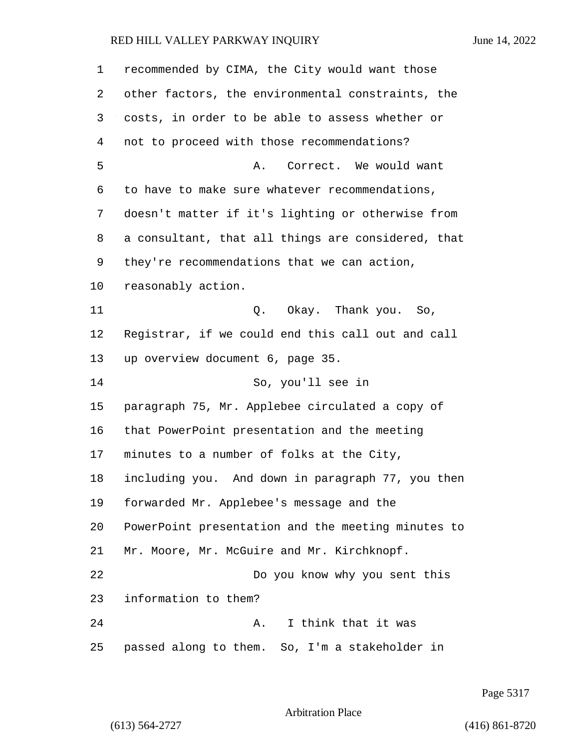recommended by CIMA, the City would want those other factors, the environmental constraints, the costs, in order to be able to assess whether or not to proceed with those recommendations?

A. Correct. We would want to have to make sure whatever recommendations, doesn't matter if it's lighting or otherwise from a consultant, that all things are considered, that they're recommendations that we can action, reasonably action.

Q. Okay. Thank you. So, Registrar, if we could end this call out and call up overview document 6, page 35.

So, you'll see in paragraph 75, Mr. Applebee circulated a copy of that PowerPoint presentation and the meeting minutes to a number of folks at the City, including you. And down in paragraph 77, you then forwarded Mr. Applebee's message and the PowerPoint presentation and the meeting minutes to Mr. Moore, Mr. McGuire and Mr. Kirchknopf.

Do you know why you sent this information to them?

A. I think that it was passed along to them. So, I'm a stakeholder in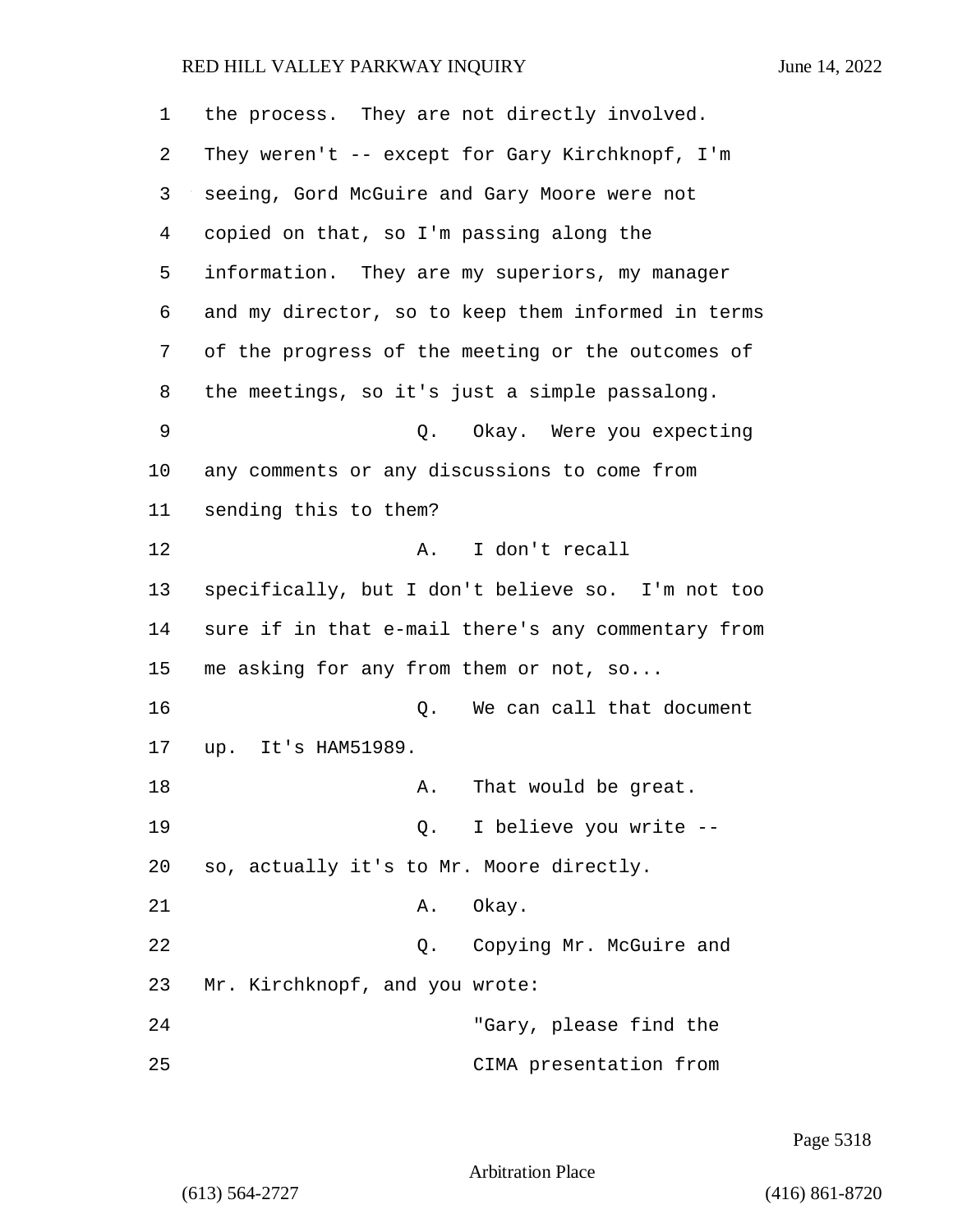the process. They are not directly involved. They weren't -- except for Gary Kirchknopf, I'm seeing, Gord McGuire and Gary Moore were not copied on that, so I'm passing along the information. They are my superiors, my manager and my director, so to keep them informed in terms of the progress of the meeting or the outcomes of the meetings, so it's just a simple passalong.

Q. Okay. Were you expecting any comments or any discussions to come from sending this to them?

A. I don't recall specifically, but I don't believe so. I'm not too sure if in that e-mail there's any commentary from me asking for any from them or not, so...

Q. We can call that document up. It's HAM51989.

A. That would be great.

Q. I believe you write -- so, actually it's to Mr. Moore directly.

A. Okay.

Q. Copying Mr. McGuire and Mr. Kirchknopf, and you wrote:

"Gary, please find the CIMA presentation from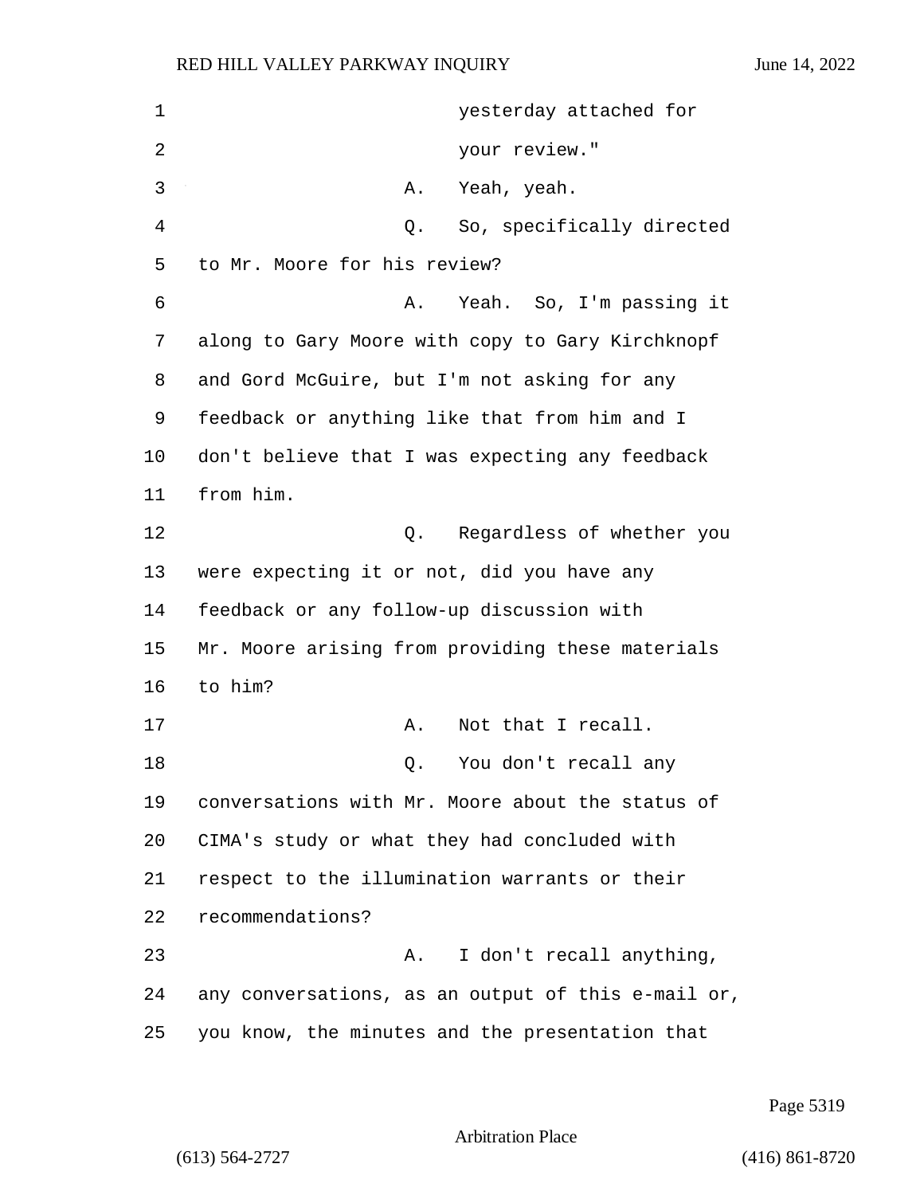yesterday attached for your review."

A. Yeah, yeah.

Q. So, specifically directed to Mr. Moore for his review?

A. Yeah. So, I'm passing it along to Gary Moore with copy to Gary Kirchknopf and Gord McGuire, but I'm not asking for any feedback or anything like that from him and I don't believe that I was expecting any feedback from him.

Q. Regardless of whether you were expecting it or not, did you have any feedback or any follow-up discussion with Mr. Moore arising from providing these materials to him?

A. Not that I recall.

Q. You don't recall any conversations with Mr. Moore about the status of CIMA's study or what they had concluded with respect to the illumination warrants or their recommendations?

A. I don't recall anything, any conversations, as an output of this e-mail or, you know, the minutes and the presentation that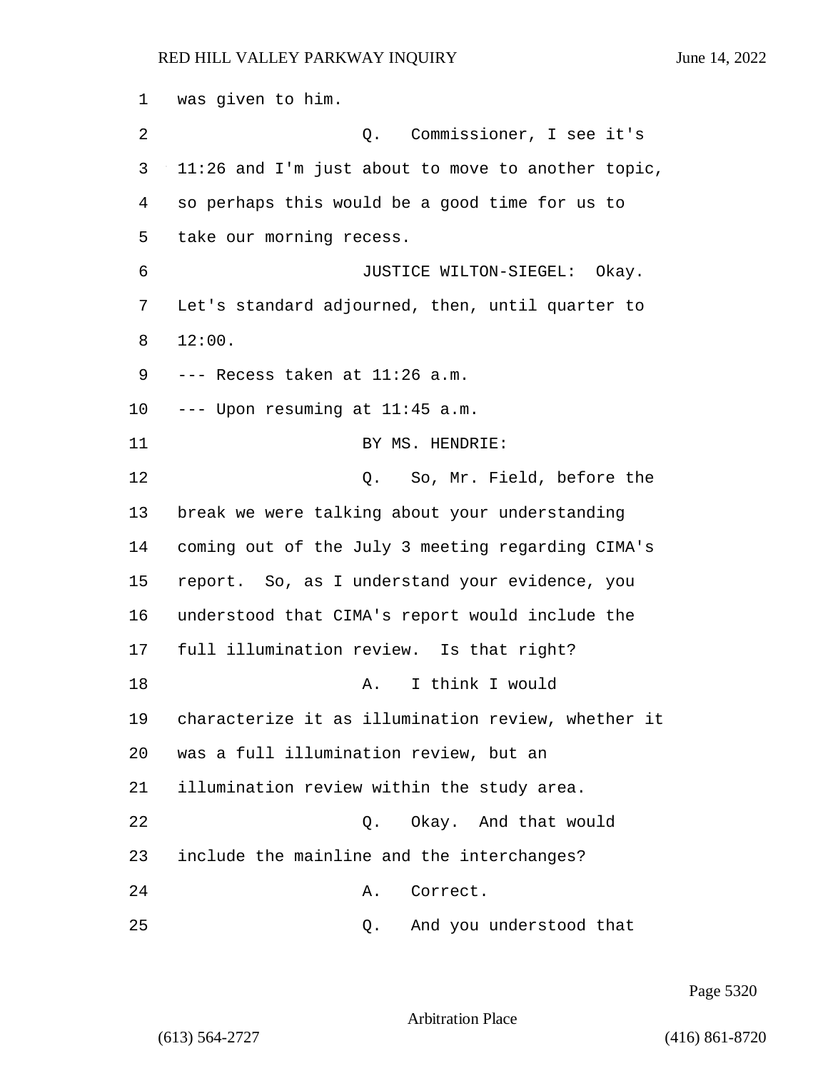1 was given to him.

2 Q. Commissioner, I see it's

3 11:26 and I'm just about to move to another topic,

4 so perhaps this would be a good time for us to

5 take our morning recess.

6 JUSTICE WILTON-SIEGEL: Okay.

7 Let's standard adjourned, then, until quarter to

8 12:00.

9 --- Recess taken at 11:26 a.m.

10 --- Upon resuming at 11:45 a.m.

11 BY MS. HENDRIE:

12 Q. So, Mr. Field, before the

13 break we were talking about your understanding

14 coming out of the July 3 meeting regarding CIMA's

15 report. So, as I understand your evidence, you

16 understood that CIMA's report would include the

17 full illumination review. Is that right?

18 A. I think I would

19 characterize it as illumination review, whether it

20 was a full illumination review, but an

21 illumination review within the study area.

22 Q. Okay. And that would

23 include the mainline and the interchanges?

24 A. Correct.

25 Q. And you understood that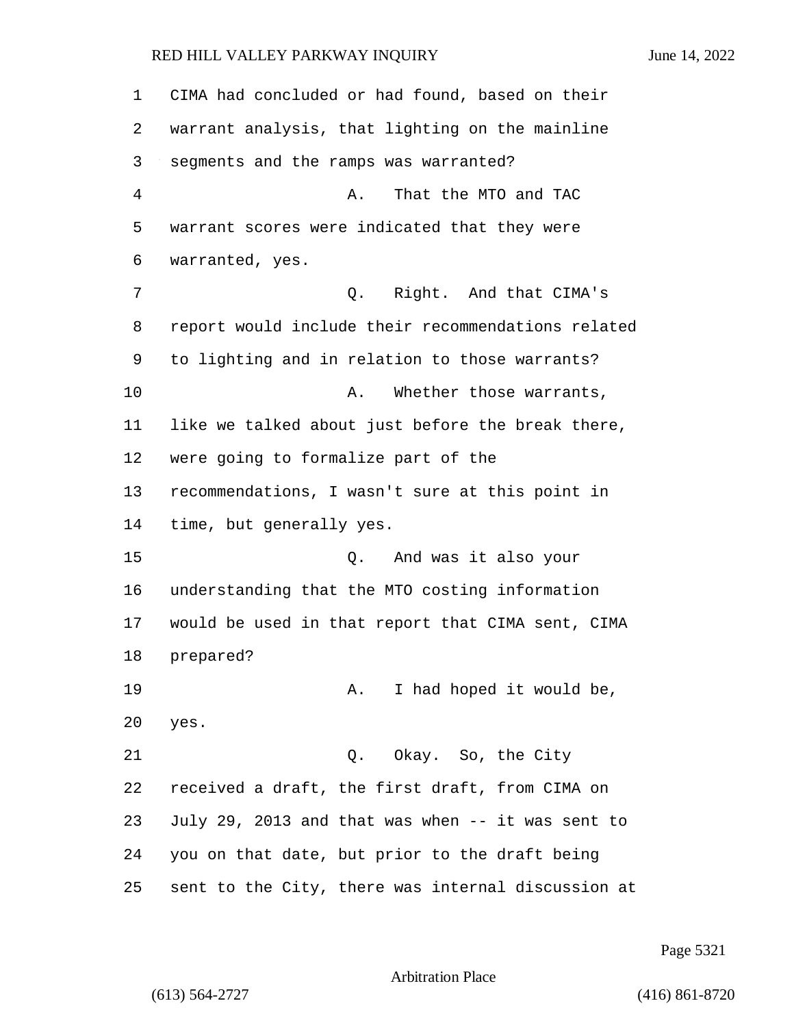CIMA had concluded or had found, based on their warrant analysis, that lighting on the mainline segments and the ramps was warranted?

A. That the MTO and TAC warrant scores were indicated that they were warranted, yes.

Q. Right. And that CIMA's report would include their recommendations related to lighting and in relation to those warrants?

A. Whether those warrants, like we talked about just before the break there, were going to formalize part of the recommendations, I wasn't sure at this point in time, but generally yes.

Q. And was it also your understanding that the MTO costing information would be used in that report that CIMA sent, CIMA prepared?

A. I had hoped it would be, yes.

Q. Okay. So, the City received a draft, the first draft, from CIMA on July 29, 2013 and that was when -- it was sent to you on that date, but prior to the draft being sent to the City, there was internal discussion at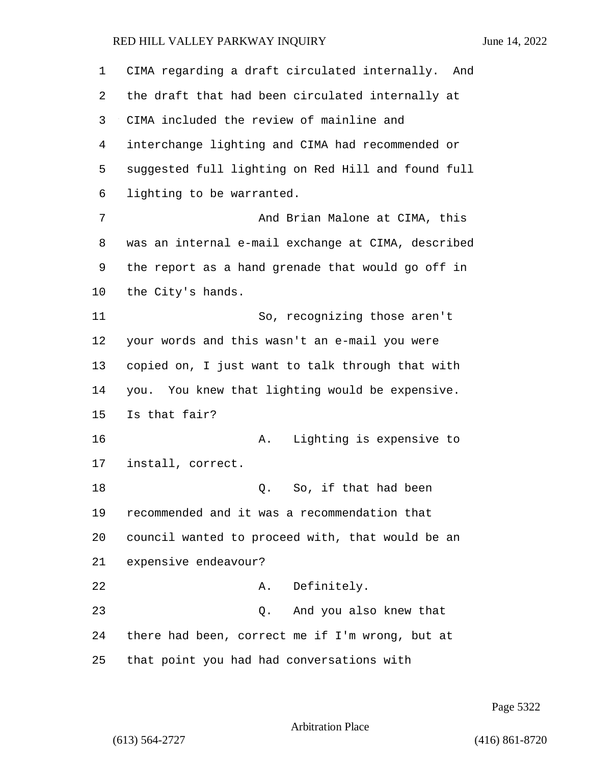CIMA regarding a draft circulated internally. And the draft that had been circulated internally at CIMA included the review of mainline and interchange lighting and CIMA had recommended or suggested full lighting on Red Hill and found full lighting to be warranted.

And Brian Malone at CIMA, this was an internal e-mail exchange at CIMA, described the report as a hand grenade that would go off in the City's hands.

So, recognizing those aren't your words and this wasn't an e-mail you were copied on, I just want to talk through that with you. You knew that lighting would be expensive. Is that fair?

A. Lighting is expensive to install, correct.

Q. So, if that had been recommended and it was a recommendation that council wanted to proceed with, that would be an expensive endeavour?

A. Definitely.

Q. And you also knew that there had been, correct me if I'm wrong, but at that point you had had conversations with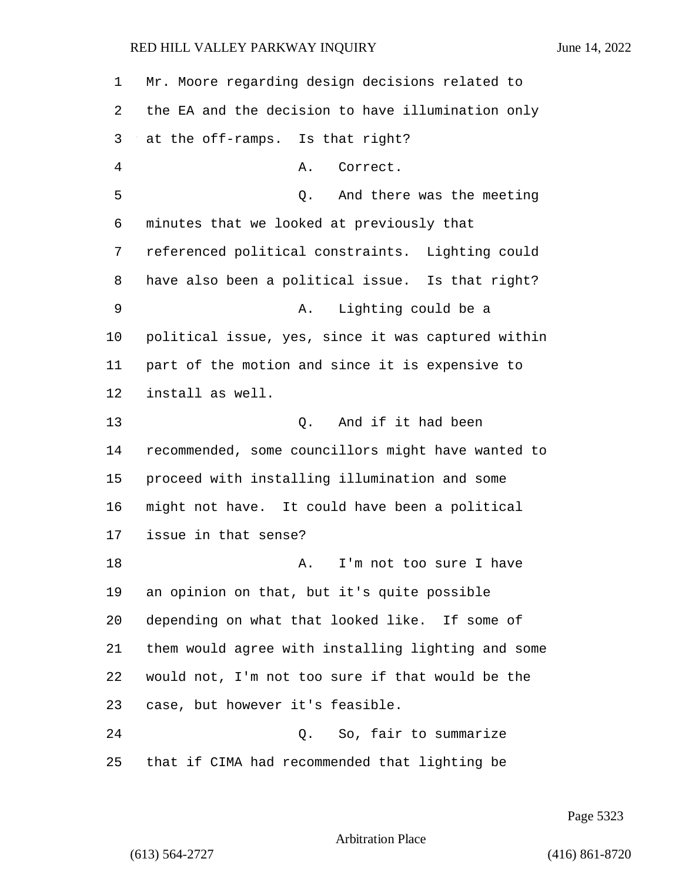Mr. Moore regarding design decisions related to the EA and the decision to have illumination only at the off-ramps. Is that right?

A. Correct.

Q. And there was the meeting minutes that we looked at previously that referenced political constraints. Lighting could have also been a political issue. Is that right?

A. Lighting could be a political issue, yes, since it was captured within part of the motion and since it is expensive to install as well.

Q. And if it had been recommended, some councillors might have wanted to proceed with installing illumination and some might not have. It could have been a political issue in that sense?

A. I'm not too sure I have an opinion on that, but it's quite possible depending on what that looked like. If some of them would agree with installing lighting and some would not, I'm not too sure if that would be the case, but however it's feasible.

Q. So, fair to summarize that if CIMA had recommended that lighting be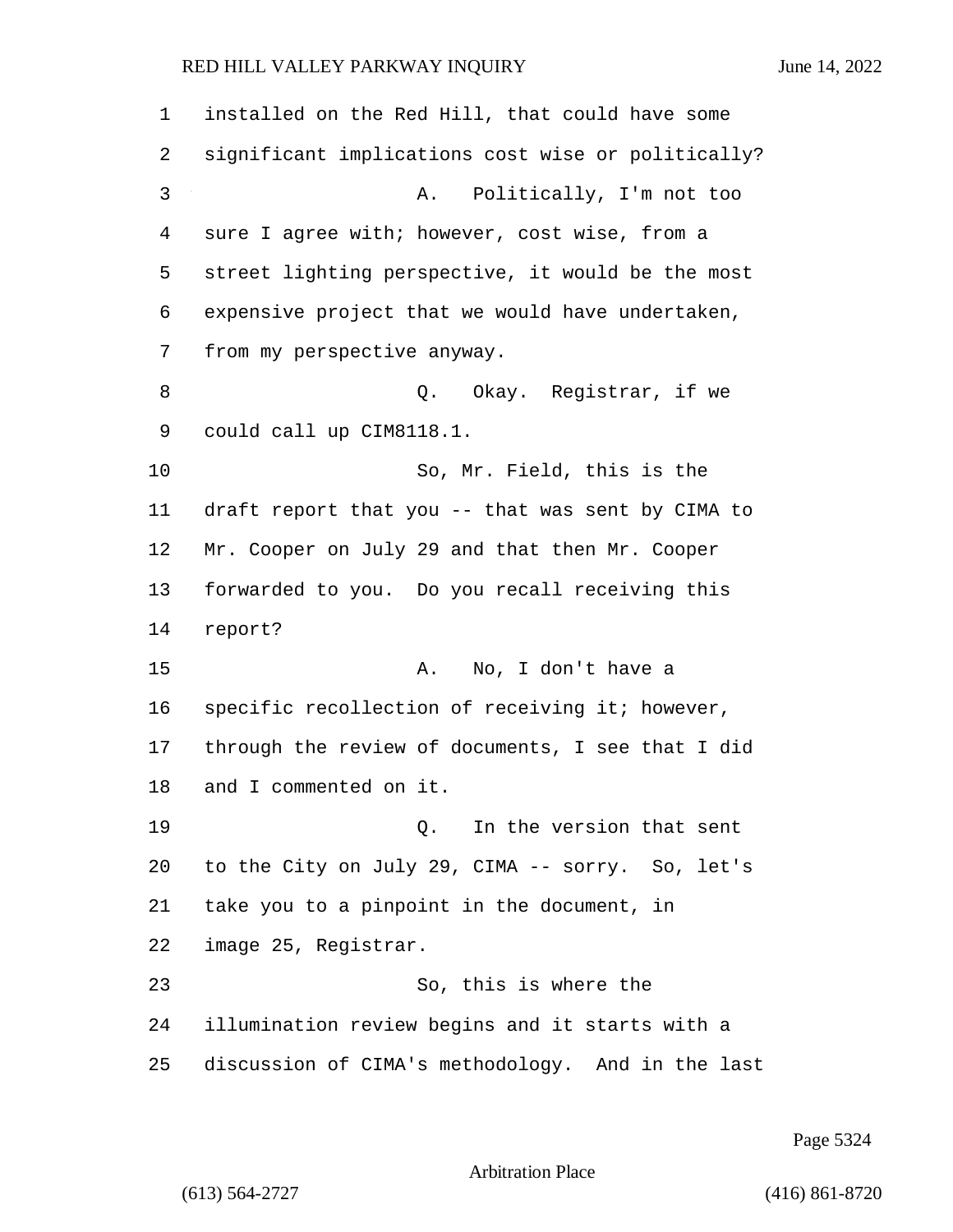installed on the Red Hill, that could have some significant implications cost wise or politically?

A. Politically, I'm not too sure I agree with; however, cost wise, from a street lighting perspective, it would be the most expensive project that we would have undertaken, from my perspective anyway.

Q. Okay. Registrar, if we could call up CIM8118.1.

So, Mr. Field, this is the draft report that you -- that was sent by CIMA to Mr. Cooper on July 29 and that then Mr. Cooper forwarded to you. Do you recall receiving this report?

A. No, I don't have a specific recollection of receiving it; however, through the review of documents, I see that I did and I commented on it.

Q. In the version that sent to the City on July 29, CIMA -- sorry. So, let's take you to a pinpoint in the document, in image 25, Registrar.

So, this is where the illumination review begins and it starts with a discussion of CIMA's methodology. And in the last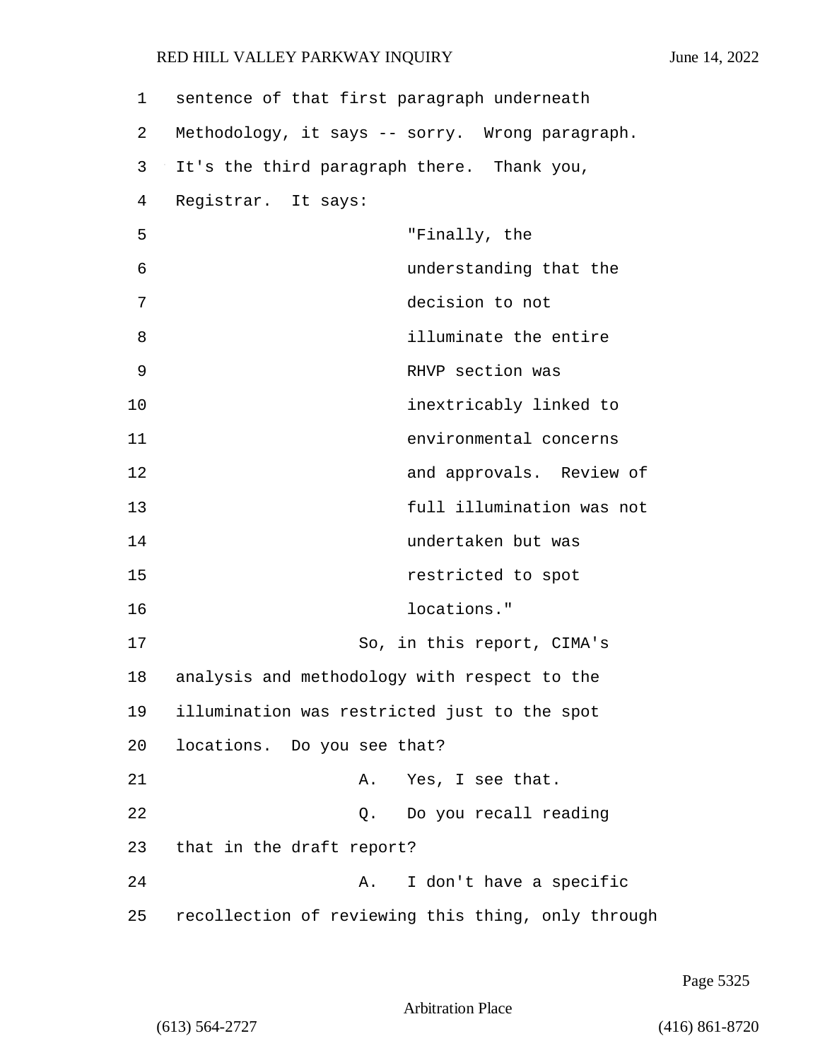sentence of that first paragraph underneath Methodology, it says -- sorry. Wrong paragraph. It's the third paragraph there. Thank you, Registrar. It says:

> "Finally, the understanding that the decision to not illuminate the entire RHVP section was inextricably linked to environmental concerns and approvals. Review of full illumination was not undertaken but was restricted to spot locations."

So, in this report, CIMA's analysis and methodology with respect to the illumination was restricted just to the spot locations. Do you see that?

A. Yes, I see that.

Q. Do you recall reading that in the draft report?

A. I don't have a specific recollection of reviewing this thing, only through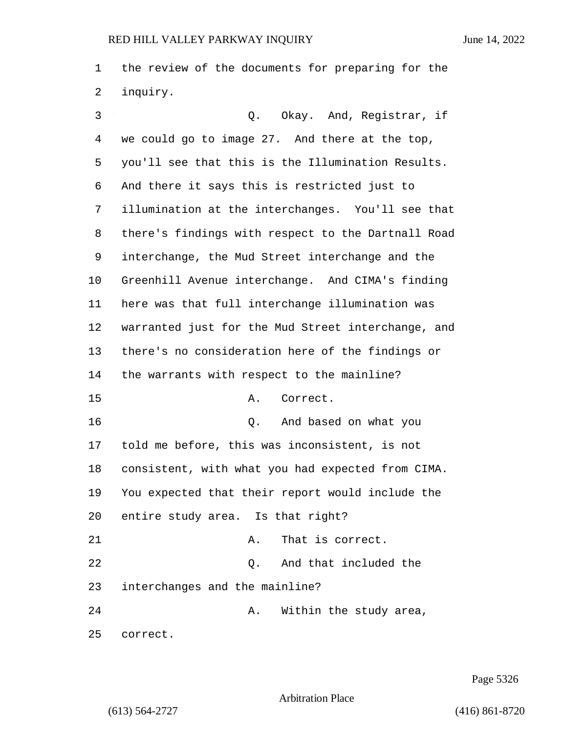the review of the documents for preparing for the inquiry.

Q. Okay. And, Registrar, if we could go to image 27. And there at the top, you'll see that this is the Illumination Results. And there it says this is restricted just to illumination at the interchanges. You'll see that there's findings with respect to the Dartnall Road interchange, the Mud Street interchange and the Greenhill Avenue interchange. And CIMA's finding here was that full interchange illumination was warranted just for the Mud Street interchange, and there's no consideration here of the findings or the warrants with respect to the mainline?

A. Correct.

Q. And based on what you told me before, this was inconsistent, is not consistent, with what you had expected from CIMA. You expected that their report would include the entire study area. Is that right?

A. That is correct.

Q. And that included the interchanges and the mainline?

A. Within the study area, correct.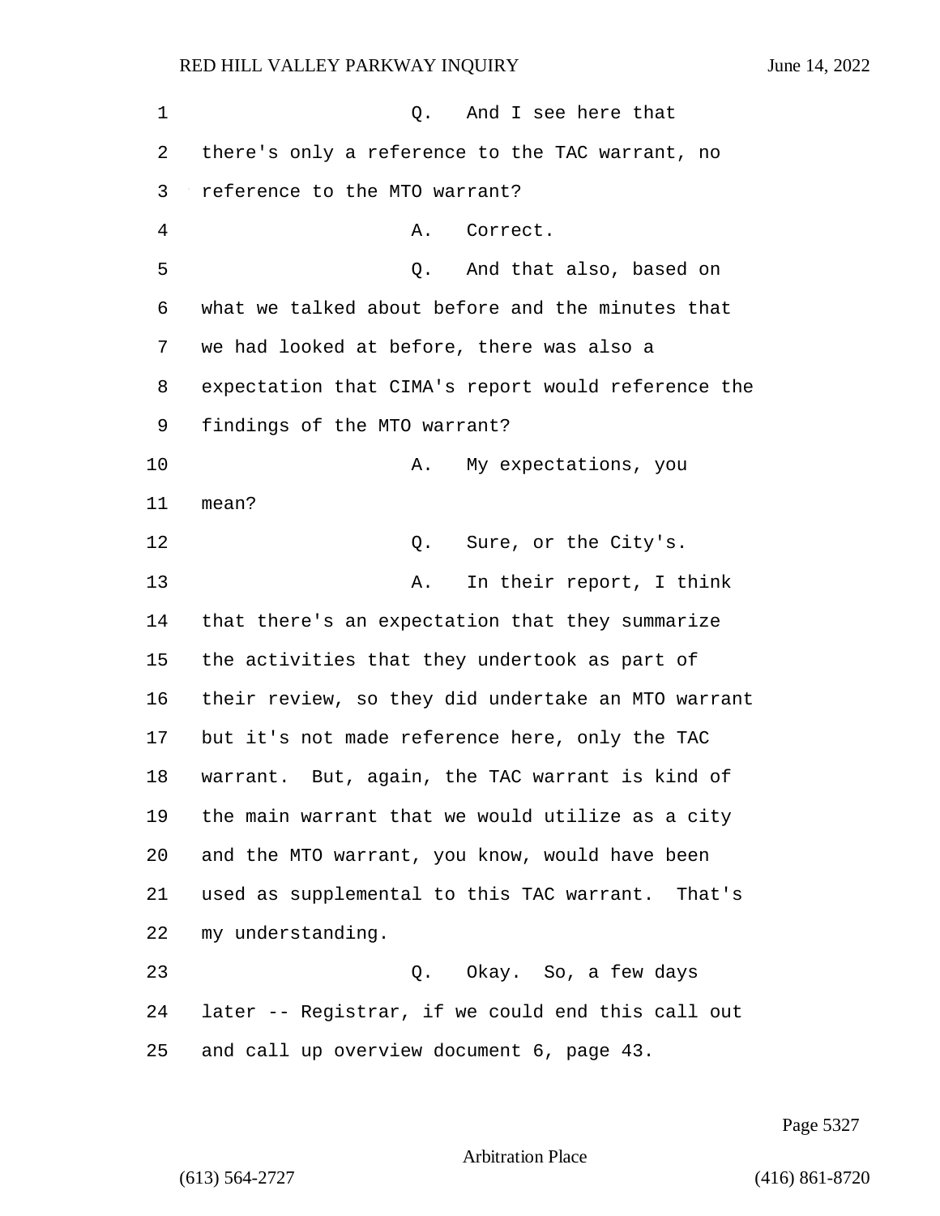Q. And I see here that there's only a reference to the TAC warrant, no reference to the MTO warrant?

A. Correct.

Q. And that also, based on what we talked about before and the minutes that we had looked at before, there was also a expectation that CIMA's report would reference the findings of the MTO warrant?

A. My expectations, you mean?

Q. Sure, or the City's.

A. In their report, I think that there's an expectation that they summarize the activities that they undertook as part of their review, so they did undertake an MTO warrant but it's not made reference here, only the TAC warrant. But, again, the TAC warrant is kind of the main warrant that we would utilize as a city and the MTO warrant, you know, would have been used as supplemental to this TAC warrant. That's my understanding.

Q. Okay. So, a few days later -- Registrar, if we could end this call out and call up overview document 6, page 43.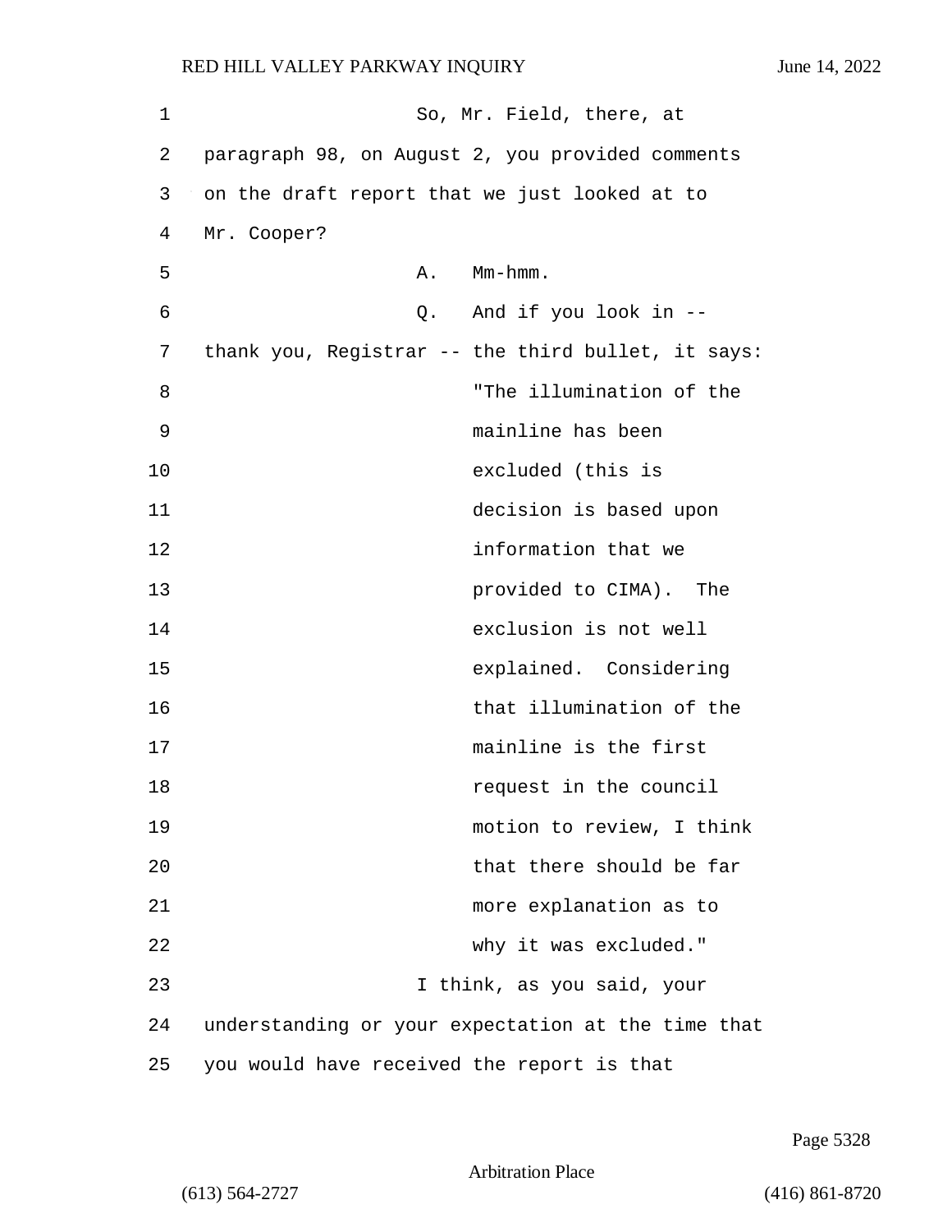So, Mr. Field, there, at paragraph 98, on August 2, you provided comments on the draft report that we just looked at to Mr. Cooper?

A. Mm-hmm.

Q. And if you look in -- thank you, Registrar -- the third bullet, it says:

> "The illumination of the mainline has been excluded (this is decision is based upon information that we provided to CIMA). The exclusion is not well explained. Considering that illumination of the mainline is the first request in the council motion to review, I think that there should be far more explanation as to why it was excluded."

I think, as you said, your understanding or your expectation at the time that you would have received the report is that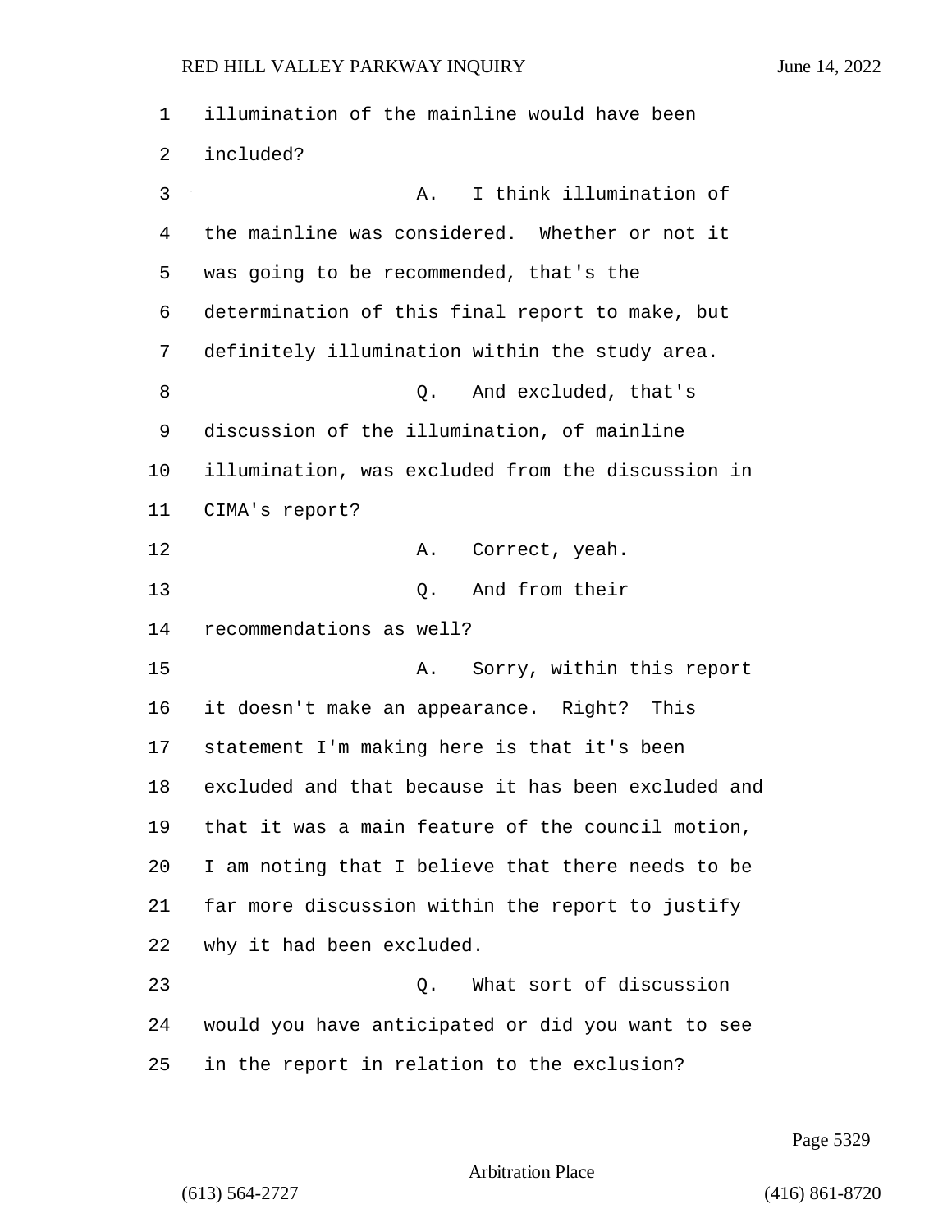illumination of the mainline would have been included?

A. I think illumination of the mainline was considered. Whether or not it was going to be recommended, that's the determination of this final report to make, but definitely illumination within the study area.

Q. And excluded, that's discussion of the illumination, of mainline illumination, was excluded from the discussion in CIMA's report?

A. Correct, yeah.

Q. And from their recommendations as well?

A. Sorry, within this report it doesn't make an appearance. Right? This statement I'm making here is that it's been excluded and that because it has been excluded and that it was a main feature of the council motion, I am noting that I believe that there needs to be far more discussion within the report to justify why it had been excluded.

Q. What sort of discussion would you have anticipated or did you want to see in the report in relation to the exclusion?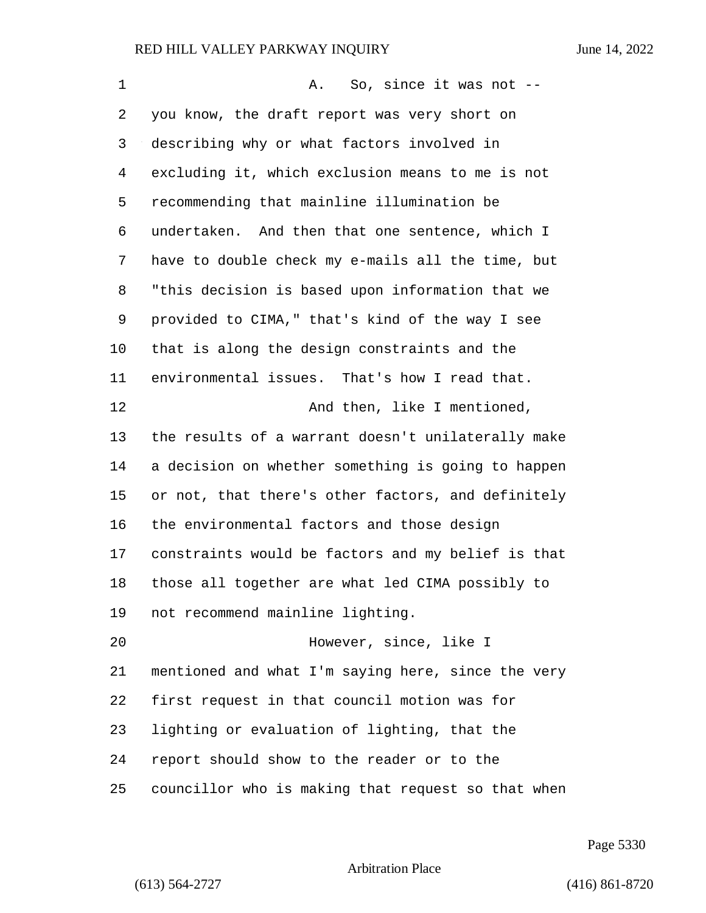A. So, since it was not -- you know, the draft report was very short on describing why or what factors involved in excluding it, which exclusion means to me is not recommending that mainline illumination be undertaken. And then that one sentence, which I have to double check my e-mails all the time, but "this decision is based upon information that we provided to CIMA," that's kind of the way I see that is along the design constraints and the environmental issues. That's how I read that.

And then, like I mentioned, the results of a warrant doesn't unilaterally make a decision on whether something is going to happen or not, that there's other factors, and definitely the environmental factors and those design constraints would be factors and my belief is that those all together are what led CIMA possibly to not recommend mainline lighting.

However, since, like I mentioned and what I'm saying here, since the very first request in that council motion was for lighting or evaluation of lighting, that the report should show to the reader or to the councillor who is making that request so that when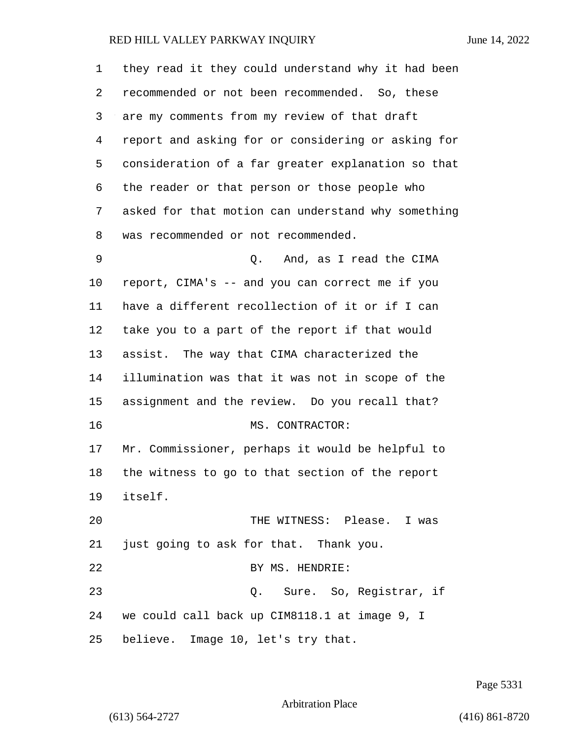they read it they could understand why it had been recommended or not been recommended. So, these are my comments from my review of that draft report and asking for or considering or asking for consideration of a far greater explanation so that the reader or that person or those people who asked for that motion can understand why something was recommended or not recommended.

Q. And, as I read the CIMA report, CIMA's -- and you can correct me if you have a different recollection of it or if I can take you to a part of the report if that would assist. The way that CIMA characterized the illumination was that it was not in scope of the assignment and the review. Do you recall that?

MS. CONTRACTOR: Mr. Commissioner, perhaps it would be helpful to the witness to go to that section of the report itself.

THE WITNESS: Please. I was just going to ask for that. Thank you.

BY MS. HENDRIE:

Q. Sure. So, Registrar, if we could call back up CIM8118.1 at image 9, I believe. Image 10, let's try that.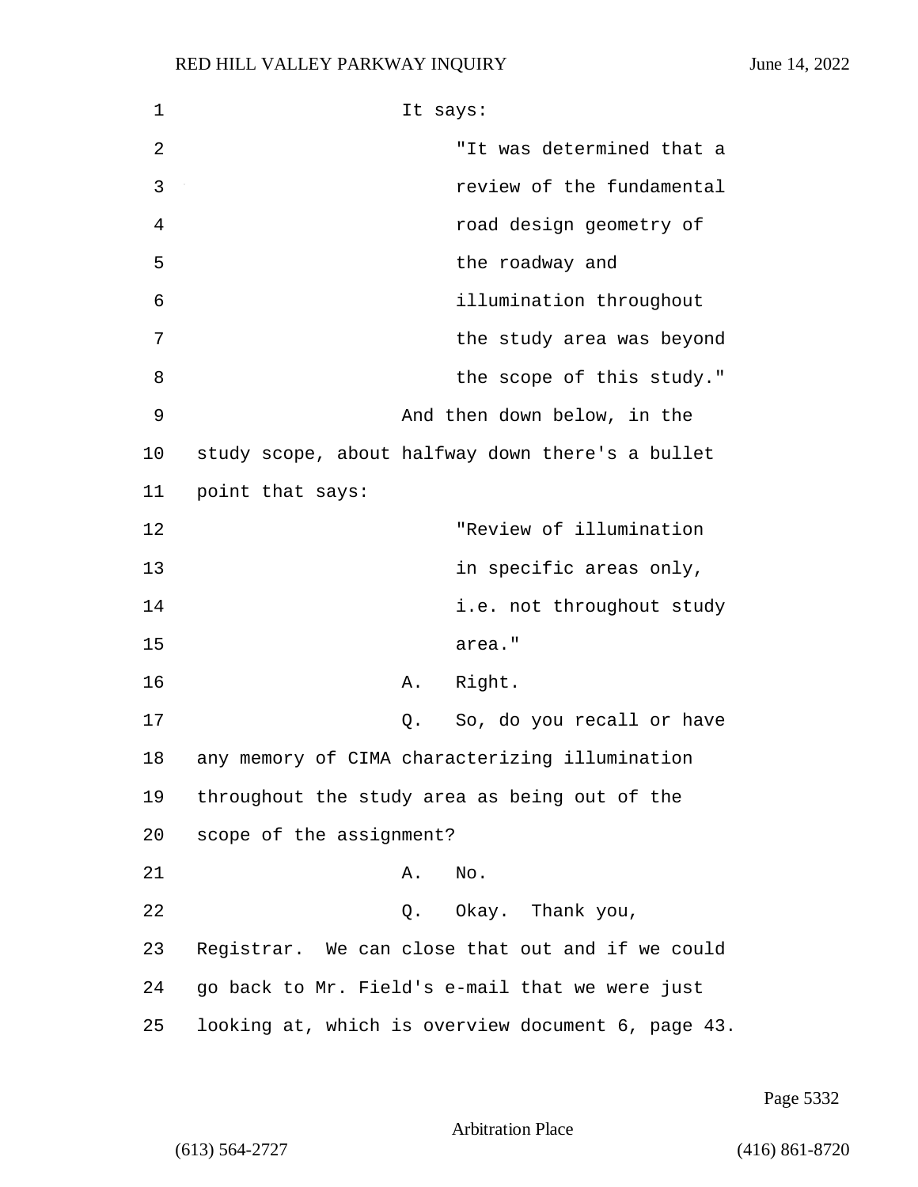It says:

> "It was determined that a review of the fundamental road design geometry of the roadway and illumination throughout the study area was beyond the scope of this study."

And then down below, in the study scope, about halfway down there's a bullet point that says:

> "Review of illumination in specific areas only, i.e. not throughout study area."

A. Right.

Q. So, do you recall or have any memory of CIMA characterizing illumination throughout the study area as being out of the scope of the assignment?

A. No.

Q. Okay. Thank you, Registrar. We can close that out and if we could go back to Mr. Field's e-mail that we were just looking at, which is overview document 6, page 43.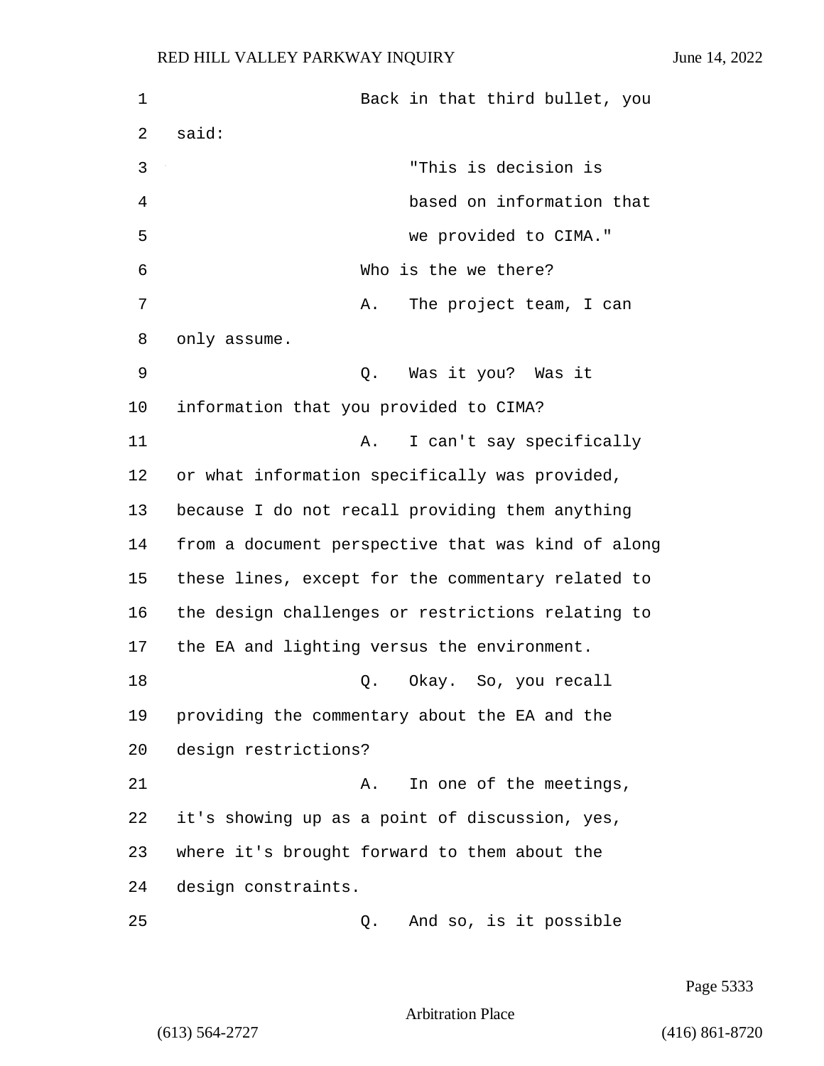Back in that third bullet, you said:

> "This is decision is based on information that we provided to CIMA."

Who is the we there?

A. The project team, I can only assume.

Q. Was it you? Was it information that you provided to CIMA?

A. I can't say specifically or what information specifically was provided, because I do not recall providing them anything from a document perspective that was kind of along these lines, except for the commentary related to the design challenges or restrictions relating to the EA and lighting versus the environment.

Q. Okay. So, you recall providing the commentary about the EA and the design restrictions?

A. In one of the meetings, it's showing up as a point of discussion, yes, where it's brought forward to them about the design constraints.

Q. And so, is it possible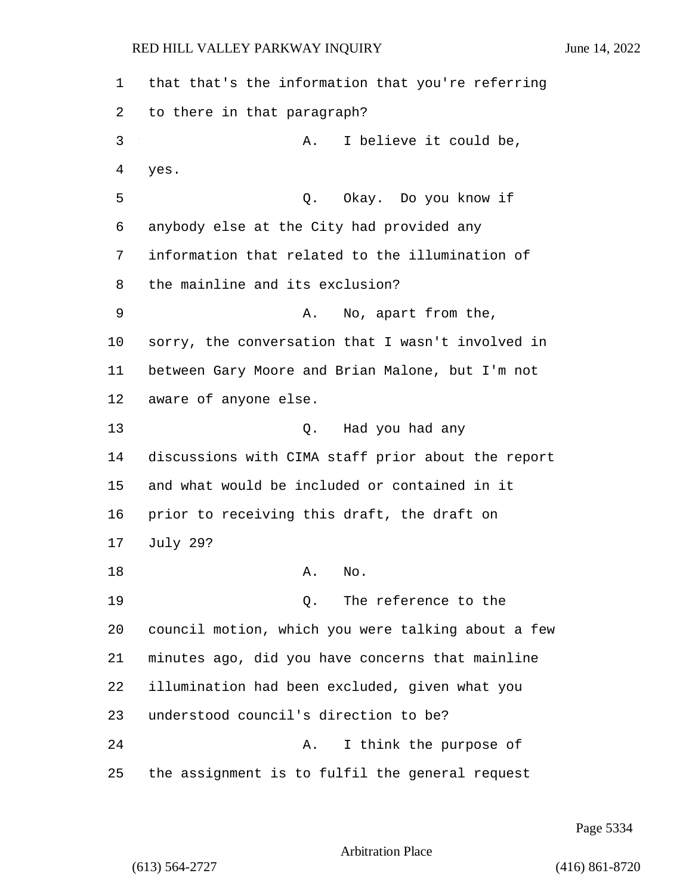1 that that's the information that you're referring
2 to there in that paragraph?
3 A. I believe it could be,
4 yes.
5 Q. Okay. Do you know if
6 anybody else at the City had provided any
7 information that related to the illumination of
8 the mainline and its exclusion?
9 A. No, apart from the,
10 sorry, the conversation that I wasn't involved in
11 between Gary Moore and Brian Malone, but I'm not
12 aware of anyone else.
13 Q. Had you had any
14 discussions with CIMA staff prior about the report
15 and what would be included or contained in it
16 prior to receiving this draft, the draft on
17 July 29?
18 A. No.
19 Q. The reference to the
20 council motion, which you were talking about a few
21 minutes ago, did you have concerns that mainline
22 illumination had been excluded, given what you
23 understood council's direction to be?
24 A. I think the purpose of
25 the assignment is to fulfil the general request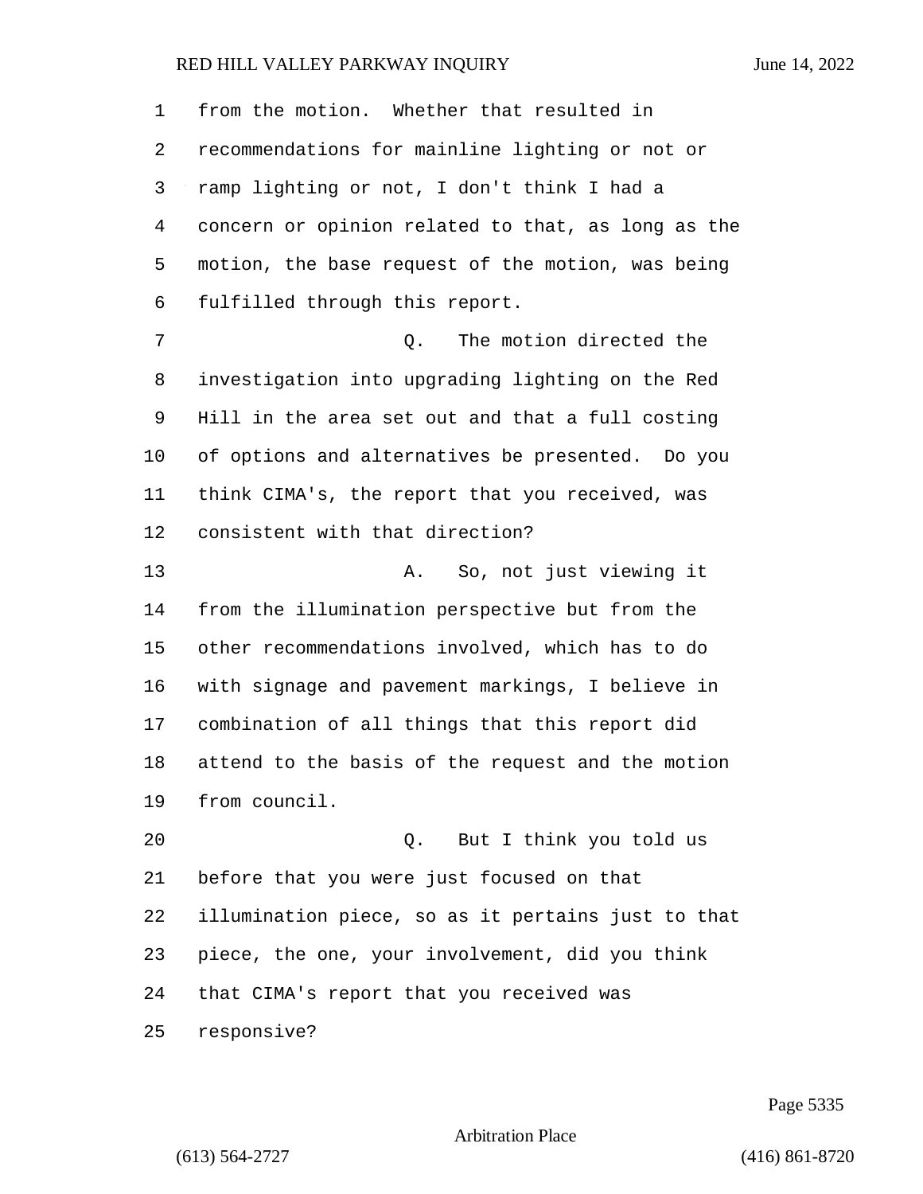from the motion. Whether that resulted in recommendations for mainline lighting or not or ramp lighting or not, I don't think I had a concern or opinion related to that, as long as the motion, the base request of the motion, was being fulfilled through this report.

Q. The motion directed the investigation into upgrading lighting on the Red Hill in the area set out and that a full costing of options and alternatives be presented. Do you think CIMA's, the report that you received, was consistent with that direction?

A. So, not just viewing it from the illumination perspective but from the other recommendations involved, which has to do with signage and pavement markings, I believe in combination of all things that this report did attend to the basis of the request and the motion from council.

Q. But I think you told us before that you were just focused on that illumination piece, so as it pertains just to that piece, the one, your involvement, did you think that CIMA's report that you received was responsive?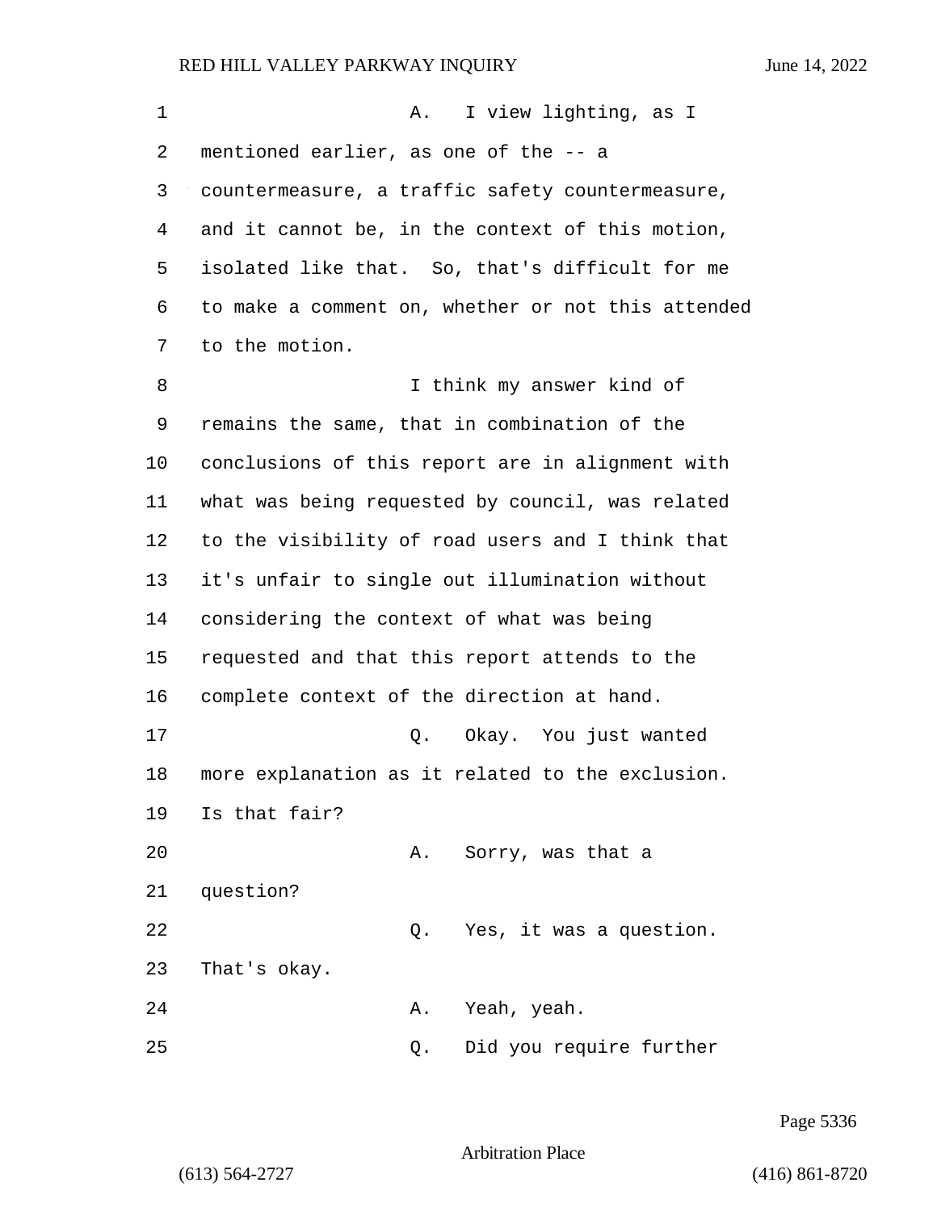A. I view lighting, as I mentioned earlier, as one of the -- a countermeasure, a traffic safety countermeasure, and it cannot be, in the context of this motion, isolated like that. So, that's difficult for me to make a comment on, whether or not this attended to the motion.

I think my answer kind of remains the same, that in combination of the conclusions of this report are in alignment with what was being requested by council, was related to the visibility of road users and I think that it's unfair to single out illumination without considering the context of what was being requested and that this report attends to the complete context of the direction at hand.

Q. Okay. You just wanted more explanation as it related to the exclusion. Is that fair?

A. Sorry, was that a question?

Q. Yes, it was a question. That's okay.

A. Yeah, yeah.

Q. Did you require further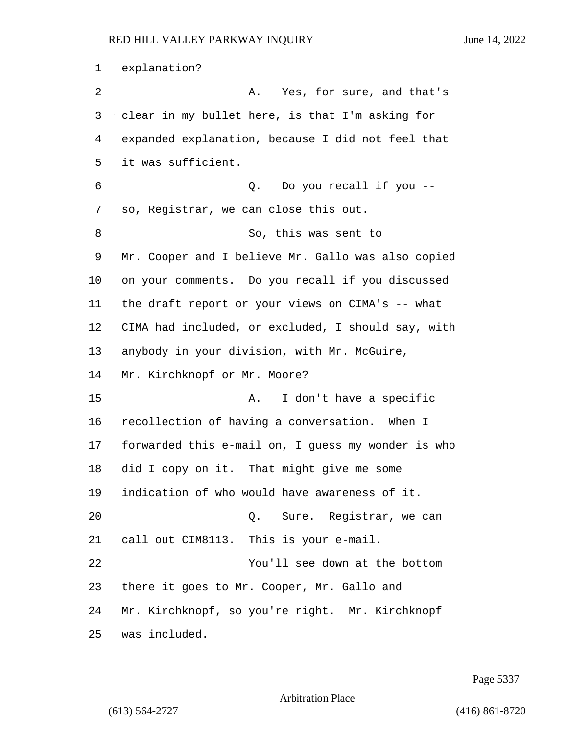explanation?

A. Yes, for sure, and that's clear in my bullet here, is that I'm asking for expanded explanation, because I did not feel that it was sufficient.

Q. Do you recall if you -- so, Registrar, we can close this out.

So, this was sent to Mr. Cooper and I believe Mr. Gallo was also copied on your comments. Do you recall if you discussed the draft report or your views on CIMA's -- what CIMA had included, or excluded, I should say, with anybody in your division, with Mr. McGuire, Mr. Kirchknopf or Mr. Moore?

A. I don't have a specific recollection of having a conversation. When I forwarded this e-mail on, I guess my wonder is who did I copy on it. That might give me some indication of who would have awareness of it.

Q. Sure. Registrar, we can call out CIM8113. This is your e-mail.

You'll see down at the bottom there it goes to Mr. Cooper, Mr. Gallo and Mr. Kirchknopf, so you're right. Mr. Kirchknopf was included.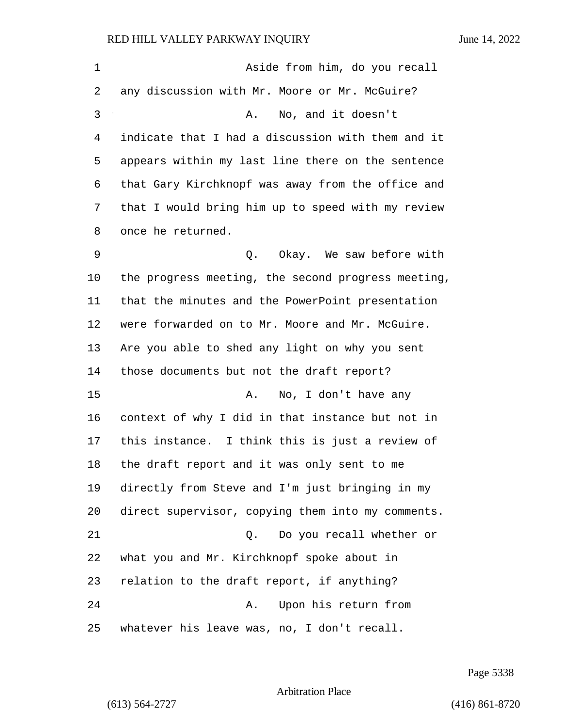Aside from him, do you recall any discussion with Mr. Moore or Mr. McGuire?

A. No, and it doesn't indicate that I had a discussion with them and it appears within my last line there on the sentence that Gary Kirchknopf was away from the office and that I would bring him up to speed with my review once he returned.

Q. Okay. We saw before with the progress meeting, the second progress meeting, that the minutes and the PowerPoint presentation were forwarded on to Mr. Moore and Mr. McGuire. Are you able to shed any light on why you sent those documents but not the draft report?

A. No, I don't have any context of why I did in that instance but not in this instance. I think this is just a review of the draft report and it was only sent to me directly from Steve and I'm just bringing in my direct supervisor, copying them into my comments.

Q. Do you recall whether or what you and Mr. Kirchknopf spoke about in relation to the draft report, if anything?

A. Upon his return from whatever his leave was, no, I don't recall.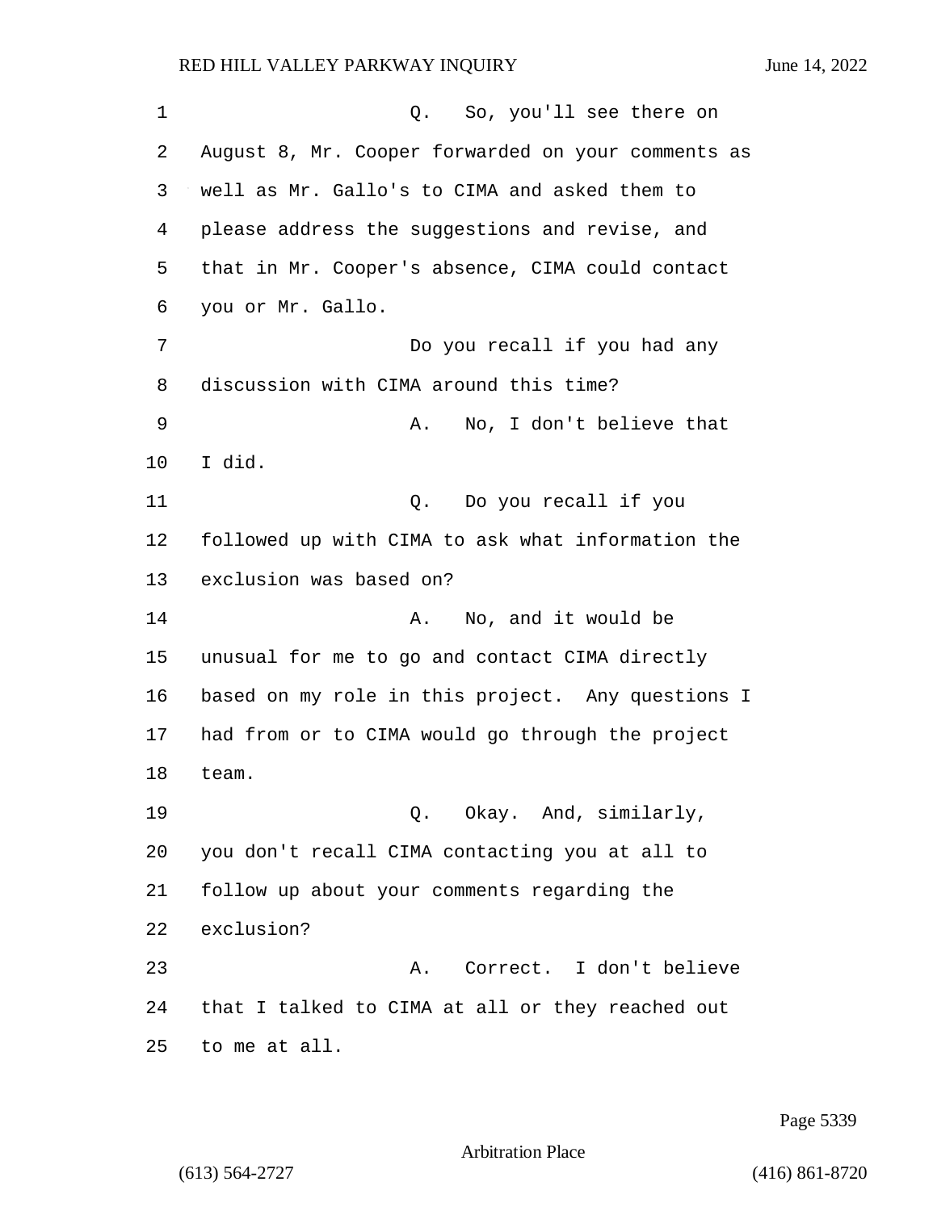Q. So, you'll see there on August 8, Mr. Cooper forwarded on your comments as well as Mr. Gallo's to CIMA and asked them to please address the suggestions and revise, and that in Mr. Cooper's absence, CIMA could contact you or Mr. Gallo.

Do you recall if you had any discussion with CIMA around this time?

A. No, I don't believe that I did.

Q. Do you recall if you followed up with CIMA to ask what information the exclusion was based on?

A. No, and it would be unusual for me to go and contact CIMA directly based on my role in this project. Any questions I had from or to CIMA would go through the project team.

Q. Okay. And, similarly, you don't recall CIMA contacting you at all to follow up about your comments regarding the exclusion?

A. Correct. I don't believe that I talked to CIMA at all or they reached out to me at all.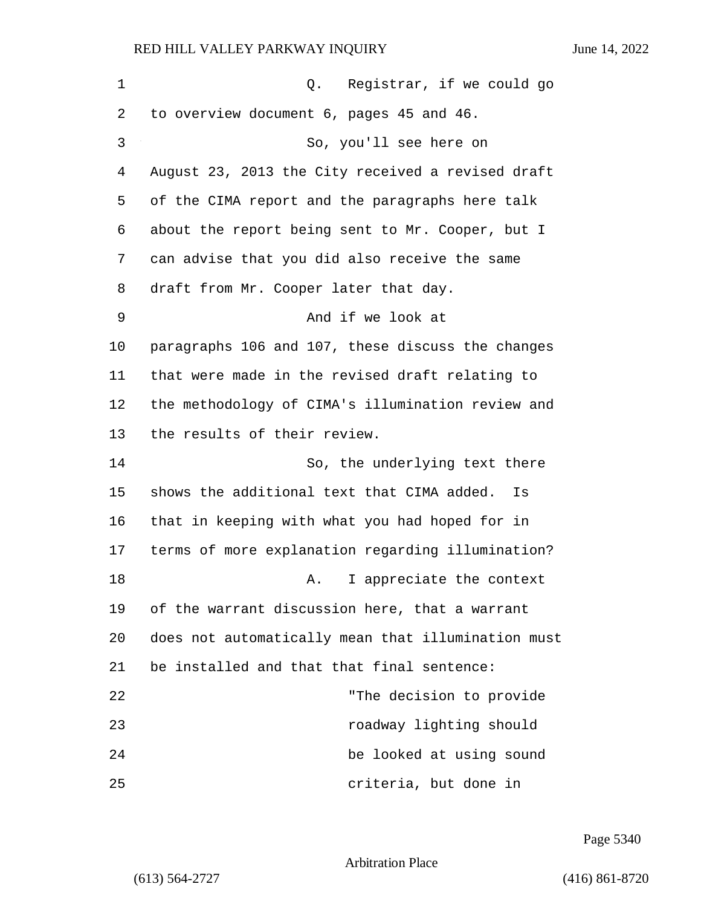Q. Registrar, if we could go to overview document 6, pages 45 and 46.

So, you'll see here on August 23, 2013 the City received a revised draft of the CIMA report and the paragraphs here talk about the report being sent to Mr. Cooper, but I can advise that you did also receive the same draft from Mr. Cooper later that day.

And if we look at paragraphs 106 and 107, these discuss the changes that were made in the revised draft relating to the methodology of CIMA's illumination review and the results of their review.

So, the underlying text there shows the additional text that CIMA added. Is that in keeping with what you had hoped for in terms of more explanation regarding illumination?

A. I appreciate the context of the warrant discussion here, that a warrant does not automatically mean that illumination must be installed and that that final sentence:

> "The decision to provide roadway lighting should be looked at using sound criteria, but done in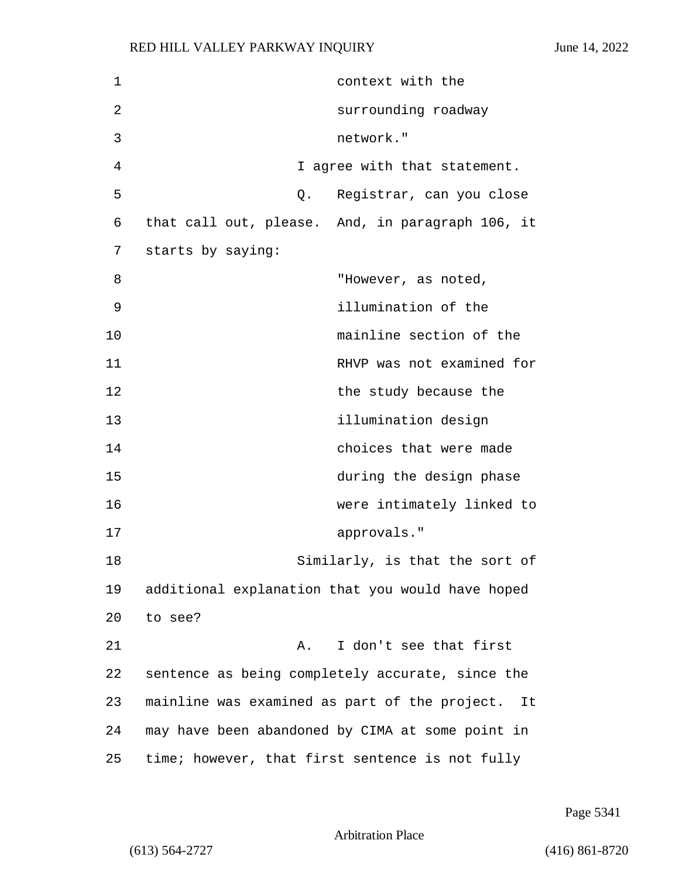context with the surrounding roadway network."

I agree with that statement.

Q. Registrar, can you close that call out, please. And, in paragraph 106, it starts by saying:

> "However, as noted, illumination of the mainline section of the RHVP was not examined for the study because the illumination design choices that were made during the design phase were intimately linked to approvals."

Similarly, is that the sort of additional explanation that you would have hoped to see?

A. I don't see that first sentence as being completely accurate, since the mainline was examined as part of the project. It may have been abandoned by CIMA at some point in time; however, that first sentence is not fully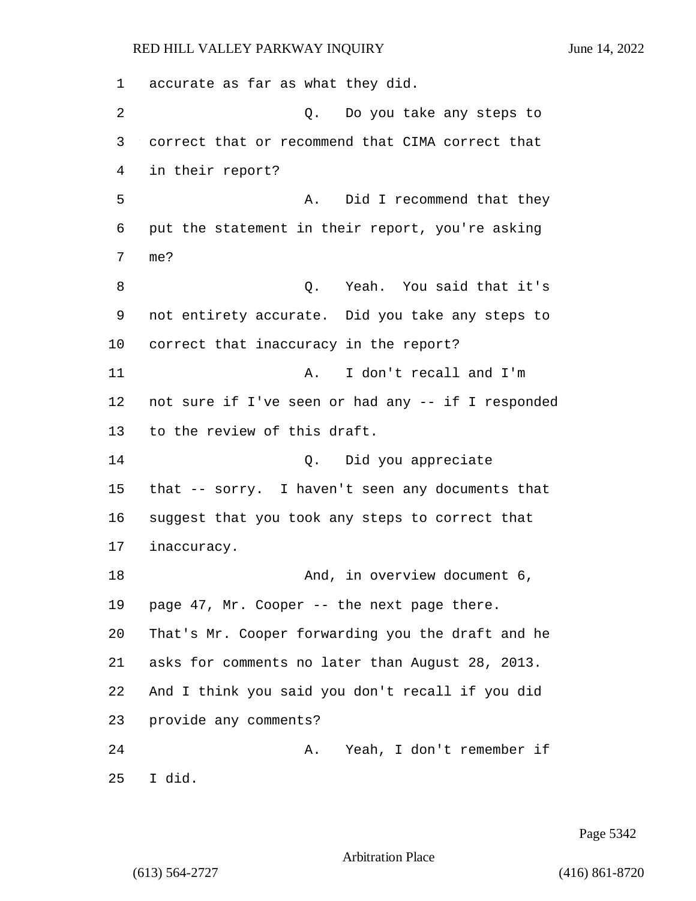accurate as far as what they did.

Q. Do you take any steps to correct that or recommend that CIMA correct that in their report?

A. Did I recommend that they put the statement in their report, you're asking me?

Q. Yeah. You said that it's not entirety accurate. Did you take any steps to correct that inaccuracy in the report?

A. I don't recall and I'm not sure if I've seen or had any -- if I responded to the review of this draft.

Q. Did you appreciate that -- sorry. I haven't seen any documents that suggest that you took any steps to correct that inaccuracy.

And, in overview document 6, page 47, Mr. Cooper -- the next page there. That's Mr. Cooper forwarding you the draft and he asks for comments no later than August 28, 2013. And I think you said you don't recall if you did provide any comments?

A. Yeah, I don't remember if I did.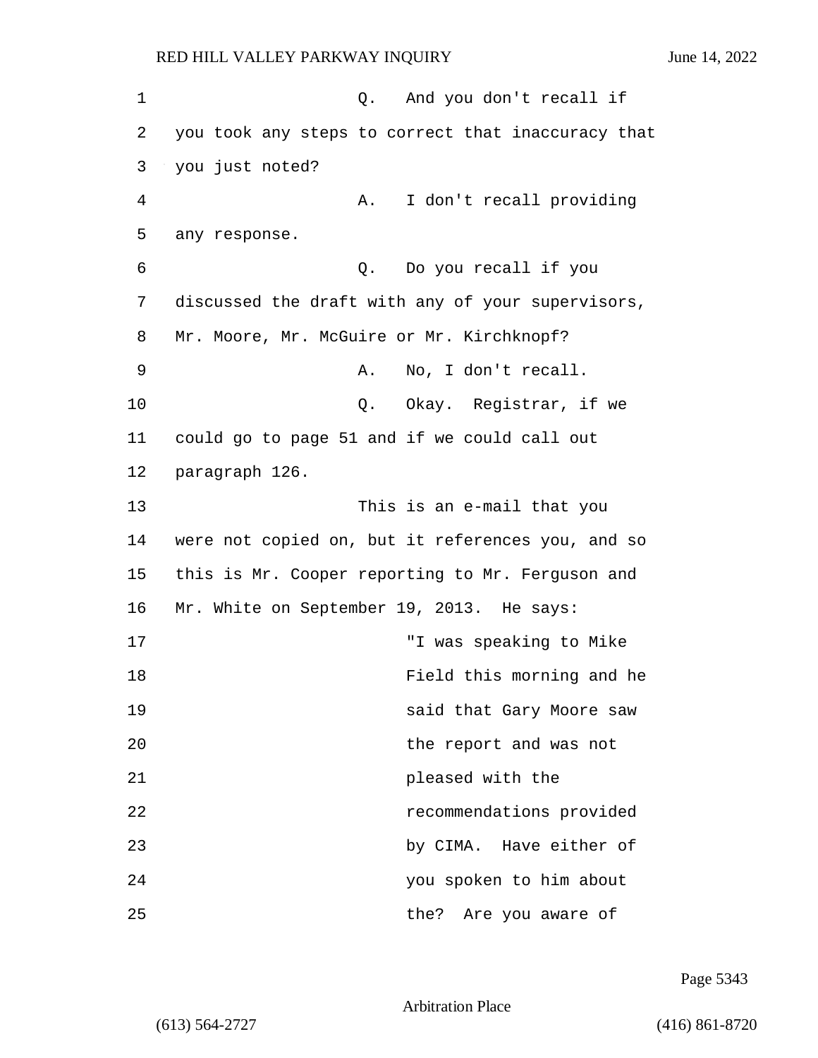Q. And you don't recall if you took any steps to correct that inaccuracy that you just noted?

A. I don't recall providing any response.

Q. Do you recall if you discussed the draft with any of your supervisors, Mr. Moore, Mr. McGuire or Mr. Kirchknopf?

A. No, I don't recall.

Q. Okay. Registrar, if we could go to page 51 and if we could call out paragraph 126.

This is an e-mail that you were not copied on, but it references you, and so this is Mr. Cooper reporting to Mr. Ferguson and Mr. White on September 19, 2013. He says:

> "I was speaking to Mike Field this morning and he said that Gary Moore saw the report and was not pleased with the recommendations provided by CIMA. Have either of you spoken to him about the? Are you aware of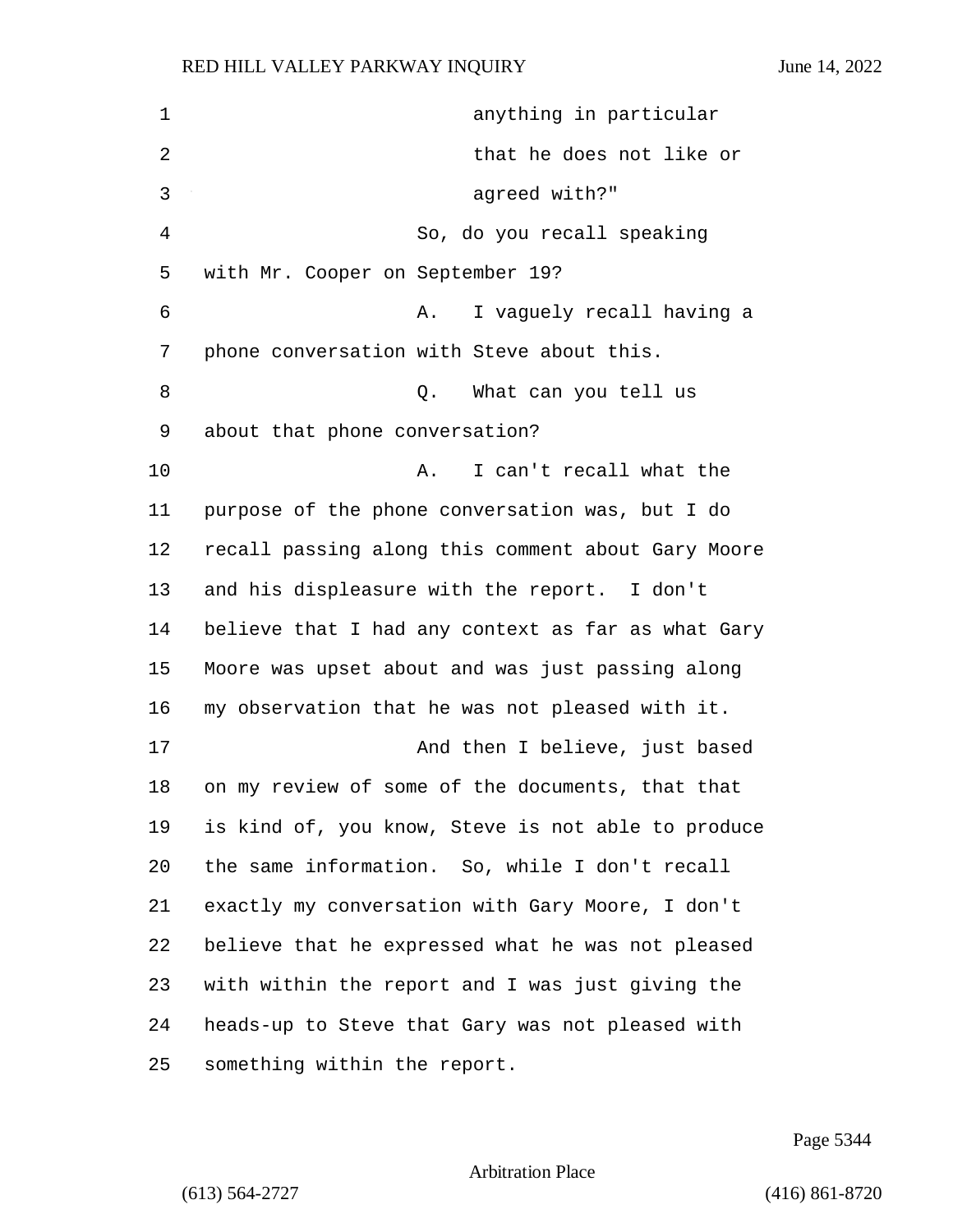anything in particular
that he does not like or
agreed with?"

So, do you recall speaking with Mr. Cooper on September 19?

A. I vaguely recall having a phone conversation with Steve about this.

Q. What can you tell us about that phone conversation?

A. I can't recall what the purpose of the phone conversation was, but I do recall passing along this comment about Gary Moore and his displeasure with the report. I don't believe that I had any context as far as what Gary Moore was upset about and was just passing along my observation that he was not pleased with it.

And then I believe, just based on my review of some of the documents, that that is kind of, you know, Steve is not able to produce the same information. So, while I don't recall exactly my conversation with Gary Moore, I don't believe that he expressed what he was not pleased with within the report and I was just giving the heads-up to Steve that Gary was not pleased with something within the report.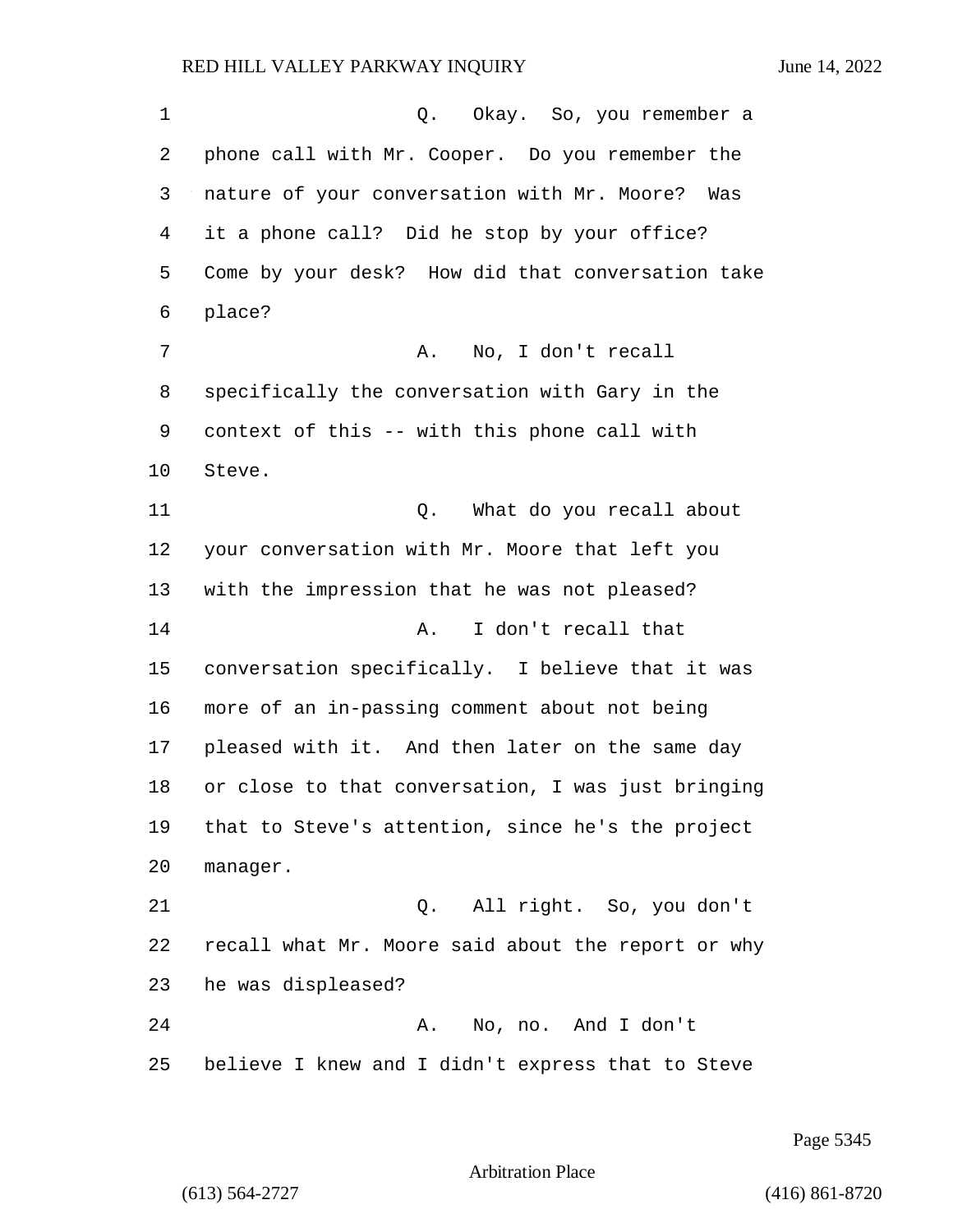Q. Okay. So, you remember a phone call with Mr. Cooper. Do you remember the nature of your conversation with Mr. Moore? Was it a phone call? Did he stop by your office? Come by your desk? How did that conversation take place?

A. No, I don't recall specifically the conversation with Gary in the context of this -- with this phone call with Steve.

Q. What do you recall about your conversation with Mr. Moore that left you with the impression that he was not pleased?

A. I don't recall that conversation specifically. I believe that it was more of an in-passing comment about not being pleased with it. And then later on the same day or close to that conversation, I was just bringing that to Steve's attention, since he's the project manager.

Q. All right. So, you don't recall what Mr. Moore said about the report or why he was displeased?

A. No, no. And I don't believe I knew and I didn't express that to Steve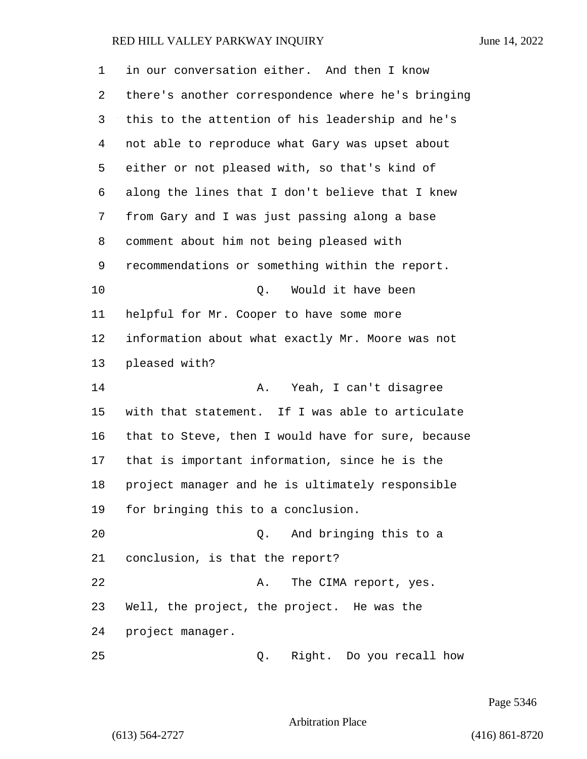in our conversation either. And then I know there's another correspondence where he's bringing this to the attention of his leadership and he's not able to reproduce what Gary was upset about either or not pleased with, so that's kind of along the lines that I don't believe that I knew from Gary and I was just passing along a base comment about him not being pleased with recommendations or something within the report.

Q. Would it have been helpful for Mr. Cooper to have some more information about what exactly Mr. Moore was not pleased with?

A. Yeah, I can't disagree with that statement. If I was able to articulate that to Steve, then I would have for sure, because that is important information, since he is the project manager and he is ultimately responsible for bringing this to a conclusion.

Q. And bringing this to a conclusion, is that the report?

A. The CIMA report, yes. Well, the project, the project. He was the project manager.

Q. Right. Do you recall how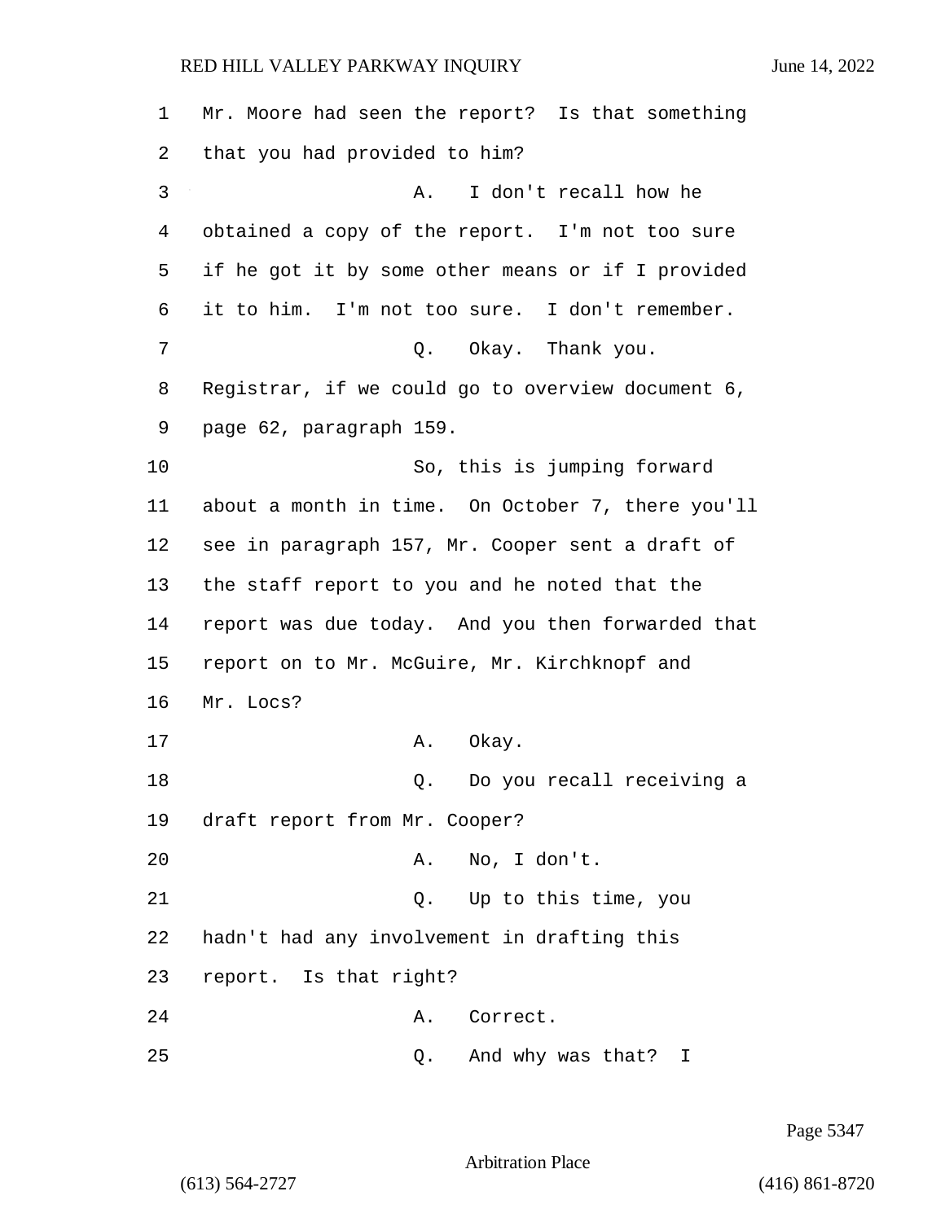Mr. Moore had seen the report? Is that something that you had provided to him?

A. I don't recall how he obtained a copy of the report. I'm not too sure if he got it by some other means or if I provided it to him. I'm not too sure. I don't remember.

Q. Okay. Thank you. Registrar, if we could go to overview document 6, page 62, paragraph 159.

So, this is jumping forward about a month in time. On October 7, there you'll see in paragraph 157, Mr. Cooper sent a draft of the staff report to you and he noted that the report was due today. And you then forwarded that report on to Mr. McGuire, Mr. Kirchknopf and Mr. Locs?

A. Okay.

Q. Do you recall receiving a draft report from Mr. Cooper?

A. No, I don't.

Q. Up to this time, you hadn't had any involvement in drafting this report. Is that right?

A. Correct.

Q. And why was that? I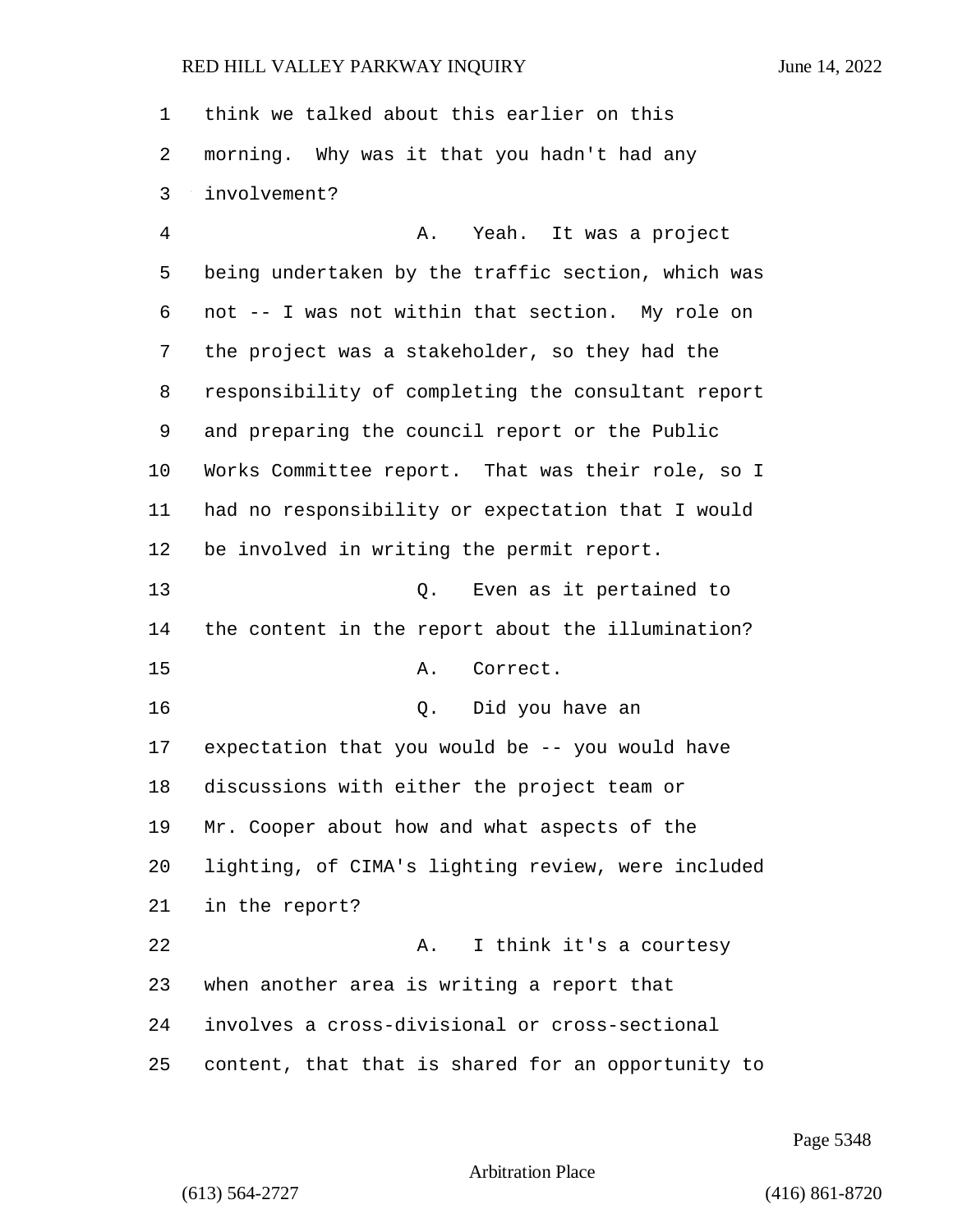think we talked about this earlier on this morning. Why was it that you hadn't had any involvement?

A. Yeah. It was a project being undertaken by the traffic section, which was not -- I was not within that section. My role on the project was a stakeholder, so they had the responsibility of completing the consultant report and preparing the council report or the Public Works Committee report. That was their role, so I had no responsibility or expectation that I would be involved in writing the permit report.

Q. Even as it pertained to the content in the report about the illumination?

A. Correct.

Q. Did you have an expectation that you would be -- you would have discussions with either the project team or Mr. Cooper about how and what aspects of the lighting, of CIMA's lighting review, were included in the report?

A. I think it's a courtesy when another area is writing a report that involves a cross-divisional or cross-sectional content, that that is shared for an opportunity to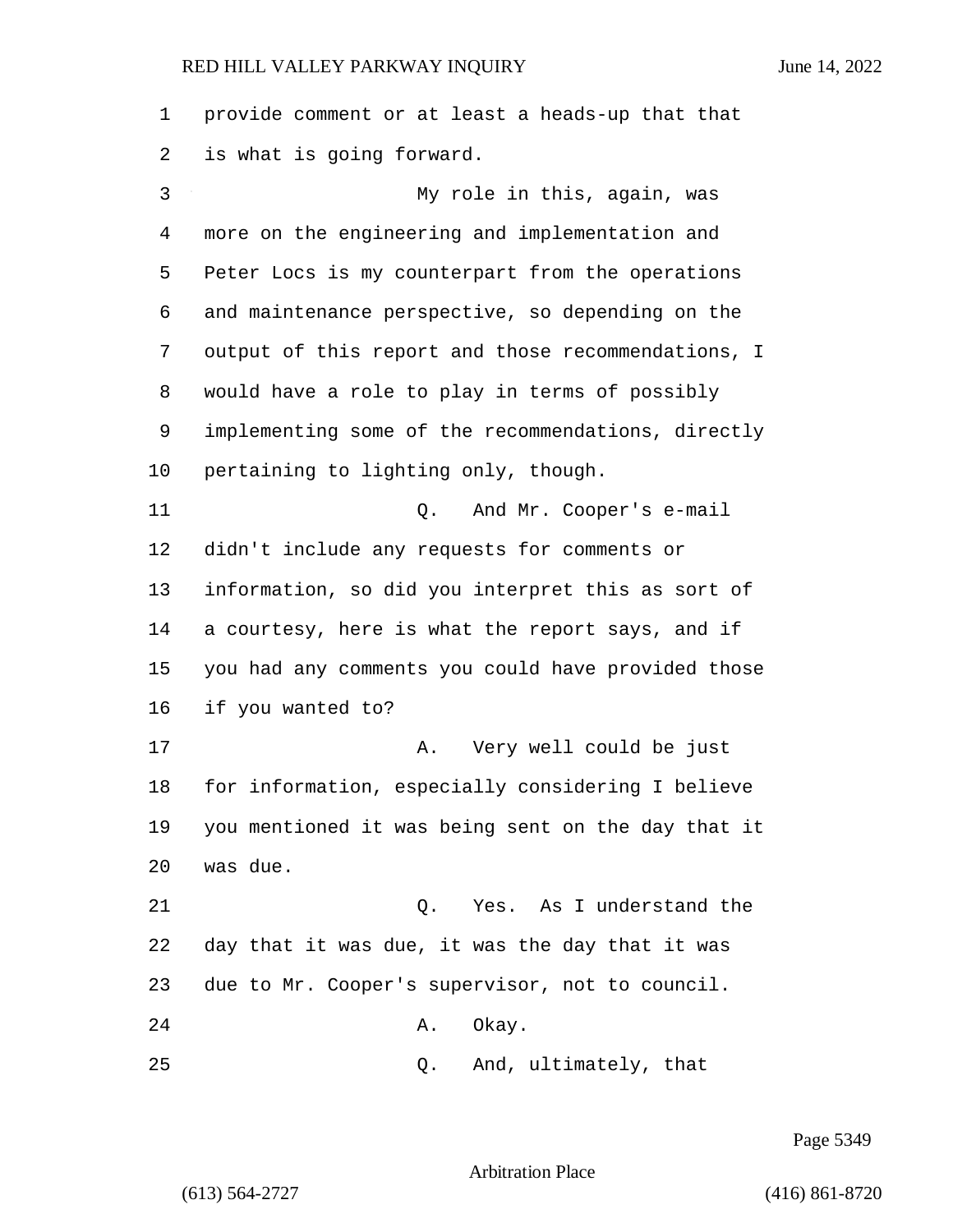provide comment or at least a heads-up that that is what is going forward.

My role in this, again, was more on the engineering and implementation and Peter Locs is my counterpart from the operations and maintenance perspective, so depending on the output of this report and those recommendations, I would have a role to play in terms of possibly implementing some of the recommendations, directly pertaining to lighting only, though.

Q. And Mr. Cooper's e-mail didn't include any requests for comments or information, so did you interpret this as sort of a courtesy, here is what the report says, and if you had any comments you could have provided those if you wanted to?

A. Very well could be just for information, especially considering I believe you mentioned it was being sent on the day that it was due.

Q. Yes. As I understand the day that it was due, it was the day that it was due to Mr. Cooper's supervisor, not to council.

A. Okay.

Q. And, ultimately, that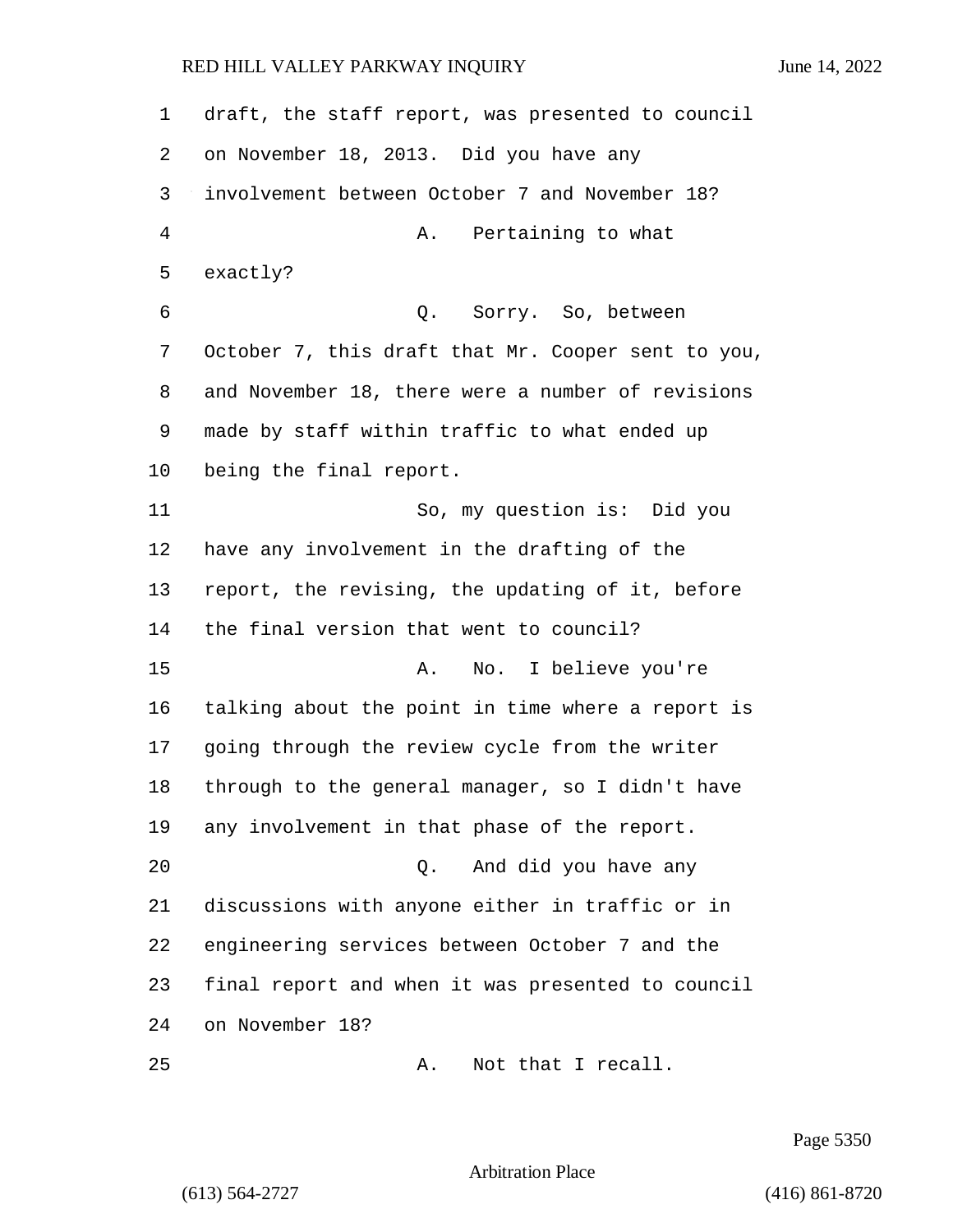draft, the staff report, was presented to council on November 18, 2013. Did you have any involvement between October 7 and November 18?

A. Pertaining to what exactly?

Q. Sorry. So, between October 7, this draft that Mr. Cooper sent to you, and November 18, there were a number of revisions made by staff within traffic to what ended up being the final report.

So, my question is: Did you have any involvement in the drafting of the report, the revising, the updating of it, before the final version that went to council?

A. No. I believe you're talking about the point in time where a report is going through the review cycle from the writer through to the general manager, so I didn't have any involvement in that phase of the report.

Q. And did you have any discussions with anyone either in traffic or in engineering services between October 7 and the final report and when it was presented to council on November 18?

A. Not that I recall.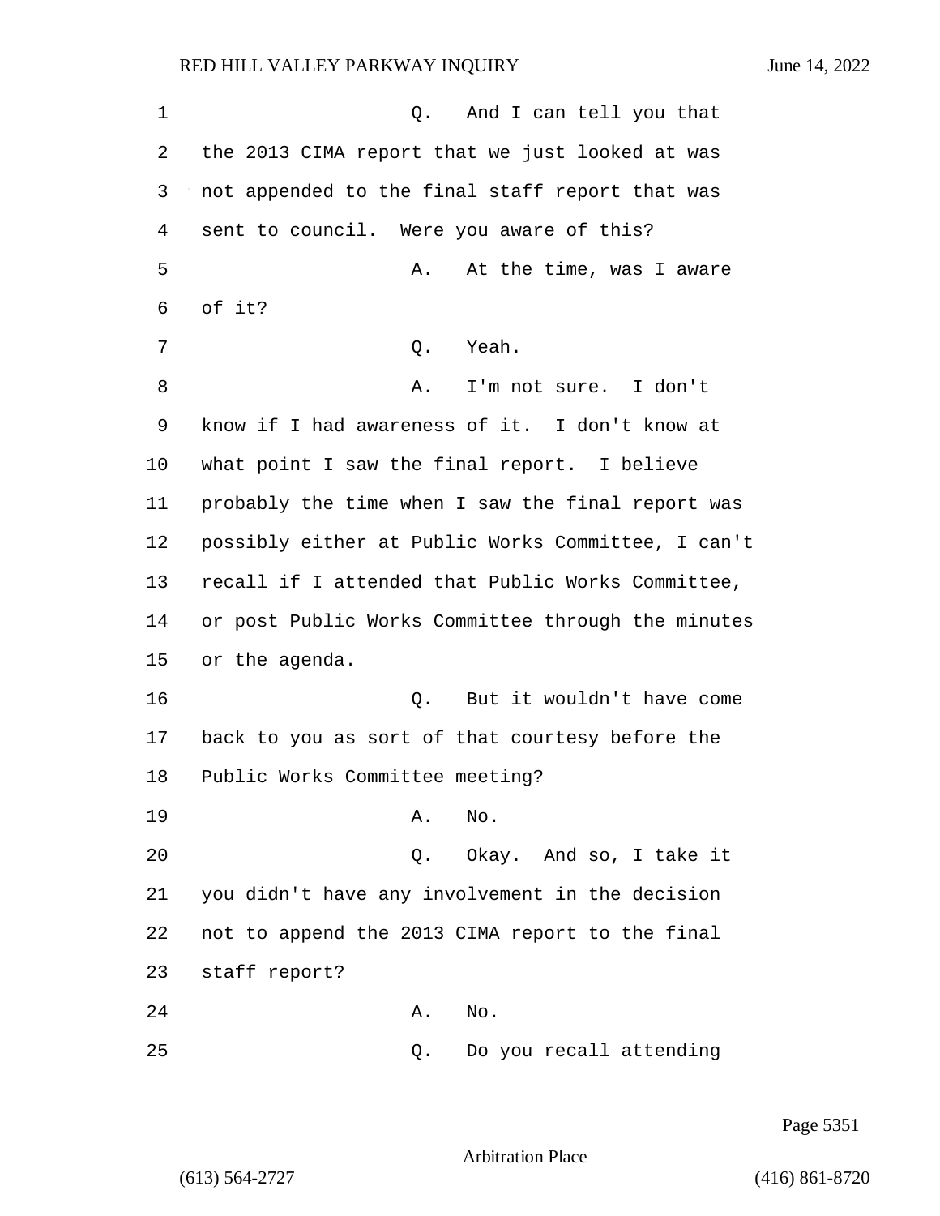Q. And I can tell you that the 2013 CIMA report that we just looked at was not appended to the final staff report that was sent to council. Were you aware of this?

A. At the time, was I aware of it?

Q. Yeah.

A. I'm not sure. I don't know if I had awareness of it. I don't know at what point I saw the final report. I believe probably the time when I saw the final report was possibly either at Public Works Committee, I can't recall if I attended that Public Works Committee, or post Public Works Committee through the minutes or the agenda.

Q. But it wouldn't have come back to you as sort of that courtesy before the Public Works Committee meeting?

A. No.

Q. Okay. And so, I take it you didn't have any involvement in the decision not to append the 2013 CIMA report to the final staff report?

A. No.

Q. Do you recall attending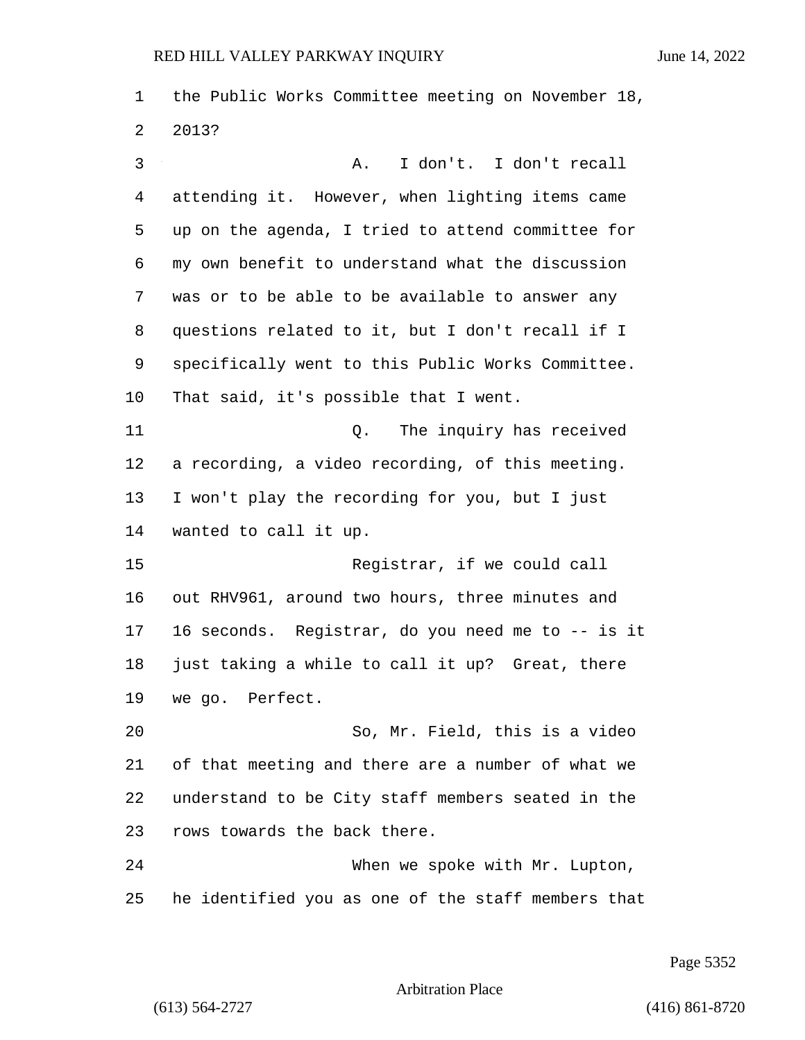the Public Works Committee meeting on November 18, 2013?

A. I don't. I don't recall attending it. However, when lighting items came up on the agenda, I tried to attend committee for my own benefit to understand what the discussion was or to be able to be available to answer any questions related to it, but I don't recall if I specifically went to this Public Works Committee. That said, it's possible that I went.

Q. The inquiry has received a recording, a video recording, of this meeting. I won't play the recording for you, but I just wanted to call it up.

Registrar, if we could call out RHV961, around two hours, three minutes and 16 seconds. Registrar, do you need me to -- is it just taking a while to call it up? Great, there we go. Perfect.

So, Mr. Field, this is a video of that meeting and there are a number of what we understand to be City staff members seated in the rows towards the back there.

When we spoke with Mr. Lupton, he identified you as one of the staff members that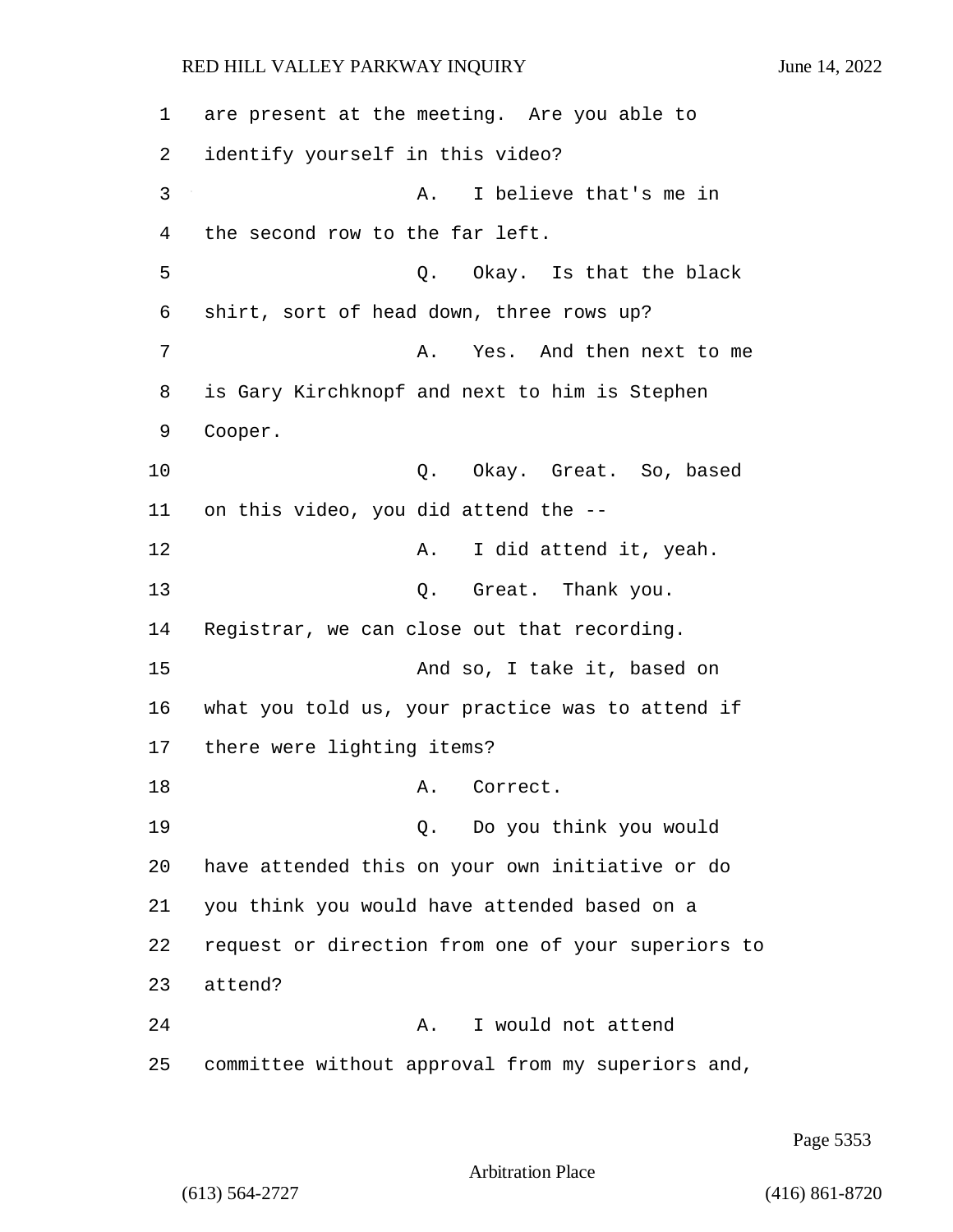are present at the meeting. Are you able to identify yourself in this video?

A. I believe that's me in the second row to the far left.

Q. Okay. Is that the black shirt, sort of head down, three rows up?

A. Yes. And then next to me is Gary Kirchknopf and next to him is Stephen Cooper.

Q. Okay. Great. So, based on this video, you did attend the --

A. I did attend it, yeah.

Q. Great. Thank you. Registrar, we can close out that recording.

And so, I take it, based on what you told us, your practice was to attend if there were lighting items?

A. Correct.

Q. Do you think you would have attended this on your own initiative or do you think you would have attended based on a request or direction from one of your superiors to attend?

A. I would not attend committee without approval from my superiors and,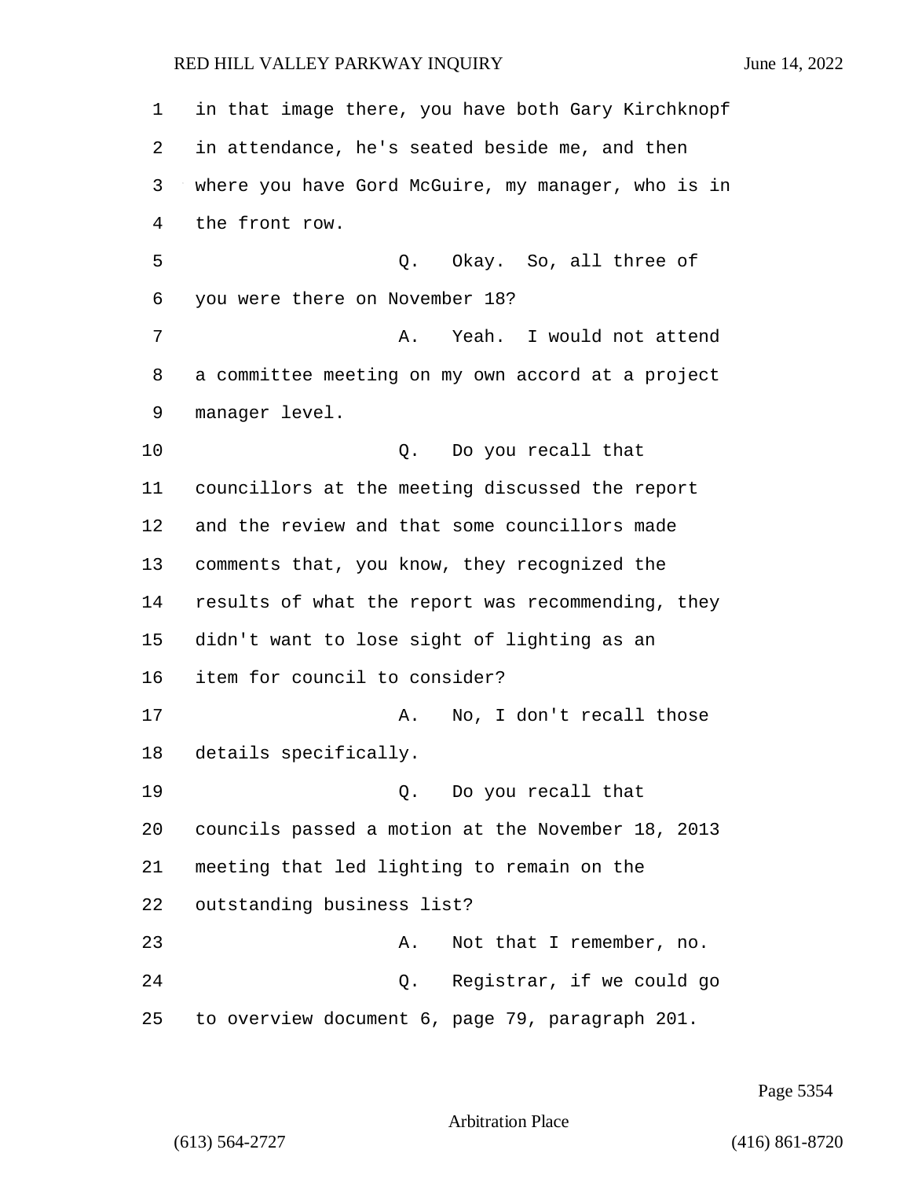in that image there, you have both Gary Kirchknopf in attendance, he's seated beside me, and then where you have Gord McGuire, my manager, who is in the front row.

Q. Okay. So, all three of you were there on November 18?

A. Yeah. I would not attend a committee meeting on my own accord at a project manager level.

Q. Do you recall that councillors at the meeting discussed the report and the review and that some councillors made comments that, you know, they recognized the results of what the report was recommending, they didn't want to lose sight of lighting as an item for council to consider?

A. No, I don't recall those details specifically.

Q. Do you recall that councils passed a motion at the November 18, 2013 meeting that led lighting to remain on the outstanding business list?

A. Not that I remember, no.

Q. Registrar, if we could go to overview document 6, page 79, paragraph 201.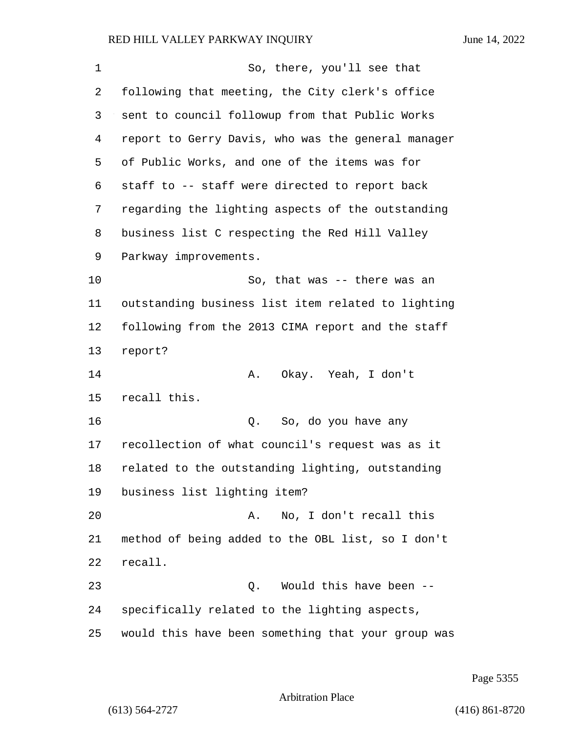So, there, you'll see that following that meeting, the City clerk's office sent to council followup from that Public Works report to Gerry Davis, who was the general manager of Public Works, and one of the items was for staff to -- staff were directed to report back regarding the lighting aspects of the outstanding business list C respecting the Red Hill Valley Parkway improvements.

So, that was -- there was an outstanding business list item related to lighting following from the 2013 CIMA report and the staff report?

A. Okay. Yeah, I don't recall this.

Q. So, do you have any recollection of what council's request was as it related to the outstanding lighting, outstanding business list lighting item?

A. No, I don't recall this method of being added to the OBL list, so I don't recall.

Q. Would this have been -- specifically related to the lighting aspects, would this have been something that your group was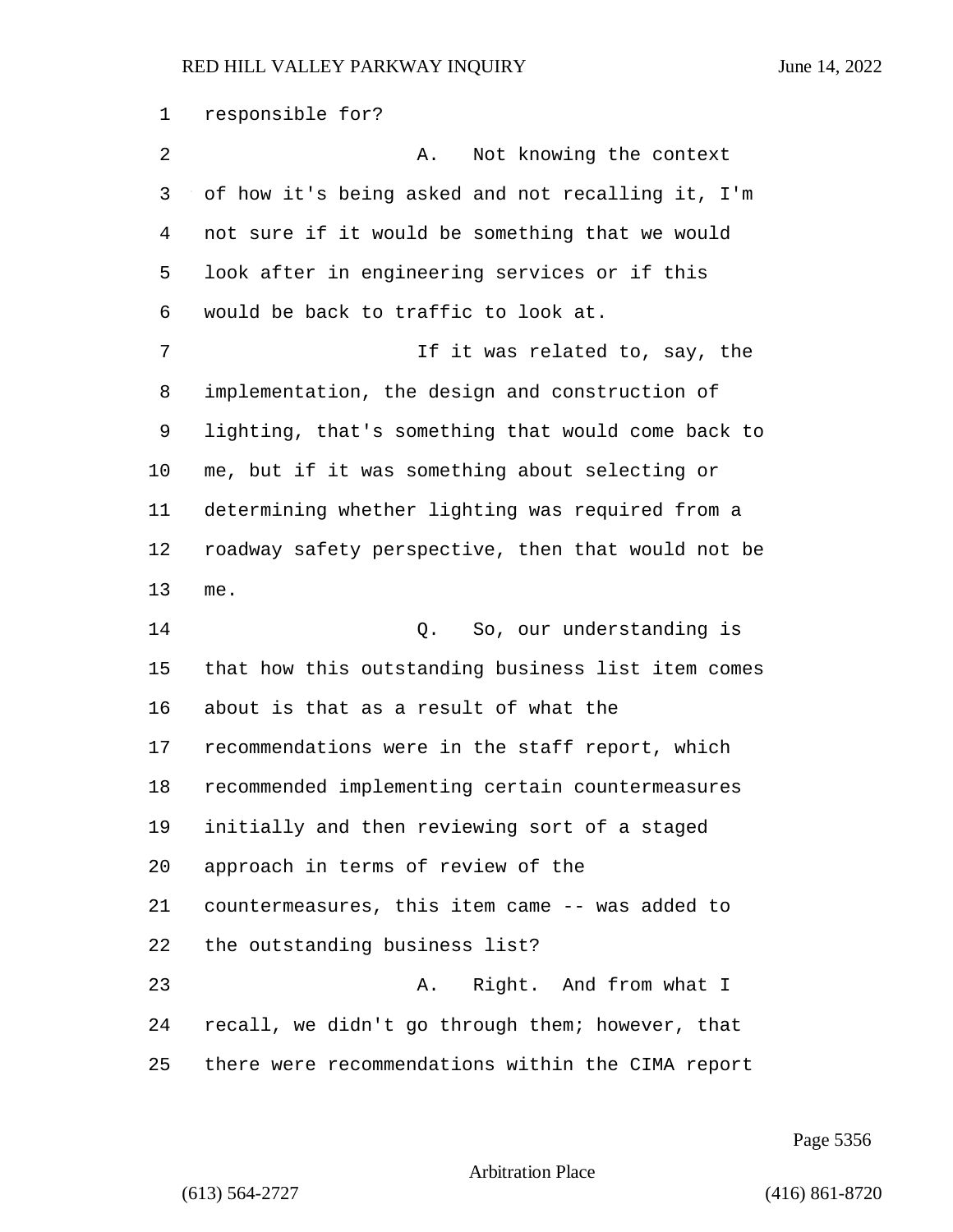responsible for?

A. Not knowing the context of how it's being asked and not recalling it, I'm not sure if it would be something that we would look after in engineering services or if this would be back to traffic to look at.

If it was related to, say, the implementation, the design and construction of lighting, that's something that would come back to me, but if it was something about selecting or determining whether lighting was required from a roadway safety perspective, then that would not be me.

Q. So, our understanding is that how this outstanding business list item comes about is that as a result of what the recommendations were in the staff report, which recommended implementing certain countermeasures initially and then reviewing sort of a staged approach in terms of review of the countermeasures, this item came -- was added to the outstanding business list?

A. Right. And from what I recall, we didn't go through them; however, that there were recommendations within the CIMA report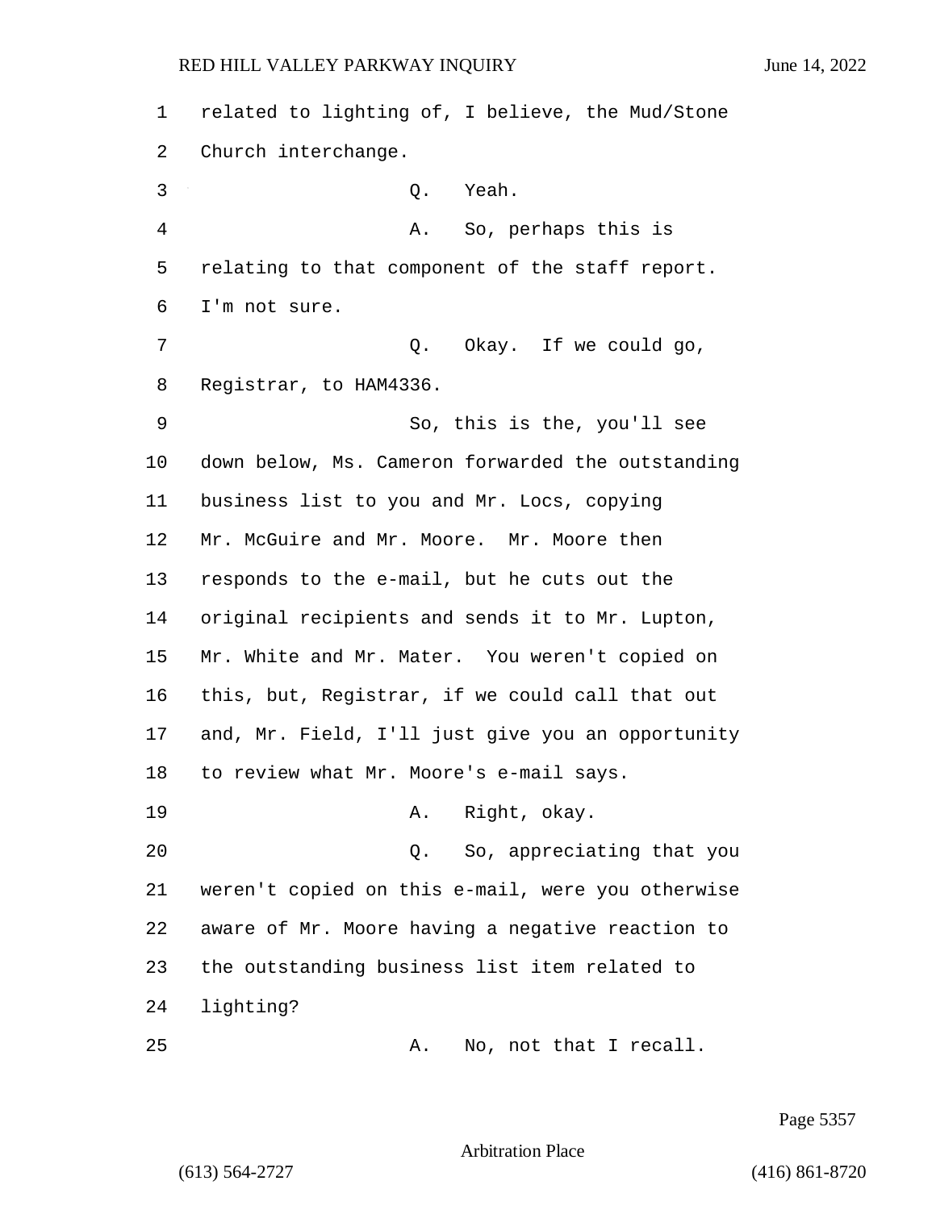related to lighting of, I believe, the Mud/Stone Church interchange.

Q. Yeah.

A. So, perhaps this is relating to that component of the staff report. I'm not sure.

Q. Okay. If we could go, Registrar, to HAM4336.

So, this is the, you'll see down below, Ms. Cameron forwarded the outstanding business list to you and Mr. Locs, copying Mr. McGuire and Mr. Moore. Mr. Moore then responds to the e-mail, but he cuts out the original recipients and sends it to Mr. Lupton, Mr. White and Mr. Mater. You weren't copied on this, but, Registrar, if we could call that out and, Mr. Field, I'll just give you an opportunity to review what Mr. Moore's e-mail says.

A. Right, okay.

Q. So, appreciating that you weren't copied on this e-mail, were you otherwise aware of Mr. Moore having a negative reaction to the outstanding business list item related to lighting?

A. No, not that I recall.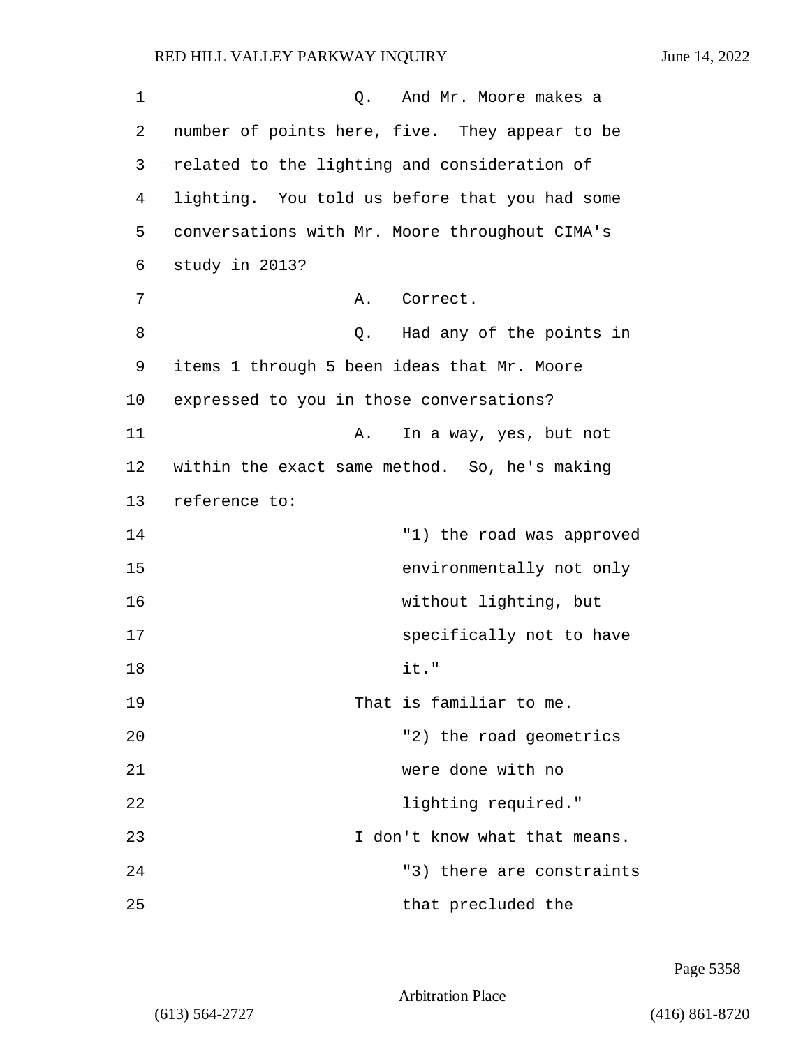Q. And Mr. Moore makes a number of points here, five. They appear to be related to the lighting and consideration of lighting. You told us before that you had some conversations with Mr. Moore throughout CIMA's study in 2013?

A. Correct.

Q. Had any of the points in items 1 through 5 been ideas that Mr. Moore expressed to you in those conversations?

A. In a way, yes, but not within the exact same method. So, he's making reference to:

> "1) the road was approved environmentally not only without lighting, but specifically not to have it."

That is familiar to me.

> "2) the road geometrics were done with no lighting required."

I don't know what that means.

> "3) there are constraints that precluded the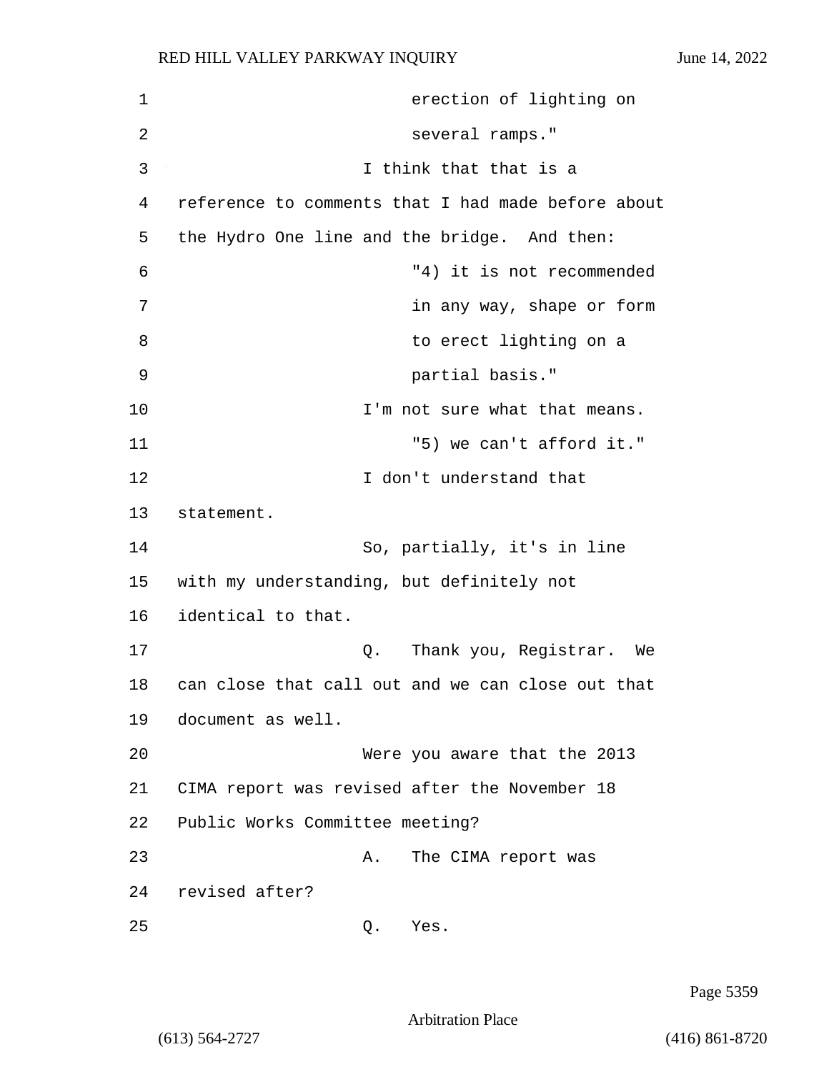erection of lighting on several ramps."

I think that that is a reference to comments that I had made before about the Hydro One line and the bridge. And then:

"4) it is not recommended in any way, shape or form to erect lighting on a partial basis."

I'm not sure what that means.

"5) we can't afford it."

I don't understand that statement.

So, partially, it's in line with my understanding, but definitely not identical to that.

Q. Thank you, Registrar. We can close that call out and we can close out that document as well.

Were you aware that the 2013 CIMA report was revised after the November 18 Public Works Committee meeting?

A. The CIMA report was revised after?

Q. Yes.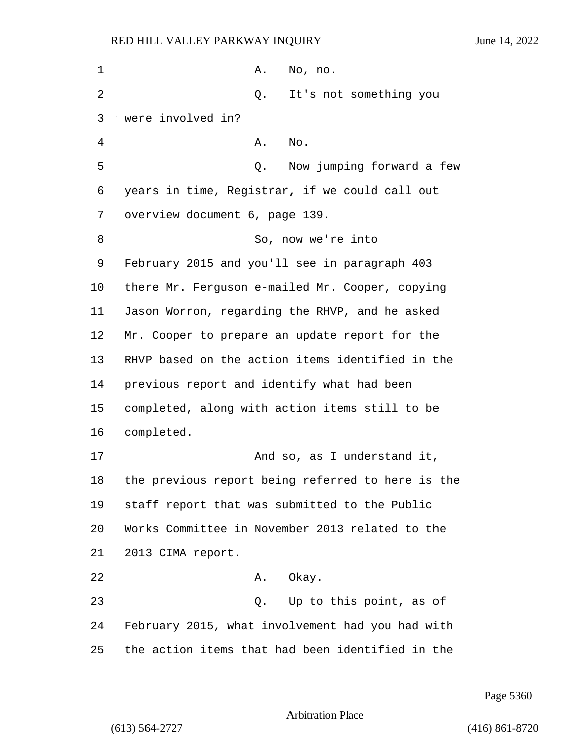A. No, no.

Q. It's not something you were involved in?

A. No.

Q. Now jumping forward a few years in time, Registrar, if we could call out overview document 6, page 139.

So, now we're into February 2015 and you'll see in paragraph 403 there Mr. Ferguson e-mailed Mr. Cooper, copying Jason Worron, regarding the RHVP, and he asked Mr. Cooper to prepare an update report for the RHVP based on the action items identified in the previous report and identify what had been completed, along with action items still to be completed.

And so, as I understand it, the previous report being referred to here is the staff report that was submitted to the Public Works Committee in November 2013 related to the 2013 CIMA report.

A. Okay.

Q. Up to this point, as of February 2015, what involvement had you had with the action items that had been identified in the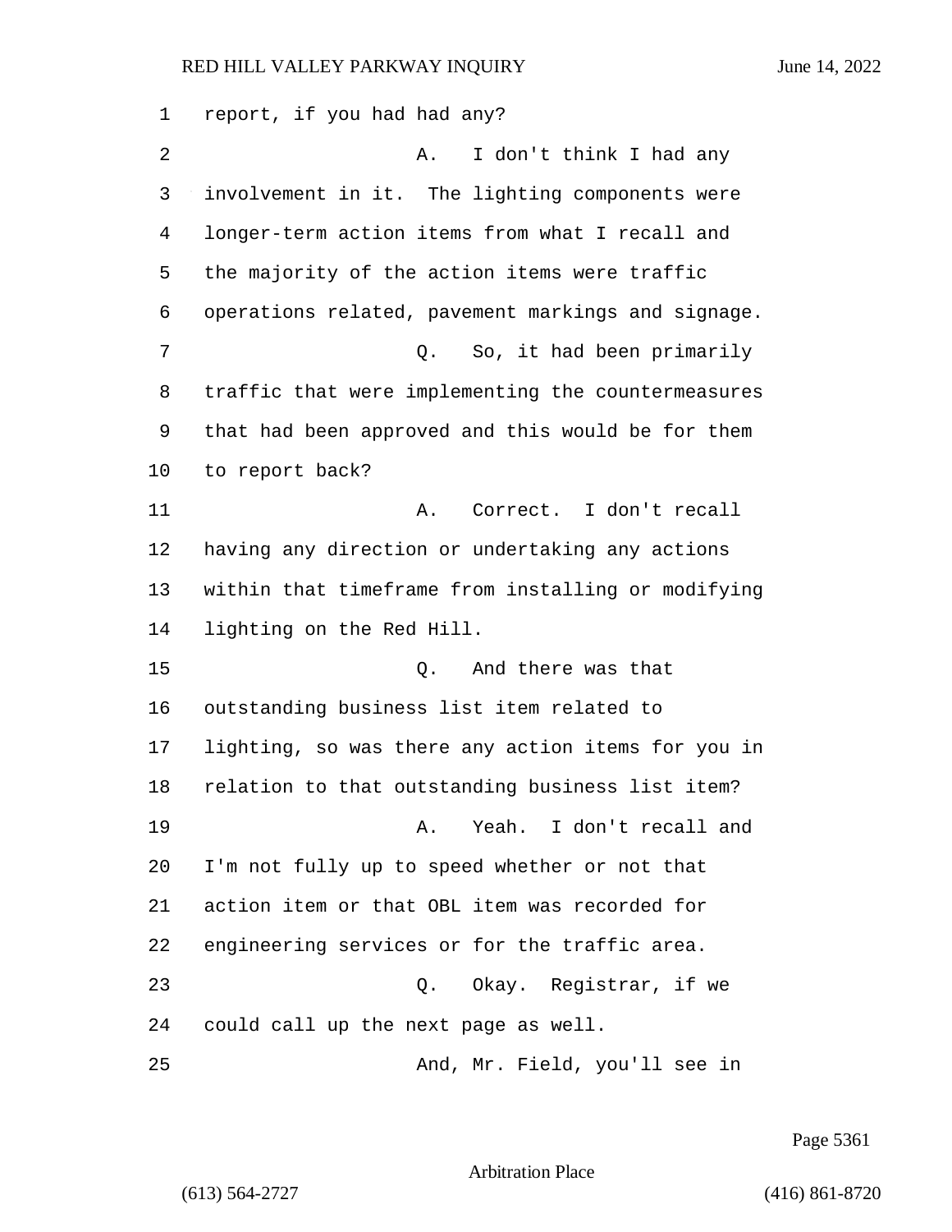report, if you had had any?

A. I don't think I had any involvement in it. The lighting components were longer-term action items from what I recall and the majority of the action items were traffic operations related, pavement markings and signage.

Q. So, it had been primarily traffic that were implementing the countermeasures that had been approved and this would be for them to report back?

A. Correct. I don't recall having any direction or undertaking any actions within that timeframe from installing or modifying lighting on the Red Hill.

Q. And there was that outstanding business list item related to lighting, so was there any action items for you in relation to that outstanding business list item?

A. Yeah. I don't recall and I'm not fully up to speed whether or not that action item or that OBL item was recorded for engineering services or for the traffic area.

Q. Okay. Registrar, if we could call up the next page as well.

And, Mr. Field, you'll see in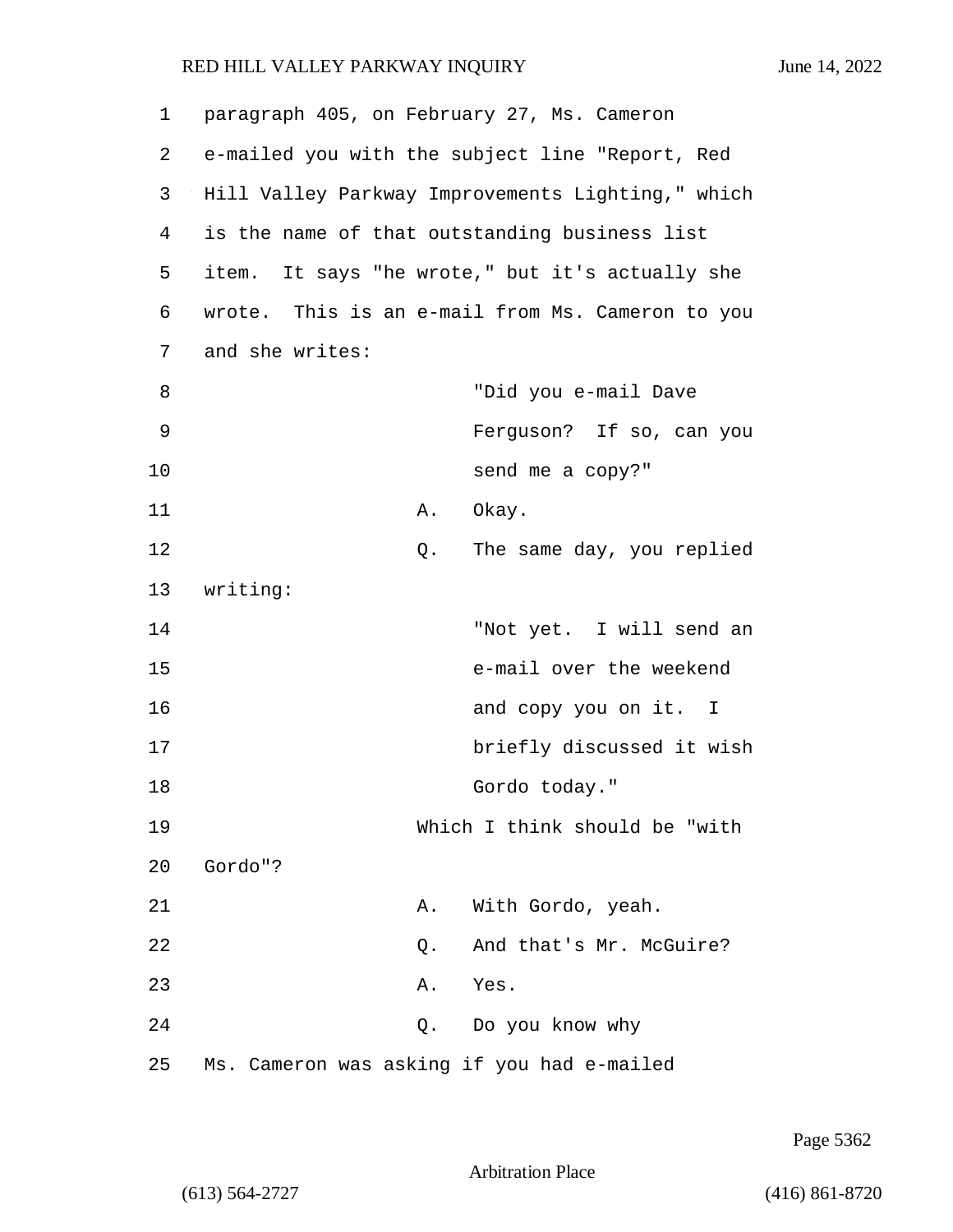paragraph 405, on February 27, Ms. Cameron e-mailed you with the subject line "Report, Red Hill Valley Parkway Improvements Lighting," which is the name of that outstanding business list item. It says "he wrote," but it's actually she wrote. This is an e-mail from Ms. Cameron to you and she writes:

> "Did you e-mail Dave Ferguson? If so, can you send me a copy?"

A. Okay.

Q. The same day, you replied writing:

> "Not yet. I will send an e-mail over the weekend and copy you on it. I briefly discussed it wish Gordo today."

Which I think should be "with Gordo"?

A. With Gordo, yeah.

Q. And that's Mr. McGuire?

A. Yes.

Q. Do you know why Ms. Cameron was asking if you had e-mailed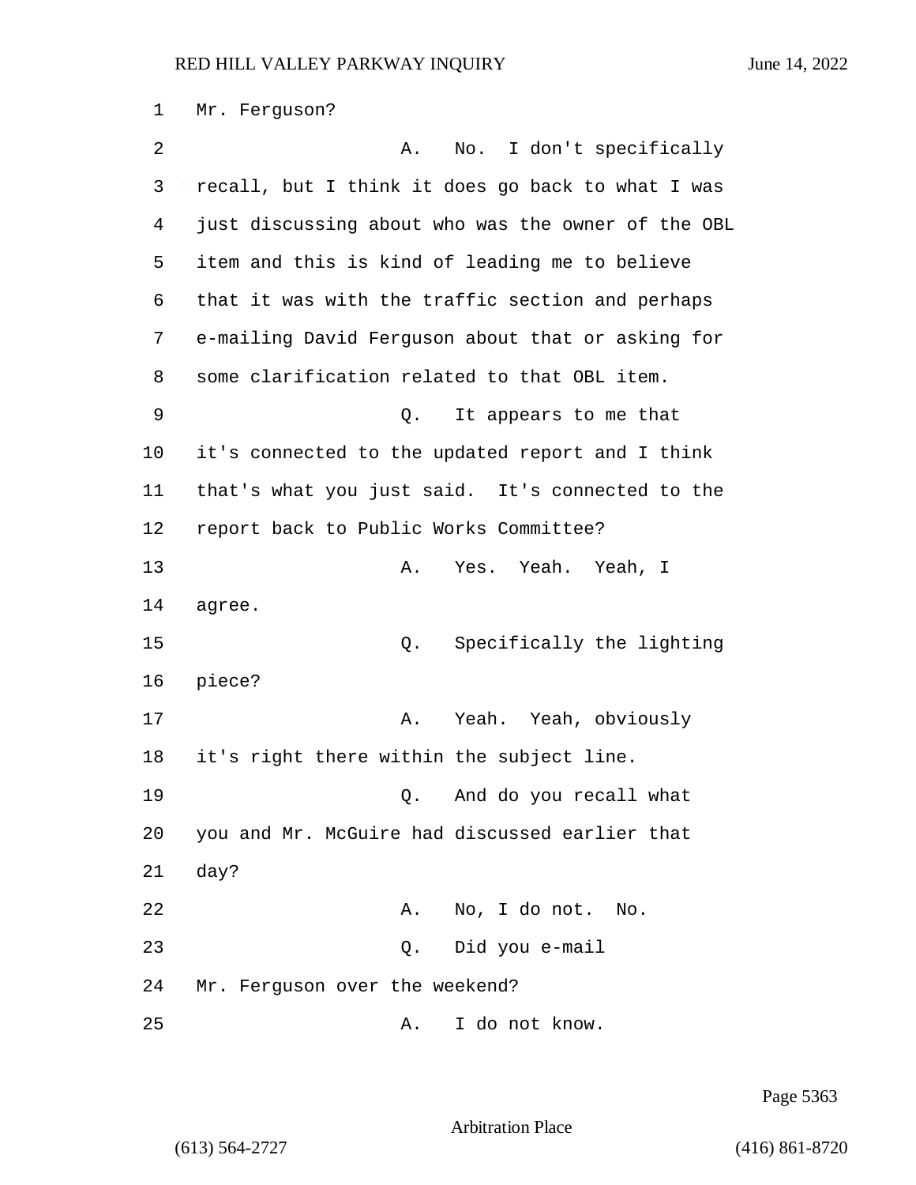Mr. Ferguson?

A. No. I don't specifically recall, but I think it does go back to what I was just discussing about who was the owner of the OBL item and this is kind of leading me to believe that it was with the traffic section and perhaps e-mailing David Ferguson about that or asking for some clarification related to that OBL item.

Q. It appears to me that it's connected to the updated report and I think that's what you just said. It's connected to the report back to Public Works Committee?

A. Yes. Yeah. Yeah, I agree.

Q. Specifically the lighting piece?

A. Yeah. Yeah, obviously it's right there within the subject line.

Q. And do you recall what you and Mr. McGuire had discussed earlier that day?

A. No, I do not. No.

Q. Did you e-mail Mr. Ferguson over the weekend?

A. I do not know.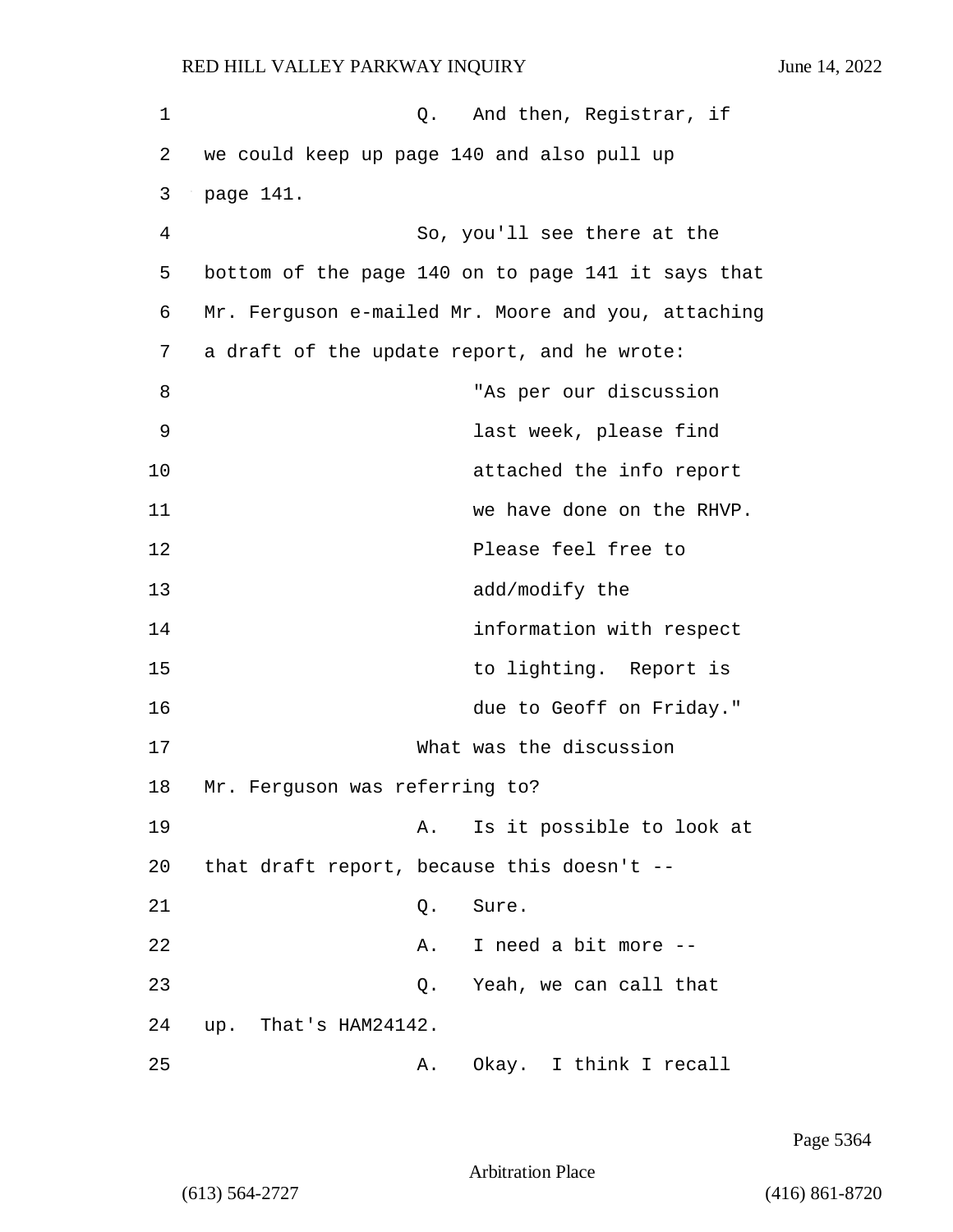Q. And then, Registrar, if we could keep up page 140 and also pull up page 141.

So, you'll see there at the bottom of the page 140 on to page 141 it says that Mr. Ferguson e-mailed Mr. Moore and you, attaching a draft of the update report, and he wrote:

> "As per our discussion last week, please find attached the info report we have done on the RHVP. Please feel free to add/modify the information with respect to lighting. Report is due to Geoff on Friday."

What was the discussion Mr. Ferguson was referring to?

A. Is it possible to look at that draft report, because this doesn't --

Q. Sure.

A. I need a bit more --

Q. Yeah, we can call that up. That's HAM24142.

A. Okay. I think I recall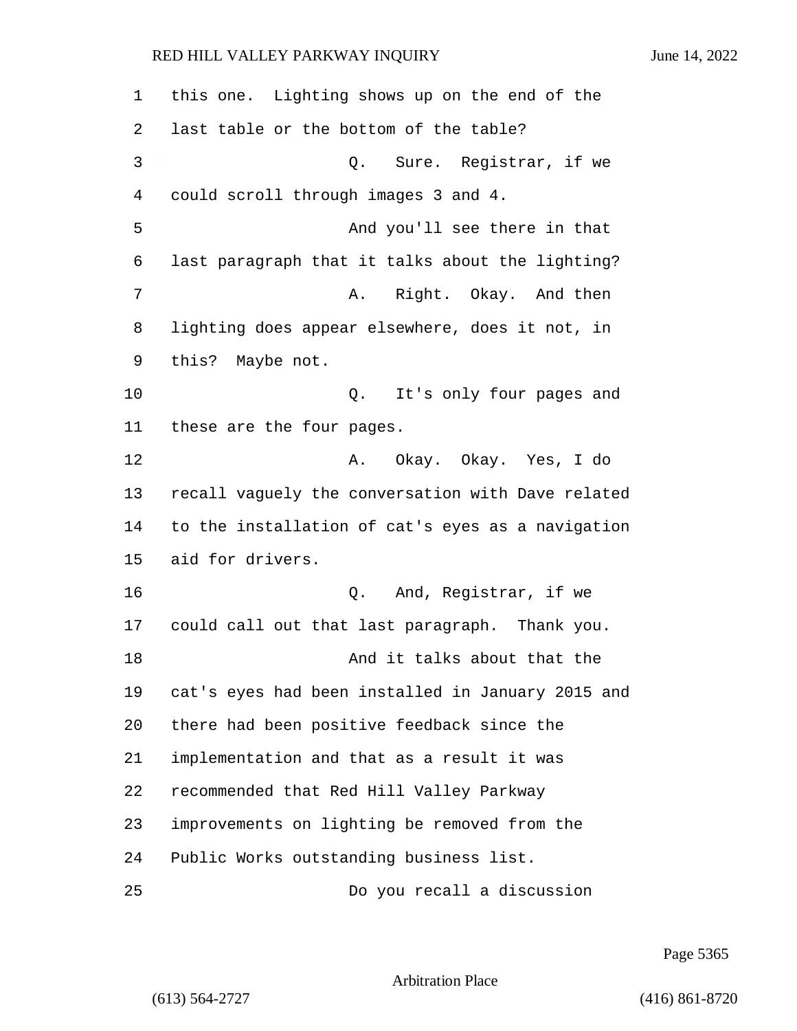this one. Lighting shows up on the end of the last table or the bottom of the table?

Q. Sure. Registrar, if we could scroll through images 3 and 4.

And you'll see there in that last paragraph that it talks about the lighting?

A. Right. Okay. And then lighting does appear elsewhere, does it not, in this? Maybe not.

Q. It's only four pages and these are the four pages.

A. Okay. Okay. Yes, I do recall vaguely the conversation with Dave related to the installation of cat's eyes as a navigation aid for drivers.

Q. And, Registrar, if we could call out that last paragraph. Thank you.

And it talks about that the cat's eyes had been installed in January 2015 and there had been positive feedback since the implementation and that as a result it was recommended that Red Hill Valley Parkway improvements on lighting be removed from the Public Works outstanding business list.

Do you recall a discussion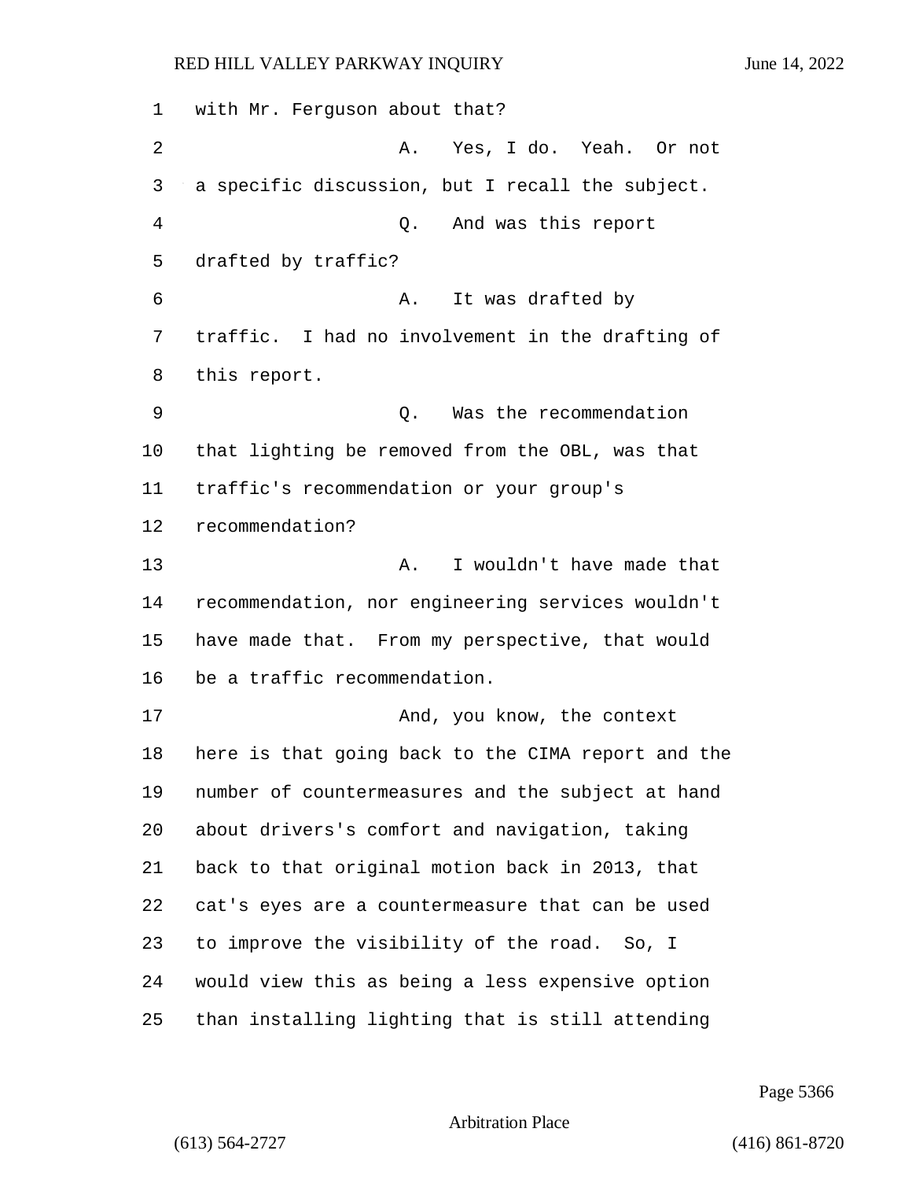with Mr. Ferguson about that?

A. Yes, I do. Yeah. Or not a specific discussion, but I recall the subject.

Q. And was this report drafted by traffic?

A. It was drafted by traffic. I had no involvement in the drafting of this report.

Q. Was the recommendation that lighting be removed from the OBL, was that traffic's recommendation or your group's recommendation?

A. I wouldn't have made that recommendation, nor engineering services wouldn't have made that. From my perspective, that would be a traffic recommendation.

And, you know, the context here is that going back to the CIMA report and the number of countermeasures and the subject at hand about drivers's comfort and navigation, taking back to that original motion back in 2013, that cat's eyes are a countermeasure that can be used to improve the visibility of the road. So, I would view this as being a less expensive option than installing lighting that is still attending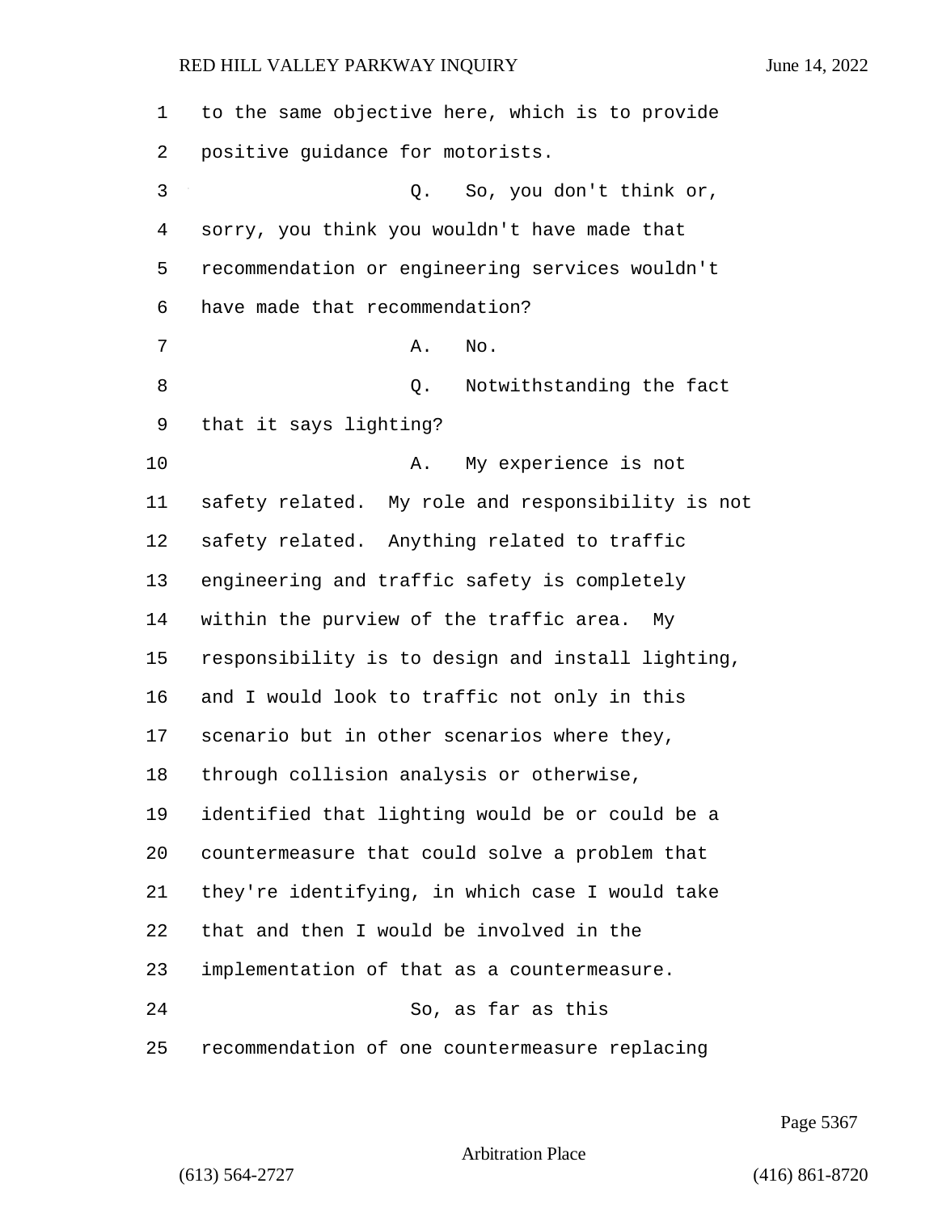to the same objective here, which is to provide positive guidance for motorists.

Q. So, you don't think or, sorry, you think you wouldn't have made that recommendation or engineering services wouldn't have made that recommendation?

A. No.

Q. Notwithstanding the fact that it says lighting?

A. My experience is not safety related. My role and responsibility is not safety related. Anything related to traffic engineering and traffic safety is completely within the purview of the traffic area. My responsibility is to design and install lighting, and I would look to traffic not only in this scenario but in other scenarios where they, through collision analysis or otherwise, identified that lighting would be or could be a countermeasure that could solve a problem that they're identifying, in which case I would take that and then I would be involved in the implementation of that as a countermeasure.

So, as far as this recommendation of one countermeasure replacing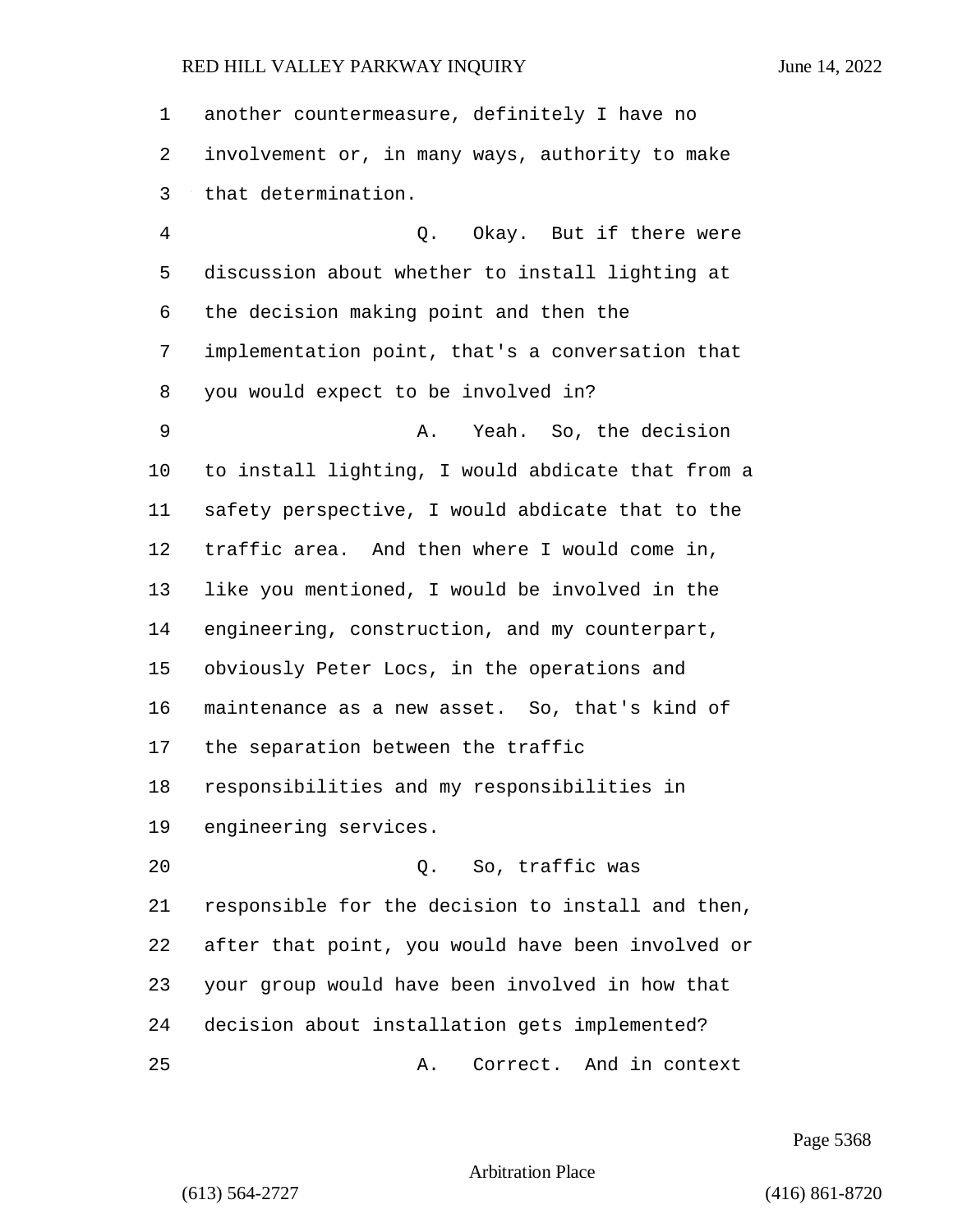another countermeasure, definitely I have no involvement or, in many ways, authority to make that determination.

Q. Okay. But if there were discussion about whether to install lighting at the decision making point and then the implementation point, that's a conversation that you would expect to be involved in?

A. Yeah. So, the decision to install lighting, I would abdicate that from a safety perspective, I would abdicate that to the traffic area. And then where I would come in, like you mentioned, I would be involved in the engineering, construction, and my counterpart, obviously Peter Locs, in the operations and maintenance as a new asset. So, that's kind of the separation between the traffic responsibilities and my responsibilities in engineering services.

Q. So, traffic was responsible for the decision to install and then, after that point, you would have been involved or your group would have been involved in how that decision about installation gets implemented?

A. Correct. And in context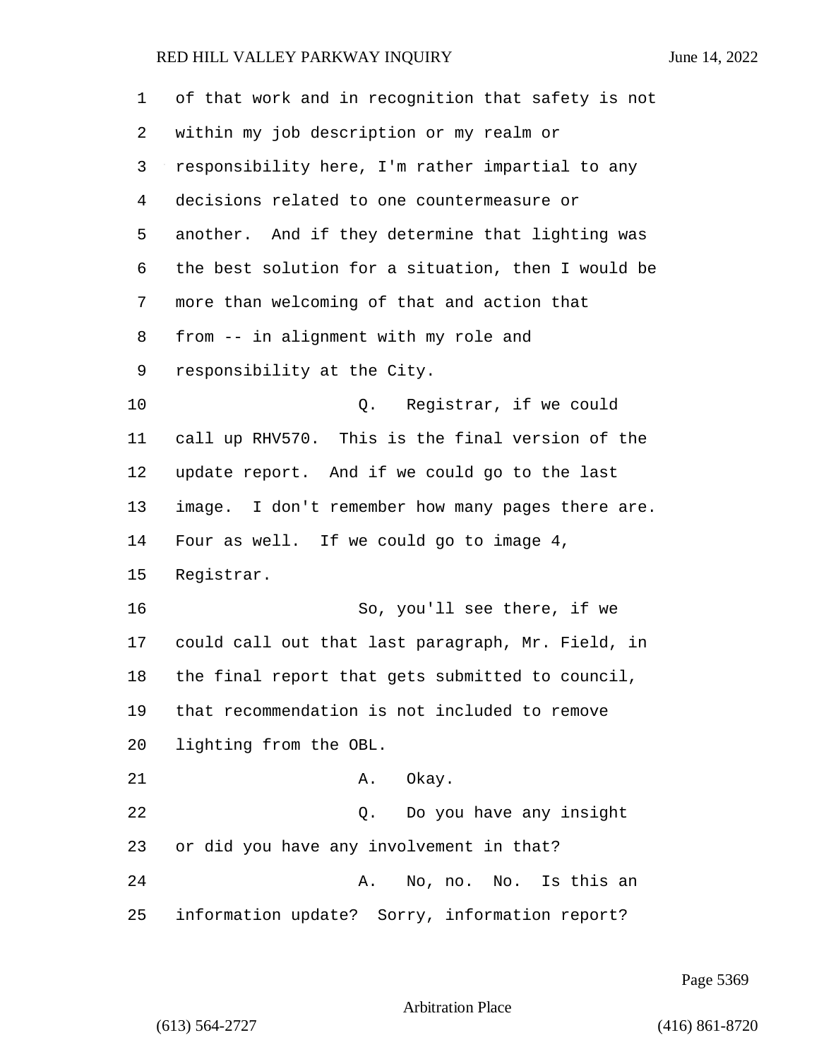of that work and in recognition that safety is not within my job description or my realm or responsibility here, I'm rather impartial to any decisions related to one countermeasure or another. And if they determine that lighting was the best solution for a situation, then I would be more than welcoming of that and action that from -- in alignment with my role and responsibility at the City.

Q. Registrar, if we could call up RHV570. This is the final version of the update report. And if we could go to the last image. I don't remember how many pages there are. Four as well. If we could go to image 4, Registrar.

So, you'll see there, if we could call out that last paragraph, Mr. Field, in the final report that gets submitted to council, that recommendation is not included to remove lighting from the OBL.

A. Okay.

Q. Do you have any insight or did you have any involvement in that?

A. No, no. No. Is this an information update? Sorry, information report?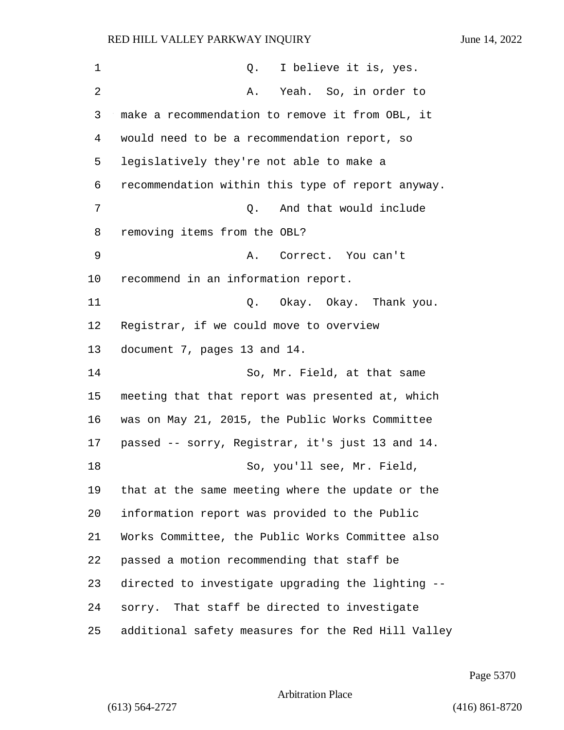Q. I believe it is, yes.

A. Yeah. So, in order to make a recommendation to remove it from OBL, it would need to be a recommendation report, so legislatively they're not able to make a recommendation within this type of report anyway.

Q. And that would include removing items from the OBL?

A. Correct. You can't recommend in an information report.

Q. Okay. Okay. Thank you. Registrar, if we could move to overview document 7, pages 13 and 14.

So, Mr. Field, at that same meeting that that report was presented at, which was on May 21, 2015, the Public Works Committee passed -- sorry, Registrar, it's just 13 and 14.

So, you'll see, Mr. Field, that at the same meeting where the update or the information report was provided to the Public Works Committee, the Public Works Committee also passed a motion recommending that staff be directed to investigate upgrading the lighting -- sorry. That staff be directed to investigate additional safety measures for the Red Hill Valley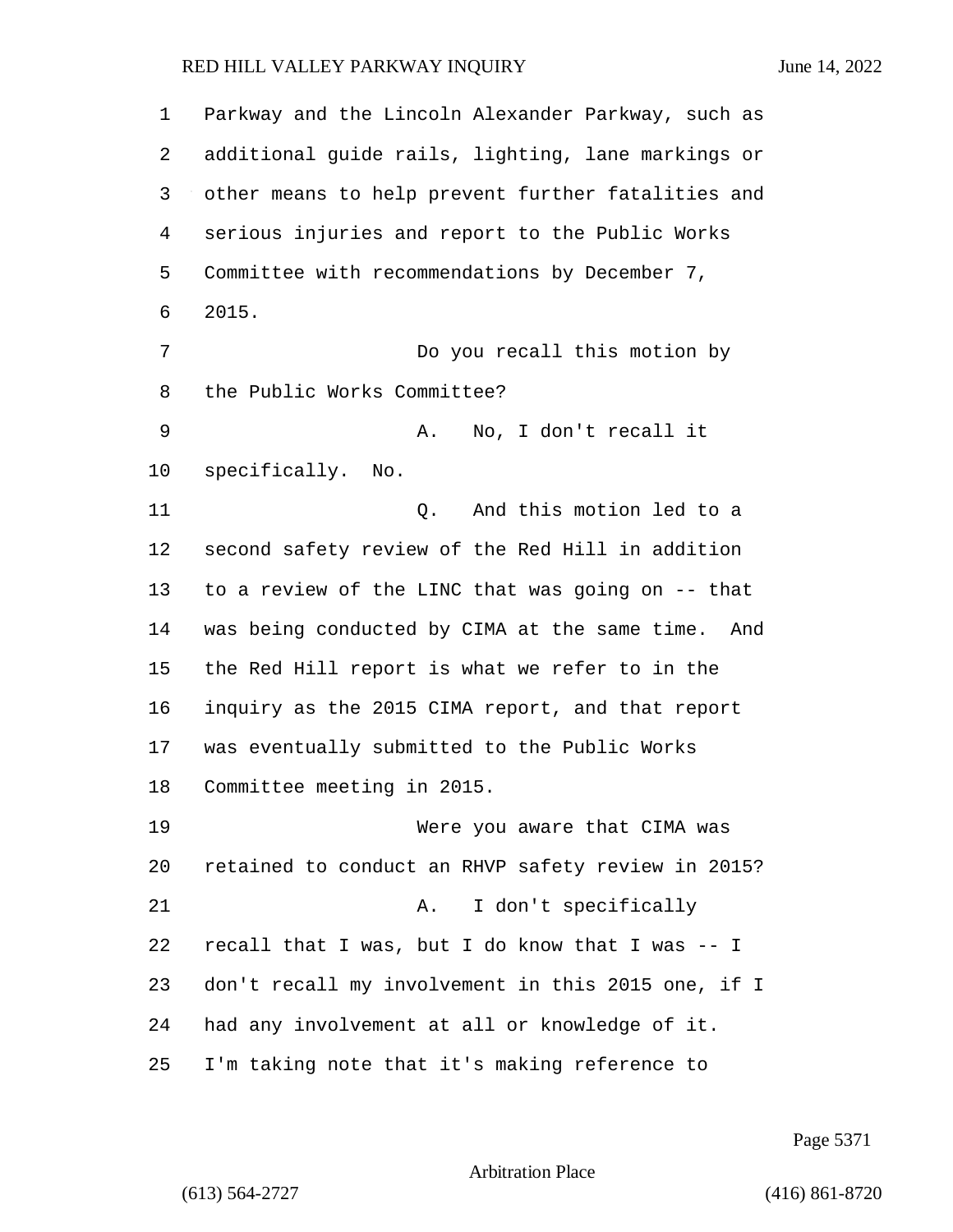Parkway and the Lincoln Alexander Parkway, such as additional guide rails, lighting, lane markings or other means to help prevent further fatalities and serious injuries and report to the Public Works Committee with recommendations by December 7, 2015.

Do you recall this motion by the Public Works Committee?

A. No, I don't recall it specifically. No.

Q. And this motion led to a second safety review of the Red Hill in addition to a review of the LINC that was going on -- that was being conducted by CIMA at the same time. And the Red Hill report is what we refer to in the inquiry as the 2015 CIMA report, and that report was eventually submitted to the Public Works Committee meeting in 2015.

Were you aware that CIMA was retained to conduct an RHVP safety review in 2015?

A. I don't specifically recall that I was, but I do know that I was -- I don't recall my involvement in this 2015 one, if I had any involvement at all or knowledge of it. I'm taking note that it's making reference to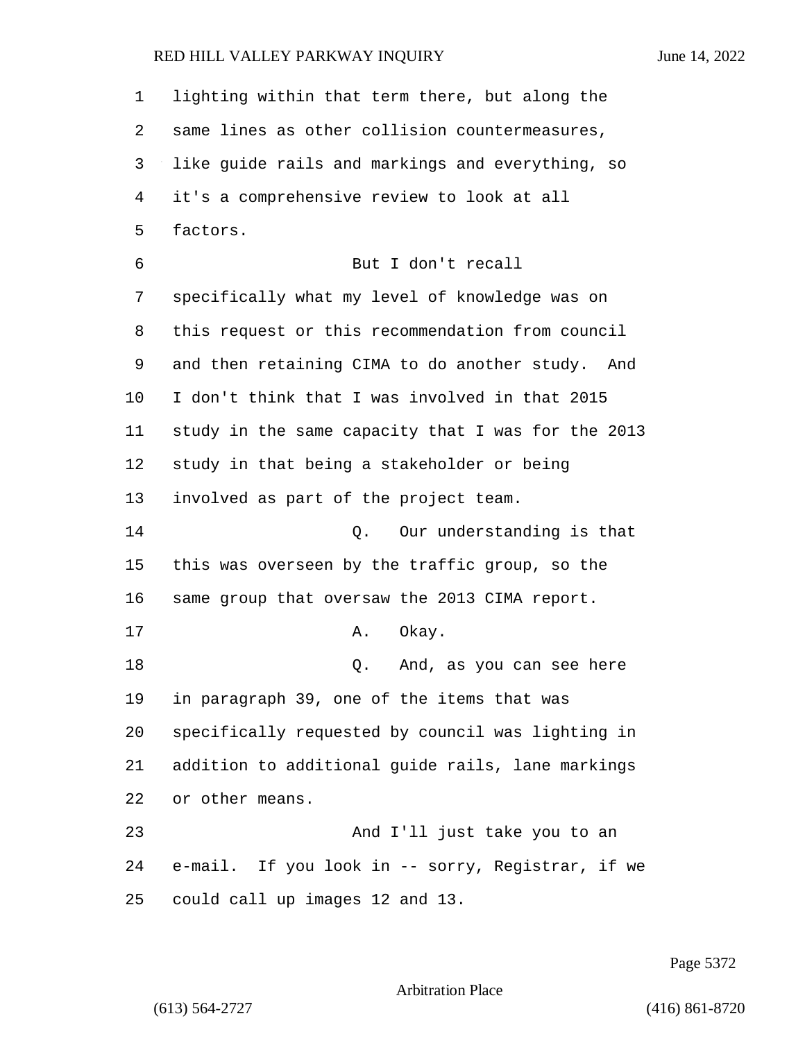lighting within that term there, but along the same lines as other collision countermeasures, like guide rails and markings and everything, so it's a comprehensive review to look at all factors.

But I don't recall specifically what my level of knowledge was on this request or this recommendation from council and then retaining CIMA to do another study. And I don't think that I was involved in that 2015 study in the same capacity that I was for the 2013 study in that being a stakeholder or being involved as part of the project team.

Q. Our understanding is that this was overseen by the traffic group, so the same group that oversaw the 2013 CIMA report.

A. Okay.

Q. And, as you can see here in paragraph 39, one of the items that was specifically requested by council was lighting in addition to additional guide rails, lane markings or other means.

And I'll just take you to an e-mail. If you look in -- sorry, Registrar, if we could call up images 12 and 13.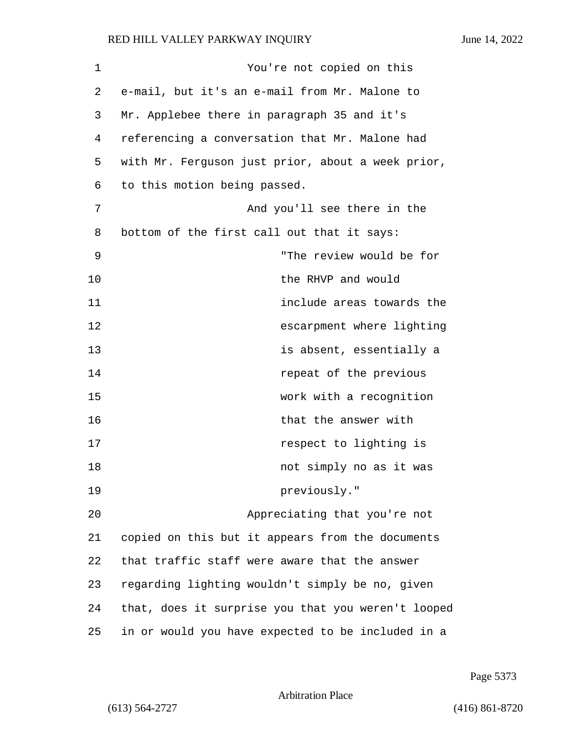You're not copied on this e-mail, but it's an e-mail from Mr. Malone to Mr. Applebee there in paragraph 35 and it's referencing a conversation that Mr. Malone had with Mr. Ferguson just prior, about a week prior, to this motion being passed.

And you'll see there in the bottom of the first call out that it says:

> "The review would be for the RHVP and would include areas towards the escarpment where lighting is absent, essentially a repeat of the previous work with a recognition that the answer with respect to lighting is not simply no as it was previously."

Appreciating that you're not copied on this but it appears from the documents that traffic staff were aware that the answer regarding lighting wouldn't simply be no, given that, does it surprise you that you weren't looped in or would you have expected to be included in a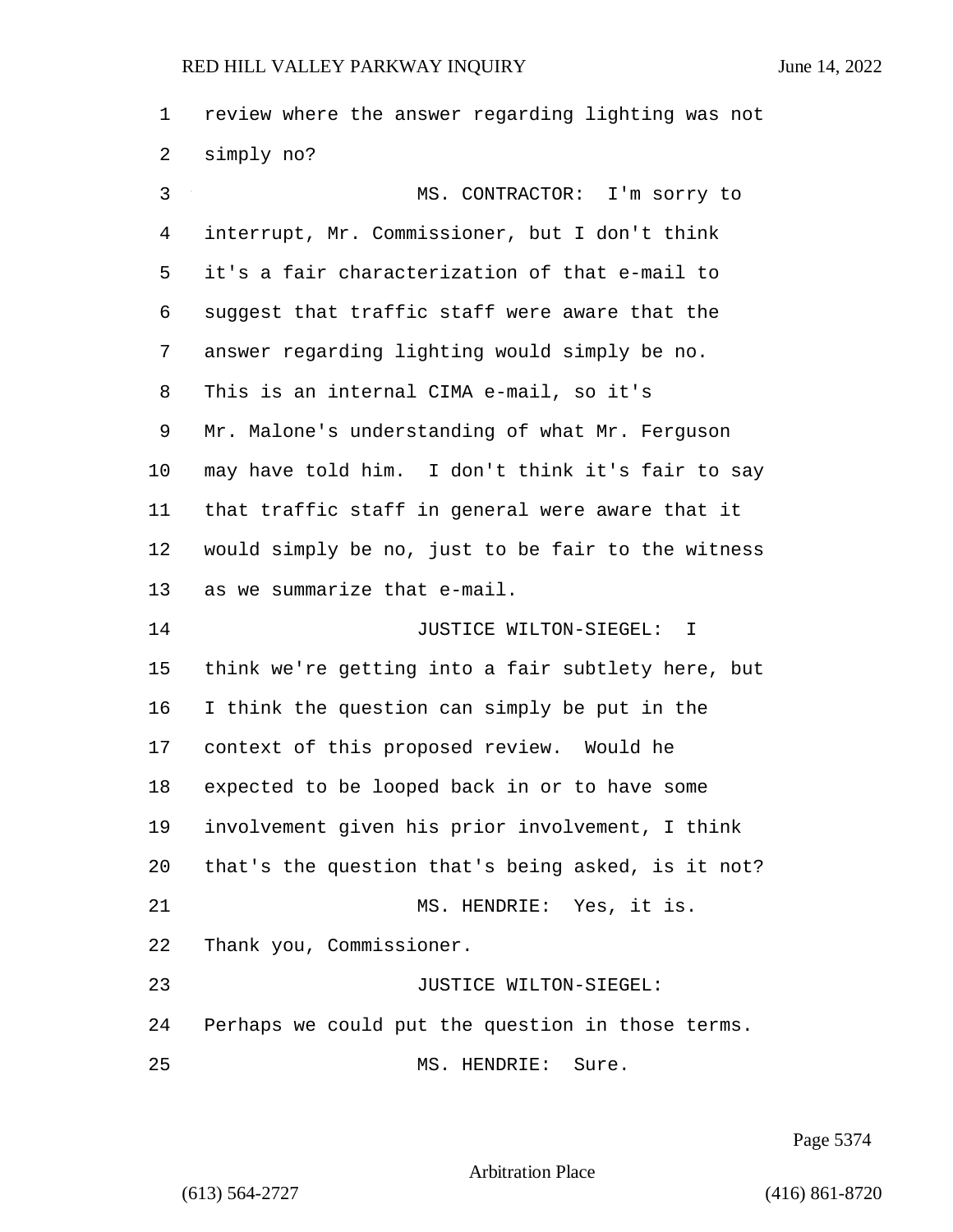review where the answer regarding lighting was not simply no?

MS. CONTRACTOR: I'm sorry to interrupt, Mr. Commissioner, but I don't think it's a fair characterization of that e-mail to suggest that traffic staff were aware that the answer regarding lighting would simply be no. This is an internal CIMA e-mail, so it's Mr. Malone's understanding of what Mr. Ferguson may have told him. I don't think it's fair to say that traffic staff in general were aware that it would simply be no, just to be fair to the witness as we summarize that e-mail.

JUSTICE WILTON-SIEGEL: I think we're getting into a fair subtlety here, but I think the question can simply be put in the context of this proposed review. Would he expected to be looped back in or to have some involvement given his prior involvement, I think that's the question that's being asked, is it not?

MS. HENDRIE: Yes, it is. Thank you, Commissioner.

JUSTICE WILTON-SIEGEL: Perhaps we could put the question in those terms.

MS. HENDRIE: Sure.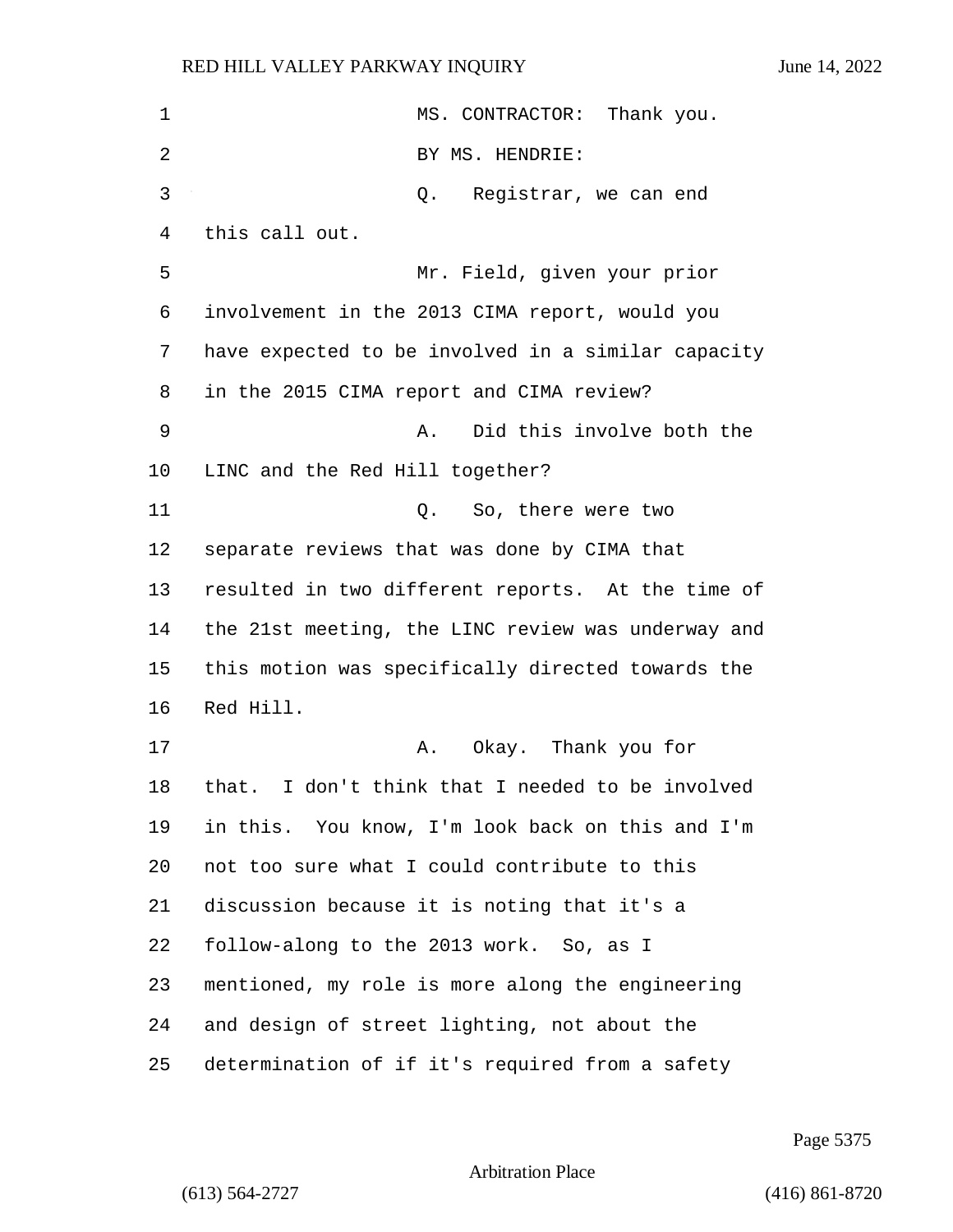MS. CONTRACTOR: Thank you.

BY MS. HENDRIE:

Q. Registrar, we can end this call out.

Mr. Field, given your prior involvement in the 2013 CIMA report, would you have expected to be involved in a similar capacity in the 2015 CIMA report and CIMA review?

A. Did this involve both the LINC and the Red Hill together?

Q. So, there were two separate reviews that was done by CIMA that resulted in two different reports. At the time of the 21st meeting, the LINC review was underway and this motion was specifically directed towards the Red Hill.

A. Okay. Thank you for that. I don't think that I needed to be involved in this. You know, I'm look back on this and I'm not too sure what I could contribute to this discussion because it is noting that it's a follow-along to the 2013 work. So, as I mentioned, my role is more along the engineering and design of street lighting, not about the determination of if it's required from a safety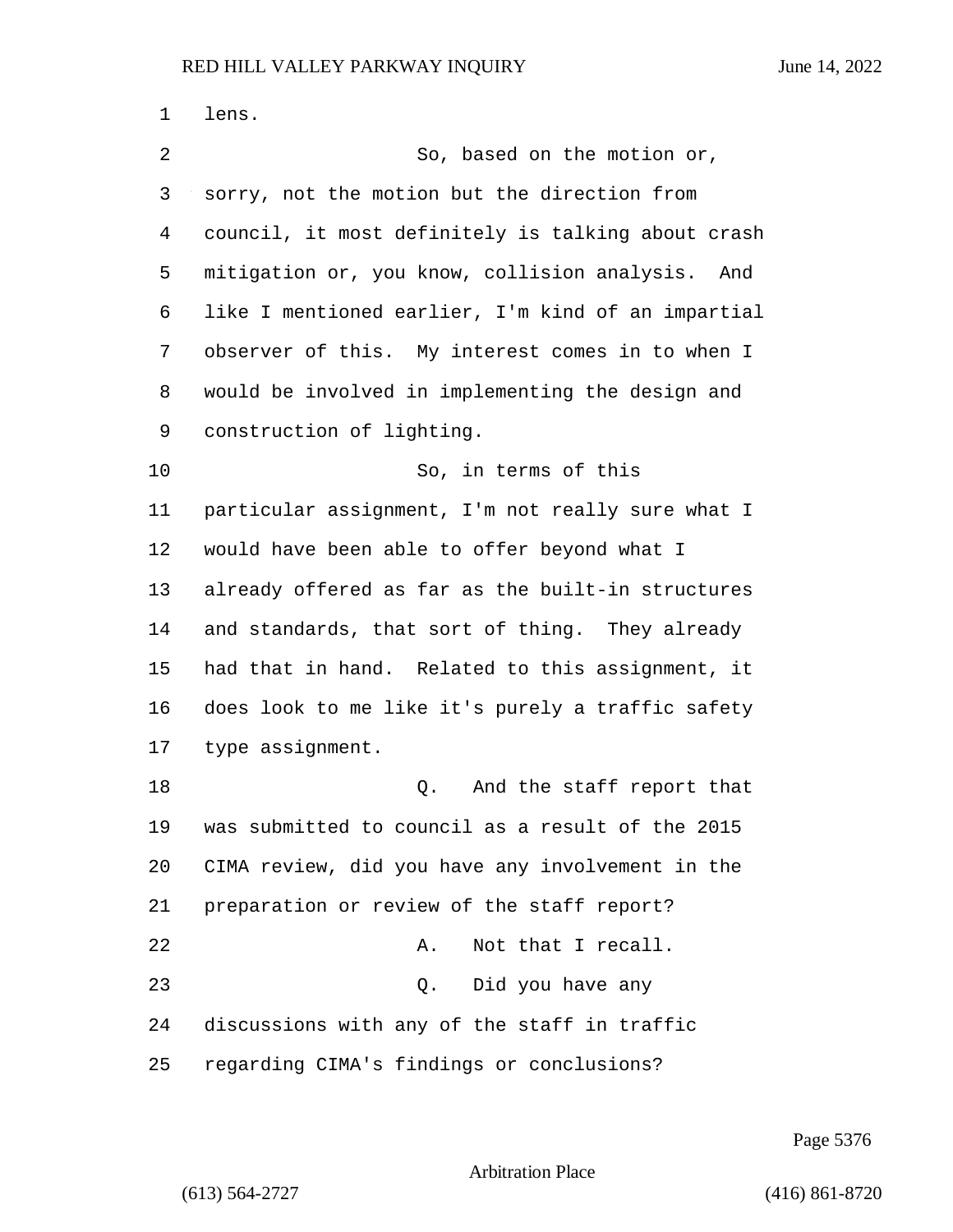lens.

So, based on the motion or, sorry, not the motion but the direction from council, it most definitely is talking about crash mitigation or, you know, collision analysis. And like I mentioned earlier, I'm kind of an impartial observer of this. My interest comes in to when I would be involved in implementing the design and construction of lighting.

So, in terms of this particular assignment, I'm not really sure what I would have been able to offer beyond what I already offered as far as the built-in structures and standards, that sort of thing. They already had that in hand. Related to this assignment, it does look to me like it's purely a traffic safety type assignment.

Q. And the staff report that was submitted to council as a result of the 2015 CIMA review, did you have any involvement in the preparation or review of the staff report?

A. Not that I recall.

Q. Did you have any discussions with any of the staff in traffic regarding CIMA's findings or conclusions?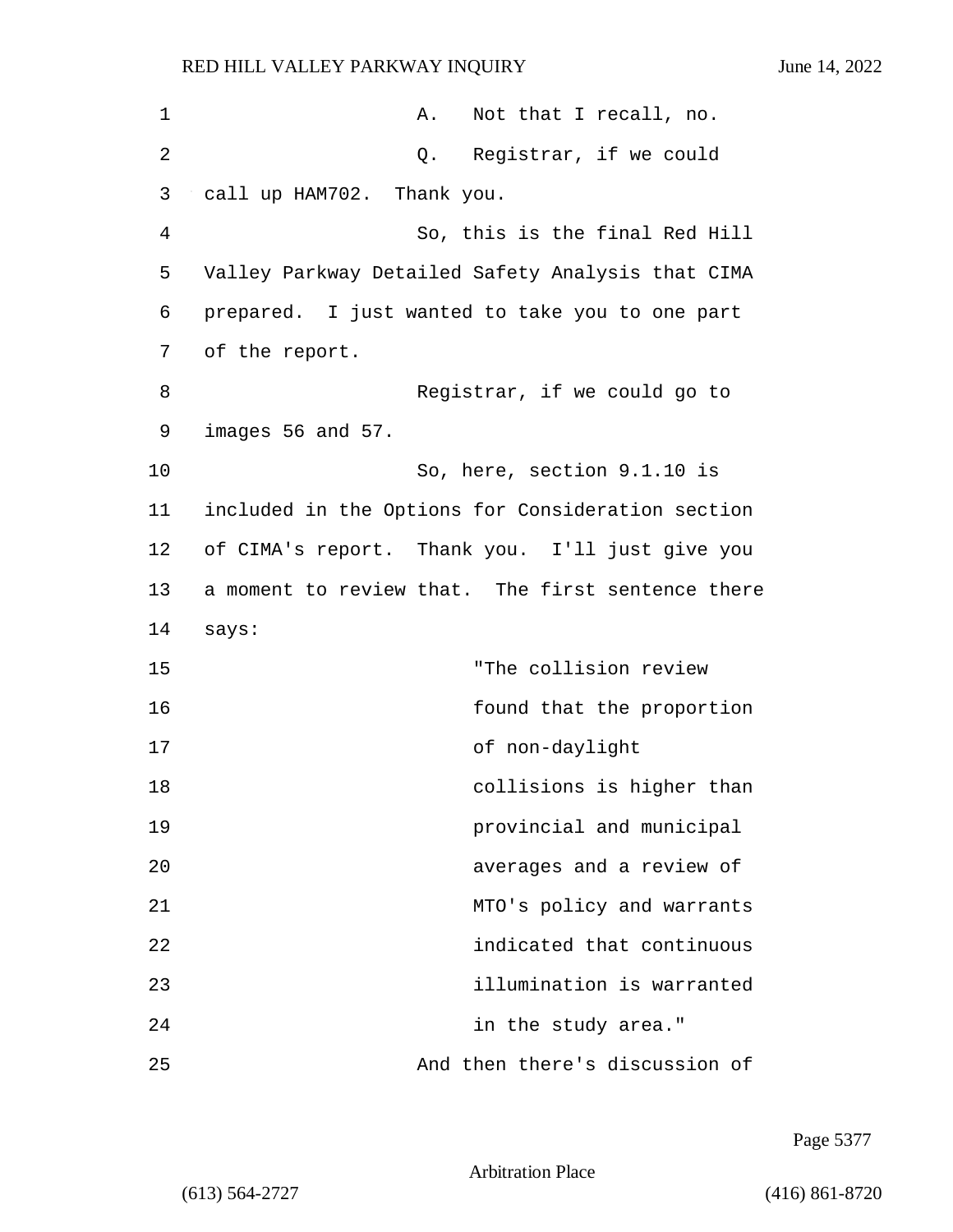A. Not that I recall, no.

Q. Registrar, if we could call up HAM702. Thank you.

So, this is the final Red Hill Valley Parkway Detailed Safety Analysis that CIMA prepared. I just wanted to take you to one part of the report.

Registrar, if we could go to images 56 and 57.

So, here, section 9.1.10 is included in the Options for Consideration section of CIMA's report. Thank you. I'll just give you a moment to review that. The first sentence there says:

> "The collision review found that the proportion of non-daylight collisions is higher than provincial and municipal averages and a review of MTO's policy and warrants indicated that continuous illumination is warranted in the study area."

And then there's discussion of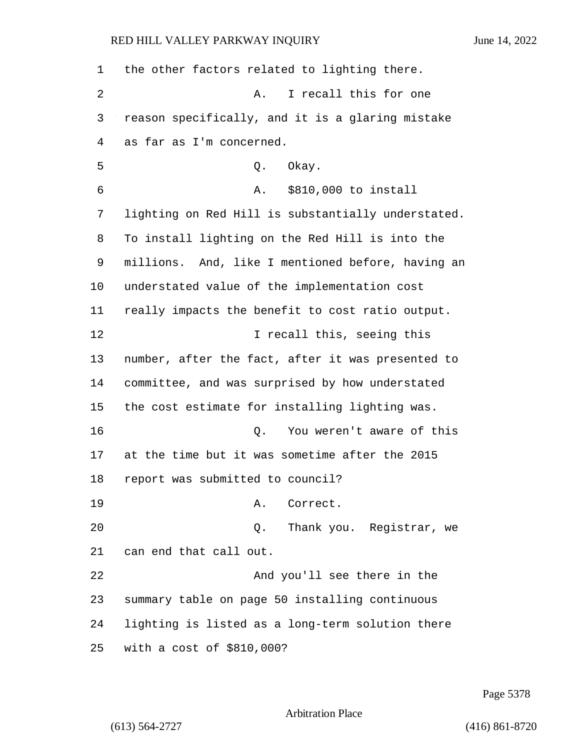the other factors related to lighting there.

A. I recall this for one reason specifically, and it is a glaring mistake as far as I'm concerned.

Q. Okay.

A. $810,000 to install lighting on Red Hill is substantially understated. To install lighting on the Red Hill is into the millions. And, like I mentioned before, having an understated value of the implementation cost really impacts the benefit to cost ratio output.

I recall this, seeing this number, after the fact, after it was presented to committee, and was surprised by how understated the cost estimate for installing lighting was.

Q. You weren't aware of this at the time but it was sometime after the 2015 report was submitted to council?

A. Correct.

Q. Thank you. Registrar, we can end that call out.

And you'll see there in the summary table on page 50 installing continuous lighting is listed as a long-term solution there with a cost of $810,000?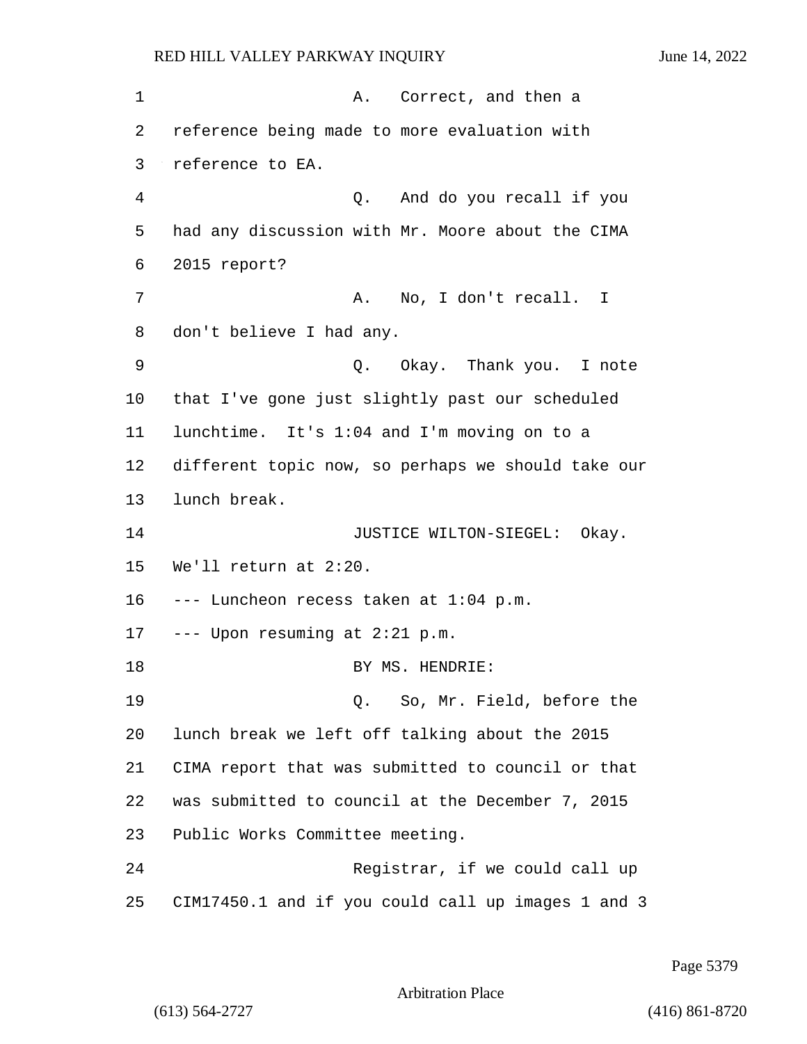A. Correct, and then a reference being made to more evaluation with reference to EA.

Q. And do you recall if you had any discussion with Mr. Moore about the CIMA 2015 report?

A. No, I don't recall. I don't believe I had any.

Q. Okay. Thank you. I note that I've gone just slightly past our scheduled lunchtime. It's 1:04 and I'm moving on to a different topic now, so perhaps we should take our lunch break.

JUSTICE WILTON-SIEGEL: Okay. We'll return at 2:20.

--- Luncheon recess taken at 1:04 p.m.

--- Upon resuming at 2:21 p.m.

BY MS. HENDRIE:

Q. So, Mr. Field, before the lunch break we left off talking about the 2015 CIMA report that was submitted to council or that was submitted to council at the December 7, 2015 Public Works Committee meeting.

Registrar, if we could call up CIM17450.1 and if you could call up images 1 and 3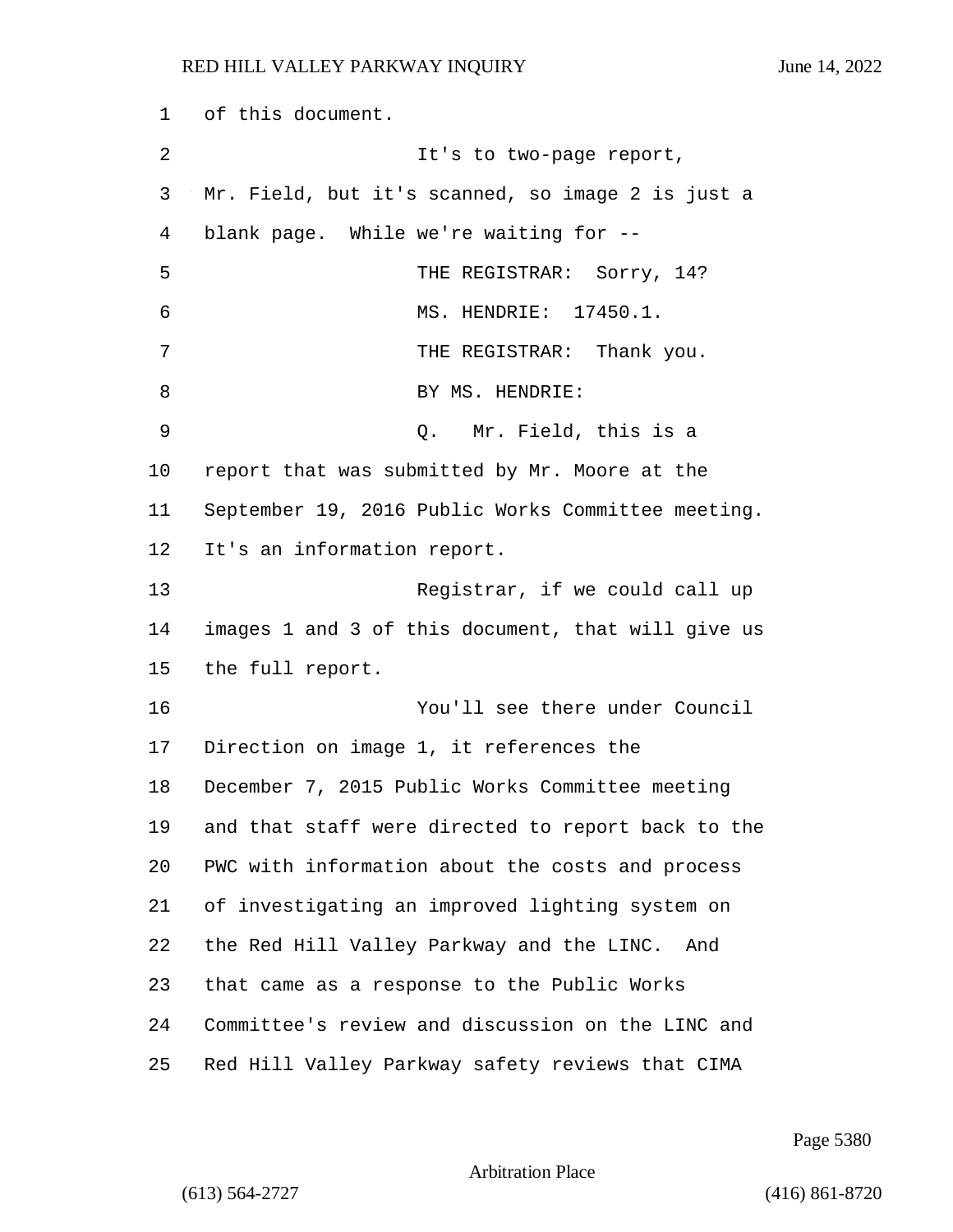of this document.

It's to two-page report, Mr. Field, but it's scanned, so image 2 is just a blank page. While we're waiting for --

THE REGISTRAR: Sorry, 14?

MS. HENDRIE: 17450.1.

THE REGISTRAR: Thank you.

BY MS. HENDRIE:

Q. Mr. Field, this is a report that was submitted by Mr. Moore at the September 19, 2016 Public Works Committee meeting. It's an information report.

Registrar, if we could call up images 1 and 3 of this document, that will give us the full report.

You'll see there under Council Direction on image 1, it references the December 7, 2015 Public Works Committee meeting and that staff were directed to report back to the PWC with information about the costs and process of investigating an improved lighting system on the Red Hill Valley Parkway and the LINC. And that came as a response to the Public Works Committee's review and discussion on the LINC and Red Hill Valley Parkway safety reviews that CIMA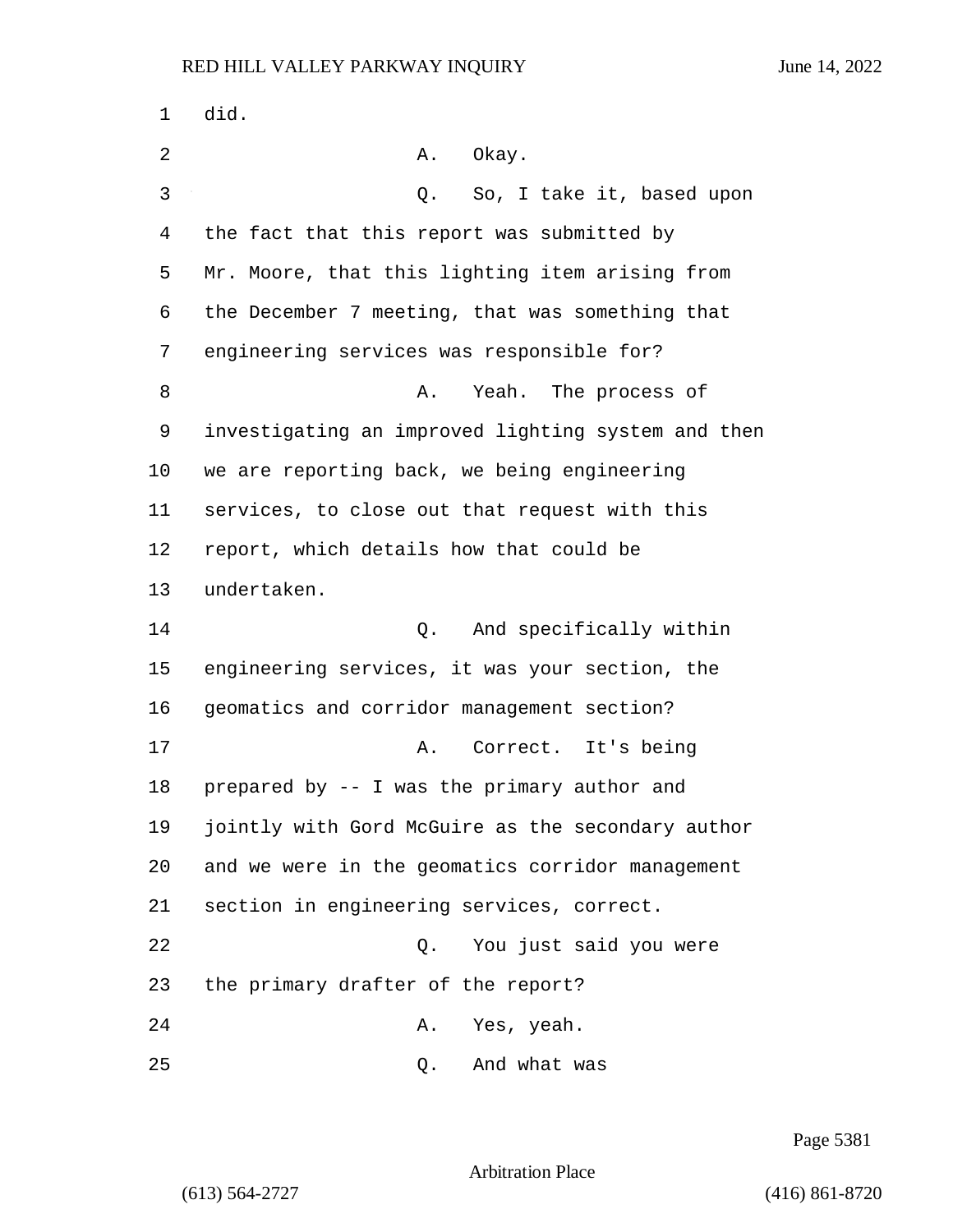did.

A. Okay.

Q. So, I take it, based upon the fact that this report was submitted by Mr. Moore, that this lighting item arising from the December 7 meeting, that was something that engineering services was responsible for?

A. Yeah. The process of investigating an improved lighting system and then we are reporting back, we being engineering services, to close out that request with this report, which details how that could be undertaken.

Q. And specifically within engineering services, it was your section, the geomatics and corridor management section?

A. Correct. It's being prepared by -- I was the primary author and jointly with Gord McGuire as the secondary author and we were in the geomatics corridor management section in engineering services, correct.

Q. You just said you were the primary drafter of the report?

A. Yes, yeah.

Q. And what was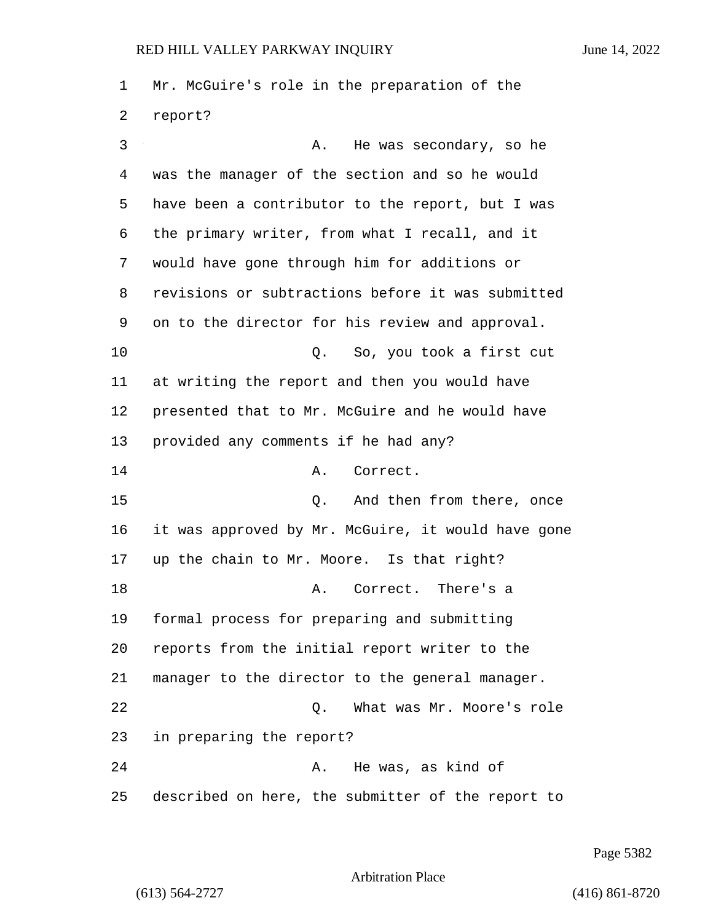Mr. McGuire's role in the preparation of the report?

A. He was secondary, so he was the manager of the section and so he would have been a contributor to the report, but I was the primary writer, from what I recall, and it would have gone through him for additions or revisions or subtractions before it was submitted on to the director for his review and approval.

Q. So, you took a first cut at writing the report and then you would have presented that to Mr. McGuire and he would have provided any comments if he had any?

A. Correct.

Q. And then from there, once it was approved by Mr. McGuire, it would have gone up the chain to Mr. Moore. Is that right?

A. Correct. There's a formal process for preparing and submitting reports from the initial report writer to the manager to the director to the general manager.

Q. What was Mr. Moore's role in preparing the report?

A. He was, as kind of described on here, the submitter of the report to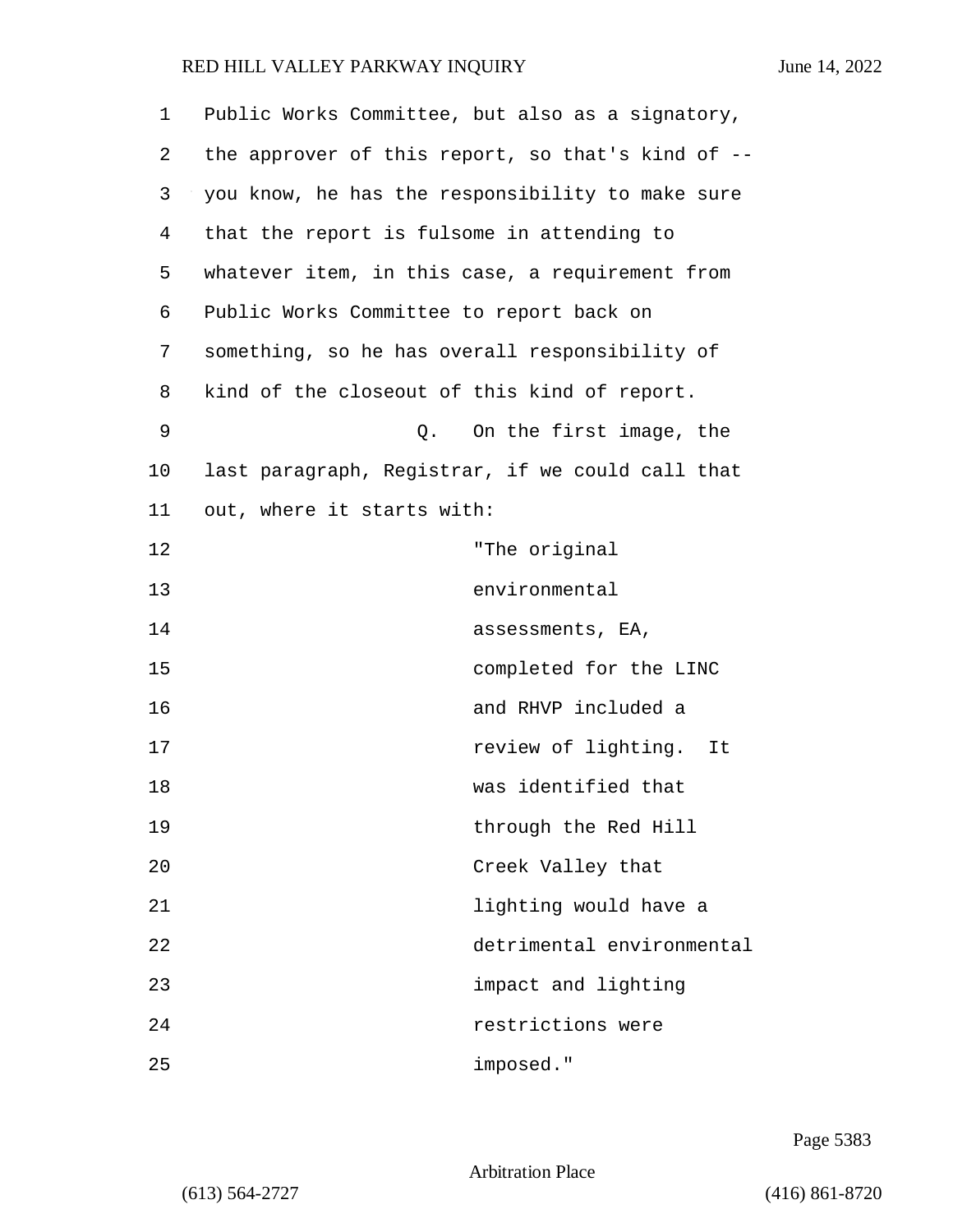Public Works Committee, but also as a signatory, the approver of this report, so that's kind of -- you know, he has the responsibility to make sure that the report is fulsome in attending to whatever item, in this case, a requirement from Public Works Committee to report back on something, so he has overall responsibility of kind of the closeout of this kind of report.

Q. On the first image, the last paragraph, Registrar, if we could call that out, where it starts with:

> "The original environmental assessments, EA, completed for the LINC and RHVP included a review of lighting. It was identified that through the Red Hill Creek Valley that lighting would have a detrimental environmental impact and lighting restrictions were imposed."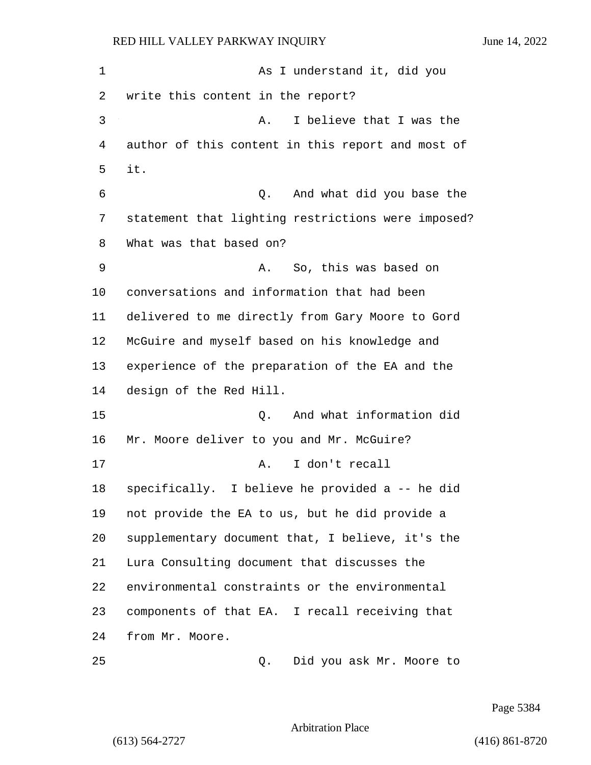As I understand it, did you write this content in the report?

A. I believe that I was the author of this content in this report and most of it.

Q. And what did you base the statement that lighting restrictions were imposed? What was that based on?

A. So, this was based on conversations and information that had been delivered to me directly from Gary Moore to Gord McGuire and myself based on his knowledge and experience of the preparation of the EA and the design of the Red Hill.

Q. And what information did Mr. Moore deliver to you and Mr. McGuire?

A. I don't recall specifically. I believe he provided a -- he did not provide the EA to us, but he did provide a supplementary document that, I believe, it's the Lura Consulting document that discusses the environmental constraints or the environmental components of that EA. I recall receiving that from Mr. Moore.

Q. Did you ask Mr. Moore to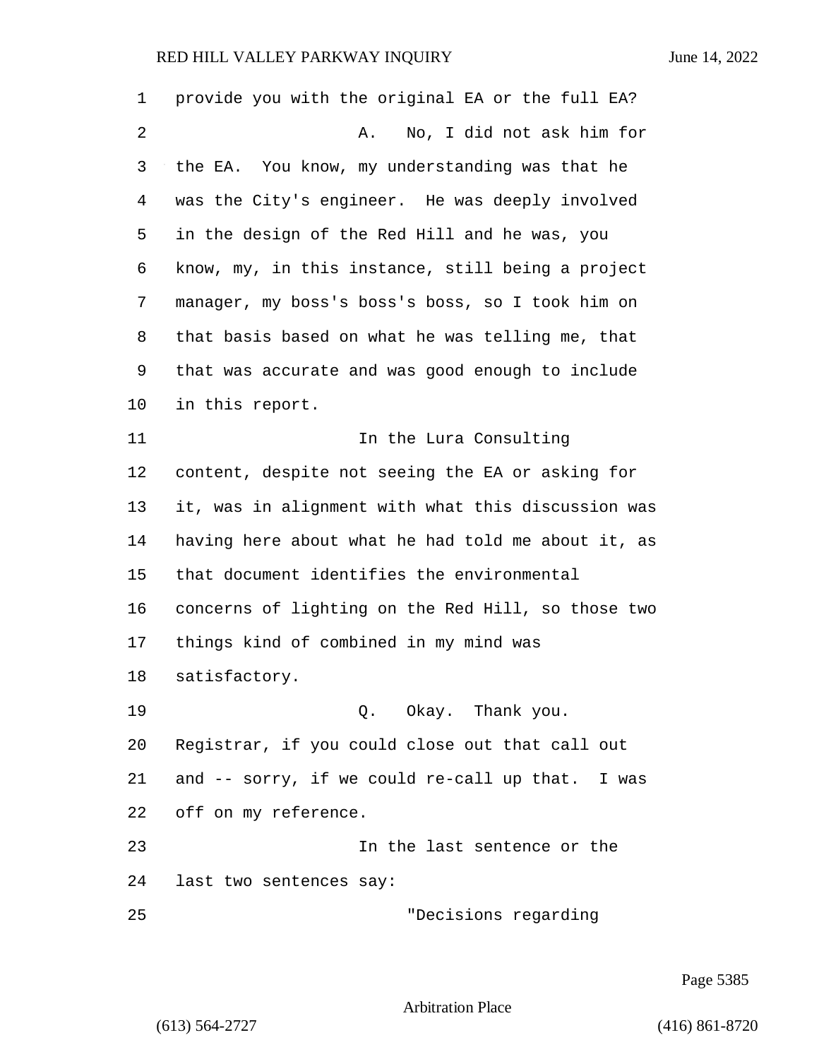provide you with the original EA or the full EA?

A. No, I did not ask him for the EA. You know, my understanding was that he was the City's engineer. He was deeply involved in the design of the Red Hill and he was, you know, my, in this instance, still being a project manager, my boss's boss's boss, so I took him on that basis based on what he was telling me, that that was accurate and was good enough to include in this report.

In the Lura Consulting content, despite not seeing the EA or asking for it, was in alignment with what this discussion was having here about what he had told me about it, as that document identifies the environmental concerns of lighting on the Red Hill, so those two things kind of combined in my mind was satisfactory.

Q. Okay. Thank you. Registrar, if you could close out that call out and -- sorry, if we could re-call up that. I was off on my reference.

In the last sentence or the last two sentences say:

"Decisions regarding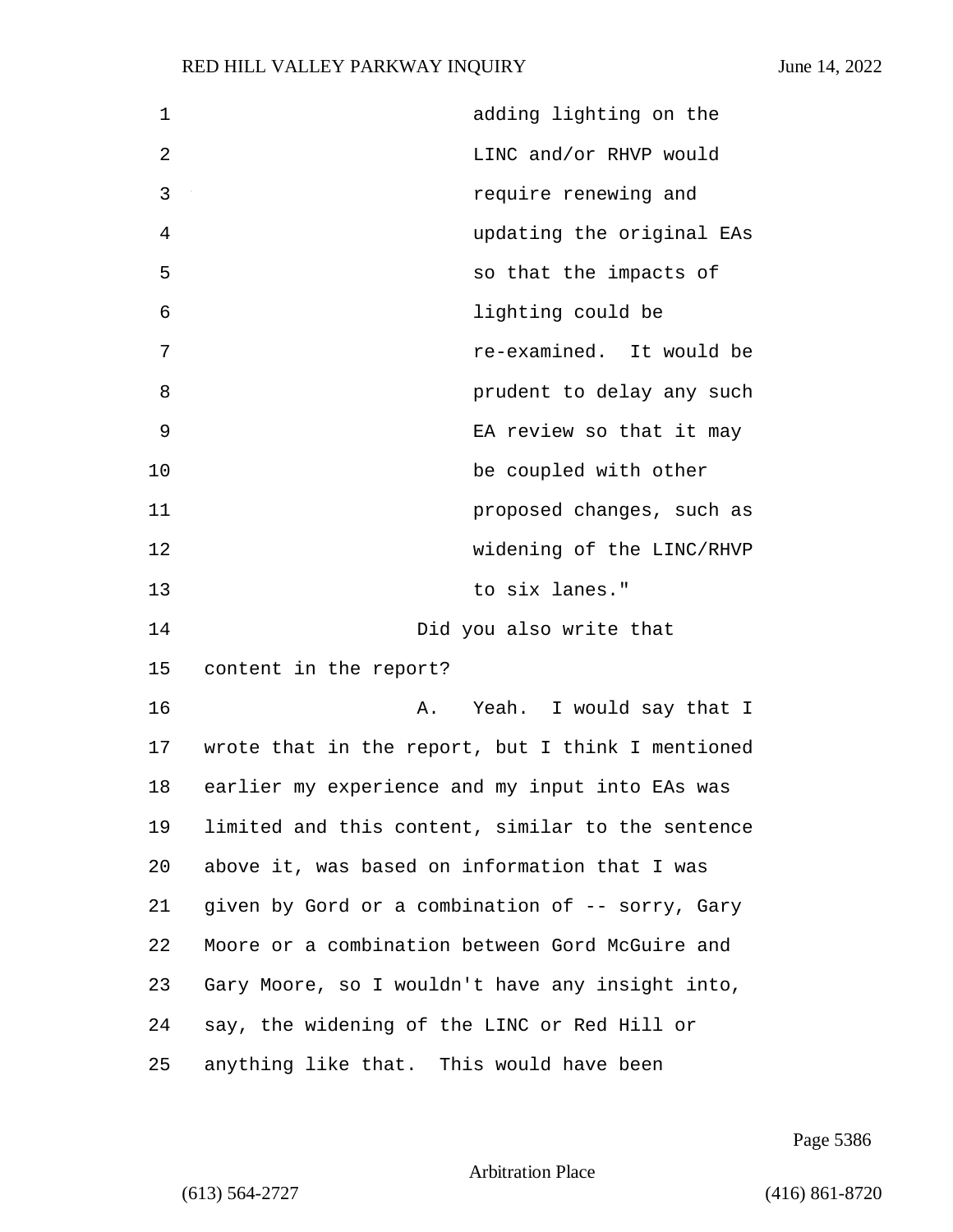adding lighting on the LINC and/or RHVP would require renewing and updating the original EAs so that the impacts of lighting could be re-examined. It would be prudent to delay any such EA review so that it may be coupled with other proposed changes, such as widening of the LINC/RHVP to six lanes."

Did you also write that content in the report?

A. Yeah. I would say that I wrote that in the report, but I think I mentioned earlier my experience and my input into EAs was limited and this content, similar to the sentence above it, was based on information that I was given by Gord or a combination of -- sorry, Gary Moore or a combination between Gord McGuire and Gary Moore, so I wouldn't have any insight into, say, the widening of the LINC or Red Hill or anything like that. This would have been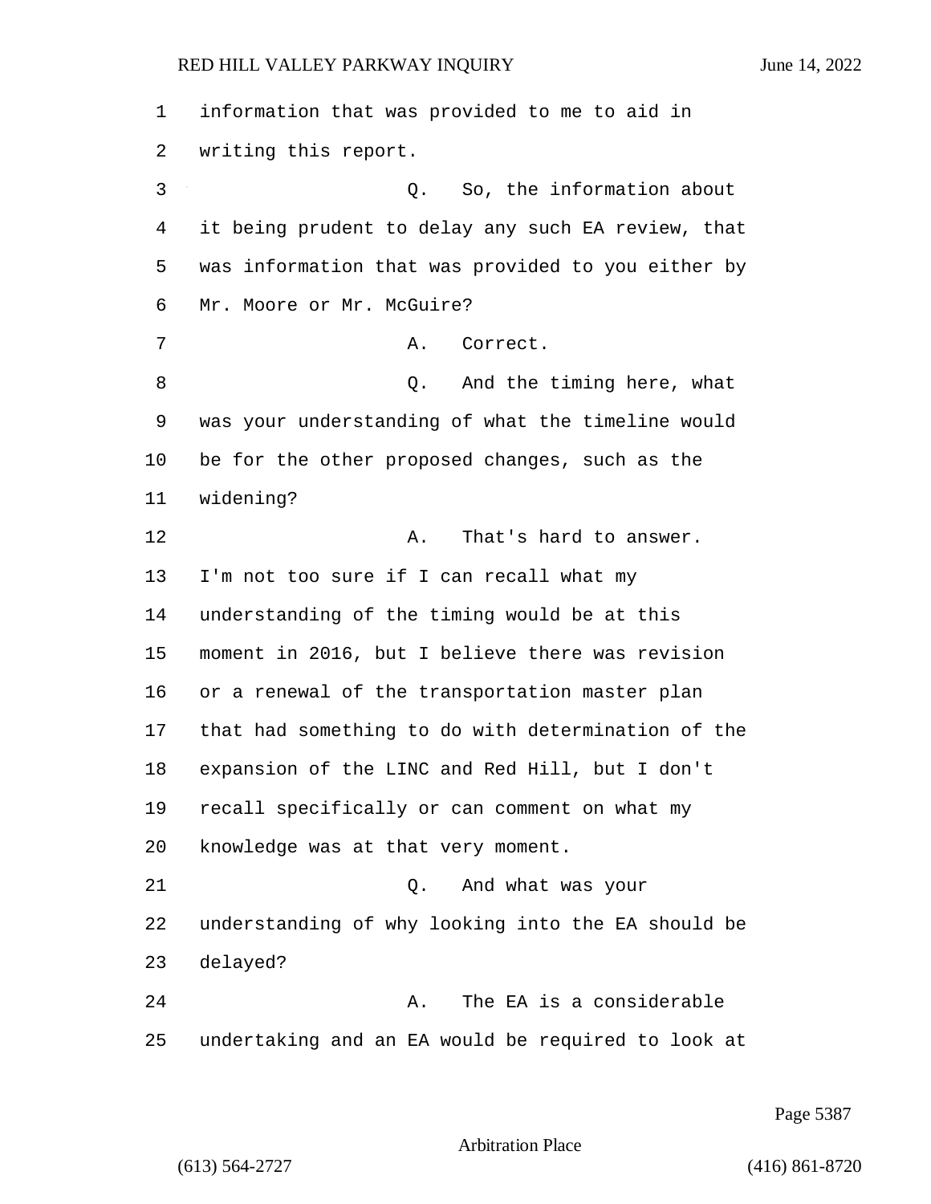information that was provided to me to aid in writing this report.

Q. So, the information about it being prudent to delay any such EA review, that was information that was provided to you either by Mr. Moore or Mr. McGuire?

A. Correct.

Q. And the timing here, what was your understanding of what the timeline would be for the other proposed changes, such as the widening?

A. That's hard to answer. I'm not too sure if I can recall what my understanding of the timing would be at this moment in 2016, but I believe there was revision or a renewal of the transportation master plan that had something to do with determination of the expansion of the LINC and Red Hill, but I don't recall specifically or can comment on what my knowledge was at that very moment.

Q. And what was your understanding of why looking into the EA should be delayed?

A. The EA is a considerable undertaking and an EA would be required to look at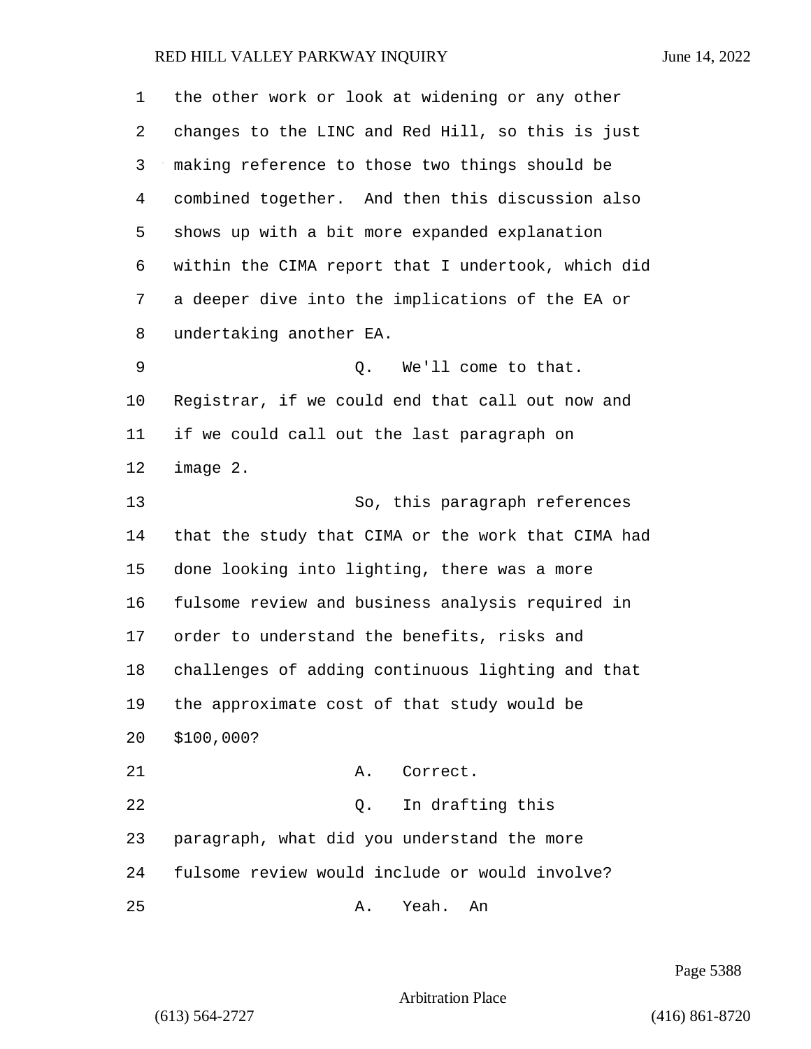the other work or look at widening or any other changes to the LINC and Red Hill, so this is just making reference to those two things should be combined together. And then this discussion also shows up with a bit more expanded explanation within the CIMA report that I undertook, which did a deeper dive into the implications of the EA or undertaking another EA.

Q. We'll come to that. Registrar, if we could end that call out now and if we could call out the last paragraph on image 2.

So, this paragraph references that the study that CIMA or the work that CIMA had done looking into lighting, there was a more fulsome review and business analysis required in order to understand the benefits, risks and challenges of adding continuous lighting and that the approximate cost of that study would be $100,000?

A. Correct.

Q. In drafting this paragraph, what did you understand the more fulsome review would include or would involve?

A. Yeah. An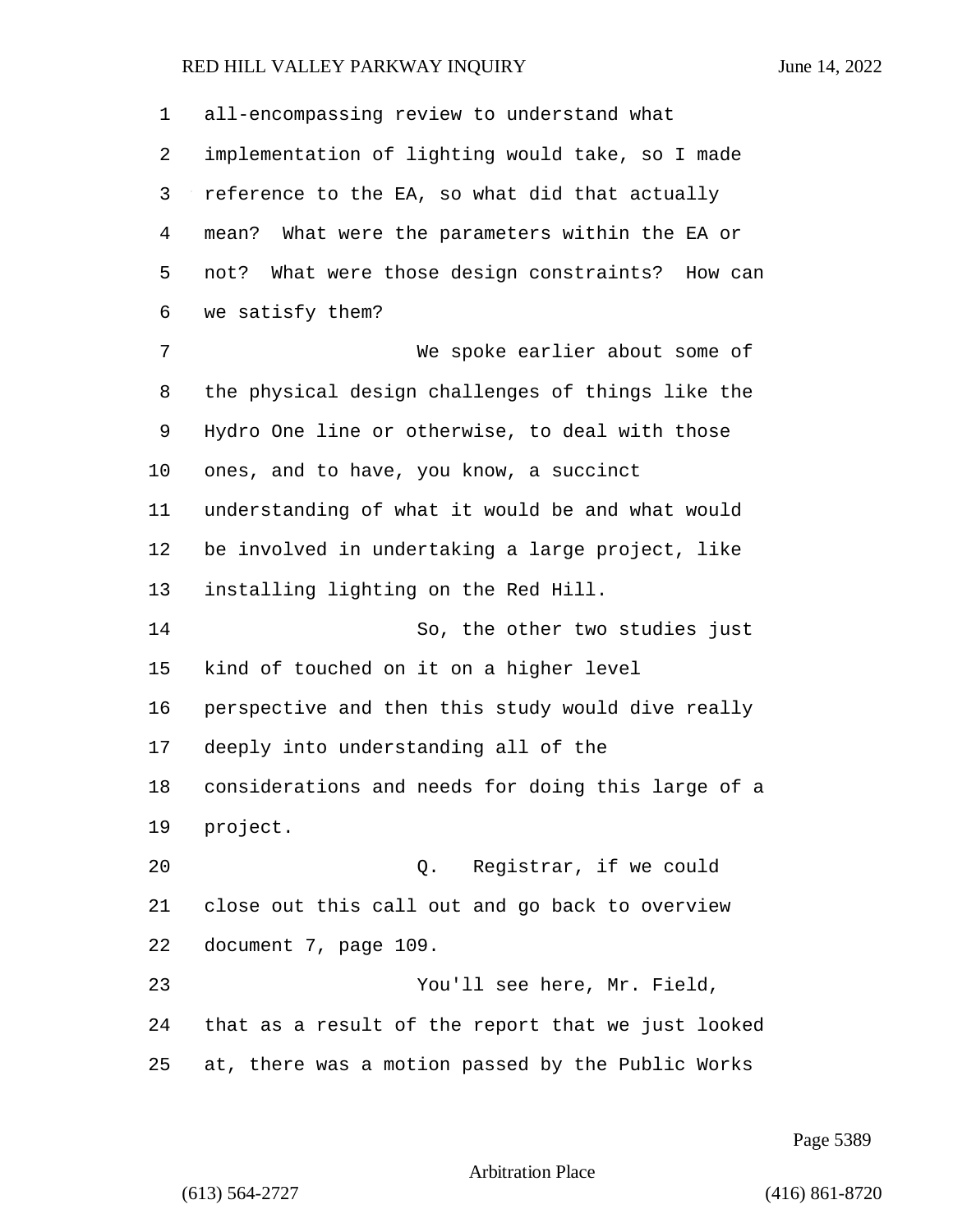all-encompassing review to understand what implementation of lighting would take, so I made reference to the EA, so what did that actually mean? What were the parameters within the EA or not? What were those design constraints? How can we satisfy them?

We spoke earlier about some of the physical design challenges of things like the Hydro One line or otherwise, to deal with those ones, and to have, you know, a succinct understanding of what it would be and what would be involved in undertaking a large project, like installing lighting on the Red Hill.

So, the other two studies just kind of touched on it on a higher level perspective and then this study would dive really deeply into understanding all of the considerations and needs for doing this large of a project.

Q. Registrar, if we could close out this call out and go back to overview document 7, page 109.

You'll see here, Mr. Field, that as a result of the report that we just looked at, there was a motion passed by the Public Works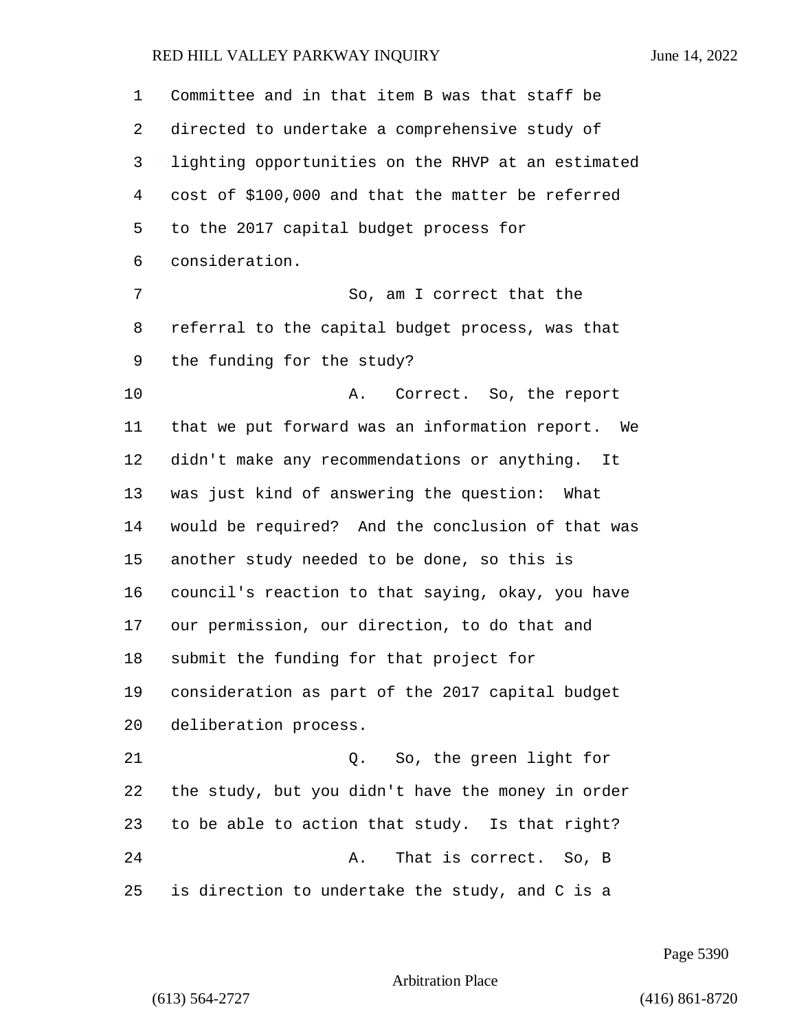Committee and in that item B was that staff be directed to undertake a comprehensive study of lighting opportunities on the RHVP at an estimated cost of $100,000 and that the matter be referred to the 2017 capital budget process for consideration.

So, am I correct that the referral to the capital budget process, was that the funding for the study?

A. Correct. So, the report that we put forward was an information report. We didn't make any recommendations or anything. It was just kind of answering the question: What would be required? And the conclusion of that was another study needed to be done, so this is council's reaction to that saying, okay, you have our permission, our direction, to do that and submit the funding for that project for consideration as part of the 2017 capital budget deliberation process.

Q. So, the green light for the study, but you didn't have the money in order to be able to action that study. Is that right?

A. That is correct. So, B is direction to undertake the study, and C is a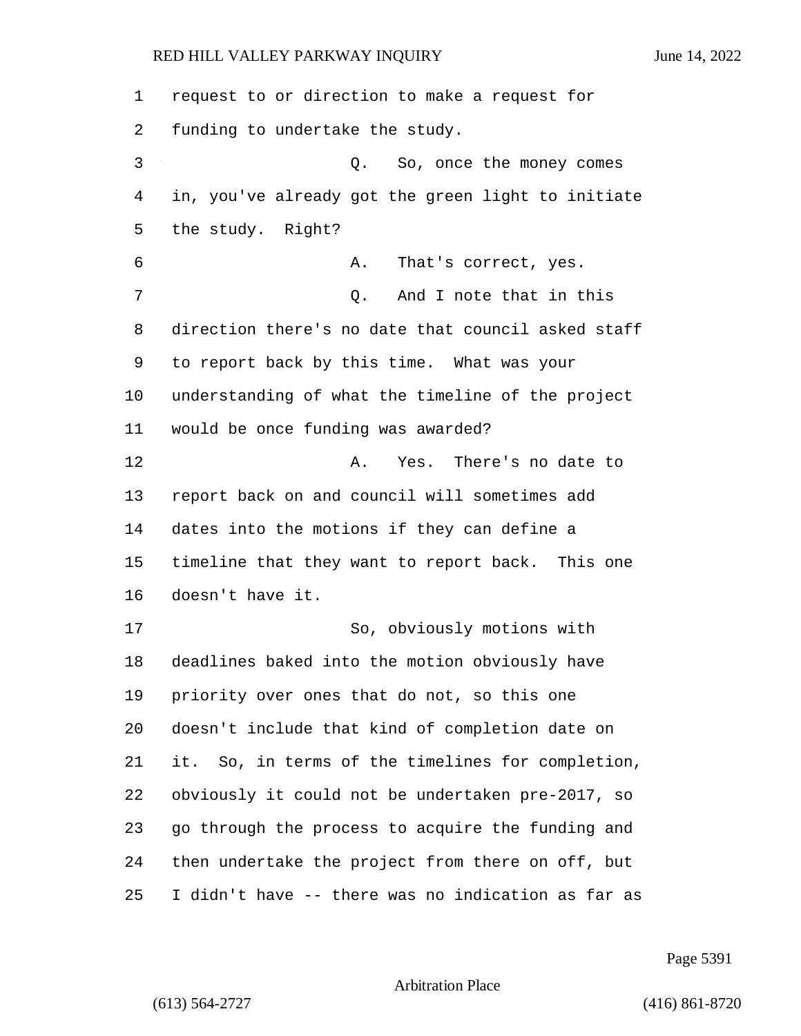request to or direction to make a request for funding to undertake the study.

Q. So, once the money comes in, you've already got the green light to initiate the study. Right?

A. That's correct, yes.

Q. And I note that in this direction there's no date that council asked staff to report back by this time. What was your understanding of what the timeline of the project would be once funding was awarded?

A. Yes. There's no date to report back on and council will sometimes add dates into the motions if they can define a timeline that they want to report back. This one doesn't have it.

So, obviously motions with deadlines baked into the motion obviously have priority over ones that do not, so this one doesn't include that kind of completion date on it. So, in terms of the timelines for completion, obviously it could not be undertaken pre-2017, so go through the process to acquire the funding and then undertake the project from there on off, but I didn't have -- there was no indication as far as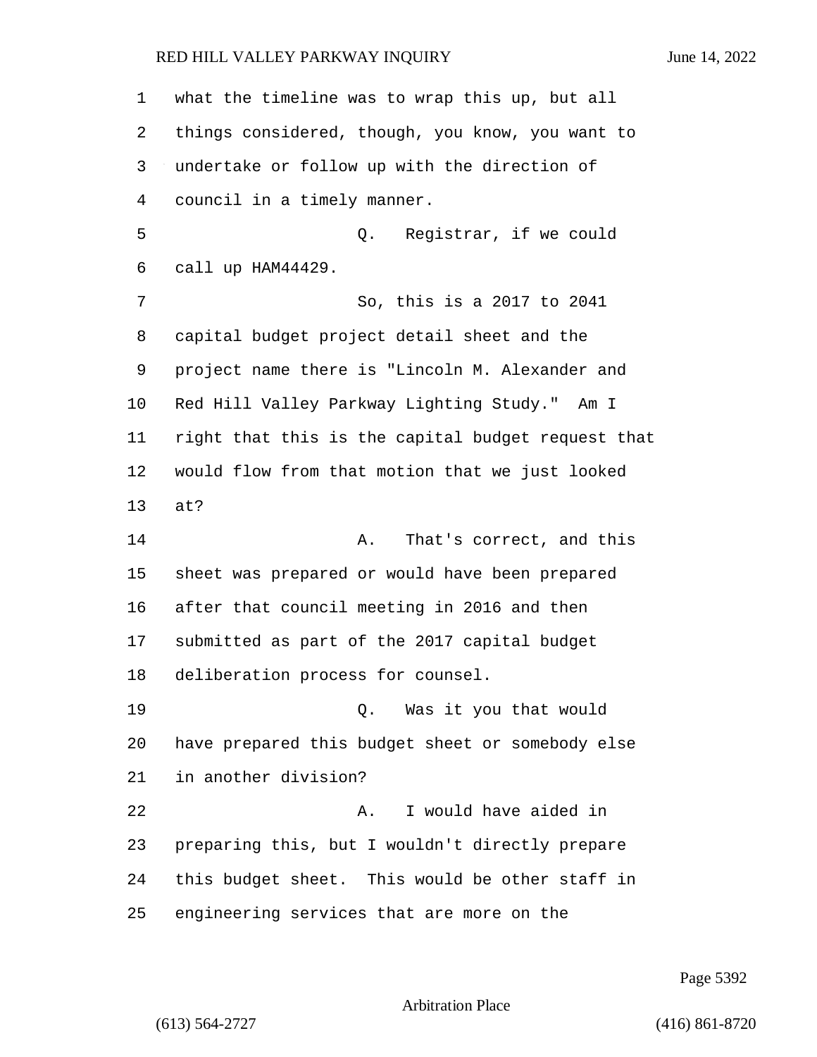what the timeline was to wrap this up, but all things considered, though, you know, you want to undertake or follow up with the direction of council in a timely manner.

Q. Registrar, if we could call up HAM44429.

So, this is a 2017 to 2041 capital budget project detail sheet and the project name there is "Lincoln M. Alexander and Red Hill Valley Parkway Lighting Study." Am I right that this is the capital budget request that would flow from that motion that we just looked at?

A. That's correct, and this sheet was prepared or would have been prepared after that council meeting in 2016 and then submitted as part of the 2017 capital budget deliberation process for counsel.

Q. Was it you that would have prepared this budget sheet or somebody else in another division?

A. I would have aided in preparing this, but I wouldn't directly prepare this budget sheet. This would be other staff in engineering services that are more on the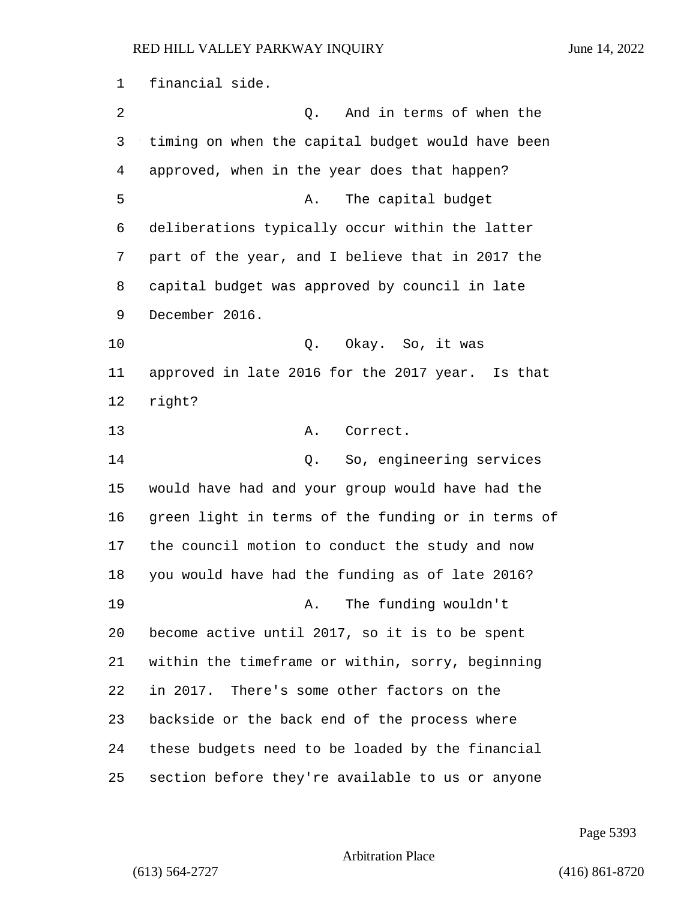financial side.

Q. And in terms of when the timing on when the capital budget would have been approved, when in the year does that happen?

A. The capital budget deliberations typically occur within the latter part of the year, and I believe that in 2017 the capital budget was approved by council in late December 2016.

Q. Okay. So, it was approved in late 2016 for the 2017 year. Is that right?

A. Correct.

Q. So, engineering services would have had and your group would have had the green light in terms of the funding or in terms of the council motion to conduct the study and now you would have had the funding as of late 2016?

A. The funding wouldn't become active until 2017, so it is to be spent within the timeframe or within, sorry, beginning in 2017. There's some other factors on the backside or the back end of the process where these budgets need to be loaded by the financial section before they're available to us or anyone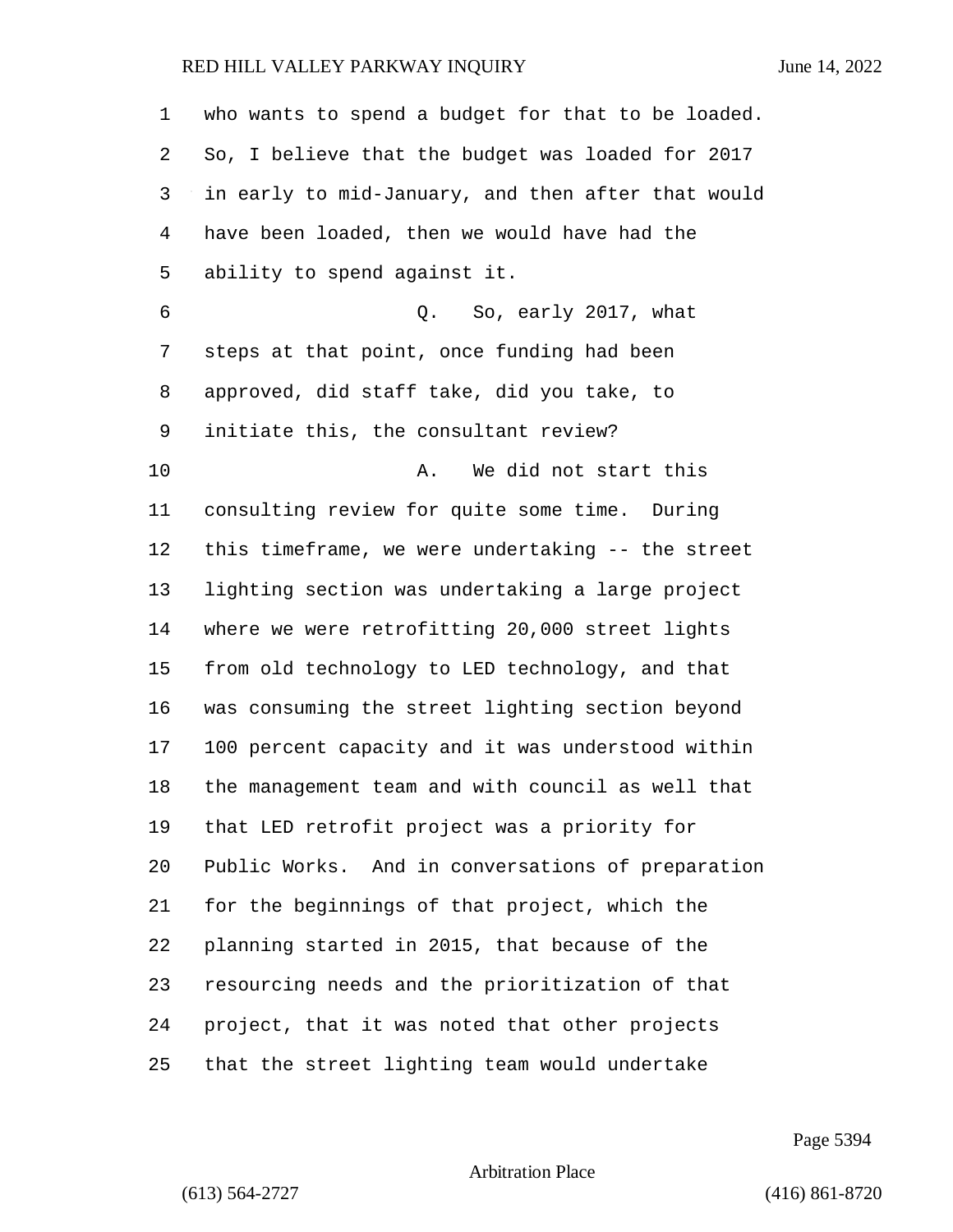who wants to spend a budget for that to be loaded. So, I believe that the budget was loaded for 2017 in early to mid-January, and then after that would have been loaded, then we would have had the ability to spend against it.

Q. So, early 2017, what steps at that point, once funding had been approved, did staff take, did you take, to initiate this, the consultant review?

A. We did not start this consulting review for quite some time. During this timeframe, we were undertaking -- the street lighting section was undertaking a large project where we were retrofitting 20,000 street lights from old technology to LED technology, and that was consuming the street lighting section beyond 100 percent capacity and it was understood within the management team and with council as well that that LED retrofit project was a priority for Public Works. And in conversations of preparation for the beginnings of that project, which the planning started in 2015, that because of the resourcing needs and the prioritization of that project, that it was noted that other projects that the street lighting team would undertake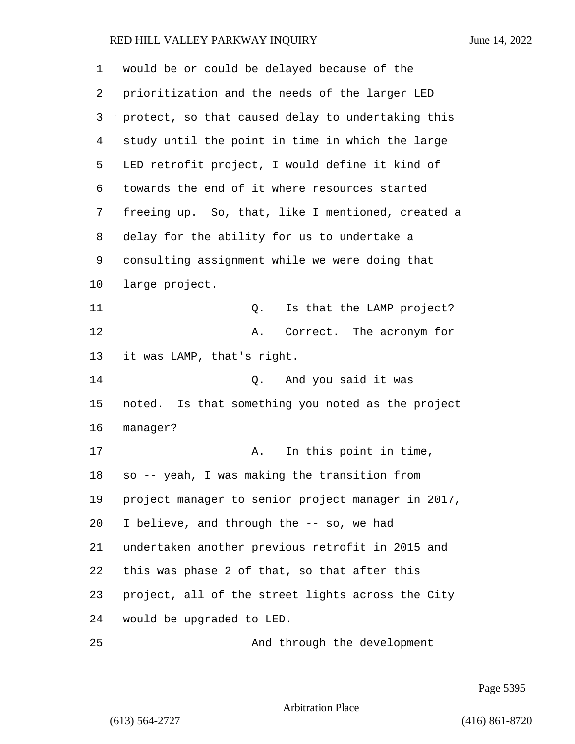would be or could be delayed because of the prioritization and the needs of the larger LED protect, so that caused delay to undertaking this study until the point in time in which the large LED retrofit project, I would define it kind of towards the end of it where resources started freeing up. So, that, like I mentioned, created a delay for the ability for us to undertake a consulting assignment while we were doing that large project.

Q. Is that the LAMP project?

A. Correct. The acronym for it was LAMP, that's right.

Q. And you said it was noted. Is that something you noted as the project manager?

A. In this point in time, so -- yeah, I was making the transition from project manager to senior project manager in 2017, I believe, and through the -- so, we had undertaken another previous retrofit in 2015 and this was phase 2 of that, so that after this project, all of the street lights across the City would be upgraded to LED.

And through the development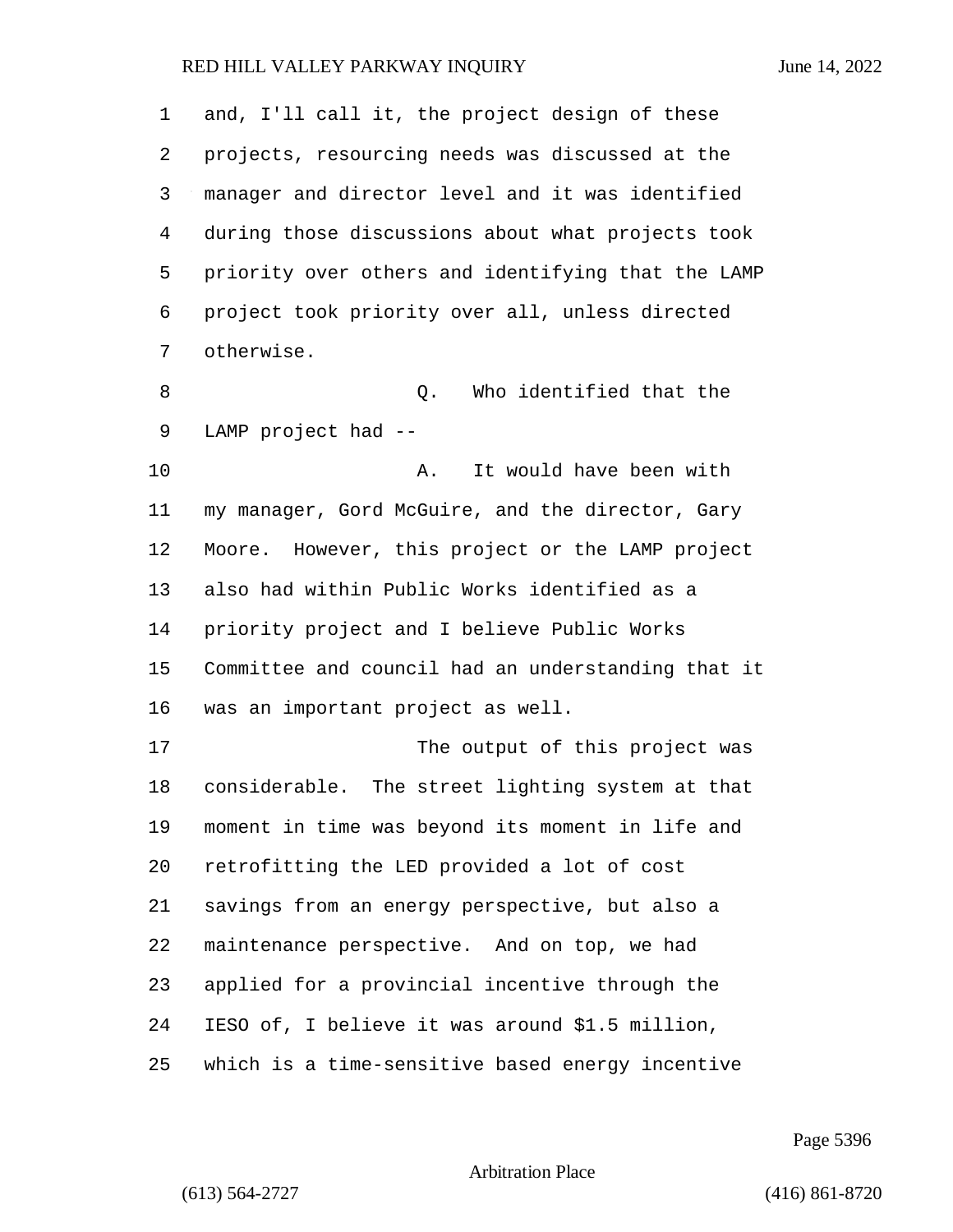and, I'll call it, the project design of these projects, resourcing needs was discussed at the manager and director level and it was identified during those discussions about what projects took priority over others and identifying that the LAMP project took priority over all, unless directed otherwise.

Q. Who identified that the LAMP project had --

A. It would have been with my manager, Gord McGuire, and the director, Gary Moore. However, this project or the LAMP project also had within Public Works identified as a priority project and I believe Public Works Committee and council had an understanding that it was an important project as well.

The output of this project was considerable. The street lighting system at that moment in time was beyond its moment in life and retrofitting the LED provided a lot of cost savings from an energy perspective, but also a maintenance perspective. And on top, we had applied for a provincial incentive through the IESO of, I believe it was around $1.5 million, which is a time-sensitive based energy incentive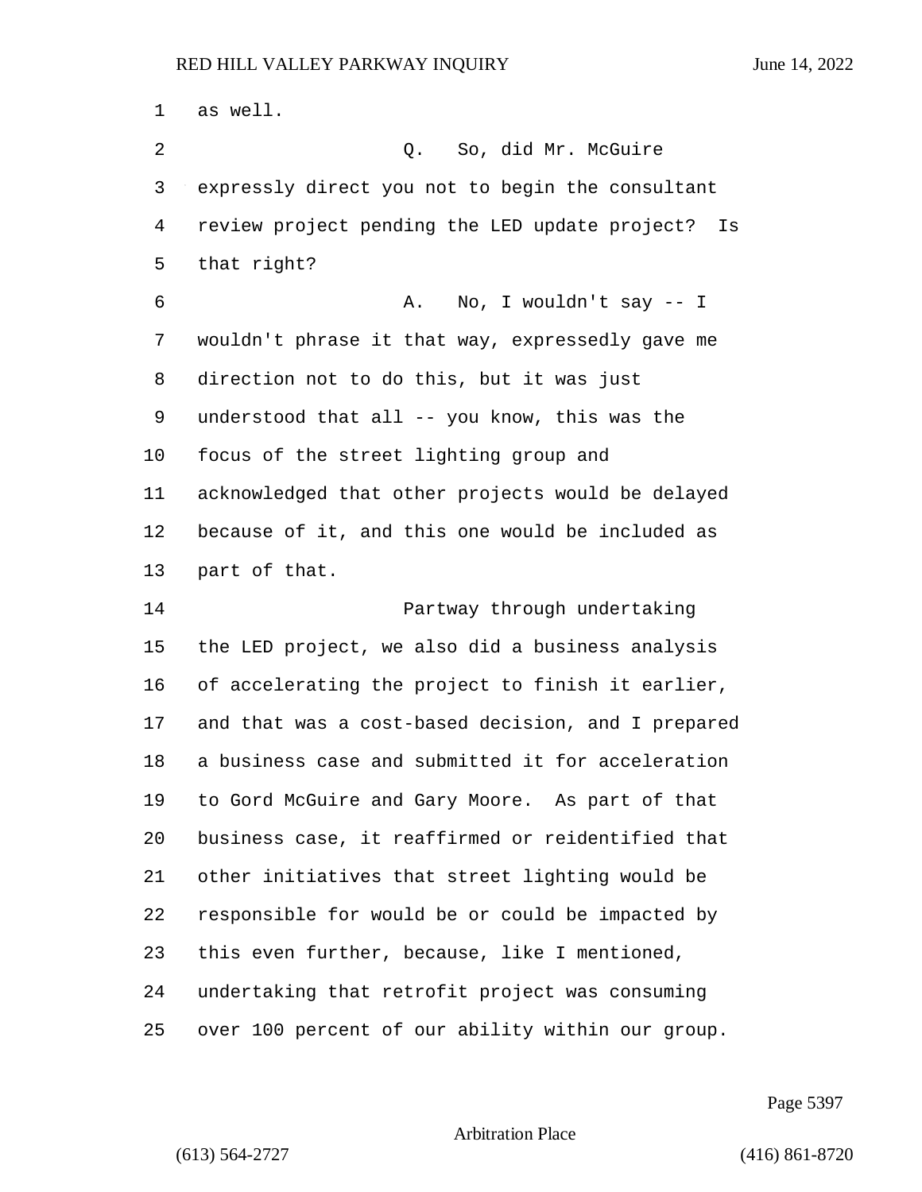as well.

Q. So, did Mr. McGuire expressly direct you not to begin the consultant review project pending the LED update project? Is that right?

A. No, I wouldn't say -- I wouldn't phrase it that way, expressedly gave me direction not to do this, but it was just understood that all -- you know, this was the focus of the street lighting group and acknowledged that other projects would be delayed because of it, and this one would be included as part of that.

Partway through undertaking the LED project, we also did a business analysis of accelerating the project to finish it earlier, and that was a cost-based decision, and I prepared a business case and submitted it for acceleration to Gord McGuire and Gary Moore. As part of that business case, it reaffirmed or reidentified that other initiatives that street lighting would be responsible for would be or could be impacted by this even further, because, like I mentioned, undertaking that retrofit project was consuming over 100 percent of our ability within our group.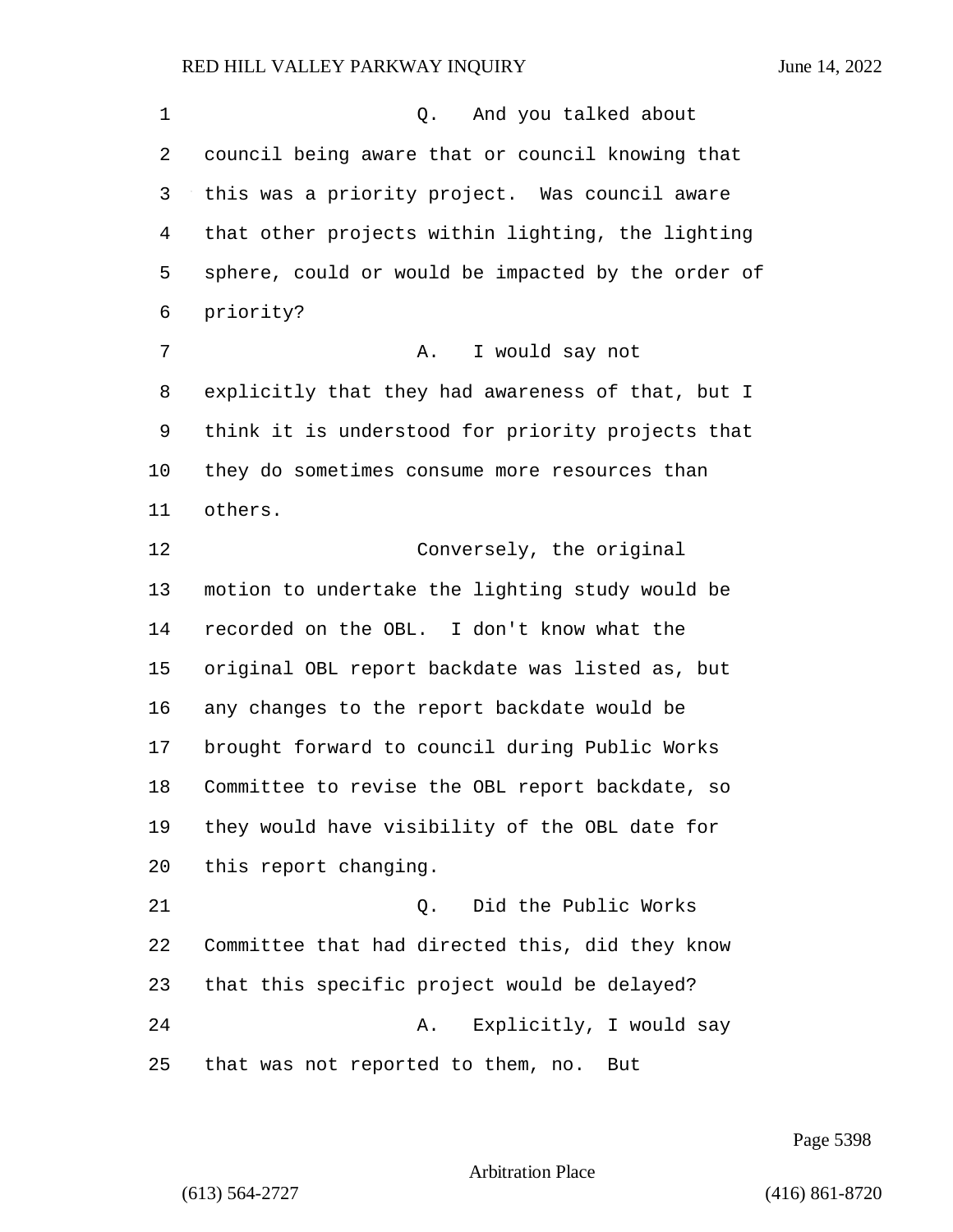Q. And you talked about council being aware that or council knowing that this was a priority project. Was council aware that other projects within lighting, the lighting sphere, could or would be impacted by the order of priority?

A. I would say not explicitly that they had awareness of that, but I think it is understood for priority projects that they do sometimes consume more resources than others.

Conversely, the original motion to undertake the lighting study would be recorded on the OBL. I don't know what the original OBL report backdate was listed as, but any changes to the report backdate would be brought forward to council during Public Works Committee to revise the OBL report backdate, so they would have visibility of the OBL date for this report changing.

Q. Did the Public Works Committee that had directed this, did they know that this specific project would be delayed?

A. Explicitly, I would say that was not reported to them, no. But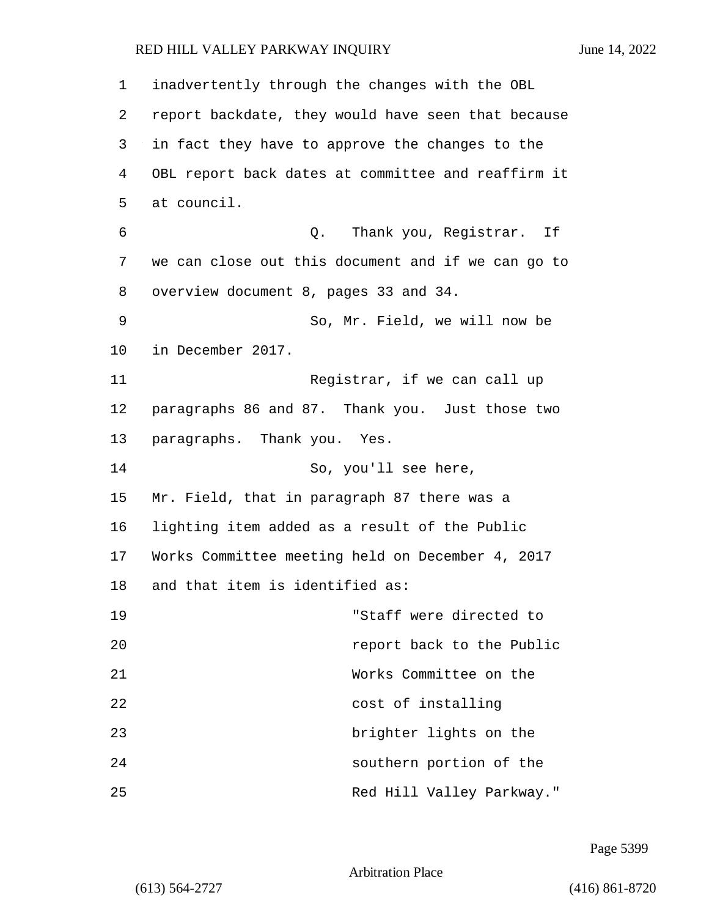inadvertently through the changes with the OBL report backdate, they would have seen that because in fact they have to approve the changes to the OBL report back dates at committee and reaffirm it at council.

Q. Thank you, Registrar. If we can close out this document and if we can go to overview document 8, pages 33 and 34.

So, Mr. Field, we will now be in December 2017.

Registrar, if we can call up paragraphs 86 and 87. Thank you. Just those two paragraphs. Thank you. Yes.

So, you'll see here, Mr. Field, that in paragraph 87 there was a lighting item added as a result of the Public Works Committee meeting held on December 4, 2017 and that item is identified as:

> "Staff were directed to report back to the Public Works Committee on the cost of installing brighter lights on the southern portion of the Red Hill Valley Parkway."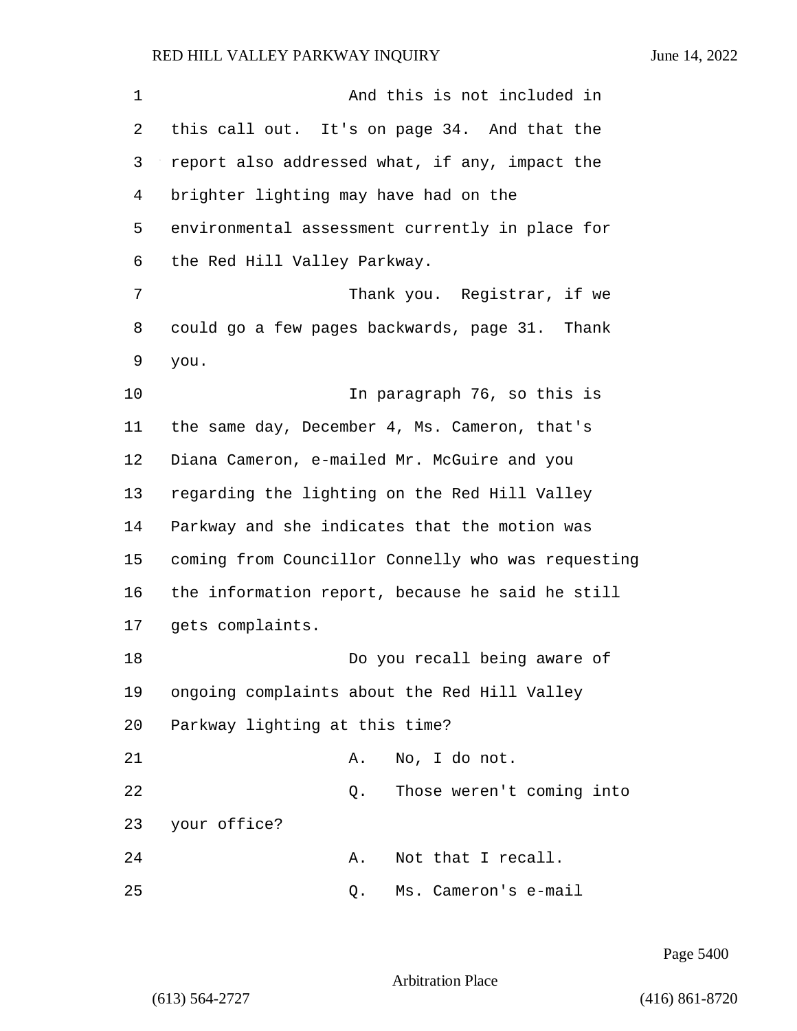And this is not included in this call out. It's on page 34. And that the report also addressed what, if any, impact the brighter lighting may have had on the environmental assessment currently in place for the Red Hill Valley Parkway.

Thank you. Registrar, if we could go a few pages backwards, page 31. Thank you.

In paragraph 76, so this is the same day, December 4, Ms. Cameron, that's Diana Cameron, e-mailed Mr. McGuire and you regarding the lighting on the Red Hill Valley Parkway and she indicates that the motion was coming from Councillor Connelly who was requesting the information report, because he said he still gets complaints.

Do you recall being aware of ongoing complaints about the Red Hill Valley Parkway lighting at this time?

A. No, I do not.

Q. Those weren't coming into your office?

A. Not that I recall.

Q. Ms. Cameron's e-mail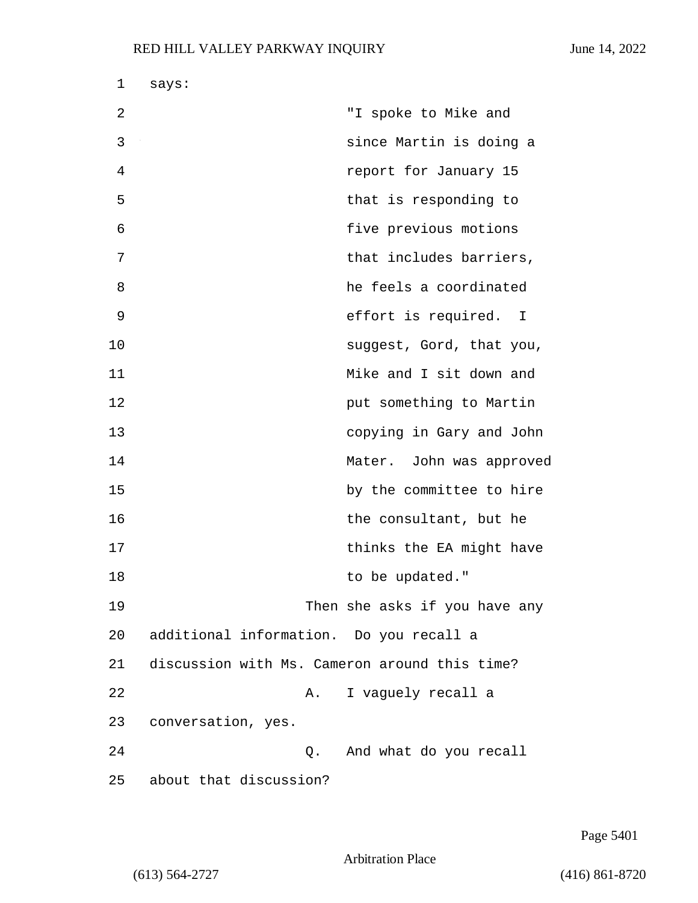says:

> "I spoke to Mike and since Martin is doing a report for January 15 that is responding to five previous motions that includes barriers, he feels a coordinated effort is required. I suggest, Gord, that you, Mike and I sit down and put something to Martin copying in Gary and John Mater. John was approved by the committee to hire the consultant, but he thinks the EA might have to be updated."

Then she asks if you have any additional information. Do you recall a discussion with Ms. Cameron around this time?

A. I vaguely recall a conversation, yes.

Q. And what do you recall about that discussion?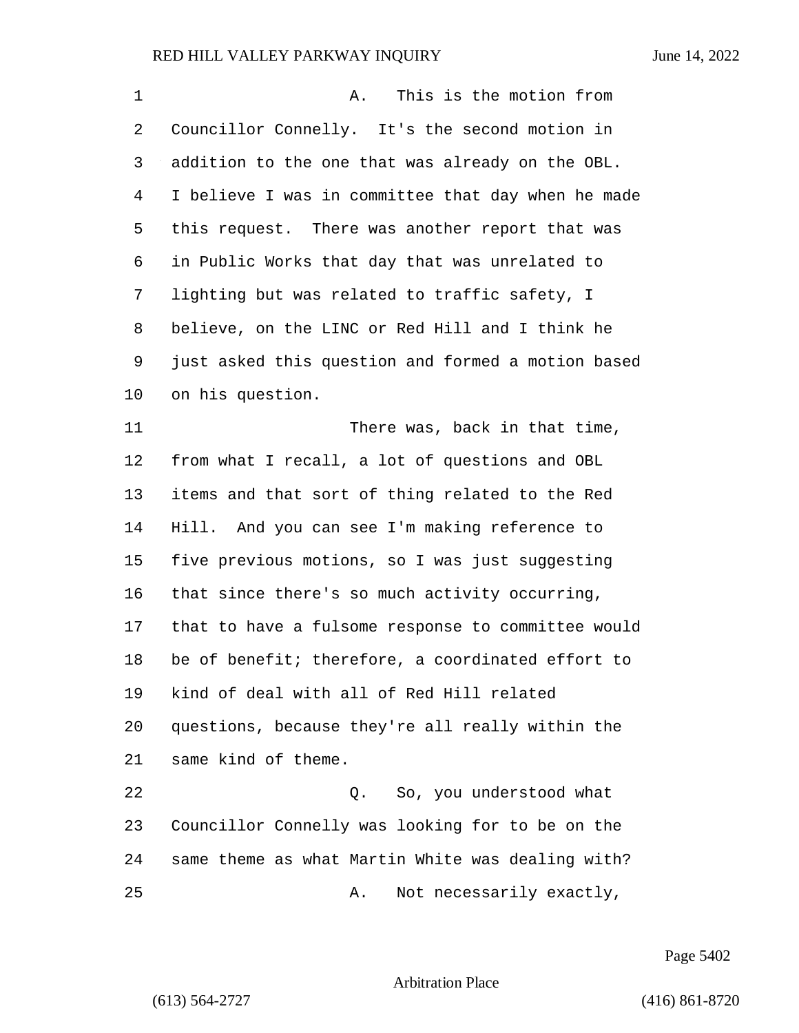A. This is the motion from Councillor Connelly. It's the second motion in addition to the one that was already on the OBL. I believe I was in committee that day when he made this request. There was another report that was in Public Works that day that was unrelated to lighting but was related to traffic safety, I believe, on the LINC or Red Hill and I think he just asked this question and formed a motion based on his question.

There was, back in that time, from what I recall, a lot of questions and OBL items and that sort of thing related to the Red Hill. And you can see I'm making reference to five previous motions, so I was just suggesting that since there's so much activity occurring, that to have a fulsome response to committee would be of benefit; therefore, a coordinated effort to kind of deal with all of Red Hill related questions, because they're all really within the same kind of theme.

Q. So, you understood what Councillor Connelly was looking for to be on the same theme as what Martin White was dealing with?

A. Not necessarily exactly,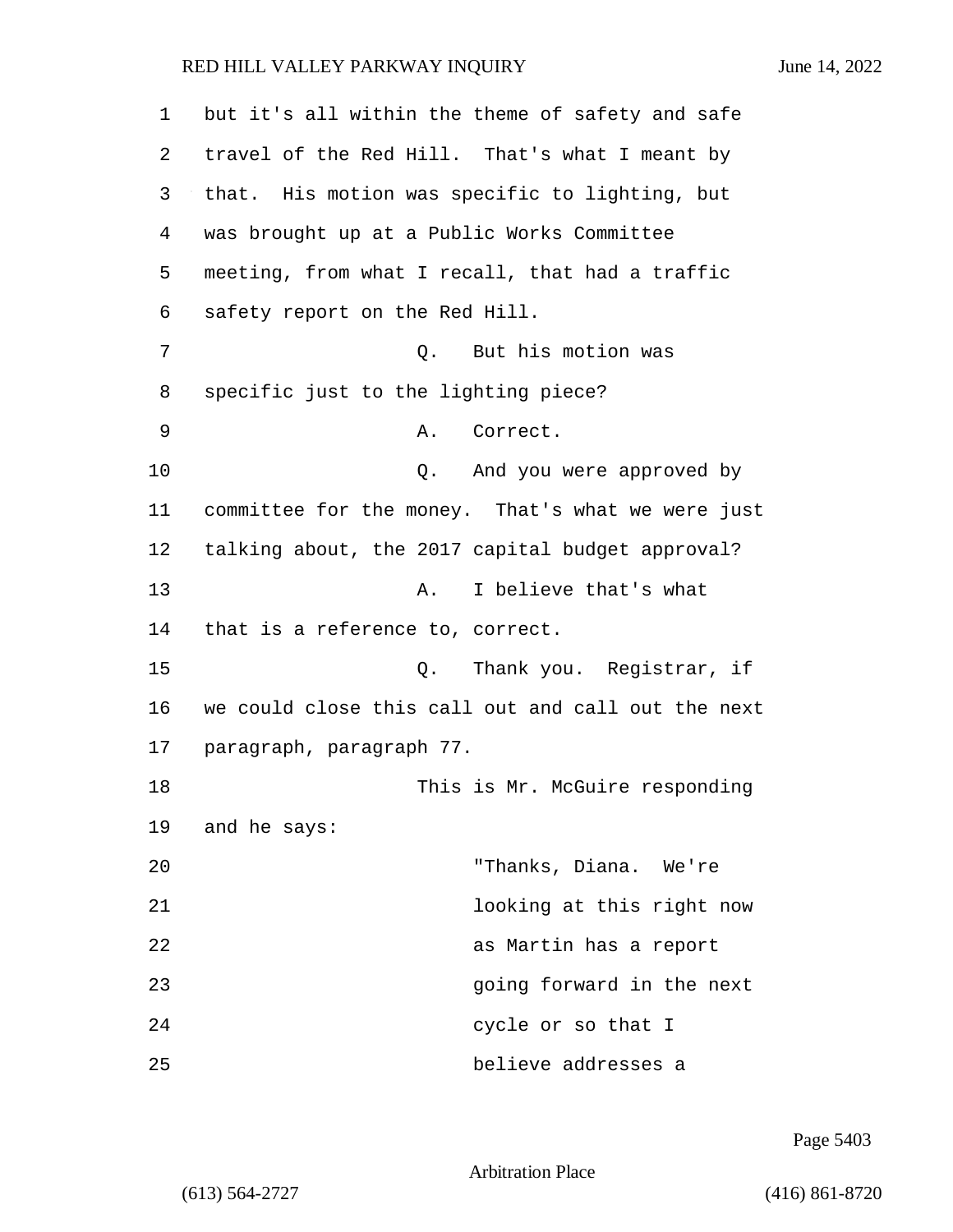but it's all within the theme of safety and safe travel of the Red Hill. That's what I meant by that. His motion was specific to lighting, but was brought up at a Public Works Committee meeting, from what I recall, that had a traffic safety report on the Red Hill.

Q. But his motion was specific just to the lighting piece?

A. Correct.

Q. And you were approved by committee for the money. That's what we were just talking about, the 2017 capital budget approval?

A. I believe that's what that is a reference to, correct.

Q. Thank you. Registrar, if we could close this call out and call out the next paragraph, paragraph 77.

This is Mr. McGuire responding and he says:

> "Thanks, Diana. We're looking at this right now as Martin has a report going forward in the next cycle or so that I believe addresses a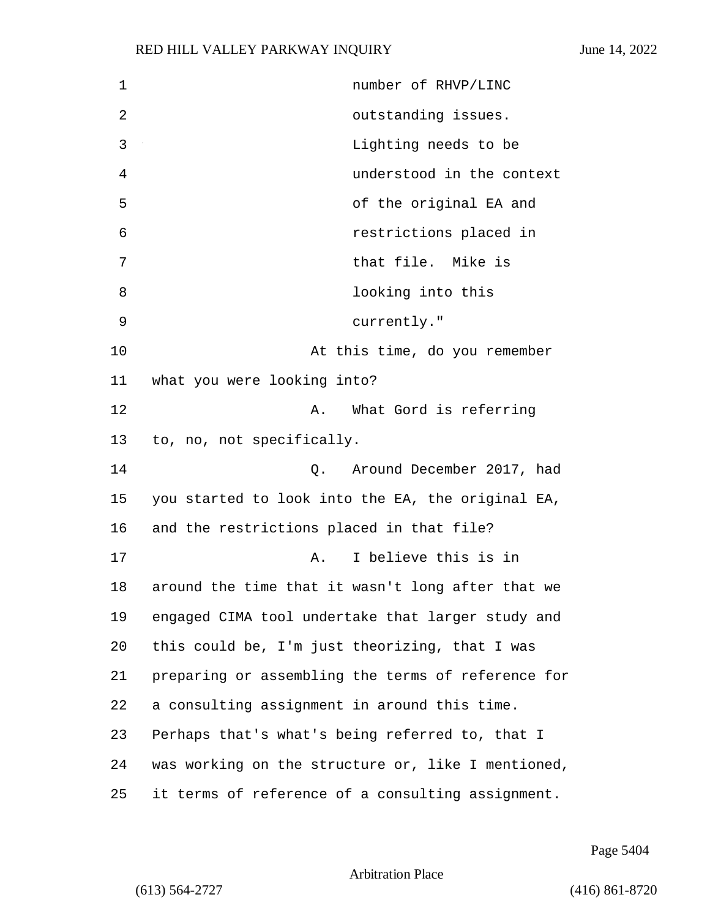number of RHVP/LINC outstanding issues. Lighting needs to be understood in the context of the original EA and restrictions placed in that file. Mike is looking into this currently."

At this time, do you remember what you were looking into?

A. What Gord is referring to, no, not specifically.

Q. Around December 2017, had you started to look into the EA, the original EA, and the restrictions placed in that file?

A. I believe this is in around the time that it wasn't long after that we engaged CIMA tool undertake that larger study and this could be, I'm just theorizing, that I was preparing or assembling the terms of reference for a consulting assignment in around this time. Perhaps that's what's being referred to, that I was working on the structure or, like I mentioned, it terms of reference of a consulting assignment.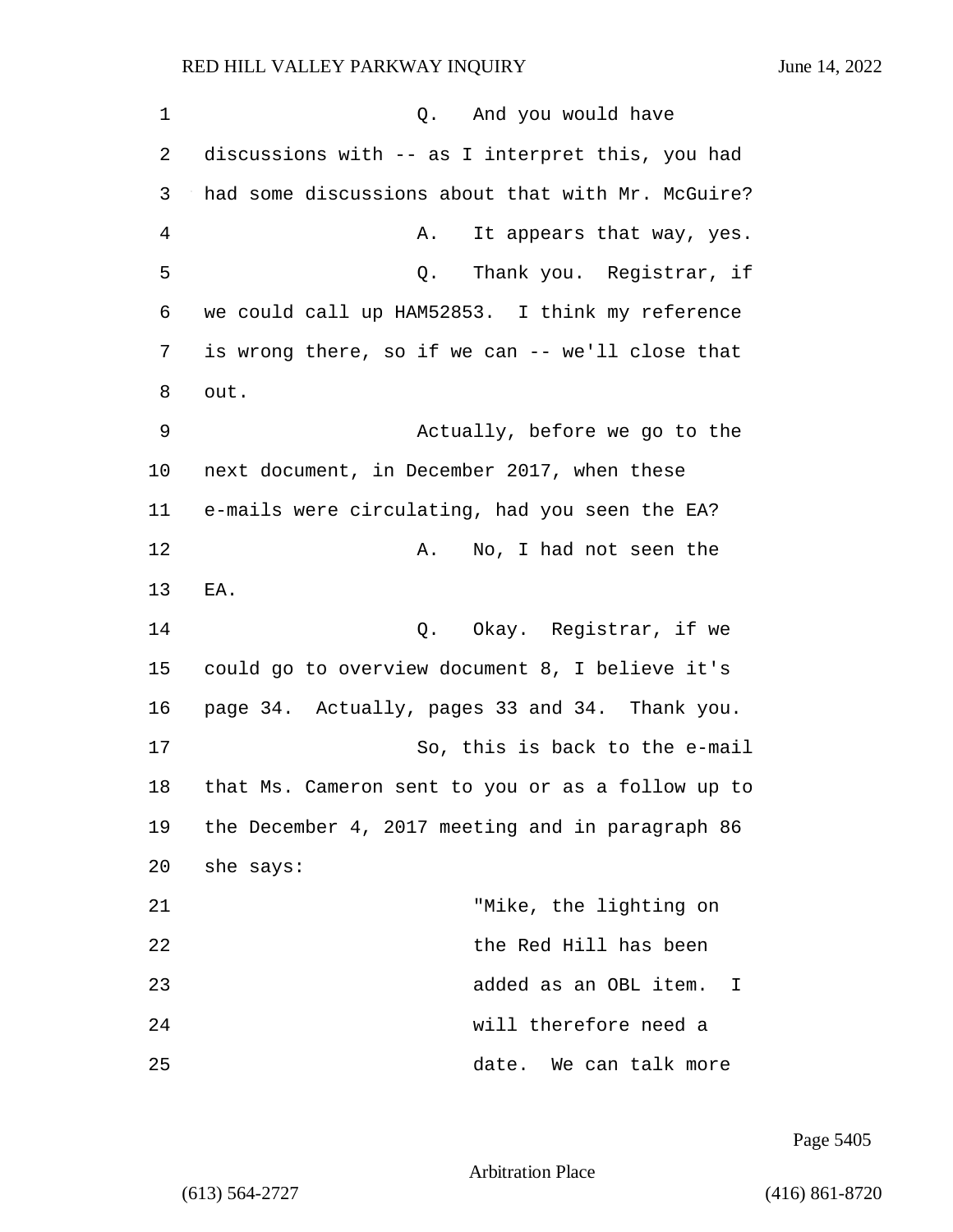Q. And you would have discussions with -- as I interpret this, you had had some discussions about that with Mr. McGuire?

A. It appears that way, yes.

Q. Thank you. Registrar, if we could call up HAM52853. I think my reference is wrong there, so if we can -- we'll close that out.

Actually, before we go to the next document, in December 2017, when these e-mails were circulating, had you seen the EA?

A. No, I had not seen the EA.

Q. Okay. Registrar, if we could go to overview document 8, I believe it's page 34. Actually, pages 33 and 34. Thank you.

So, this is back to the e-mail that Ms. Cameron sent to you or as a follow up to the December 4, 2017 meeting and in paragraph 86 she says:

"Mike, the lighting on the Red Hill has been added as an OBL item. I will therefore need a date. We can talk more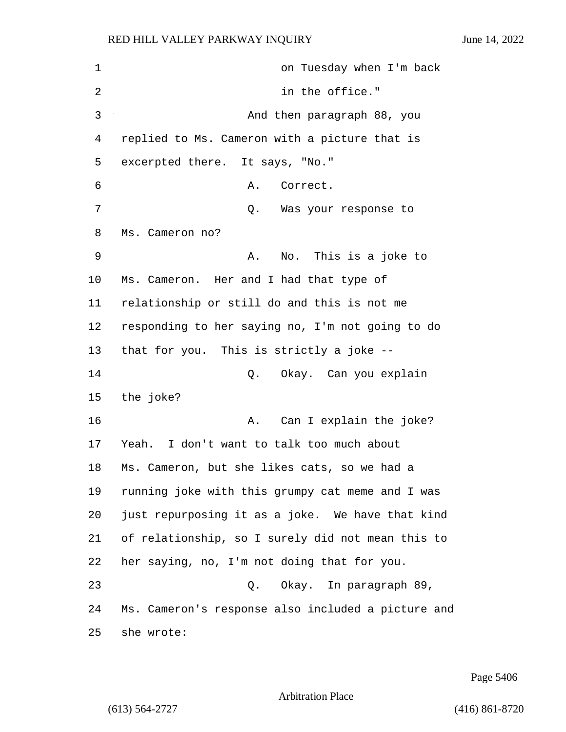on Tuesday when I'm back in the office."

And then paragraph 88, you replied to Ms. Cameron with a picture that is excerpted there. It says, "No."

A. Correct.

Q. Was your response to Ms. Cameron no?

A. No. This is a joke to Ms. Cameron. Her and I had that type of relationship or still do and this is not me responding to her saying no, I'm not going to do that for you. This is strictly a joke --

Q. Okay. Can you explain the joke?

A. Can I explain the joke? Yeah. I don't want to talk too much about Ms. Cameron, but she likes cats, so we had a running joke with this grumpy cat meme and I was just repurposing it as a joke. We have that kind of relationship, so I surely did not mean this to her saying, no, I'm not doing that for you.

Q. Okay. In paragraph 89, Ms. Cameron's response also included a picture and she wrote: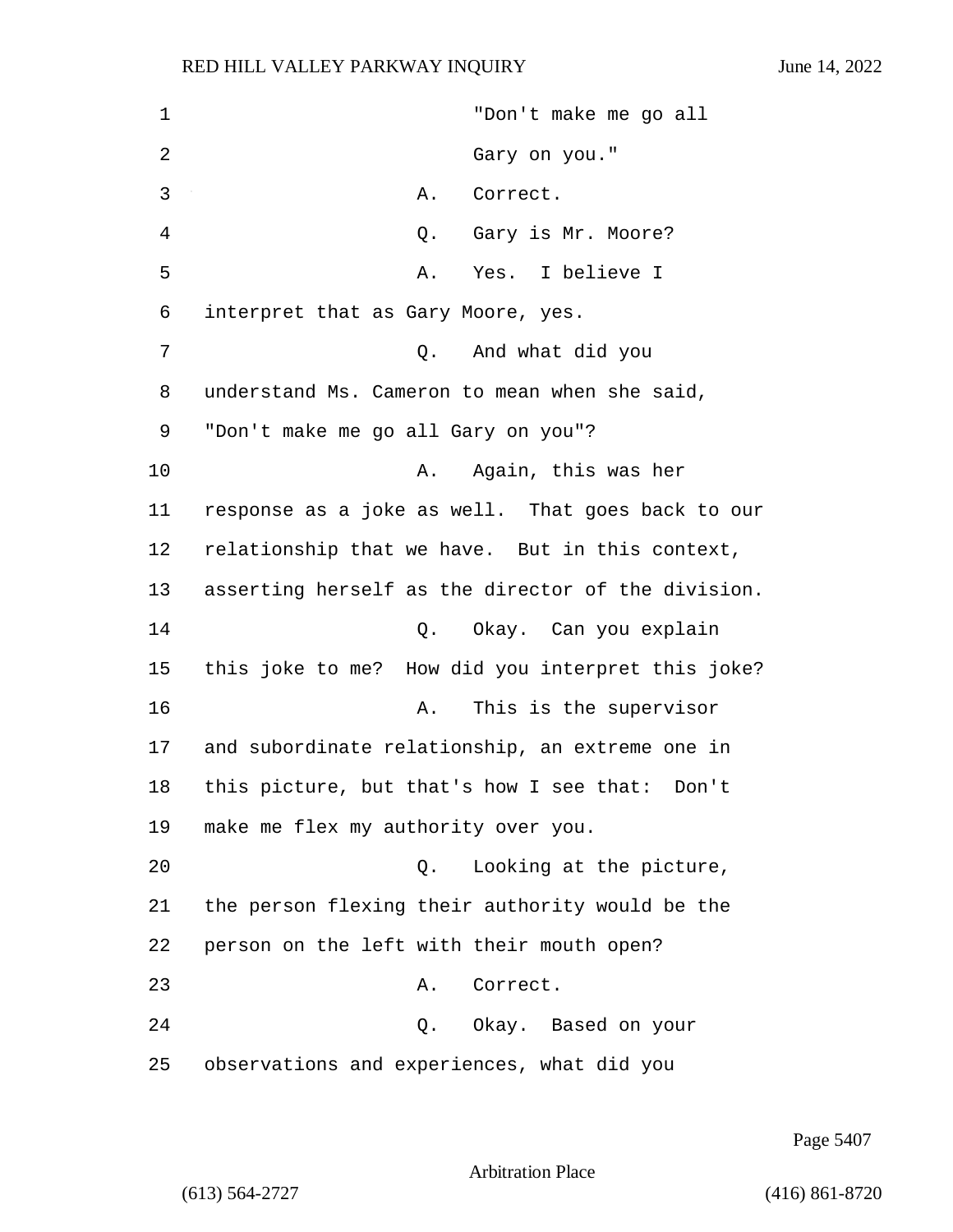"Don't make me go all Gary on you."

A. Correct.

Q. Gary is Mr. Moore?

A. Yes. I believe I interpret that as Gary Moore, yes.

Q. And what did you understand Ms. Cameron to mean when she said, "Don't make me go all Gary on you"?

A. Again, this was her response as a joke as well. That goes back to our relationship that we have. But in this context, asserting herself as the director of the division.

Q. Okay. Can you explain this joke to me? How did you interpret this joke?

A. This is the supervisor and subordinate relationship, an extreme one in this picture, but that's how I see that: Don't make me flex my authority over you.

Q. Looking at the picture, the person flexing their authority would be the person on the left with their mouth open?

A. Correct.

Q. Okay. Based on your observations and experiences, what did you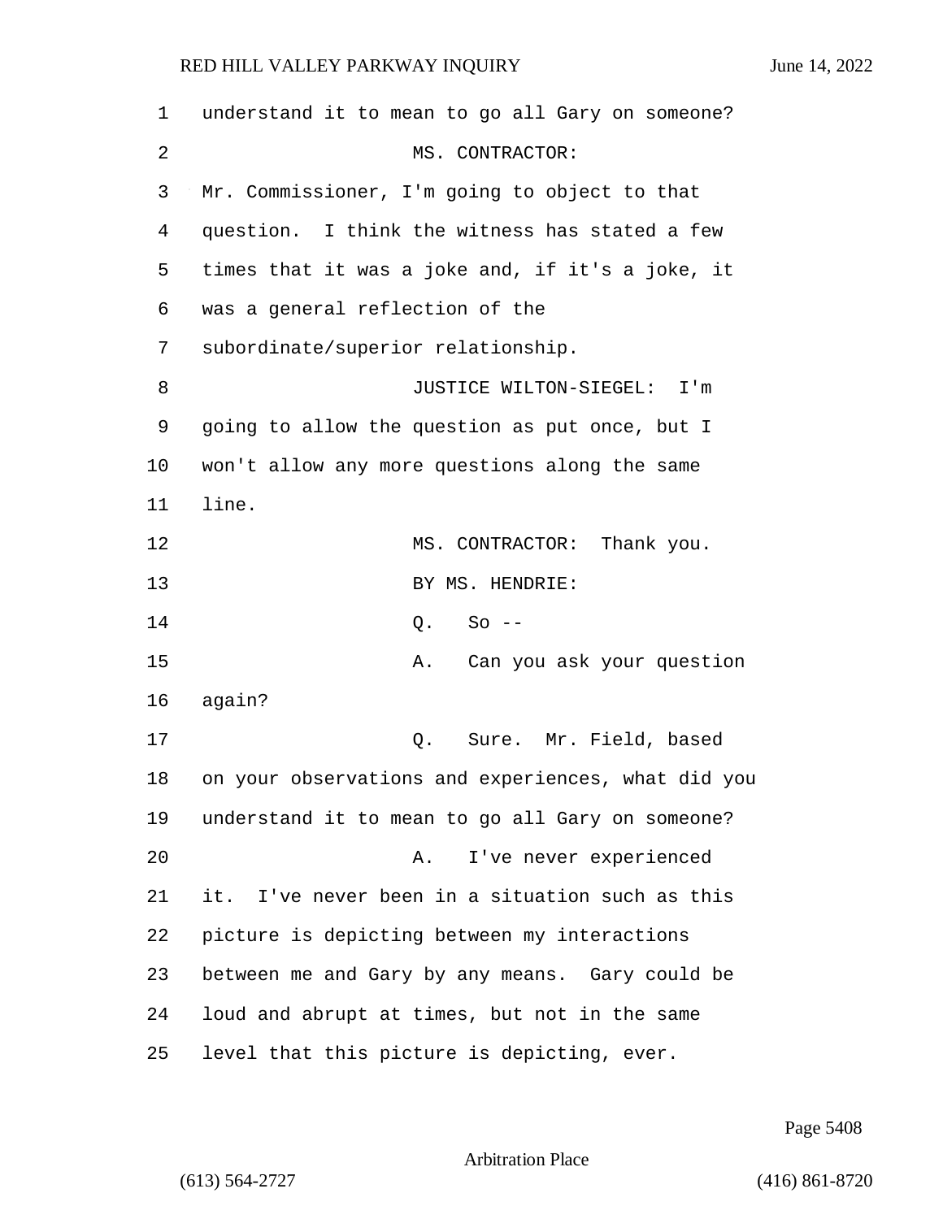understand it to mean to go all Gary on someone?

MS. CONTRACTOR: Mr. Commissioner, I'm going to object to that question. I think the witness has stated a few times that it was a joke and, if it's a joke, it was a general reflection of the subordinate/superior relationship.

JUSTICE WILTON-SIEGEL: I'm going to allow the question as put once, but I won't allow any more questions along the same line.

MS. CONTRACTOR: Thank you.

BY MS. HENDRIE:

Q. So --

A. Can you ask your question again?

Q. Sure. Mr. Field, based on your observations and experiences, what did you understand it to mean to go all Gary on someone?

A. I've never experienced it. I've never been in a situation such as this picture is depicting between my interactions between me and Gary by any means. Gary could be loud and abrupt at times, but not in the same level that this picture is depicting, ever.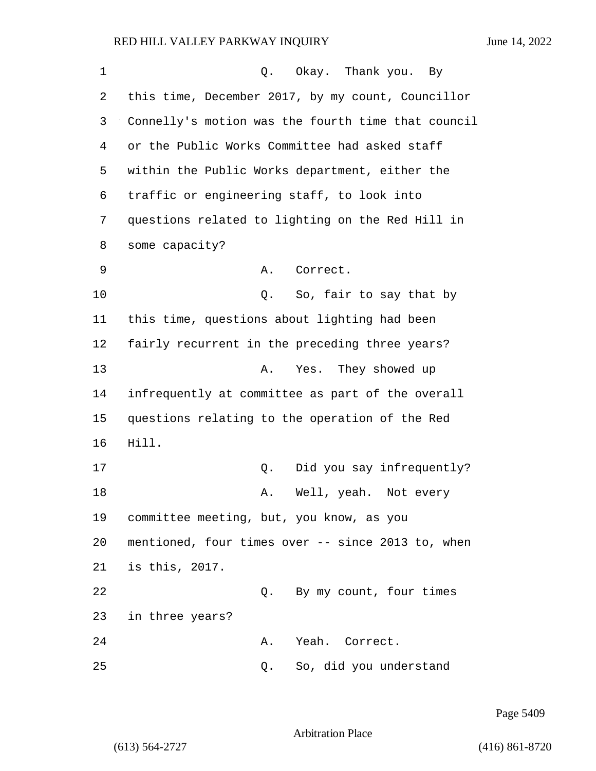Q. Okay. Thank you. By this time, December 2017, by my count, Councillor Connelly's motion was the fourth time that council or the Public Works Committee had asked staff within the Public Works department, either the traffic or engineering staff, to look into questions related to lighting on the Red Hill in some capacity?

A. Correct.

Q. So, fair to say that by this time, questions about lighting had been fairly recurrent in the preceding three years?

A. Yes. They showed up infrequently at committee as part of the overall questions relating to the operation of the Red Hill.

Q. Did you say infrequently?

A. Well, yeah. Not every committee meeting, but, you know, as you mentioned, four times over -- since 2013 to, when is this, 2017.

Q. By my count, four times in three years?

A. Yeah. Correct.

Q. So, did you understand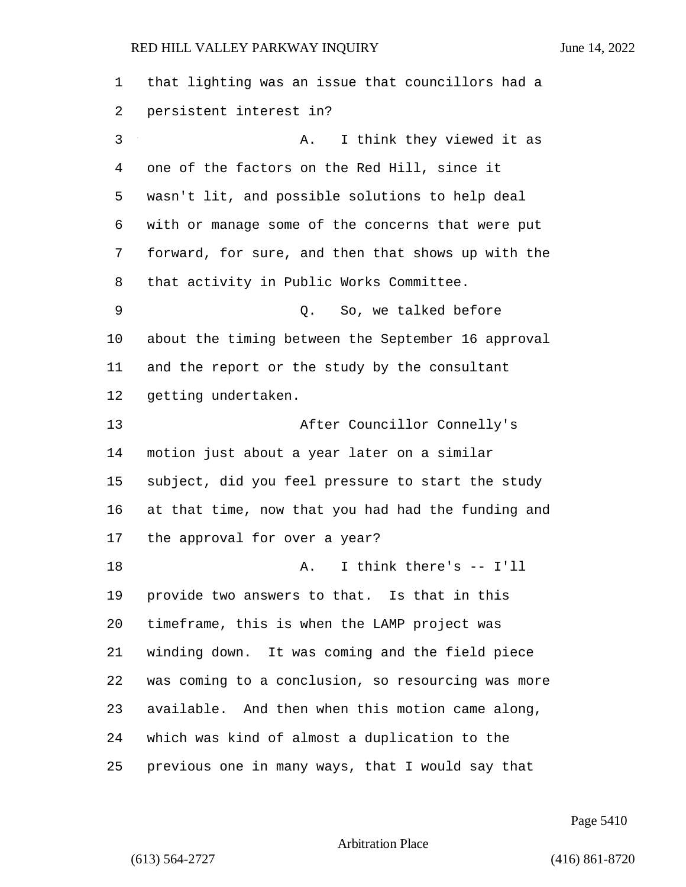that lighting was an issue that councillors had a persistent interest in?

A. I think they viewed it as one of the factors on the Red Hill, since it wasn't lit, and possible solutions to help deal with or manage some of the concerns that were put forward, for sure, and then that shows up with the that activity in Public Works Committee.

Q. So, we talked before about the timing between the September 16 approval and the report or the study by the consultant getting undertaken.

After Councillor Connelly's motion just about a year later on a similar subject, did you feel pressure to start the study at that time, now that you had had the funding and the approval for over a year?

A. I think there's -- I'll provide two answers to that. Is that in this timeframe, this is when the LAMP project was winding down. It was coming and the field piece was coming to a conclusion, so resourcing was more available. And then when this motion came along, which was kind of almost a duplication to the previous one in many ways, that I would say that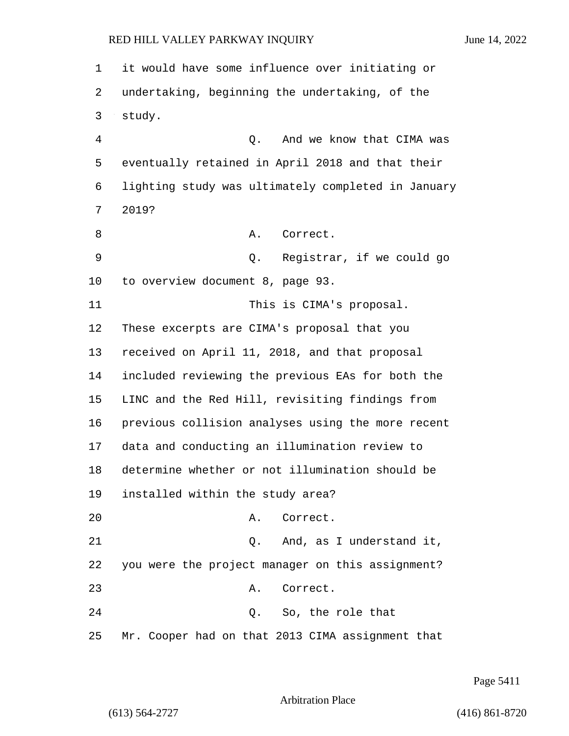it would have some influence over initiating or undertaking, beginning the undertaking, of the study.

Q. And we know that CIMA was eventually retained in April 2018 and that their lighting study was ultimately completed in January 2019?

A. Correct.

Q. Registrar, if we could go to overview document 8, page 93.

This is CIMA's proposal. These excerpts are CIMA's proposal that you received on April 11, 2018, and that proposal included reviewing the previous EAs for both the LINC and the Red Hill, revisiting findings from previous collision analyses using the more recent data and conducting an illumination review to determine whether or not illumination should be installed within the study area?

A. Correct.

Q. And, as I understand it, you were the project manager on this assignment?

A. Correct.

Q. So, the role that Mr. Cooper had on that 2013 CIMA assignment that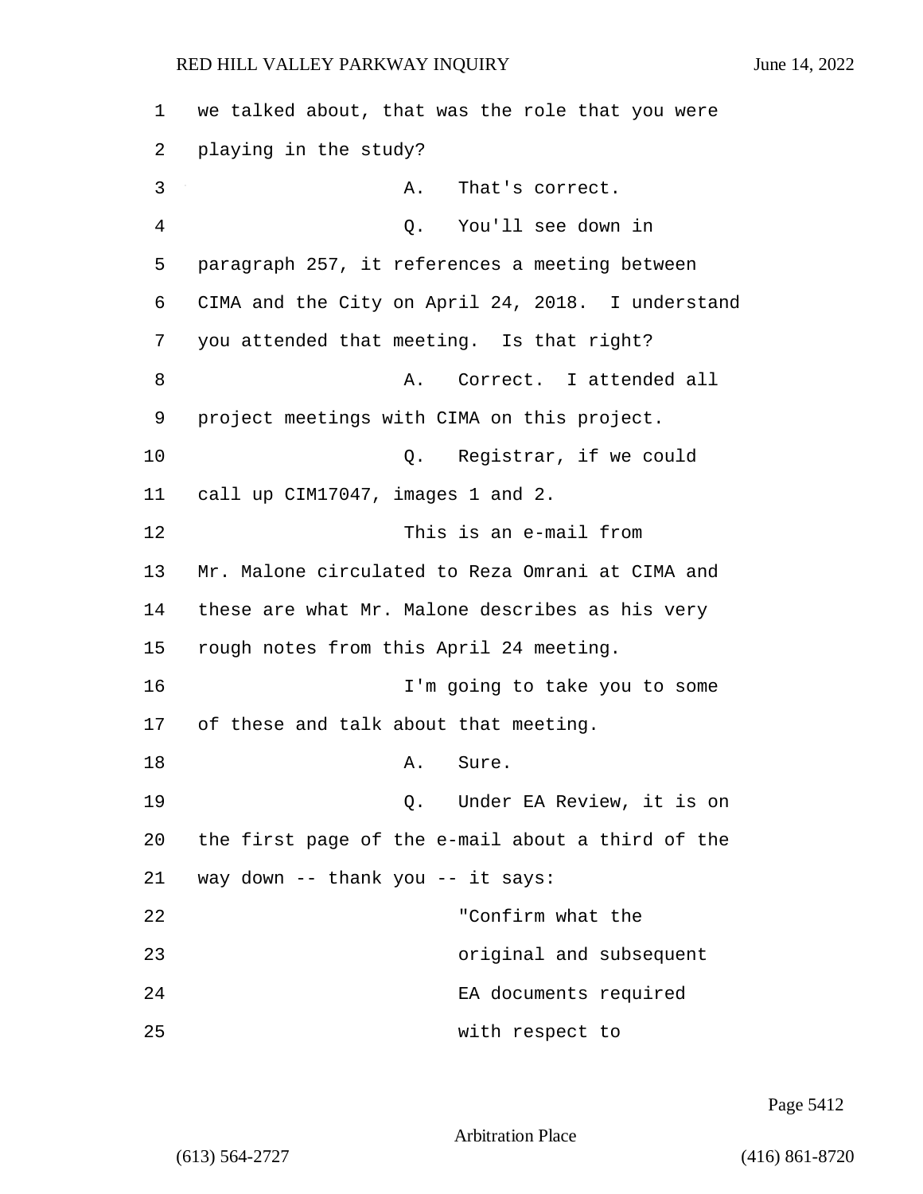we talked about, that was the role that you were playing in the study?

A. That's correct.

Q. You'll see down in paragraph 257, it references a meeting between CIMA and the City on April 24, 2018. I understand you attended that meeting. Is that right?

A. Correct. I attended all project meetings with CIMA on this project.

Q. Registrar, if we could call up CIM17047, images 1 and 2.

This is an e-mail from Mr. Malone circulated to Reza Omrani at CIMA and these are what Mr. Malone describes as his very rough notes from this April 24 meeting.

I'm going to take you to some of these and talk about that meeting.

A. Sure.

Q. Under EA Review, it is on the first page of the e-mail about a third of the way down -- thank you -- it says:

"Confirm what the original and subsequent EA documents required with respect to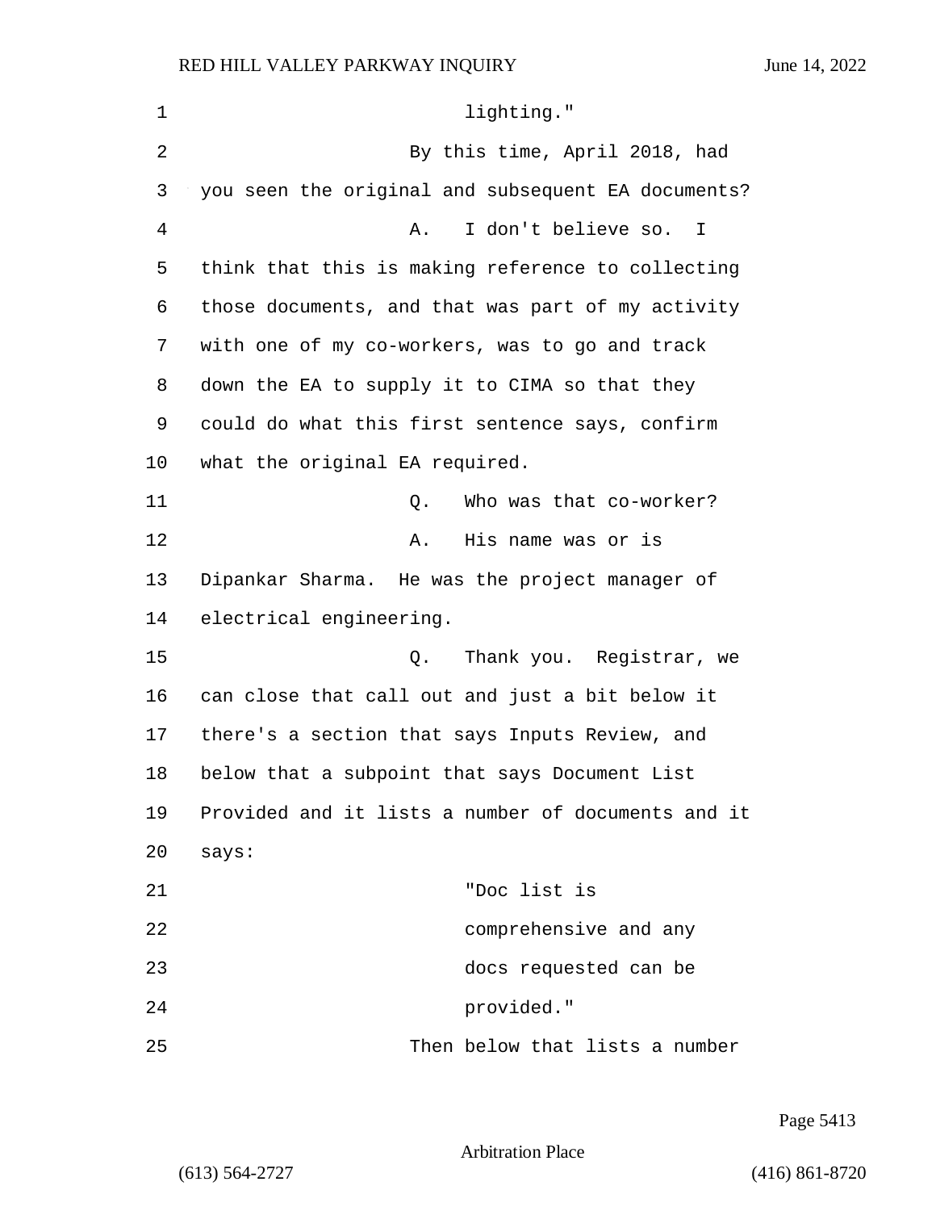lighting."

By this time, April 2018, had you seen the original and subsequent EA documents?

A. I don't believe so. I think that this is making reference to collecting those documents, and that was part of my activity with one of my co-workers, was to go and track down the EA to supply it to CIMA so that they could do what this first sentence says, confirm what the original EA required.

Q. Who was that co-worker?

A. His name was or is Dipankar Sharma. He was the project manager of electrical engineering.

Q. Thank you. Registrar, we can close that call out and just a bit below it there's a section that says Inputs Review, and below that a subpoint that says Document List Provided and it lists a number of documents and it says:

> "Doc list is comprehensive and any docs requested can be provided."

Then below that lists a number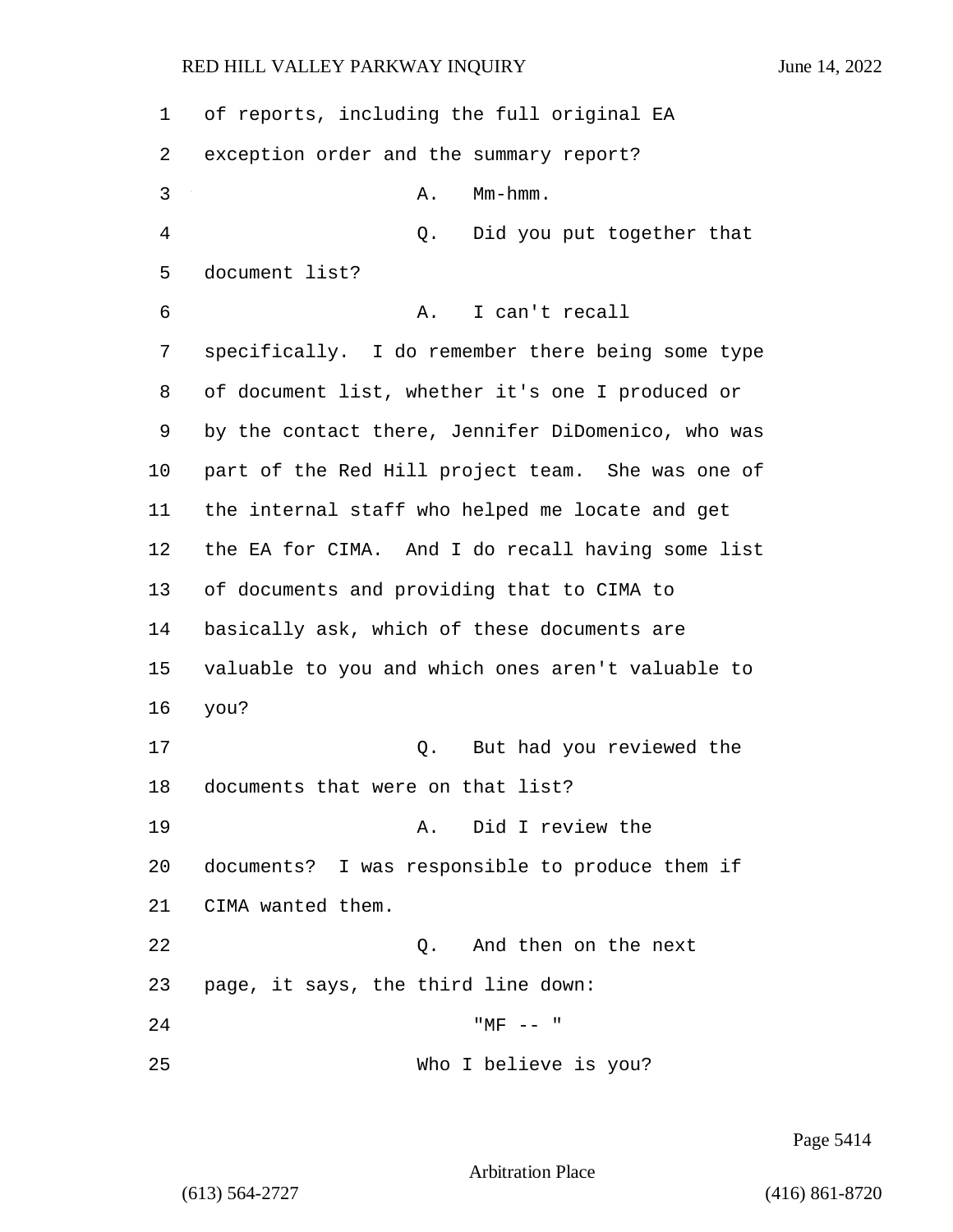of reports, including the full original EA exception order and the summary report?

A. Mm-hmm.

Q. Did you put together that document list?

A. I can't recall specifically. I do remember there being some type of document list, whether it's one I produced or by the contact there, Jennifer DiDomenico, who was part of the Red Hill project team. She was one of the internal staff who helped me locate and get the EA for CIMA. And I do recall having some list of documents and providing that to CIMA to basically ask, which of these documents are valuable to you and which ones aren't valuable to you?

Q. But had you reviewed the documents that were on that list?

A. Did I review the documents? I was responsible to produce them if CIMA wanted them.

Q. And then on the next page, it says, the third line down:

"MF -- "

Who I believe is you?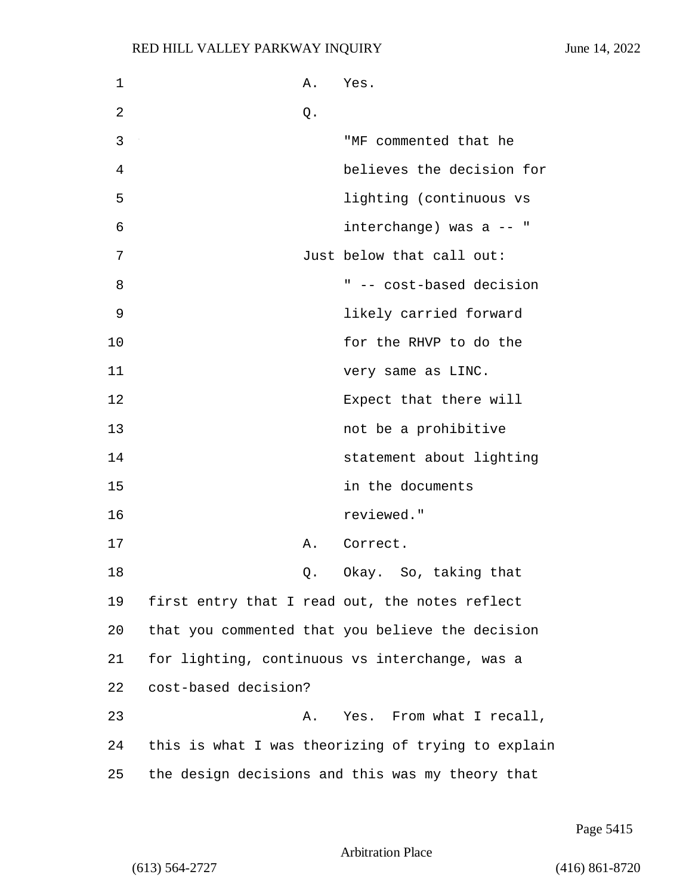A. Yes.

Q.

"MF commented that he believes the decision for lighting (continuous vs interchange) was a -- "

Just below that call out:

" -- cost-based decision likely carried forward for the RHVP to do the very same as LINC. Expect that there will not be a prohibitive statement about lighting in the documents reviewed."

A. Correct.

Q. Okay. So, taking that first entry that I read out, the notes reflect that you commented that you believe the decision for lighting, continuous vs interchange, was a cost-based decision?

A. Yes. From what I recall, this is what I was theorizing of trying to explain the design decisions and this was my theory that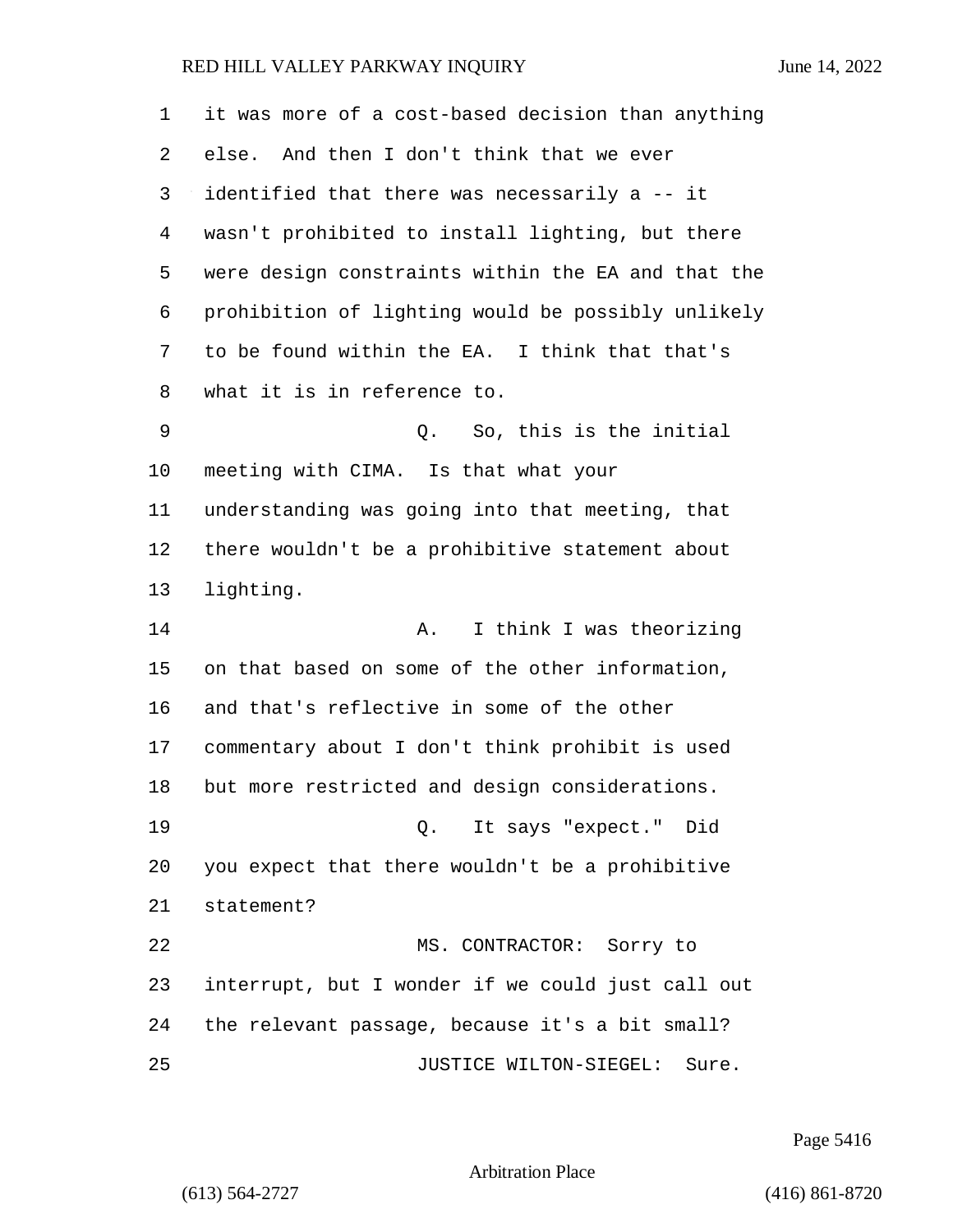1 it was more of a cost-based decision than anything
2 else. And then I don't think that we ever
3 identified that there was necessarily a -- it
4 wasn't prohibited to install lighting, but there
5 were design constraints within the EA and that the
6 prohibition of lighting would be possibly unlikely
7 to be found within the EA. I think that that's
8 what it is in reference to.

9 Q. So, this is the initial
10 meeting with CIMA. Is that what your
11 understanding was going into that meeting, that
12 there wouldn't be a prohibitive statement about
13 lighting.

14 A. I think I was theorizing
15 on that based on some of the other information,
16 and that's reflective in some of the other
17 commentary about I don't think prohibit is used
18 but more restricted and design considerations.

19 Q. It says "expect." Did
20 you expect that there wouldn't be a prohibitive
21 statement?

22 MS. CONTRACTOR: Sorry to
23 interrupt, but I wonder if we could just call out
24 the relevant passage, because it's a bit small?

25 JUSTICE WILTON-SIEGEL: Sure.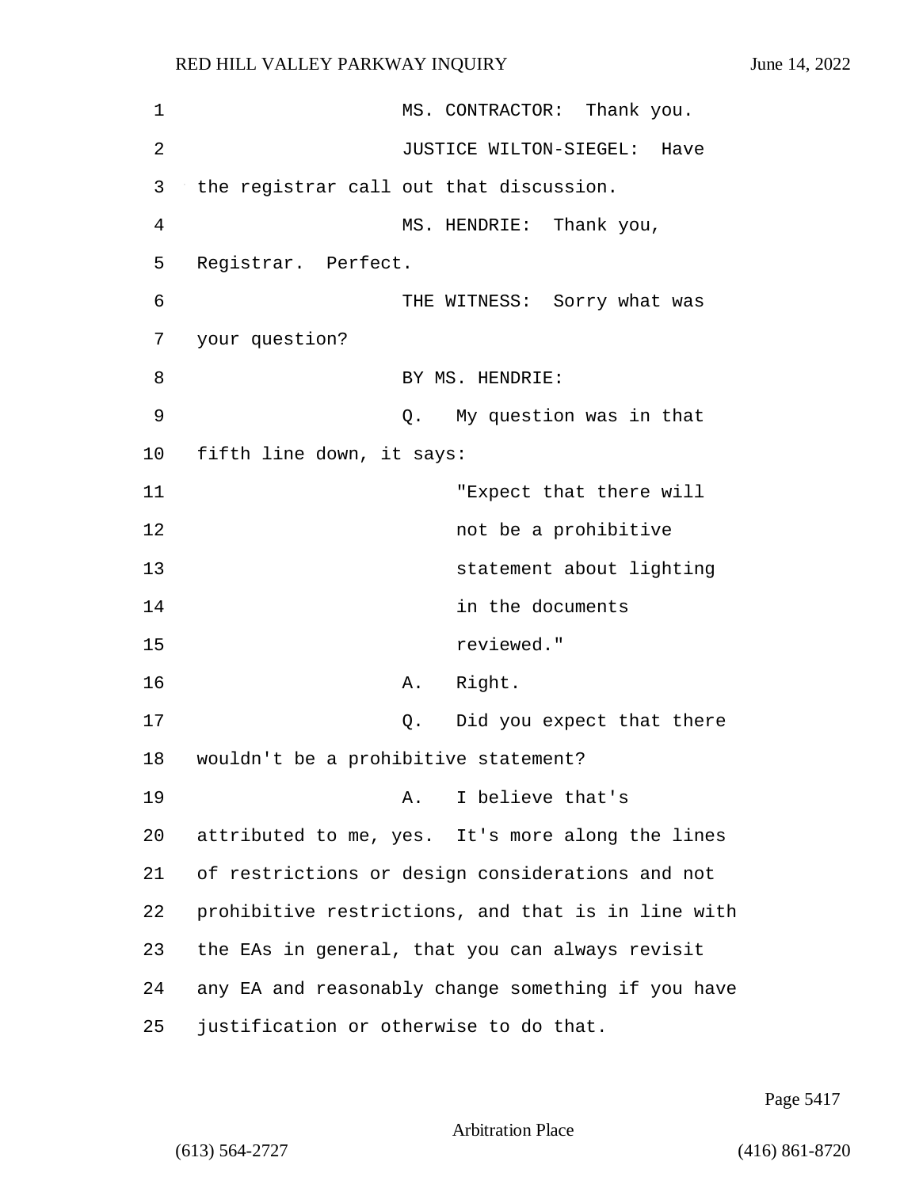MS. CONTRACTOR: Thank you.

JUSTICE WILTON-SIEGEL: Have the registrar call out that discussion.

MS. HENDRIE: Thank you, Registrar. Perfect.

THE WITNESS: Sorry what was your question?

BY MS. HENDRIE:

Q. My question was in that fifth line down, it says:

> "Expect that there will not be a prohibitive statement about lighting in the documents reviewed."

A. Right.

Q. Did you expect that there wouldn't be a prohibitive statement?

A. I believe that's attributed to me, yes. It's more along the lines of restrictions or design considerations and not prohibitive restrictions, and that is in line with the EAs in general, that you can always revisit any EA and reasonably change something if you have justification or otherwise to do that.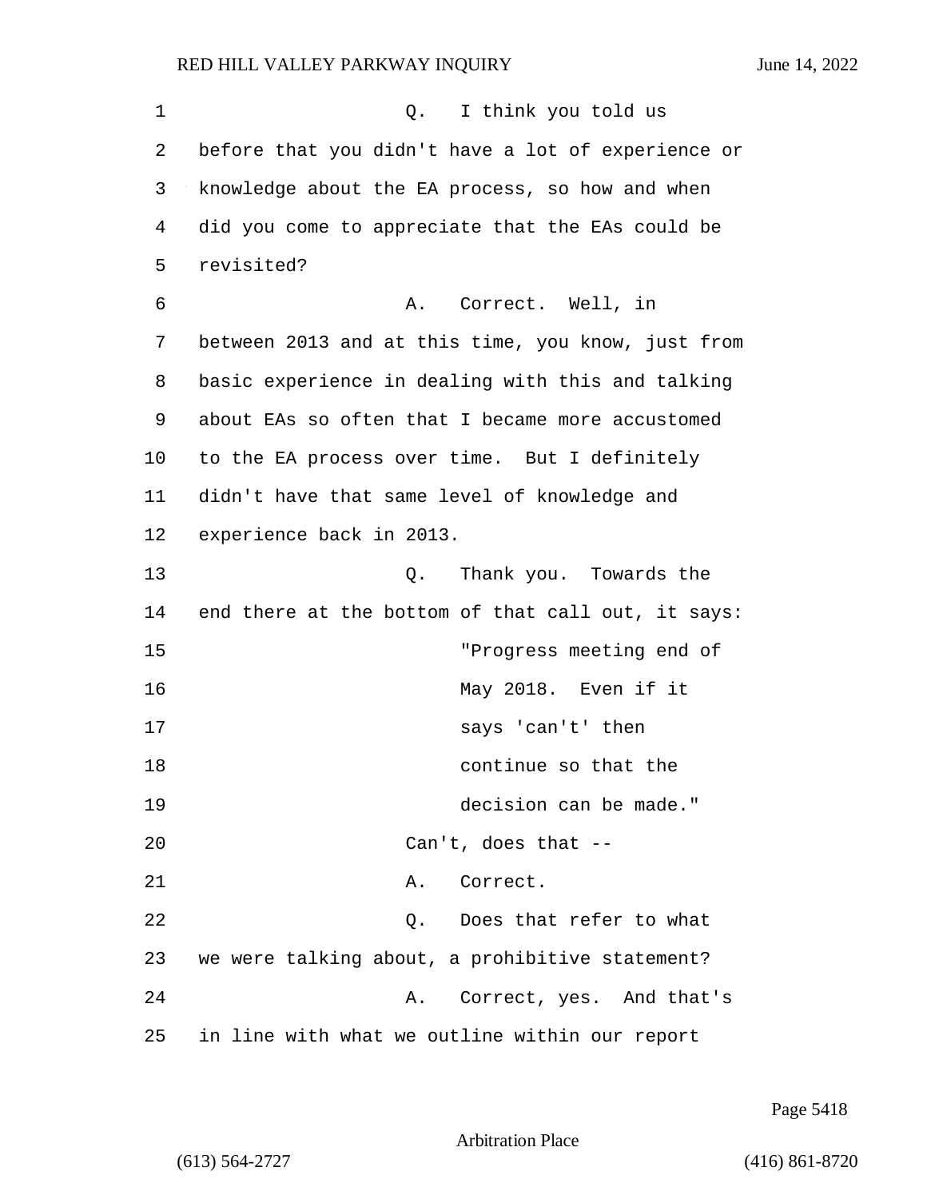Q. I think you told us before that you didn't have a lot of experience or knowledge about the EA process, so how and when did you come to appreciate that the EAs could be revisited?

A. Correct. Well, in between 2013 and at this time, you know, just from basic experience in dealing with this and talking about EAs so often that I became more accustomed to the EA process over time. But I definitely didn't have that same level of knowledge and experience back in 2013.

Q. Thank you. Towards the end there at the bottom of that call out, it says:

> "Progress meeting end of May 2018. Even if it says 'can't' then continue so that the decision can be made."

Can't, does that --

A. Correct.

Q. Does that refer to what we were talking about, a prohibitive statement?

A. Correct, yes. And that's in line with what we outline within our report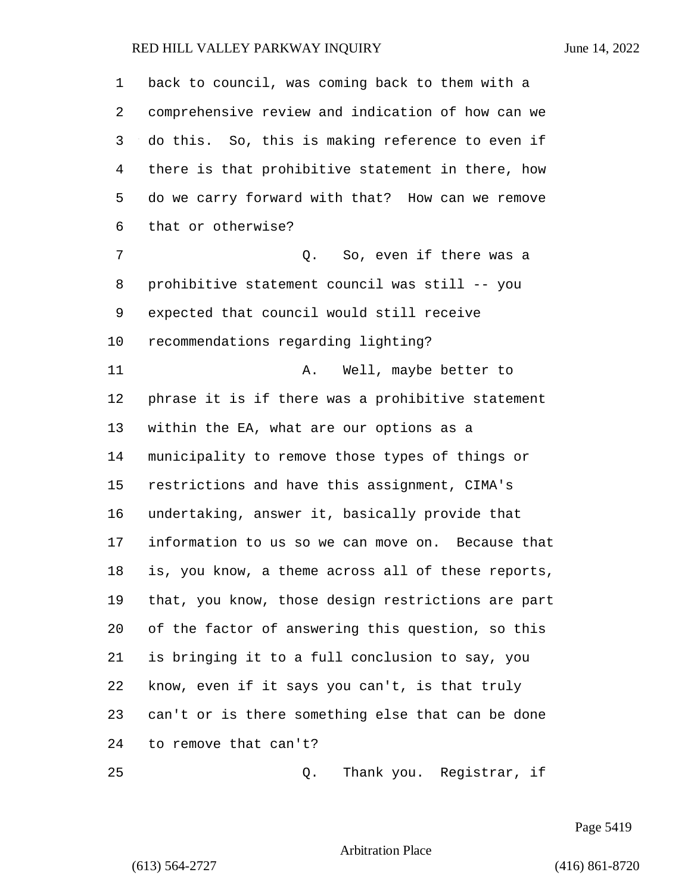back to council, was coming back to them with a comprehensive review and indication of how can we do this. So, this is making reference to even if there is that prohibitive statement in there, how do we carry forward with that? How can we remove that or otherwise?

Q. So, even if there was a prohibitive statement council was still -- you expected that council would still receive recommendations regarding lighting?

A. Well, maybe better to phrase it is if there was a prohibitive statement within the EA, what are our options as a municipality to remove those types of things or restrictions and have this assignment, CIMA's undertaking, answer it, basically provide that information to us so we can move on. Because that is, you know, a theme across all of these reports, that, you know, those design restrictions are part of the factor of answering this question, so this is bringing it to a full conclusion to say, you know, even if it says you can't, is that truly can't or is there something else that can be done to remove that can't?

Q. Thank you. Registrar, if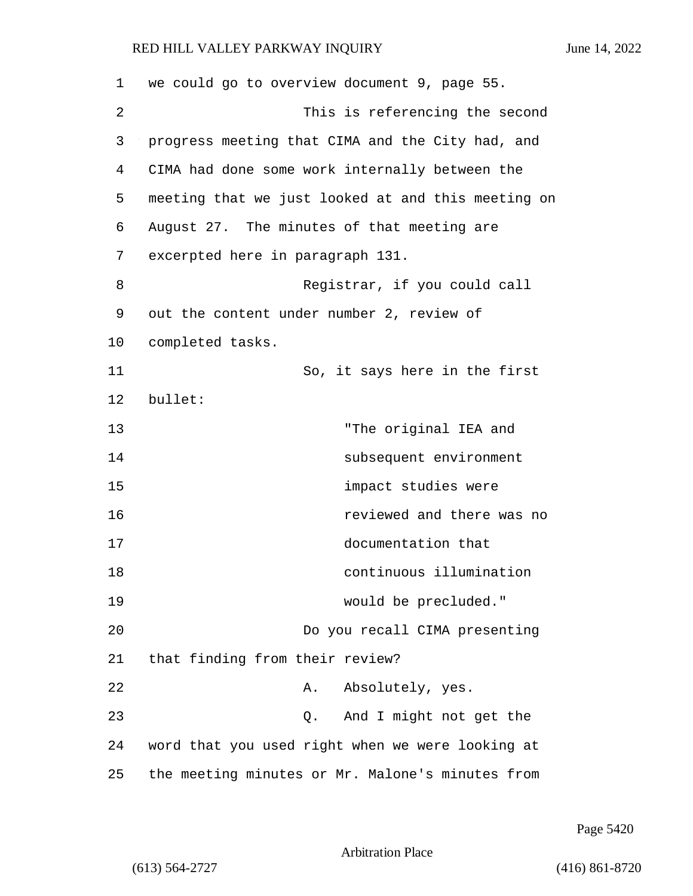we could go to overview document 9, page 55.

This is referencing the second progress meeting that CIMA and the City had, and CIMA had done some work internally between the meeting that we just looked at and this meeting on August 27. The minutes of that meeting are excerpted here in paragraph 131.

Registrar, if you could call out the content under number 2, review of completed tasks.

So, it says here in the first bullet:

> "The original IEA and subsequent environment impact studies were reviewed and there was no documentation that continuous illumination would be precluded."

Do you recall CIMA presenting that finding from their review?

A. Absolutely, yes.

Q. And I might not get the word that you used right when we were looking at the meeting minutes or Mr. Malone's minutes from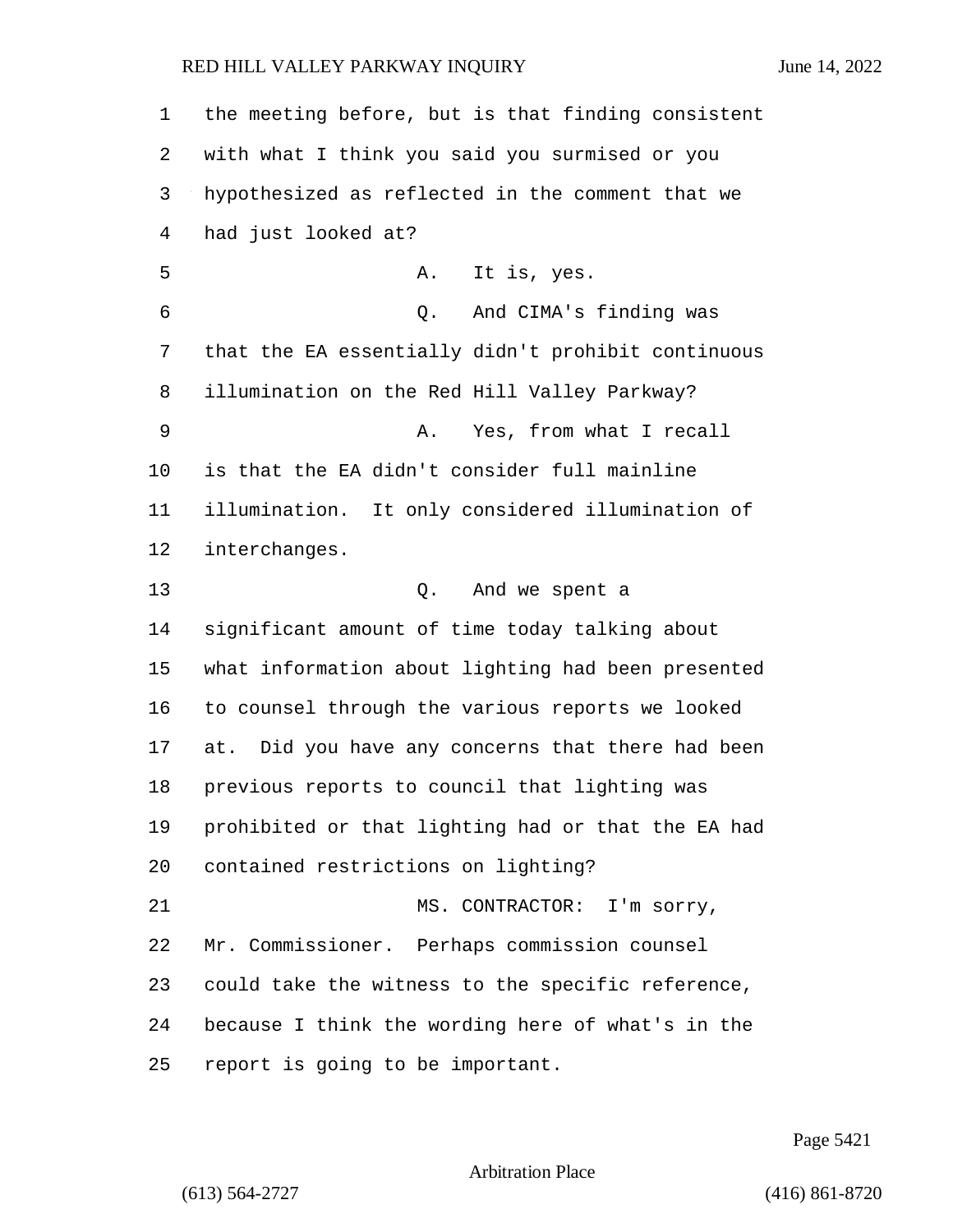the meeting before, but is that finding consistent with what I think you said you surmised or you hypothesized as reflected in the comment that we had just looked at?

A. It is, yes.

Q. And CIMA's finding was that the EA essentially didn't prohibit continuous illumination on the Red Hill Valley Parkway?

A. Yes, from what I recall is that the EA didn't consider full mainline illumination. It only considered illumination of interchanges.

Q. And we spent a significant amount of time today talking about what information about lighting had been presented to counsel through the various reports we looked at. Did you have any concerns that there had been previous reports to council that lighting was prohibited or that lighting had or that the EA had contained restrictions on lighting?

MS. CONTRACTOR: I'm sorry, Mr. Commissioner. Perhaps commission counsel could take the witness to the specific reference, because I think the wording here of what's in the report is going to be important.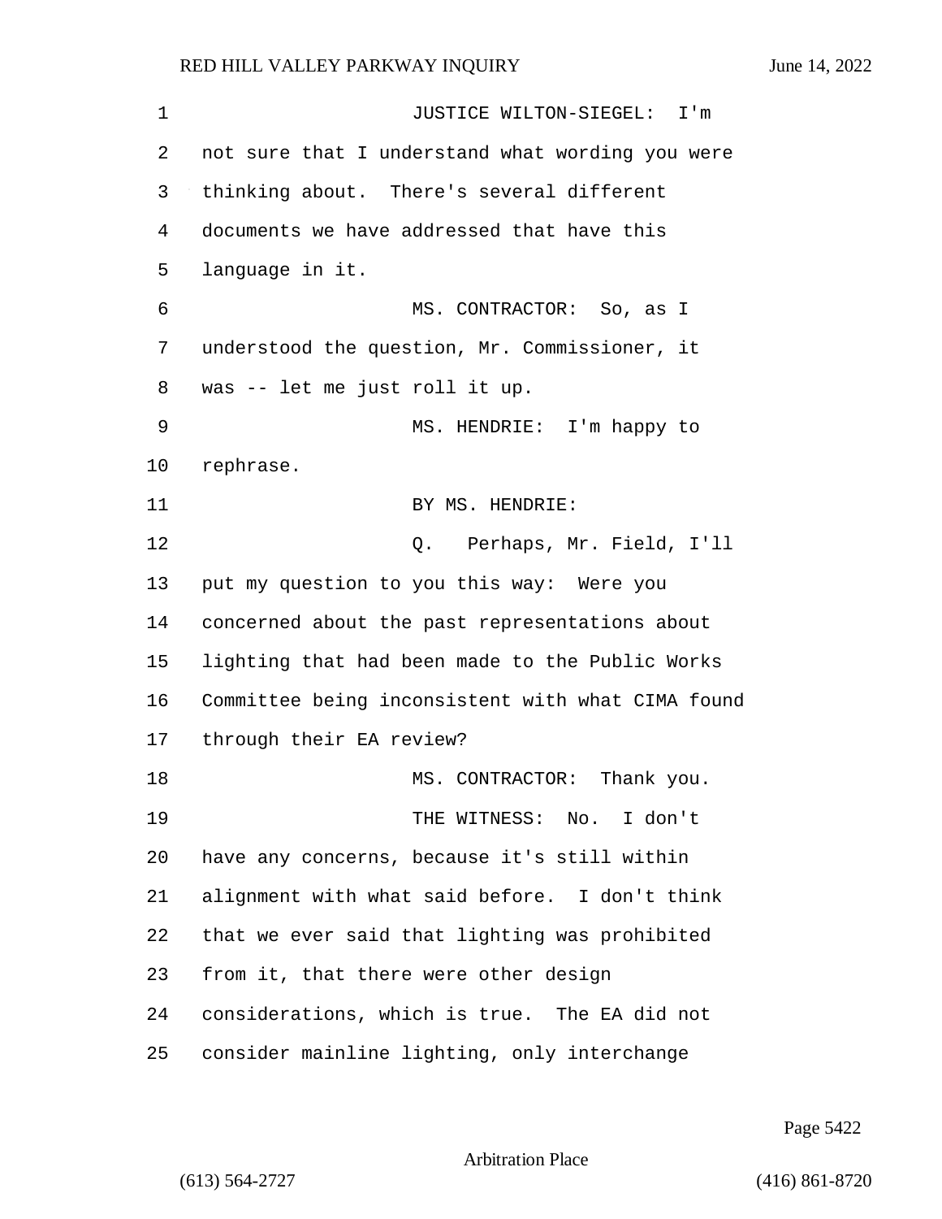JUSTICE WILTON-SIEGEL: I'm not sure that I understand what wording you were thinking about. There's several different documents we have addressed that have this language in it.

MS. CONTRACTOR: So, as I understood the question, Mr. Commissioner, it was -- let me just roll it up.

MS. HENDRIE: I'm happy to rephrase.

BY MS. HENDRIE:

Q. Perhaps, Mr. Field, I'll put my question to you this way: Were you concerned about the past representations about lighting that had been made to the Public Works Committee being inconsistent with what CIMA found through their EA review?

MS. CONTRACTOR: Thank you.

THE WITNESS: No. I don't have any concerns, because it's still within alignment with what said before. I don't think that we ever said that lighting was prohibited from it, that there were other design considerations, which is true. The EA did not consider mainline lighting, only interchange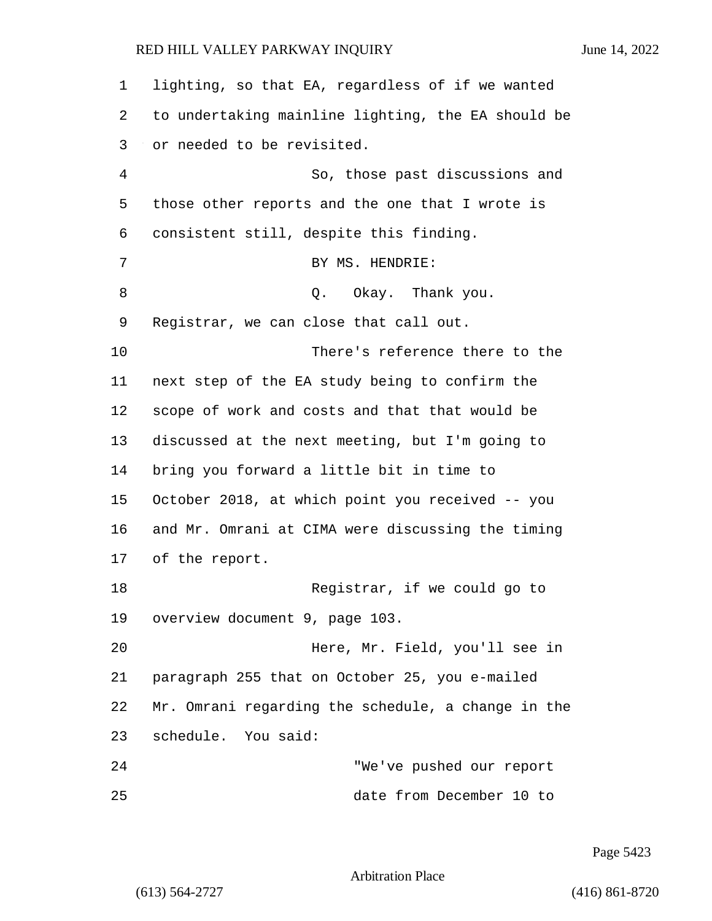lighting, so that EA, regardless of if we wanted to undertaking mainline lighting, the EA should be or needed to be revisited.

So, those past discussions and those other reports and the one that I wrote is consistent still, despite this finding.

BY MS. HENDRIE:

Q. Okay. Thank you. Registrar, we can close that call out.

There's reference there to the next step of the EA study being to confirm the scope of work and costs and that that would be discussed at the next meeting, but I'm going to bring you forward a little bit in time to October 2018, at which point you received -- you and Mr. Omrani at CIMA were discussing the timing of the report.

Registrar, if we could go to overview document 9, page 103.

Here, Mr. Field, you'll see in paragraph 255 that on October 25, you e-mailed Mr. Omrani regarding the schedule, a change in the schedule. You said:

"We've pushed our report date from December 10 to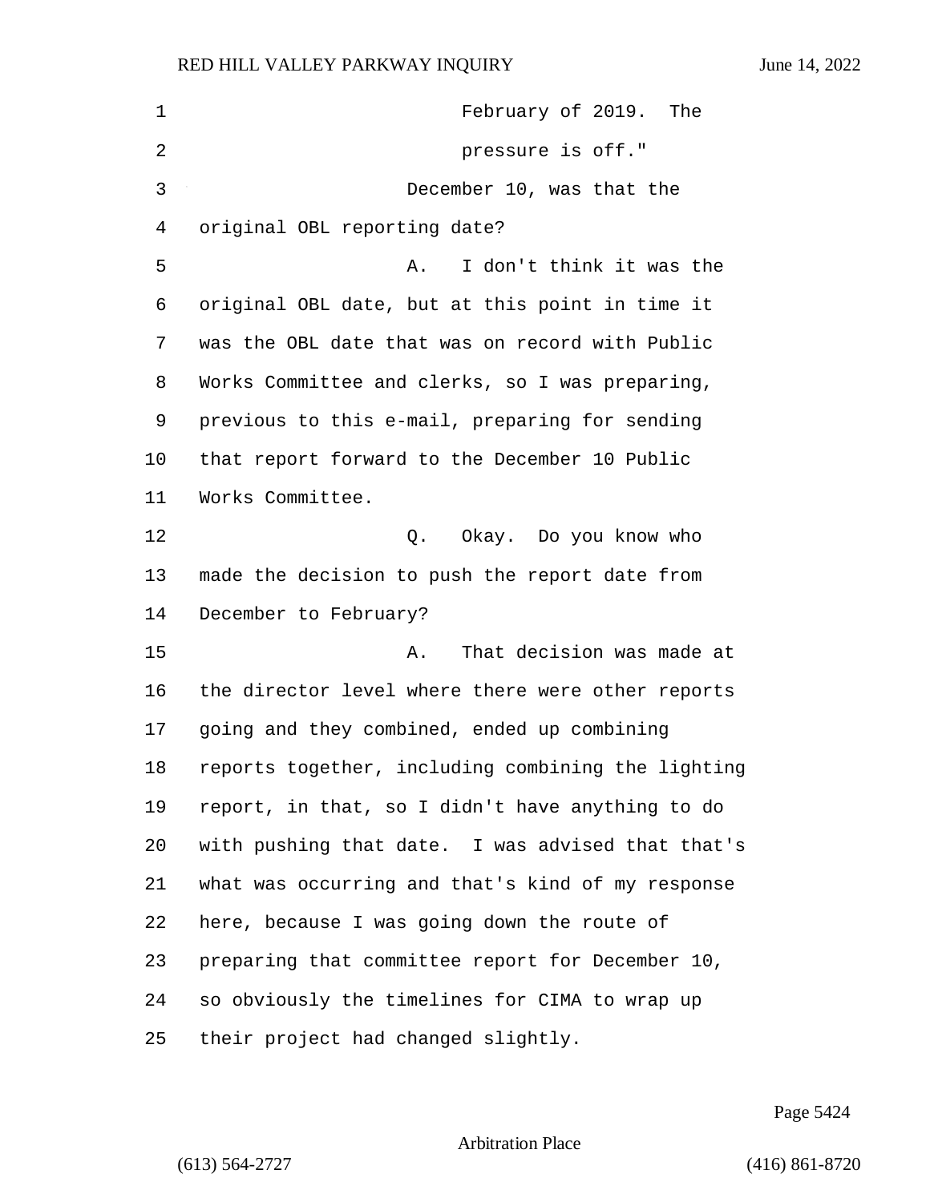February of 2019. The pressure is off."

December 10, was that the original OBL reporting date?

A. I don't think it was the original OBL date, but at this point in time it was the OBL date that was on record with Public Works Committee and clerks, so I was preparing, previous to this e-mail, preparing for sending that report forward to the December 10 Public Works Committee.

Q. Okay. Do you know who made the decision to push the report date from December to February?

A. That decision was made at the director level where there were other reports going and they combined, ended up combining reports together, including combining the lighting report, in that, so I didn't have anything to do with pushing that date. I was advised that that's what was occurring and that's kind of my response here, because I was going down the route of preparing that committee report for December 10, so obviously the timelines for CIMA to wrap up their project had changed slightly.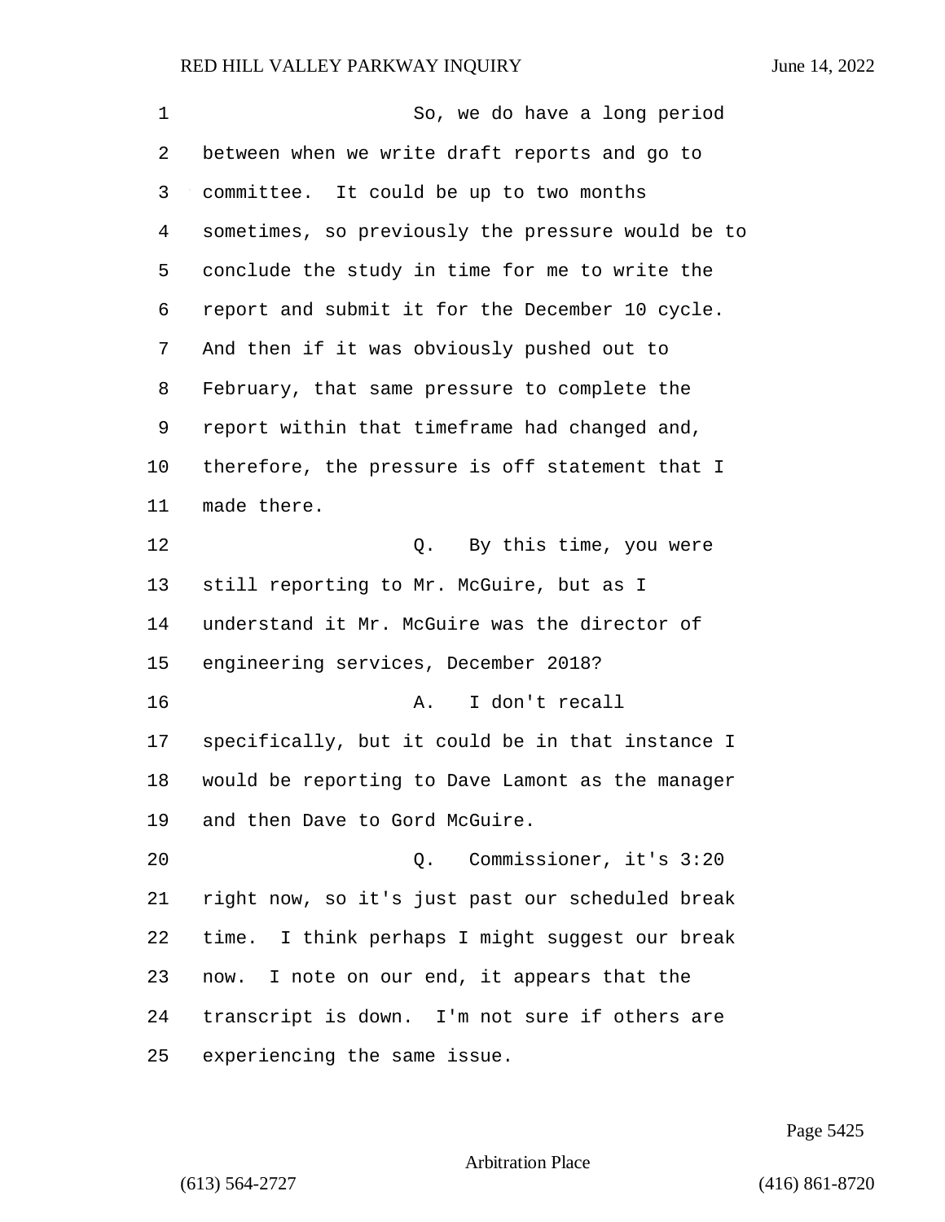So, we do have a long period between when we write draft reports and go to committee. It could be up to two months sometimes, so previously the pressure would be to conclude the study in time for me to write the report and submit it for the December 10 cycle. And then if it was obviously pushed out to February, that same pressure to complete the report within that timeframe had changed and, therefore, the pressure is off statement that I made there.

Q. By this time, you were still reporting to Mr. McGuire, but as I understand it Mr. McGuire was the director of engineering services, December 2018?

A. I don't recall specifically, but it could be in that instance I would be reporting to Dave Lamont as the manager and then Dave to Gord McGuire.

Q. Commissioner, it's 3:20 right now, so it's just past our scheduled break time. I think perhaps I might suggest our break now. I note on our end, it appears that the transcript is down. I'm not sure if others are experiencing the same issue.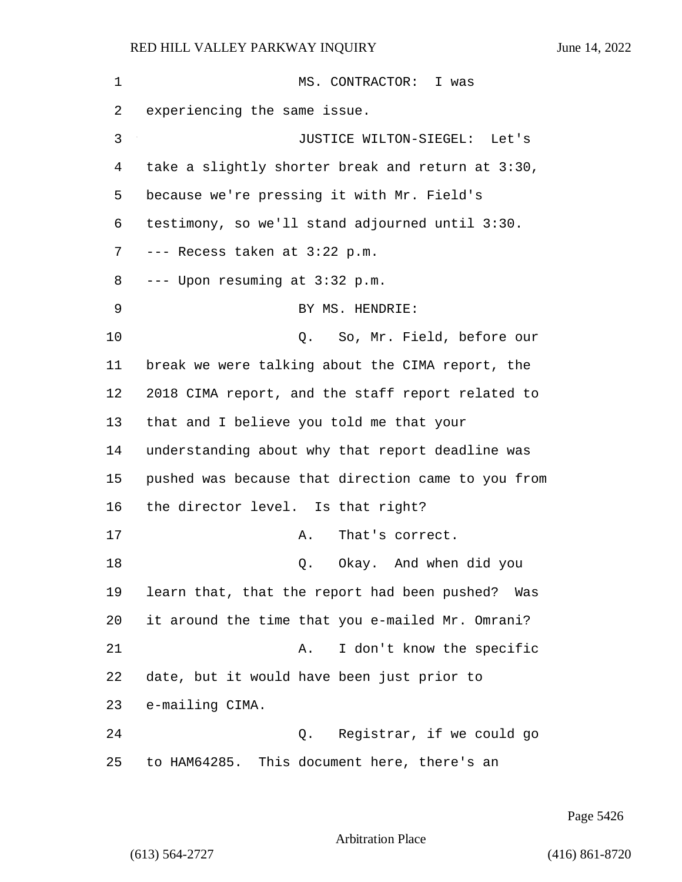MS. CONTRACTOR: I was experiencing the same issue.

JUSTICE WILTON-SIEGEL: Let's take a slightly shorter break and return at 3:30, because we're pressing it with Mr. Field's testimony, so we'll stand adjourned until 3:30.

--- Recess taken at 3:22 p.m.

--- Upon resuming at 3:32 p.m.

BY MS. HENDRIE:

Q. So, Mr. Field, before our break we were talking about the CIMA report, the 2018 CIMA report, and the staff report related to that and I believe you told me that your understanding about why that report deadline was pushed was because that direction came to you from the director level. Is that right?

A. That's correct.

Q. Okay. And when did you learn that, that the report had been pushed? Was it around the time that you e-mailed Mr. Omrani?

A. I don't know the specific date, but it would have been just prior to e-mailing CIMA.

Q. Registrar, if we could go to HAM64285. This document here, there's an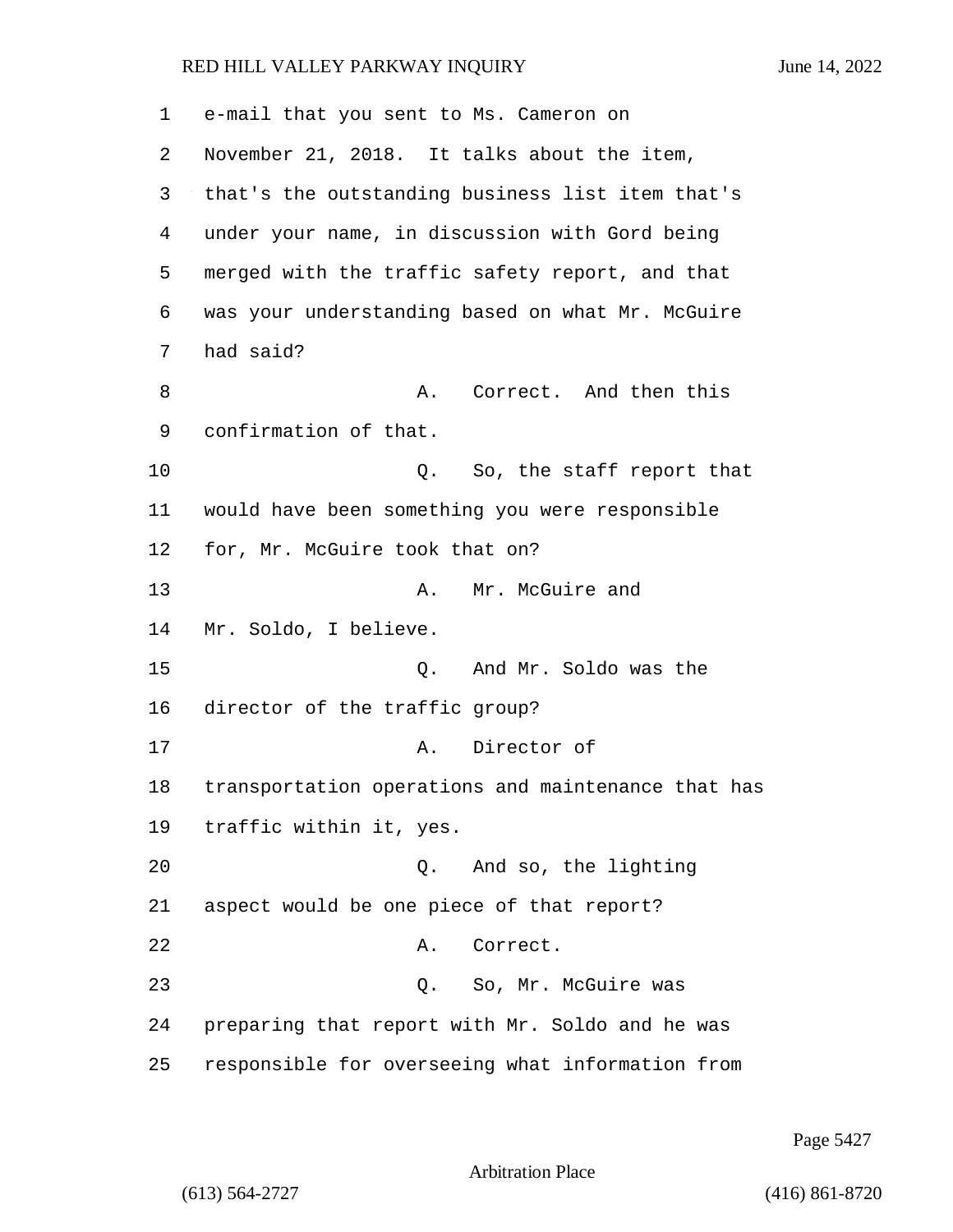e-mail that you sent to Ms. Cameron on November 21, 2018. It talks about the item, that's the outstanding business list item that's under your name, in discussion with Gord being merged with the traffic safety report, and that was your understanding based on what Mr. McGuire had said?

A. Correct. And then this confirmation of that.

Q. So, the staff report that would have been something you were responsible for, Mr. McGuire took that on?

A. Mr. McGuire and Mr. Soldo, I believe.

Q. And Mr. Soldo was the director of the traffic group?

A. Director of transportation operations and maintenance that has traffic within it, yes.

Q. And so, the lighting aspect would be one piece of that report?

A. Correct.

Q. So, Mr. McGuire was preparing that report with Mr. Soldo and he was responsible for overseeing what information from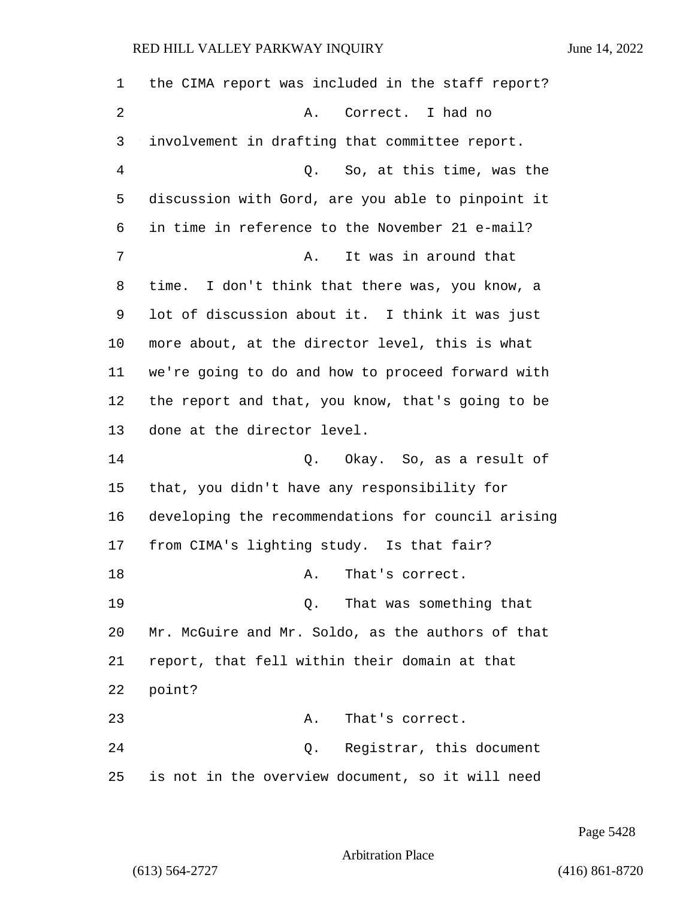the CIMA report was included in the staff report?

A. Correct. I had no involvement in drafting that committee report.

Q. So, at this time, was the discussion with Gord, are you able to pinpoint it in time in reference to the November 21 e-mail?

A. It was in around that time. I don't think that there was, you know, a lot of discussion about it. I think it was just more about, at the director level, this is what we're going to do and how to proceed forward with the report and that, you know, that's going to be done at the director level.

Q. Okay. So, as a result of that, you didn't have any responsibility for developing the recommendations for council arising from CIMA's lighting study. Is that fair?

A. That's correct.

Q. That was something that Mr. McGuire and Mr. Soldo, as the authors of that report, that fell within their domain at that point?

A. That's correct.

Q. Registrar, this document is not in the overview document, so it will need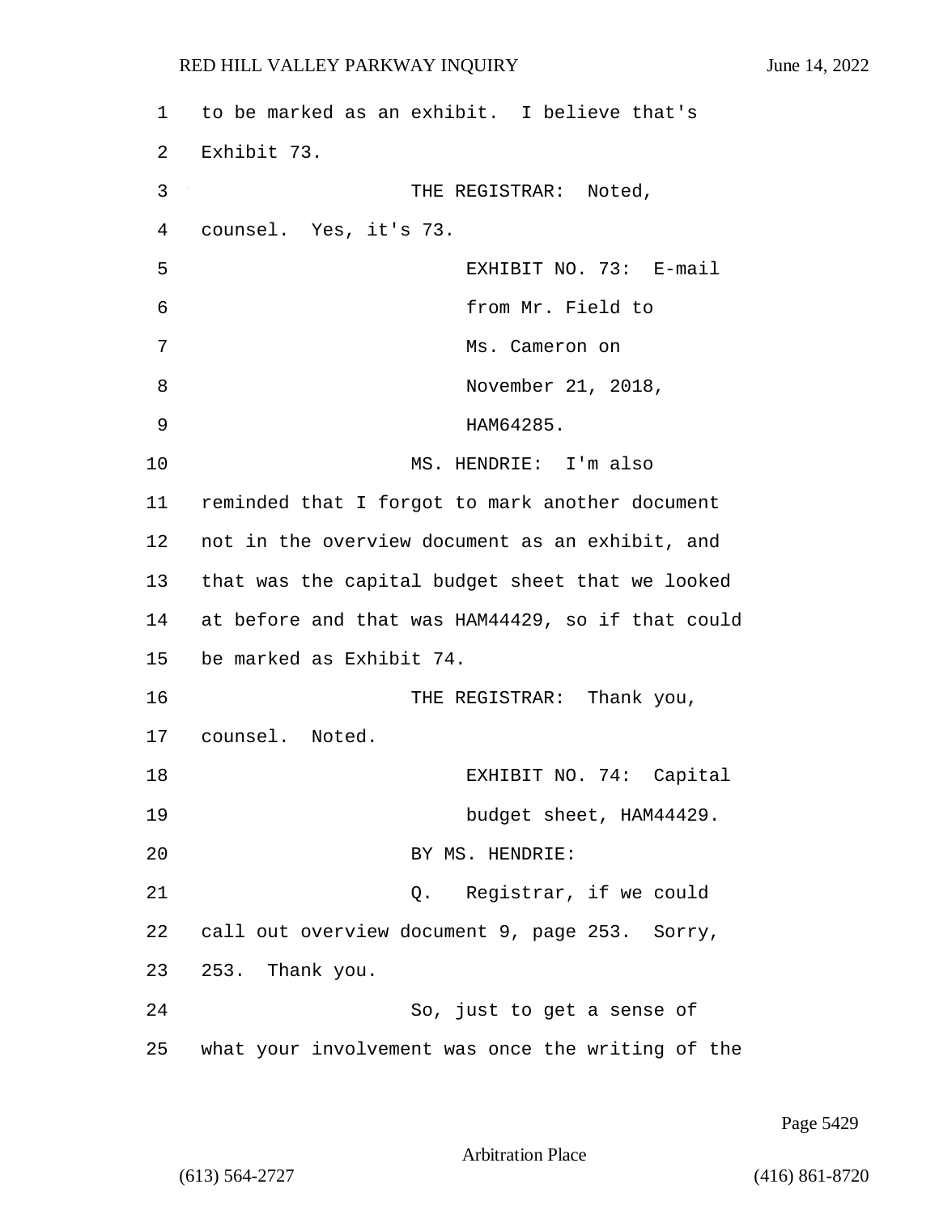to be marked as an exhibit. I believe that's Exhibit 73.

THE REGISTRAR: Noted, counsel. Yes, it's 73.

EXHIBIT NO. 73: E-mail from Mr. Field to Ms. Cameron on November 21, 2018, HAM64285.

MS. HENDRIE: I'm also reminded that I forgot to mark another document not in the overview document as an exhibit, and that was the capital budget sheet that we looked at before and that was HAM44429, so if that could be marked as Exhibit 74.

THE REGISTRAR: Thank you, counsel. Noted.

EXHIBIT NO. 74: Capital budget sheet, HAM44429.

BY MS. HENDRIE:

Q. Registrar, if we could call out overview document 9, page 253. Sorry, 253. Thank you.

So, just to get a sense of what your involvement was once the writing of the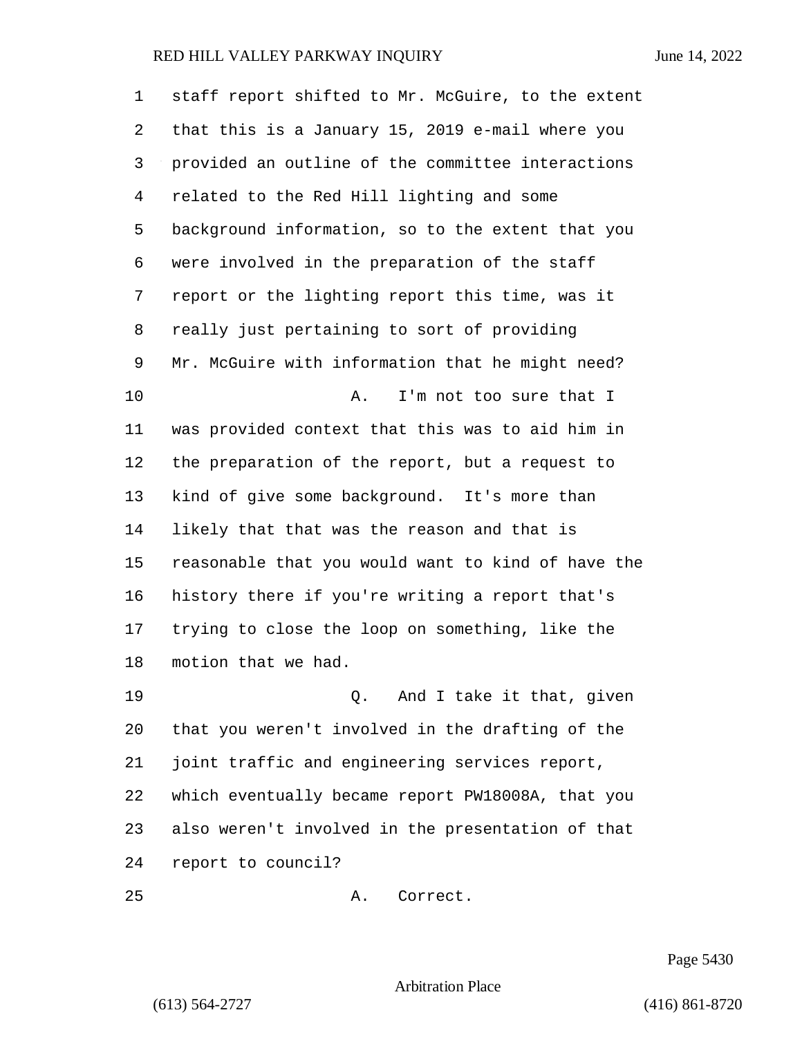staff report shifted to Mr. McGuire, to the extent that this is a January 15, 2019 e-mail where you provided an outline of the committee interactions related to the Red Hill lighting and some background information, so to the extent that you were involved in the preparation of the staff report or the lighting report this time, was it really just pertaining to sort of providing Mr. McGuire with information that he might need?

A. I'm not too sure that I was provided context that this was to aid him in the preparation of the report, but a request to kind of give some background. It's more than likely that that was the reason and that is reasonable that you would want to kind of have the history there if you're writing a report that's trying to close the loop on something, like the motion that we had.

Q. And I take it that, given that you weren't involved in the drafting of the joint traffic and engineering services report, which eventually became report PW18008A, that you also weren't involved in the presentation of that report to council?

A. Correct.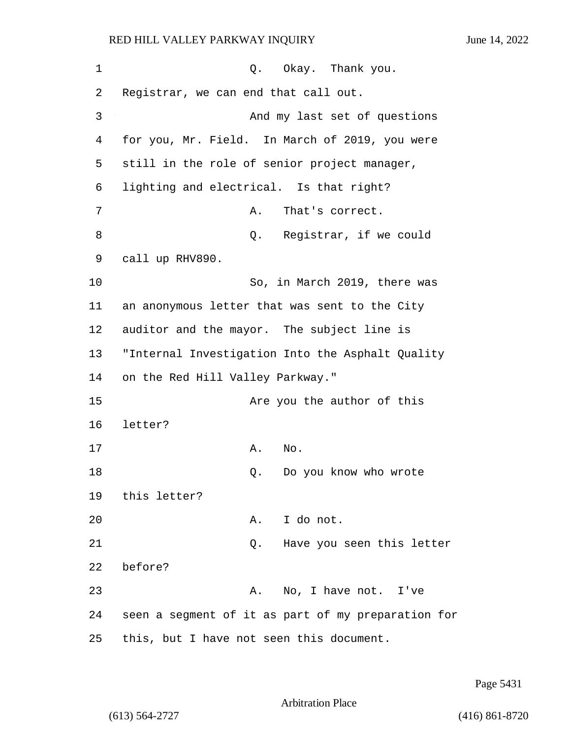Q. Okay. Thank you.

Registrar, we can end that call out.

And my last set of questions for you, Mr. Field. In March of 2019, you were still in the role of senior project manager, lighting and electrical. Is that right?

A. That's correct.

Q. Registrar, if we could call up RHV890.

So, in March 2019, there was an anonymous letter that was sent to the City auditor and the mayor. The subject line is "Internal Investigation Into the Asphalt Quality on the Red Hill Valley Parkway."

Are you the author of this letter?

A. No.

Q. Do you know who wrote this letter?

A. I do not.

Q. Have you seen this letter before?

A. No, I have not. I've seen a segment of it as part of my preparation for this, but I have not seen this document.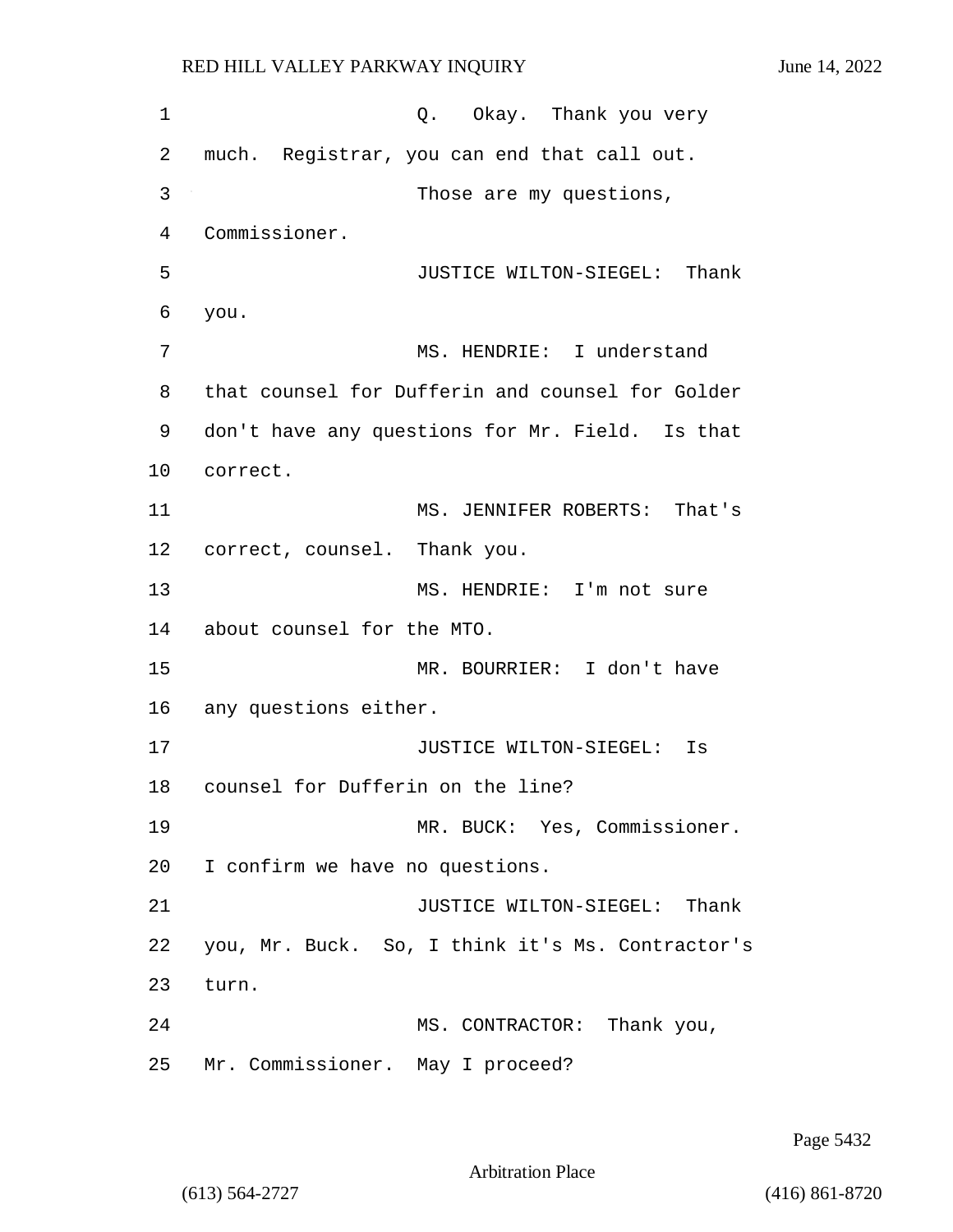Q. Okay. Thank you very much. Registrar, you can end that call out.

Those are my questions, Commissioner.

JUSTICE WILTON-SIEGEL: Thank you.

MS. HENDRIE: I understand that counsel for Dufferin and counsel for Golder don't have any questions for Mr. Field. Is that correct.

MS. JENNIFER ROBERTS: That's correct, counsel. Thank you.

MS. HENDRIE: I'm not sure about counsel for the MTO.

MR. BOURRIER: I don't have any questions either.

JUSTICE WILTON-SIEGEL: Is counsel for Dufferin on the line?

MR. BUCK: Yes, Commissioner. I confirm we have no questions.

JUSTICE WILTON-SIEGEL: Thank you, Mr. Buck. So, I think it's Ms. Contractor's turn.

MS. CONTRACTOR: Thank you, Mr. Commissioner. May I proceed?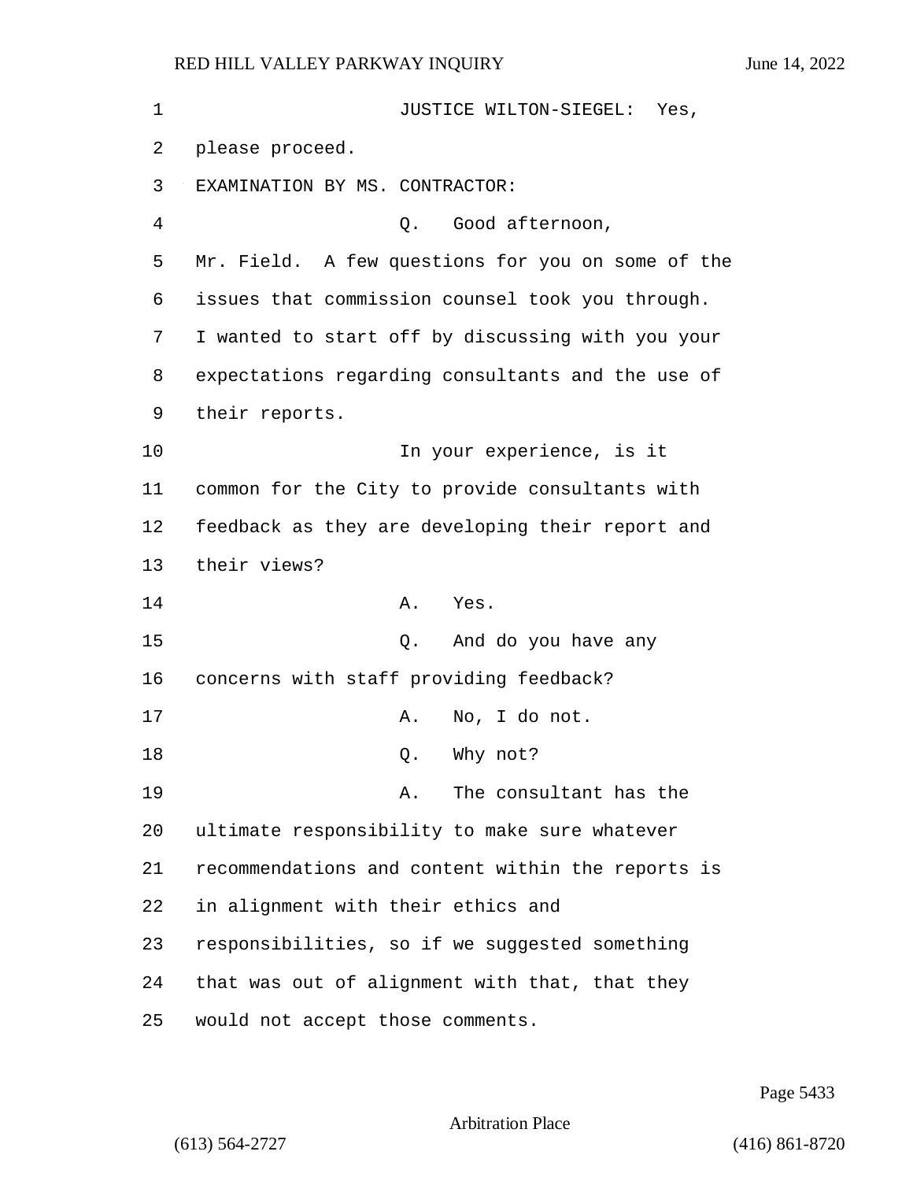JUSTICE WILTON-SIEGEL: Yes, please proceed.

EXAMINATION BY MS. CONTRACTOR:

Q. Good afternoon, Mr. Field. A few questions for you on some of the issues that commission counsel took you through. I wanted to start off by discussing with you your expectations regarding consultants and the use of their reports.

In your experience, is it common for the City to provide consultants with feedback as they are developing their report and their views?

A. Yes.

Q. And do you have any concerns with staff providing feedback?

A. No, I do not.

Q. Why not?

A. The consultant has the ultimate responsibility to make sure whatever recommendations and content within the reports is in alignment with their ethics and responsibilities, so if we suggested something that was out of alignment with that, that they would not accept those comments.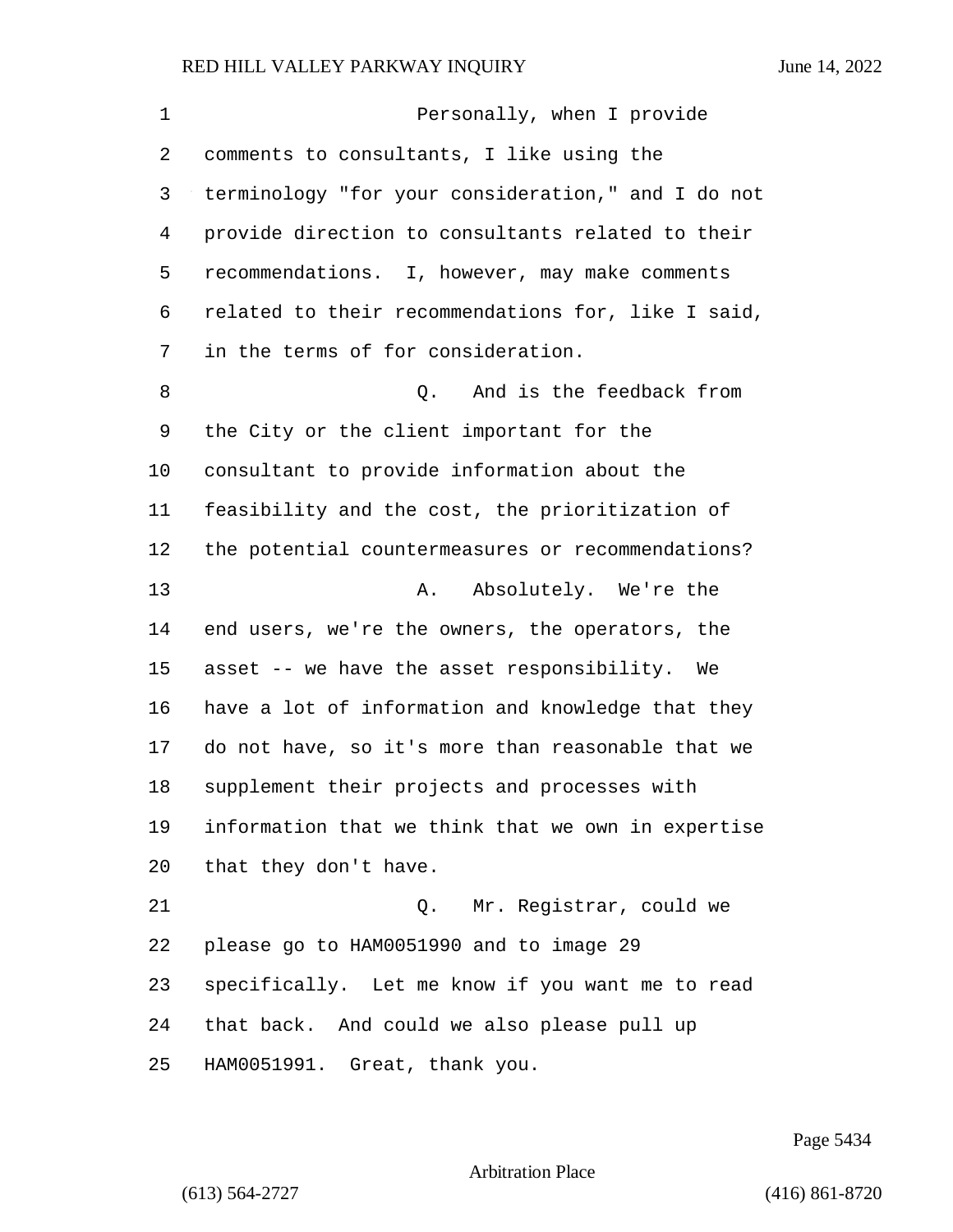Personally, when I provide comments to consultants, I like using the terminology "for your consideration," and I do not provide direction to consultants related to their recommendations. I, however, may make comments related to their recommendations for, like I said, in the terms of for consideration.

Q. And is the feedback from the City or the client important for the consultant to provide information about the feasibility and the cost, the prioritization of the potential countermeasures or recommendations?

A. Absolutely. We're the end users, we're the owners, the operators, the asset -- we have the asset responsibility. We have a lot of information and knowledge that they do not have, so it's more than reasonable that we supplement their projects and processes with information that we think that we own in expertise that they don't have.

Q. Mr. Registrar, could we please go to HAM0051990 and to image 29 specifically. Let me know if you want me to read that back. And could we also please pull up HAM0051991. Great, thank you.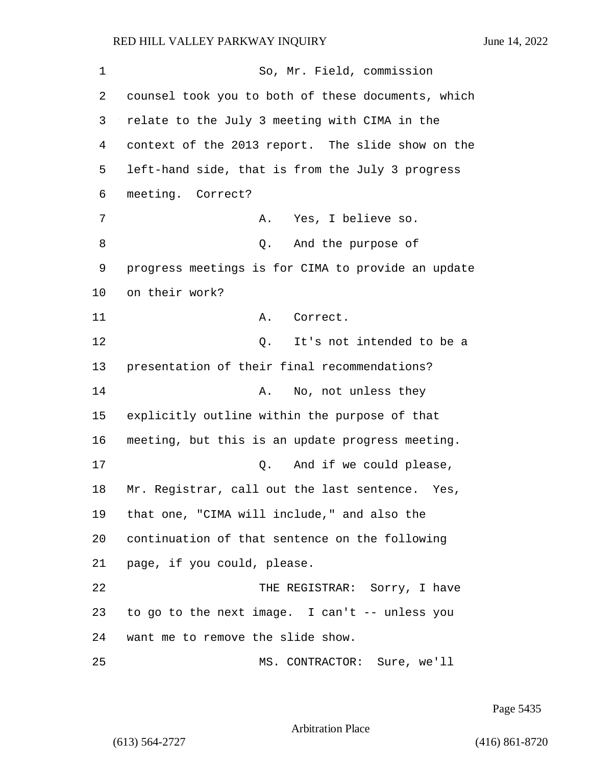So, Mr. Field, commission counsel took you to both of these documents, which relate to the July 3 meeting with CIMA in the context of the 2013 report. The slide show on the left-hand side, that is from the July 3 progress meeting. Correct?

A. Yes, I believe so.

Q. And the purpose of progress meetings is for CIMA to provide an update on their work?

A. Correct.

Q. It's not intended to be a presentation of their final recommendations?

A. No, not unless they explicitly outline within the purpose of that meeting, but this is an update progress meeting.

Q. And if we could please, Mr. Registrar, call out the last sentence. Yes, that one, "CIMA will include," and also the continuation of that sentence on the following page, if you could, please.

THE REGISTRAR: Sorry, I have to go to the next image. I can't -- unless you want me to remove the slide show.

MS. CONTRACTOR: Sure, we'll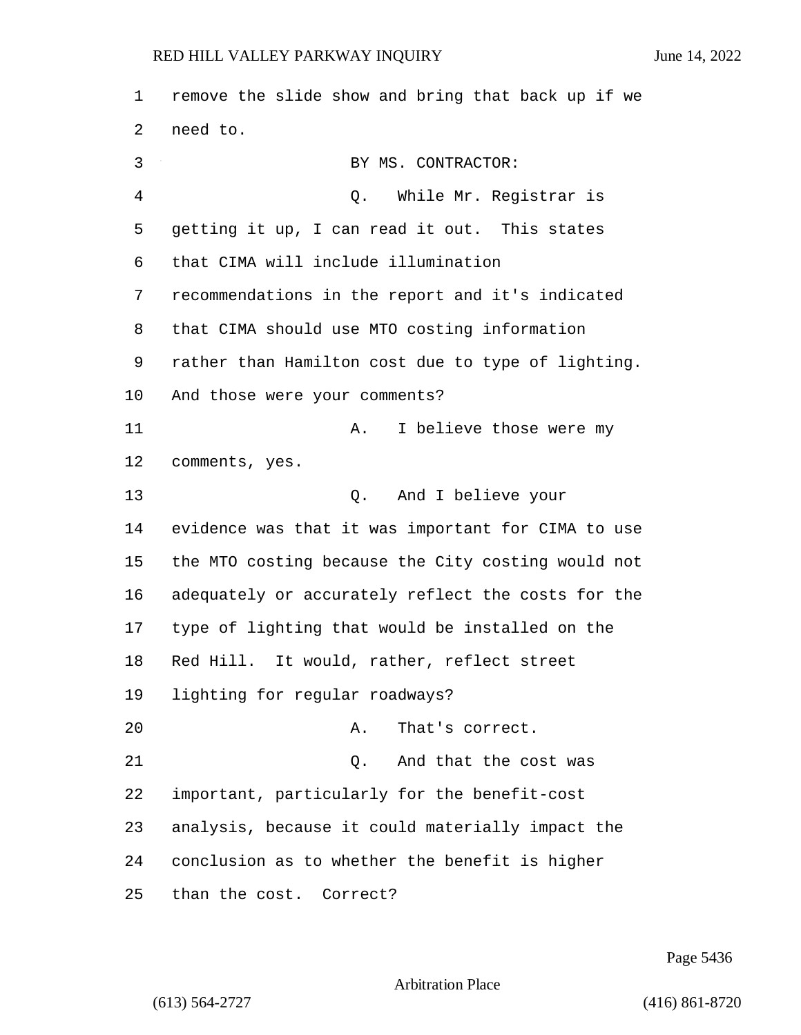remove the slide show and bring that back up if we need to.

BY MS. CONTRACTOR:

Q. While Mr. Registrar is getting it up, I can read it out. This states that CIMA will include illumination recommendations in the report and it's indicated that CIMA should use MTO costing information rather than Hamilton cost due to type of lighting. And those were your comments?

A. I believe those were my comments, yes.

Q. And I believe your evidence was that it was important for CIMA to use the MTO costing because the City costing would not adequately or accurately reflect the costs for the type of lighting that would be installed on the Red Hill. It would, rather, reflect street lighting for regular roadways?

A. That's correct.

Q. And that the cost was important, particularly for the benefit-cost analysis, because it could materially impact the conclusion as to whether the benefit is higher than the cost. Correct?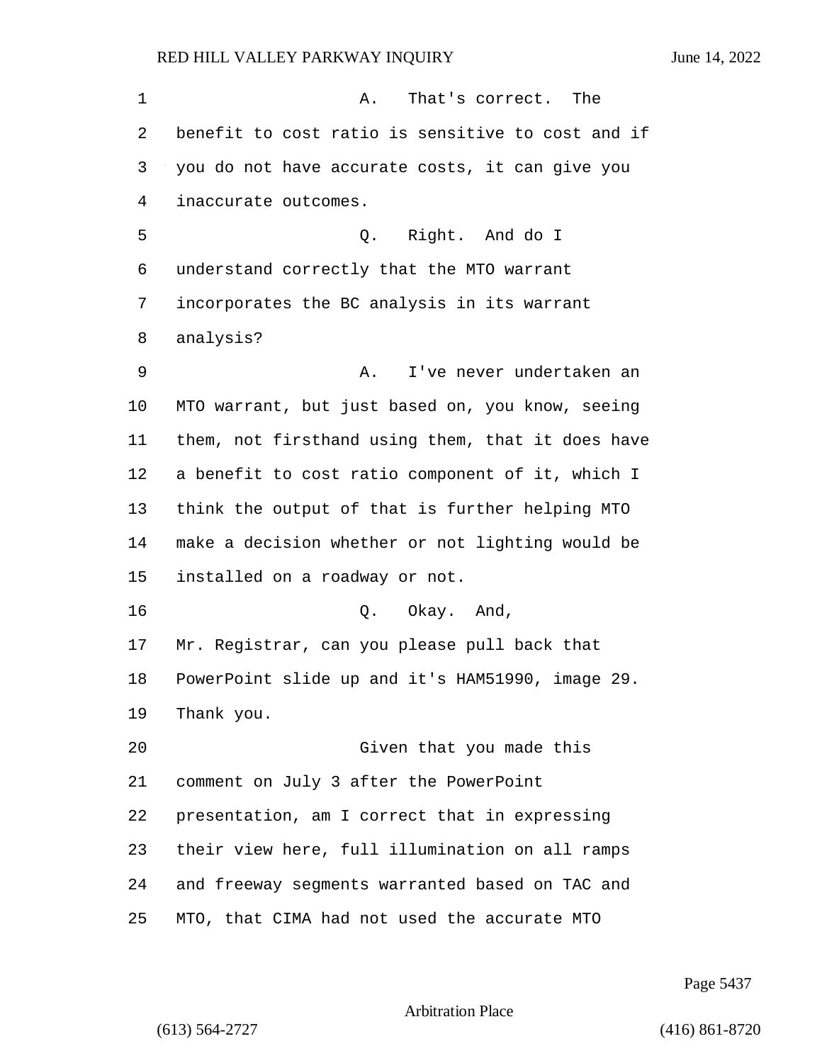A. That's correct. The benefit to cost ratio is sensitive to cost and if you do not have accurate costs, it can give you inaccurate outcomes.

Q. Right. And do I understand correctly that the MTO warrant incorporates the BC analysis in its warrant analysis?

A. I've never undertaken an MTO warrant, but just based on, you know, seeing them, not firsthand using them, that it does have a benefit to cost ratio component of it, which I think the output of that is further helping MTO make a decision whether or not lighting would be installed on a roadway or not.

Q. Okay. And, Mr. Registrar, can you please pull back that PowerPoint slide up and it's HAM51990, image 29. Thank you.

Given that you made this comment on July 3 after the PowerPoint presentation, am I correct that in expressing their view here, full illumination on all ramps and freeway segments warranted based on TAC and MTO, that CIMA had not used the accurate MTO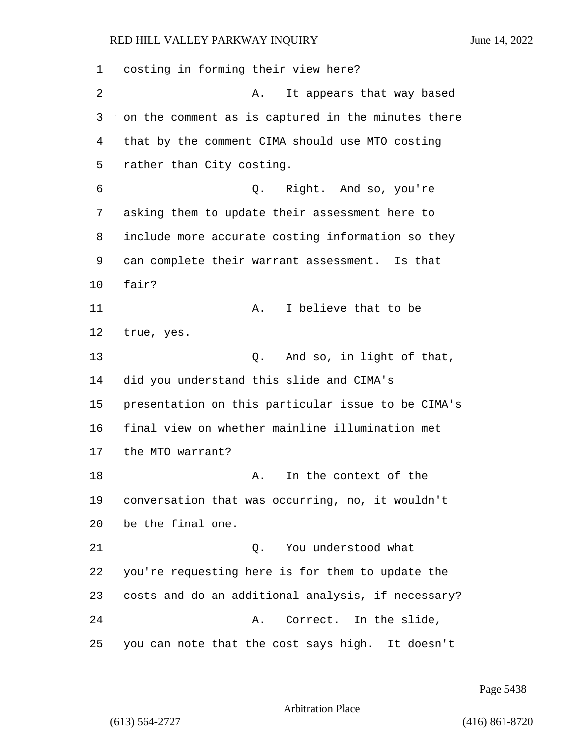costing in forming their view here?

A. It appears that way based on the comment as is captured in the minutes there that by the comment CIMA should use MTO costing rather than City costing.

Q. Right. And so, you're asking them to update their assessment here to include more accurate costing information so they can complete their warrant assessment. Is that fair?

A. I believe that to be true, yes.

Q. And so, in light of that, did you understand this slide and CIMA's presentation on this particular issue to be CIMA's final view on whether mainline illumination met the MTO warrant?

A. In the context of the conversation that was occurring, no, it wouldn't be the final one.

Q. You understood what you're requesting here is for them to update the costs and do an additional analysis, if necessary?

A. Correct. In the slide, you can note that the cost says high. It doesn't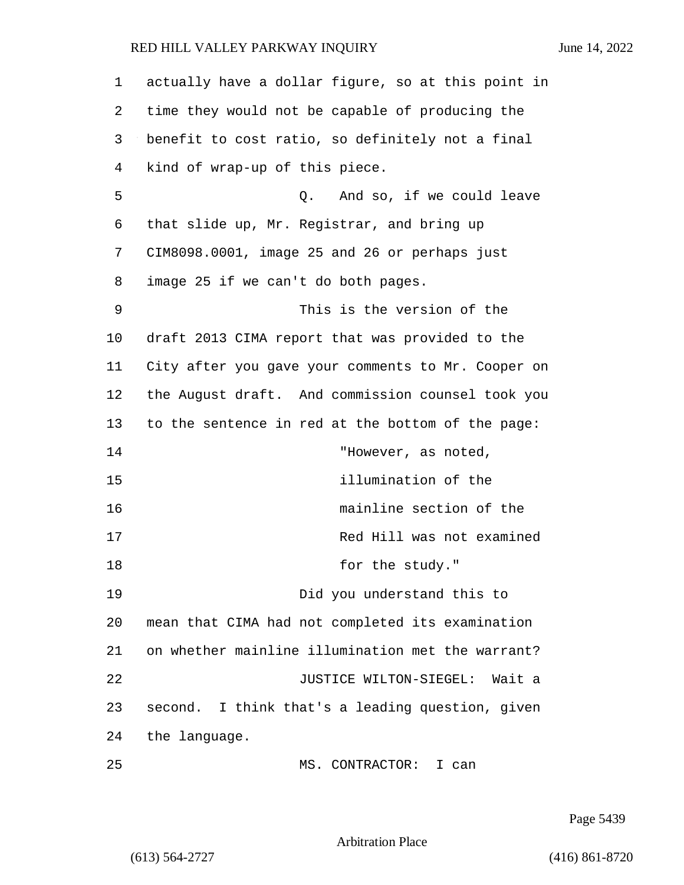actually have a dollar figure, so at this point in time they would not be capable of producing the benefit to cost ratio, so definitely not a final kind of wrap-up of this piece.

Q. And so, if we could leave that slide up, Mr. Registrar, and bring up CIM8098.0001, image 25 and 26 or perhaps just image 25 if we can't do both pages.

This is the version of the draft 2013 CIMA report that was provided to the City after you gave your comments to Mr. Cooper on the August draft. And commission counsel took you to the sentence in red at the bottom of the page:

> "However, as noted, illumination of the mainline section of the Red Hill was not examined for the study."

Did you understand this to mean that CIMA had not completed its examination on whether mainline illumination met the warrant?

JUSTICE WILTON-SIEGEL: Wait a second. I think that's a leading question, given the language.

MS. CONTRACTOR: I can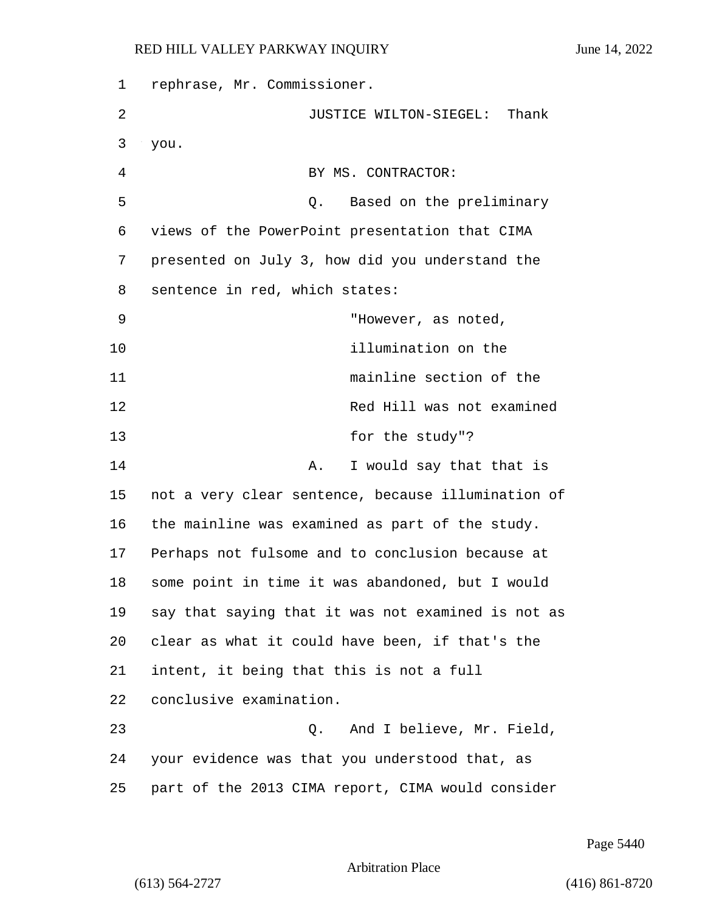rephrase, Mr. Commissioner.

JUSTICE WILTON-SIEGEL: Thank you.

BY MS. CONTRACTOR:

Q. Based on the preliminary views of the PowerPoint presentation that CIMA presented on July 3, how did you understand the sentence in red, which states:

> "However, as noted, illumination on the mainline section of the Red Hill was not examined for the study"?

A. I would say that that is not a very clear sentence, because illumination of the mainline was examined as part of the study. Perhaps not fulsome and to conclusion because at some point in time it was abandoned, but I would say that saying that it was not examined is not as clear as what it could have been, if that's the intent, it being that this is not a full conclusive examination.

Q. And I believe, Mr. Field, your evidence was that you understood that, as part of the 2013 CIMA report, CIMA would consider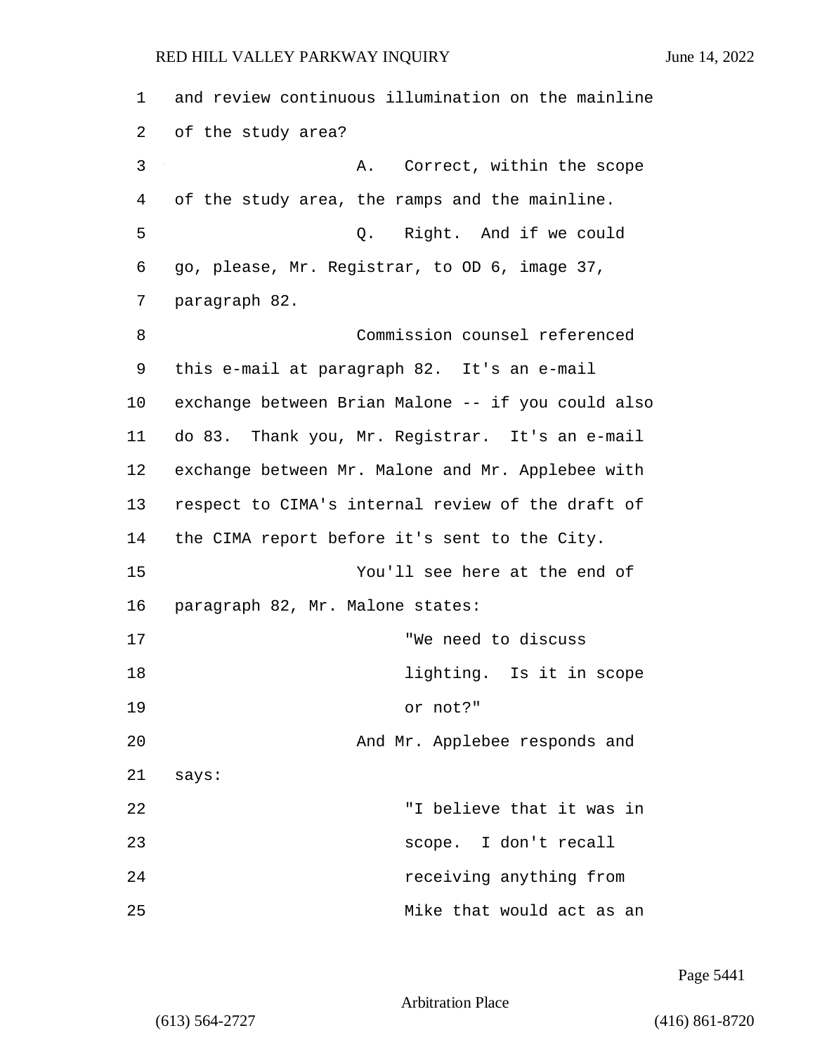and review continuous illumination on the mainline of the study area?

A. Correct, within the scope of the study area, the ramps and the mainline.

Q. Right. And if we could go, please, Mr. Registrar, to OD 6, image 37, paragraph 82.

Commission counsel referenced this e-mail at paragraph 82. It's an e-mail exchange between Brian Malone -- if you could also do 83. Thank you, Mr. Registrar. It's an e-mail exchange between Mr. Malone and Mr. Applebee with respect to CIMA's internal review of the draft of the CIMA report before it's sent to the City.

You'll see here at the end of paragraph 82, Mr. Malone states:

> "We need to discuss lighting. Is it in scope or not?"

And Mr. Applebee responds and says:

> "I believe that it was in scope. I don't recall receiving anything from Mike that would act as an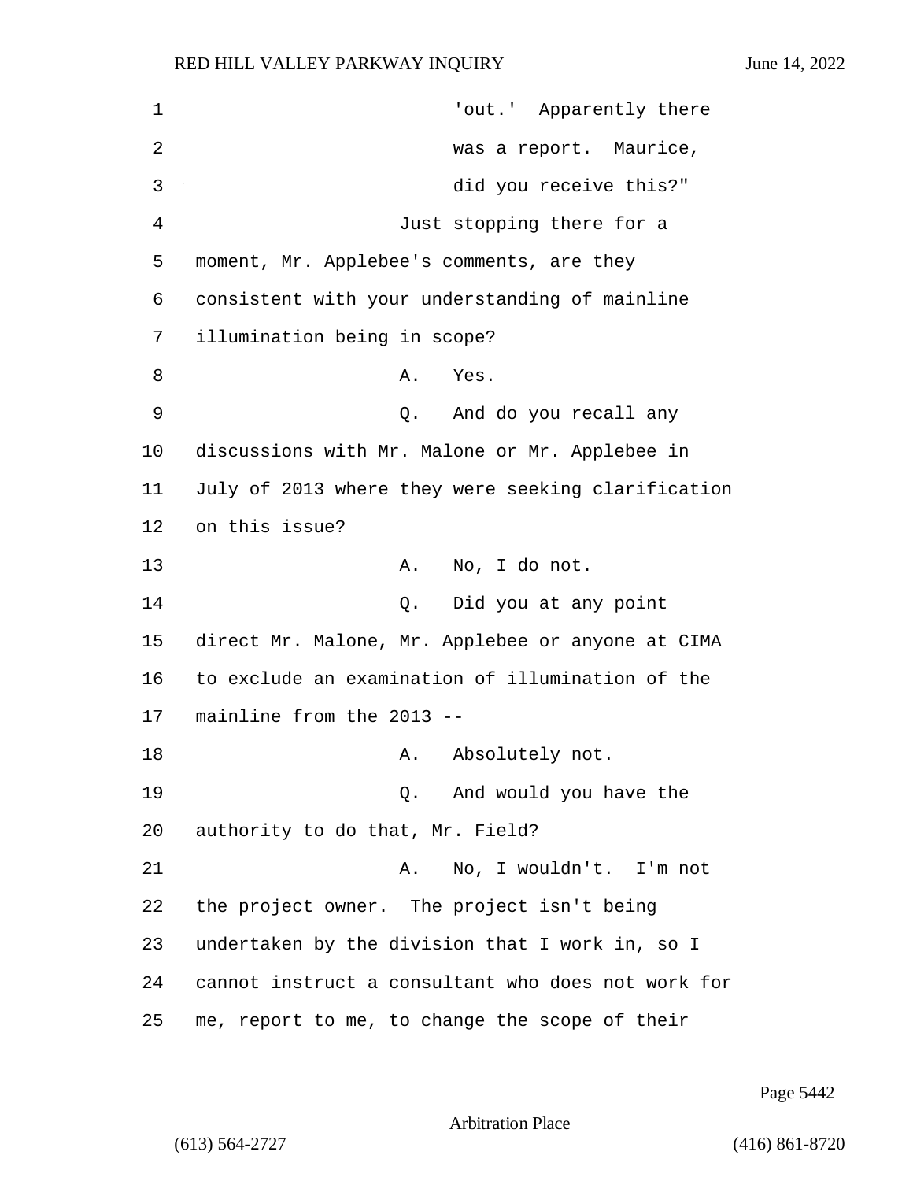'out.' Apparently there was a report. Maurice, did you receive this?"

Just stopping there for a moment, Mr. Applebee's comments, are they consistent with your understanding of mainline illumination being in scope?

A. Yes.

Q. And do you recall any discussions with Mr. Malone or Mr. Applebee in July of 2013 where they were seeking clarification on this issue?

A. No, I do not.

Q. Did you at any point direct Mr. Malone, Mr. Applebee or anyone at CIMA to exclude an examination of illumination of the mainline from the 2013 --

A. Absolutely not.

Q. And would you have the authority to do that, Mr. Field?

A. No, I wouldn't. I'm not the project owner. The project isn't being undertaken by the division that I work in, so I cannot instruct a consultant who does not work for me, report to me, to change the scope of their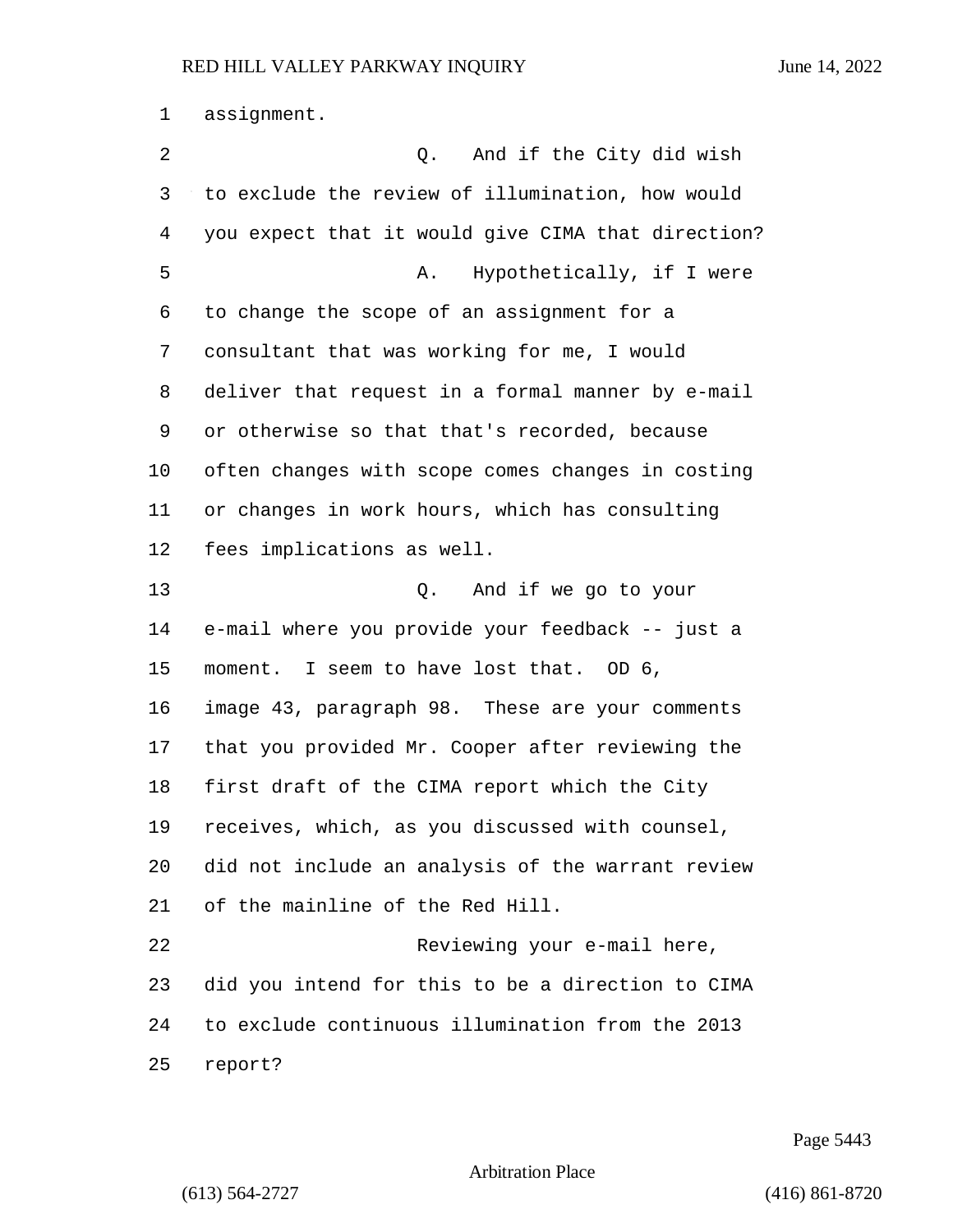assignment.

Q. And if the City did wish to exclude the review of illumination, how would you expect that it would give CIMA that direction?

A. Hypothetically, if I were to change the scope of an assignment for a consultant that was working for me, I would deliver that request in a formal manner by e-mail or otherwise so that that's recorded, because often changes with scope comes changes in costing or changes in work hours, which has consulting fees implications as well.

Q. And if we go to your e-mail where you provide your feedback -- just a moment. I seem to have lost that. OD 6, image 43, paragraph 98. These are your comments that you provided Mr. Cooper after reviewing the first draft of the CIMA report which the City receives, which, as you discussed with counsel, did not include an analysis of the warrant review of the mainline of the Red Hill.

Reviewing your e-mail here, did you intend for this to be a direction to CIMA to exclude continuous illumination from the 2013 report?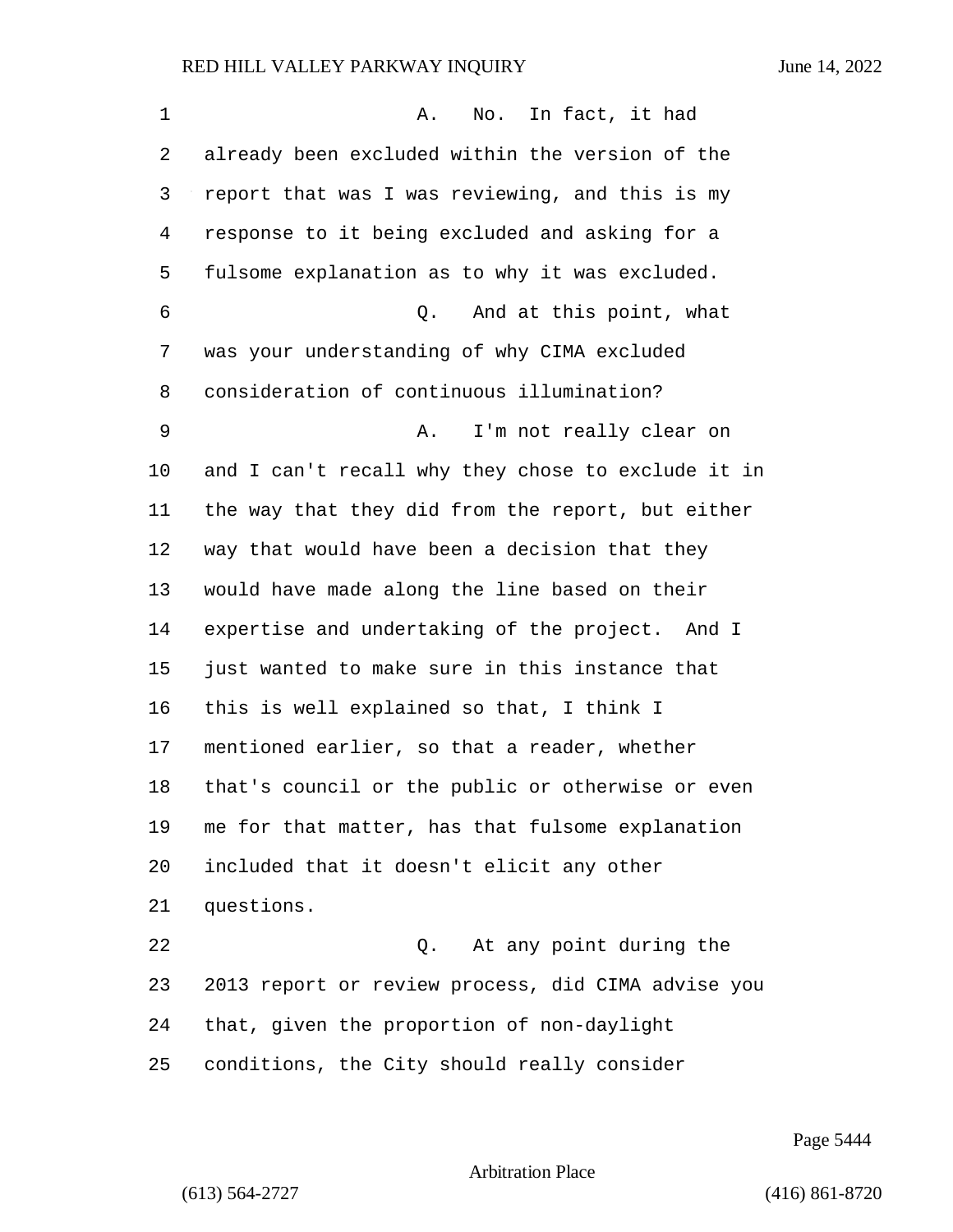A. No. In fact, it had already been excluded within the version of the report that was I was reviewing, and this is my response to it being excluded and asking for a fulsome explanation as to why it was excluded.

Q. And at this point, what was your understanding of why CIMA excluded consideration of continuous illumination?

A. I'm not really clear on and I can't recall why they chose to exclude it in the way that they did from the report, but either way that would have been a decision that they would have made along the line based on their expertise and undertaking of the project. And I just wanted to make sure in this instance that this is well explained so that, I think I mentioned earlier, so that a reader, whether that's council or the public or otherwise or even me for that matter, has that fulsome explanation included that it doesn't elicit any other questions.

Q. At any point during the 2013 report or review process, did CIMA advise you that, given the proportion of non-daylight conditions, the City should really consider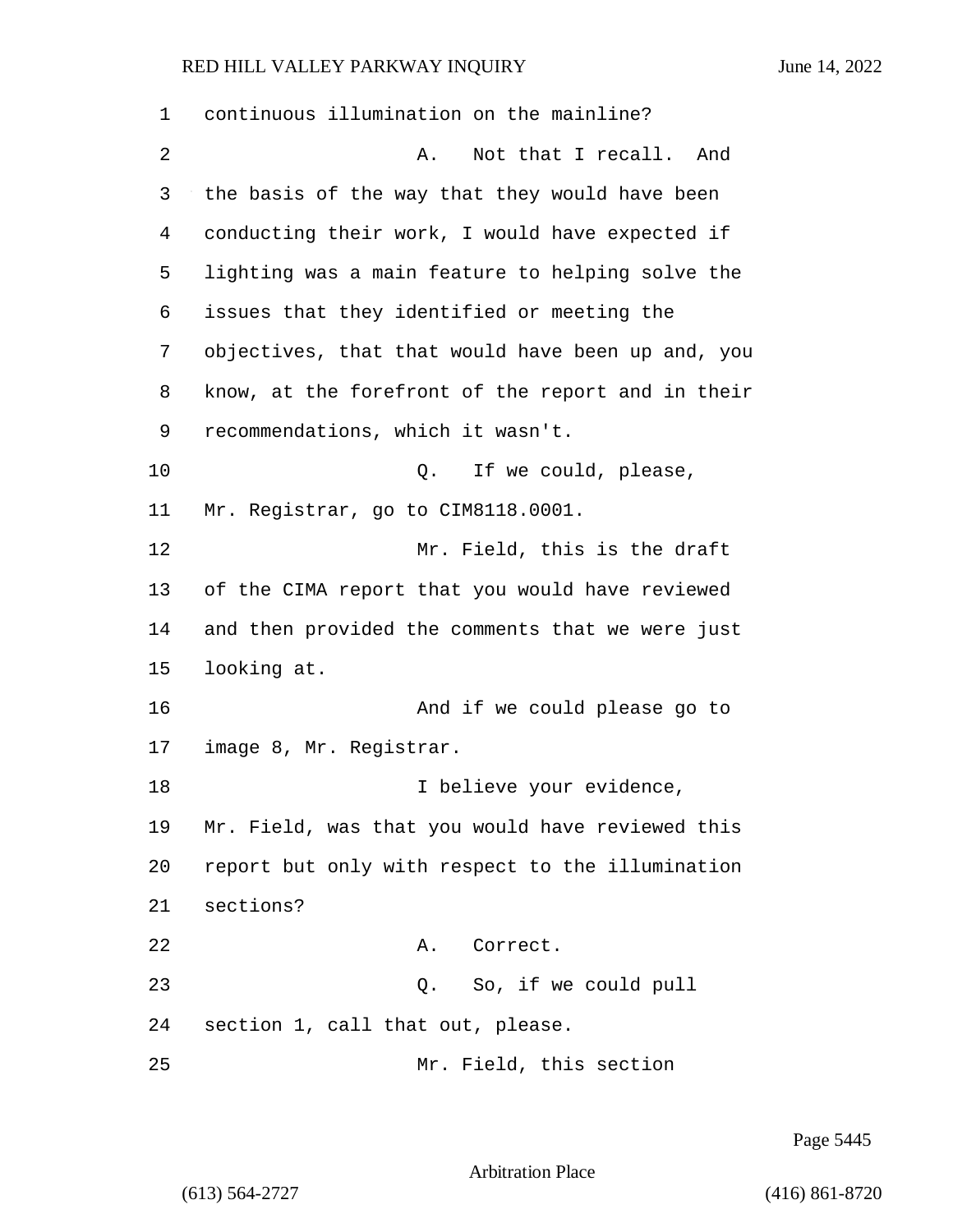continuous illumination on the mainline?

A. Not that I recall. And the basis of the way that they would have been conducting their work, I would have expected if lighting was a main feature to helping solve the issues that they identified or meeting the objectives, that that would have been up and, you know, at the forefront of the report and in their recommendations, which it wasn't.

Q. If we could, please, Mr. Registrar, go to CIM8118.0001.

Mr. Field, this is the draft of the CIMA report that you would have reviewed and then provided the comments that we were just looking at.

And if we could please go to image 8, Mr. Registrar.

I believe your evidence, Mr. Field, was that you would have reviewed this report but only with respect to the illumination sections?

A. Correct.

Q. So, if we could pull section 1, call that out, please.

Mr. Field, this section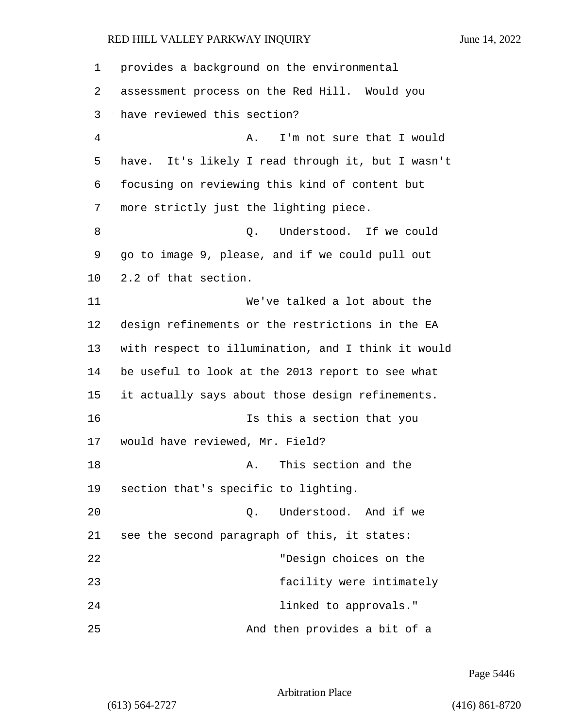provides a background on the environmental assessment process on the Red Hill. Would you have reviewed this section?

A. I'm not sure that I would have. It's likely I read through it, but I wasn't focusing on reviewing this kind of content but more strictly just the lighting piece.

Q. Understood. If we could go to image 9, please, and if we could pull out 2.2 of that section.

We've talked a lot about the design refinements or the restrictions in the EA with respect to illumination, and I think it would be useful to look at the 2013 report to see what it actually says about those design refinements.

Is this a section that you would have reviewed, Mr. Field?

A. This section and the section that's specific to lighting.

Q. Understood. And if we see the second paragraph of this, it states:

"Design choices on the facility were intimately linked to approvals."

And then provides a bit of a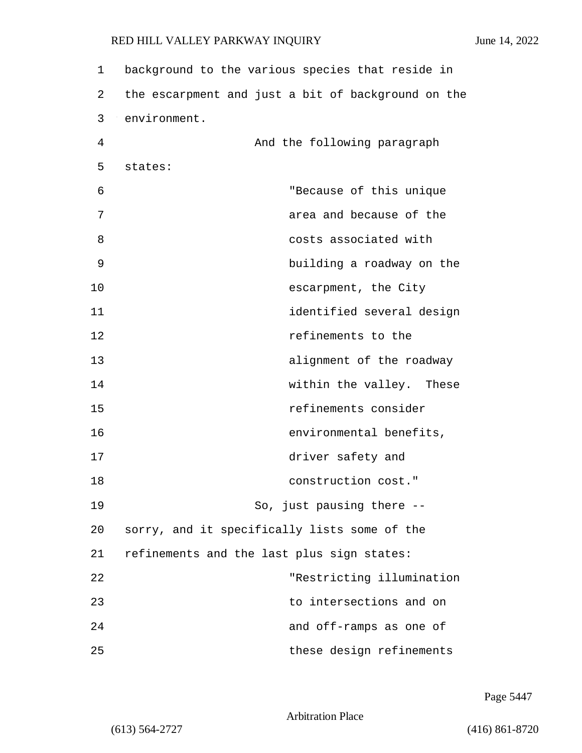background to the various species that reside in the escarpment and just a bit of background on the environment.

And the following paragraph states:

> "Because of this unique area and because of the costs associated with building a roadway on the escarpment, the City identified several design refinements to the alignment of the roadway within the valley. These refinements consider environmental benefits, driver safety and construction cost."

So, just pausing there -- sorry, and it specifically lists some of the refinements and the last plus sign states:

> "Restricting illumination to intersections and on and off-ramps as one of these design refinements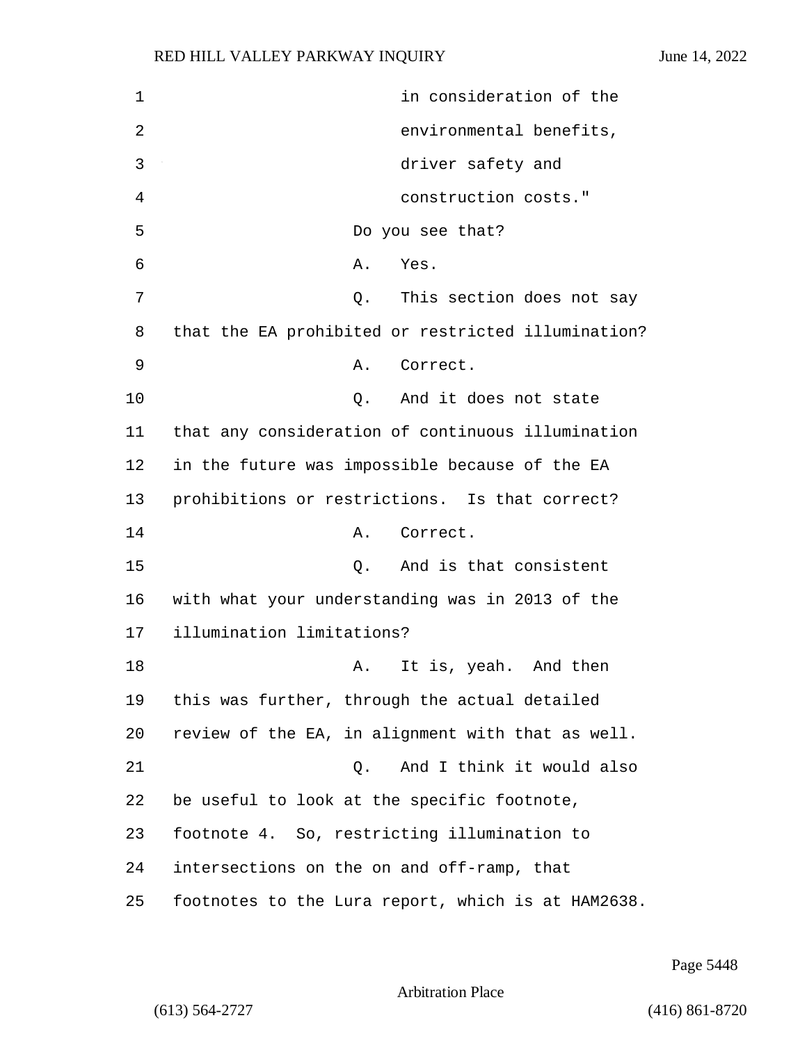in consideration of the environmental benefits, driver safety and construction costs."

Do you see that?

A. Yes.

Q. This section does not say that the EA prohibited or restricted illumination?

A. Correct.

Q. And it does not state that any consideration of continuous illumination in the future was impossible because of the EA prohibitions or restrictions. Is that correct?

A. Correct.

Q. And is that consistent with what your understanding was in 2013 of the illumination limitations?

A. It is, yeah. And then this was further, through the actual detailed review of the EA, in alignment with that as well.

Q. And I think it would also be useful to look at the specific footnote, footnote 4. So, restricting illumination to intersections on the on and off-ramp, that footnotes to the Lura report, which is at HAM2638.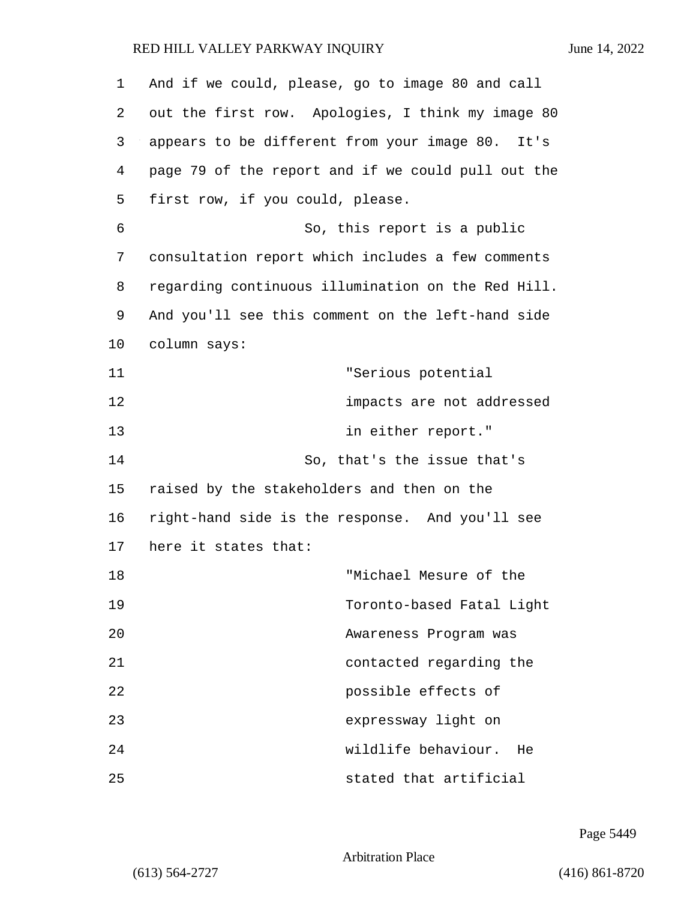And if we could, please, go to image 80 and call out the first row. Apologies, I think my image 80 appears to be different from your image 80. It's page 79 of the report and if we could pull out the first row, if you could, please.

So, this report is a public consultation report which includes a few comments regarding continuous illumination on the Red Hill. And you'll see this comment on the left-hand side column says:

> "Serious potential impacts are not addressed in either report."

So, that's the issue that's raised by the stakeholders and then on the right-hand side is the response. And you'll see here it states that:

> "Michael Mesure of the Toronto-based Fatal Light Awareness Program was contacted regarding the possible effects of expressway light on wildlife behaviour. He stated that artificial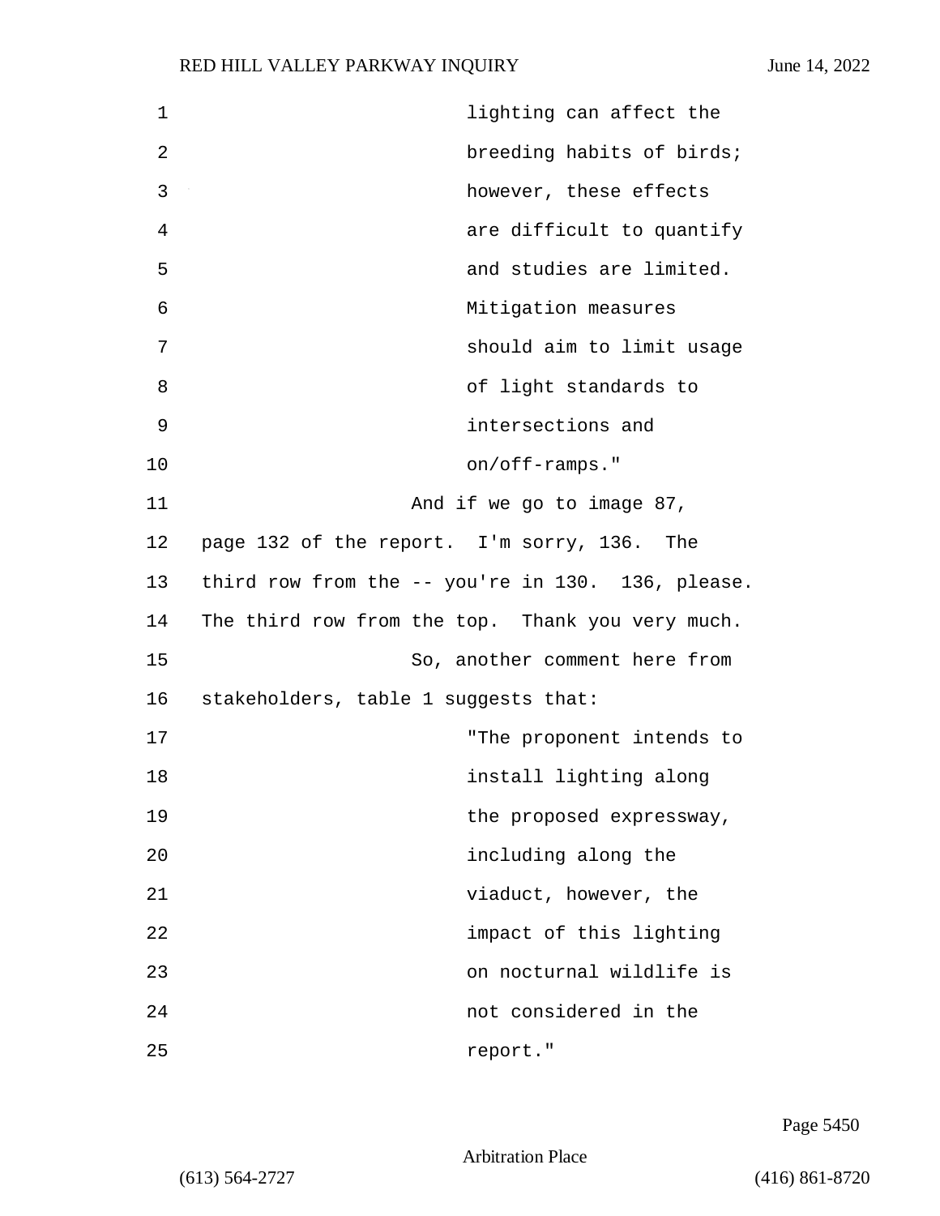lighting can affect the breeding habits of birds; however, these effects are difficult to quantify and studies are limited. Mitigation measures should aim to limit usage of light standards to intersections and on/off-ramps."

And if we go to image 87, page 132 of the report. I'm sorry, 136. The third row from the -- you're in 130. 136, please. The third row from the top. Thank you very much.

So, another comment here from stakeholders, table 1 suggests that:

"The proponent intends to install lighting along the proposed expressway, including along the viaduct, however, the impact of this lighting on nocturnal wildlife is not considered in the report."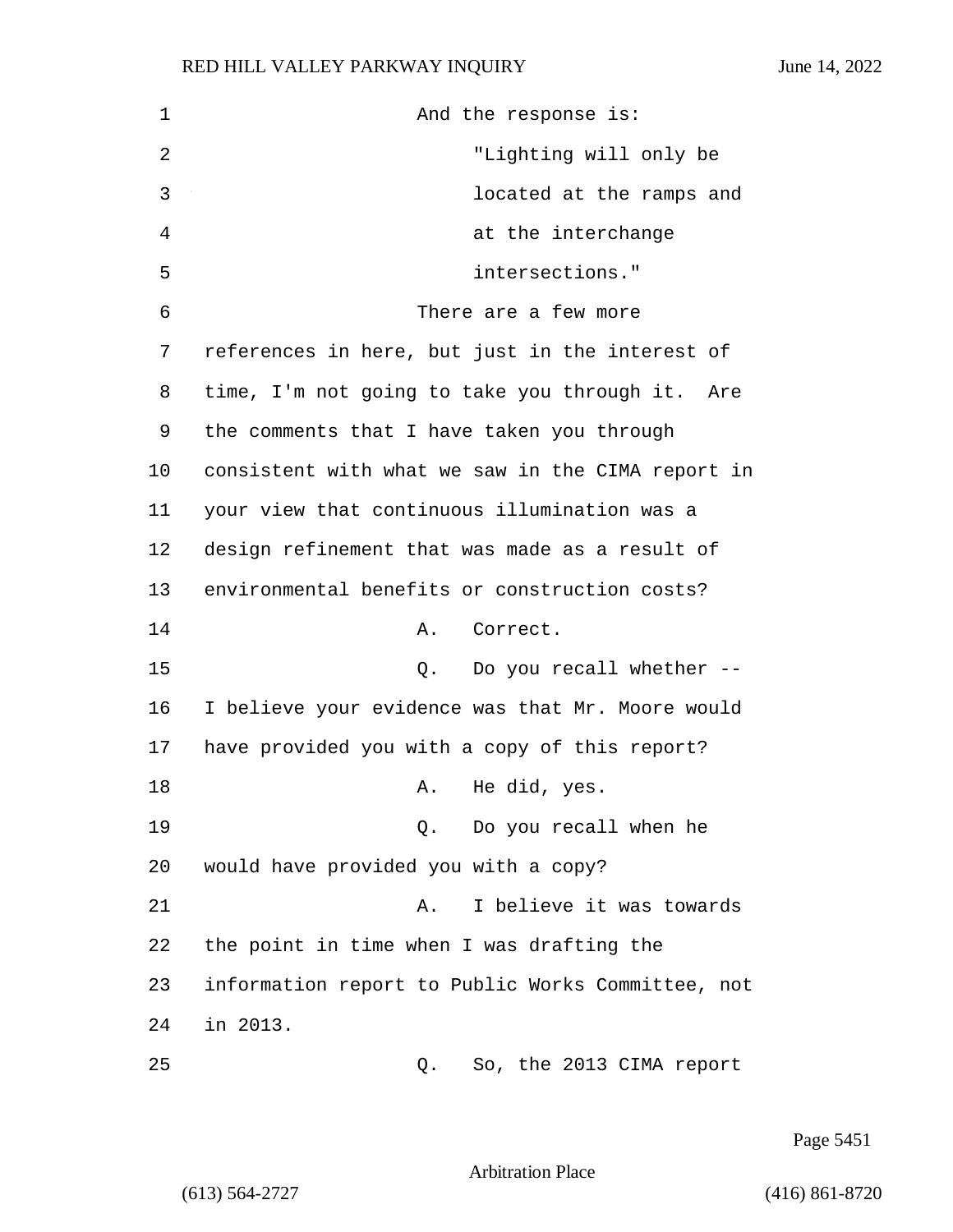And the response is:

"Lighting will only be located at the ramps and at the interchange intersections."

There are a few more references in here, but just in the interest of time, I'm not going to take you through it. Are the comments that I have taken you through consistent with what we saw in the CIMA report in your view that continuous illumination was a design refinement that was made as a result of environmental benefits or construction costs?

A. Correct.

Q. Do you recall whether -- I believe your evidence was that Mr. Moore would have provided you with a copy of this report?

A. He did, yes.

Q. Do you recall when he would have provided you with a copy?

A. I believe it was towards the point in time when I was drafting the information report to Public Works Committee, not in 2013.

Q. So, the 2013 CIMA report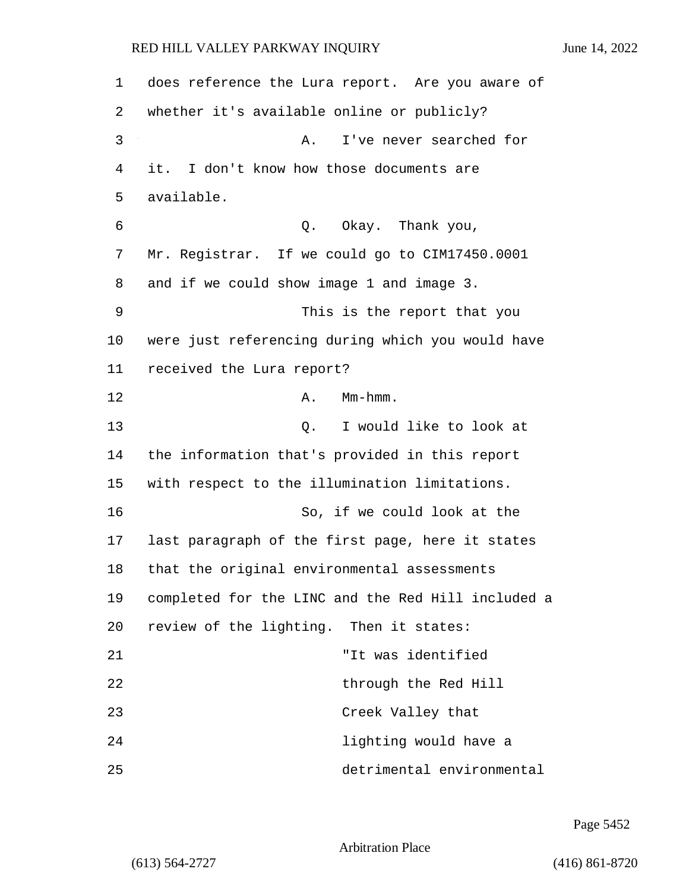does reference the Lura report. Are you aware of whether it's available online or publicly?

A. I've never searched for it. I don't know how those documents are available.

Q. Okay. Thank you, Mr. Registrar. If we could go to CIM17450.0001 and if we could show image 1 and image 3.

This is the report that you were just referencing during which you would have received the Lura report?

A. Mm-hmm.

Q. I would like to look at the information that's provided in this report with respect to the illumination limitations.

So, if we could look at the last paragraph of the first page, here it states that the original environmental assessments completed for the LINC and the Red Hill included a review of the lighting. Then it states:

> "It was identified through the Red Hill Creek Valley that lighting would have a detrimental environmental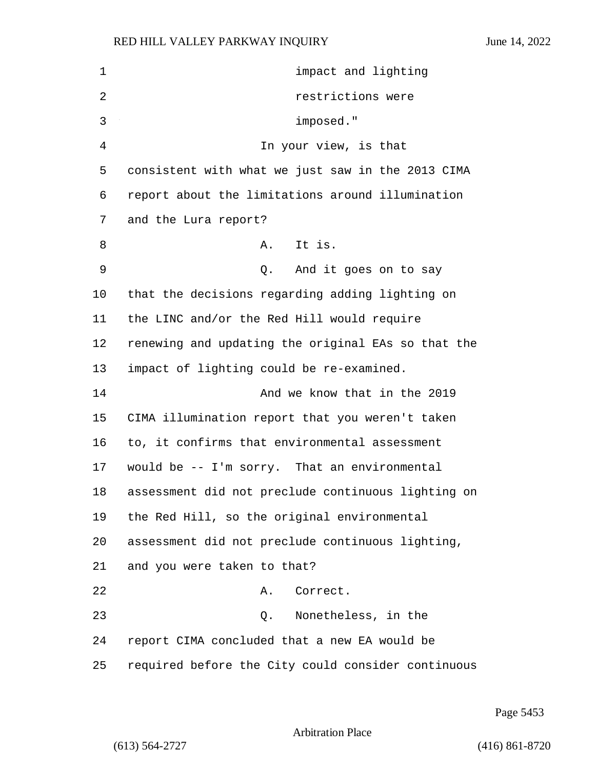impact and lighting restrictions were imposed."

In your view, is that consistent with what we just saw in the 2013 CIMA report about the limitations around illumination and the Lura report?

A. It is.

Q. And it goes on to say that the decisions regarding adding lighting on the LINC and/or the Red Hill would require renewing and updating the original EAs so that the impact of lighting could be re-examined.

And we know that in the 2019 CIMA illumination report that you weren't taken to, it confirms that environmental assessment would be -- I'm sorry. That an environmental assessment did not preclude continuous lighting on the Red Hill, so the original environmental assessment did not preclude continuous lighting, and you were taken to that?

A. Correct.

Q. Nonetheless, in the report CIMA concluded that a new EA would be required before the City could consider continuous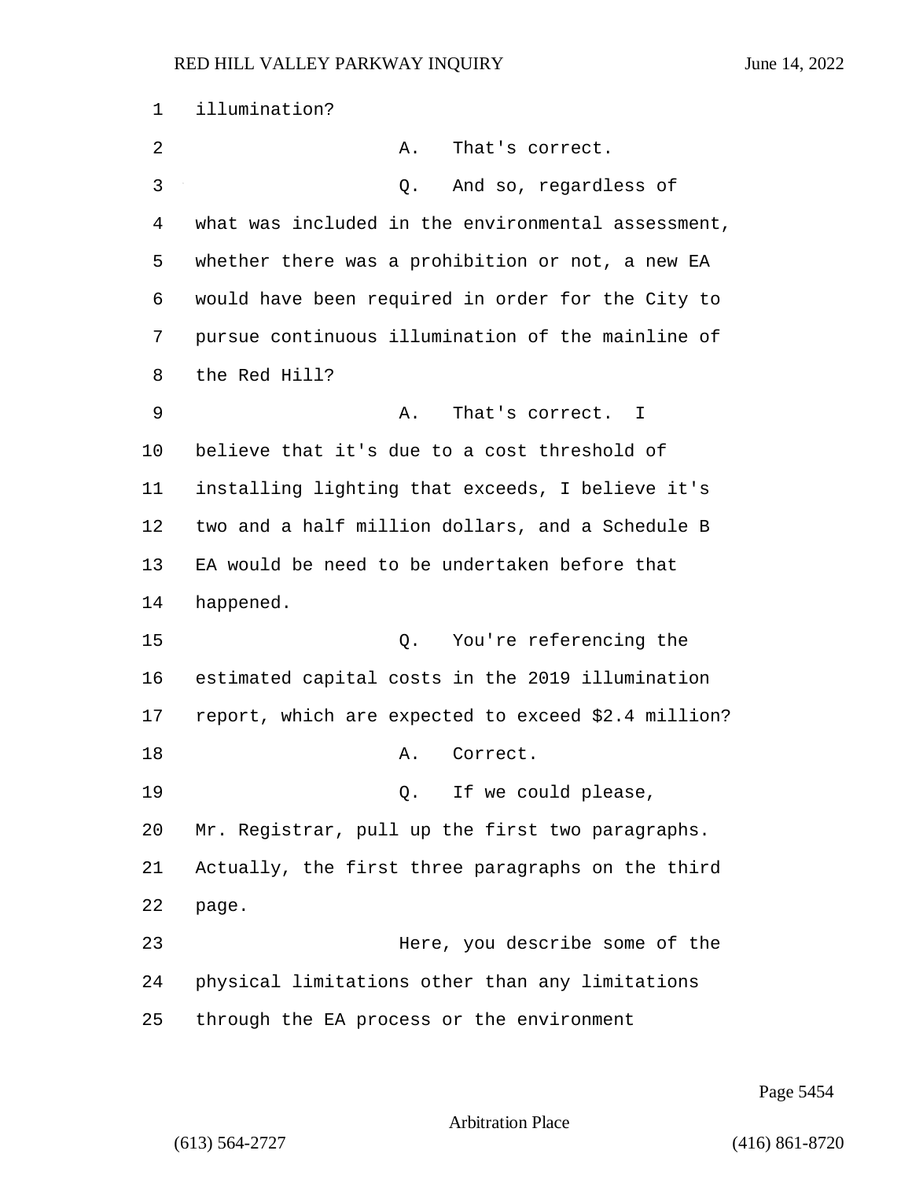illumination?

A. That's correct.

Q. And so, regardless of what was included in the environmental assessment, whether there was a prohibition or not, a new EA would have been required in order for the City to pursue continuous illumination of the mainline of the Red Hill?

A. That's correct. I believe that it's due to a cost threshold of installing lighting that exceeds, I believe it's two and a half million dollars, and a Schedule B EA would be need to be undertaken before that happened.

Q. You're referencing the estimated capital costs in the 2019 illumination report, which are expected to exceed $2.4 million?

A. Correct.

Q. If we could please, Mr. Registrar, pull up the first two paragraphs. Actually, the first three paragraphs on the third page.

Here, you describe some of the physical limitations other than any limitations through the EA process or the environment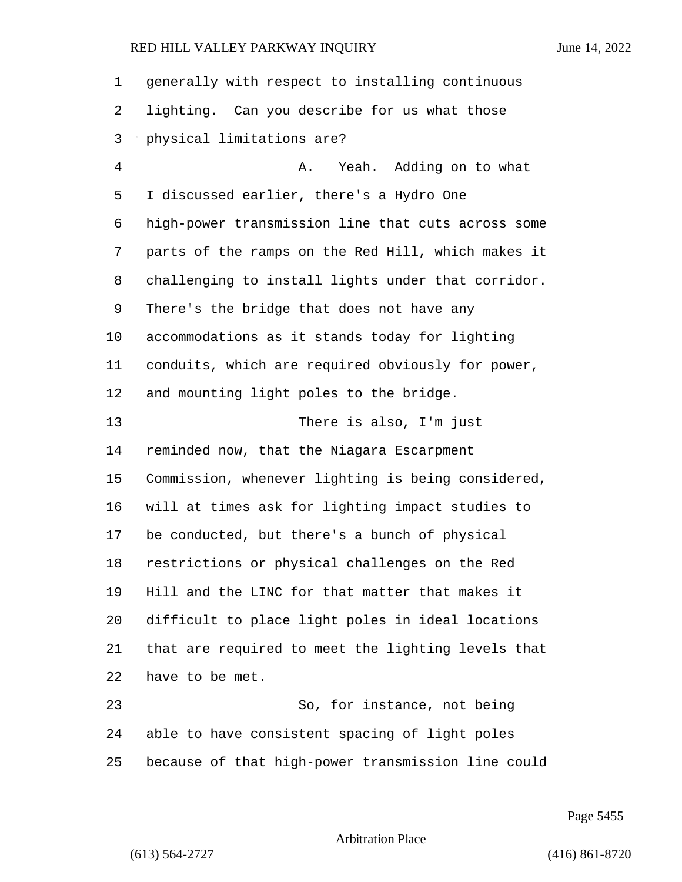generally with respect to installing continuous lighting. Can you describe for us what those physical limitations are?

A. Yeah. Adding on to what I discussed earlier, there's a Hydro One high-power transmission line that cuts across some parts of the ramps on the Red Hill, which makes it challenging to install lights under that corridor. There's the bridge that does not have any accommodations as it stands today for lighting conduits, which are required obviously for power, and mounting light poles to the bridge.

There is also, I'm just reminded now, that the Niagara Escarpment Commission, whenever lighting is being considered, will at times ask for lighting impact studies to be conducted, but there's a bunch of physical restrictions or physical challenges on the Red Hill and the LINC for that matter that makes it difficult to place light poles in ideal locations that are required to meet the lighting levels that have to be met.

So, for instance, not being able to have consistent spacing of light poles because of that high-power transmission line could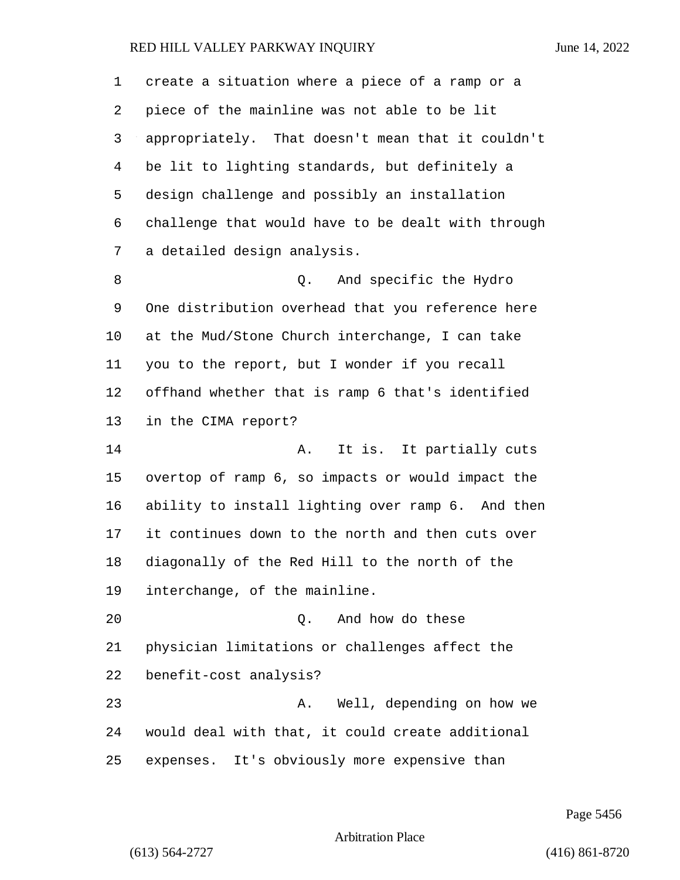create a situation where a piece of a ramp or a piece of the mainline was not able to be lit appropriately. That doesn't mean that it couldn't be lit to lighting standards, but definitely a design challenge and possibly an installation challenge that would have to be dealt with through a detailed design analysis.

Q. And specific the Hydro One distribution overhead that you reference here at the Mud/Stone Church interchange, I can take you to the report, but I wonder if you recall offhand whether that is ramp 6 that's identified in the CIMA report?

A. It is. It partially cuts overtop of ramp 6, so impacts or would impact the ability to install lighting over ramp 6. And then it continues down to the north and then cuts over diagonally of the Red Hill to the north of the interchange, of the mainline.

Q. And how do these physician limitations or challenges affect the benefit-cost analysis?

A. Well, depending on how we would deal with that, it could create additional expenses. It's obviously more expensive than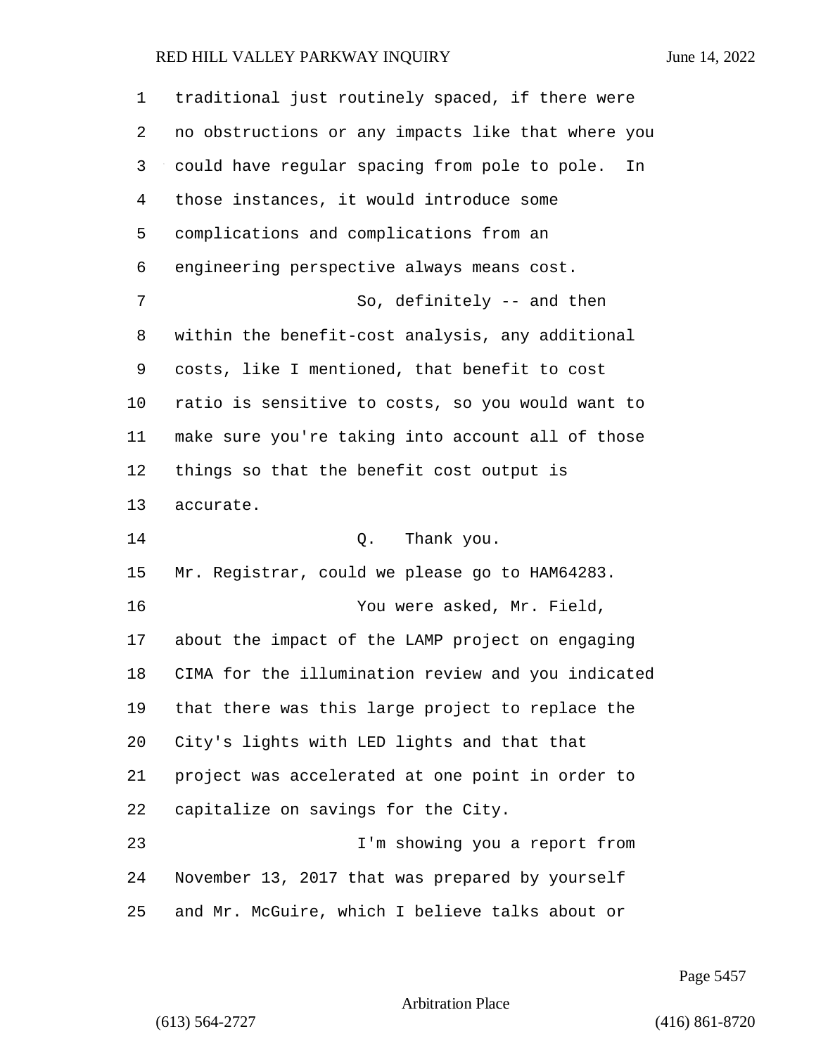traditional just routinely spaced, if there were no obstructions or any impacts like that where you could have regular spacing from pole to pole. In those instances, it would introduce some complications and complications from an engineering perspective always means cost.

So, definitely -- and then within the benefit-cost analysis, any additional costs, like I mentioned, that benefit to cost ratio is sensitive to costs, so you would want to make sure you're taking into account all of those things so that the benefit cost output is accurate.

Q. Thank you.

Mr. Registrar, could we please go to HAM64283.

You were asked, Mr. Field, about the impact of the LAMP project on engaging CIMA for the illumination review and you indicated that there was this large project to replace the City's lights with LED lights and that that project was accelerated at one point in order to capitalize on savings for the City.

I'm showing you a report from November 13, 2017 that was prepared by yourself and Mr. McGuire, which I believe talks about or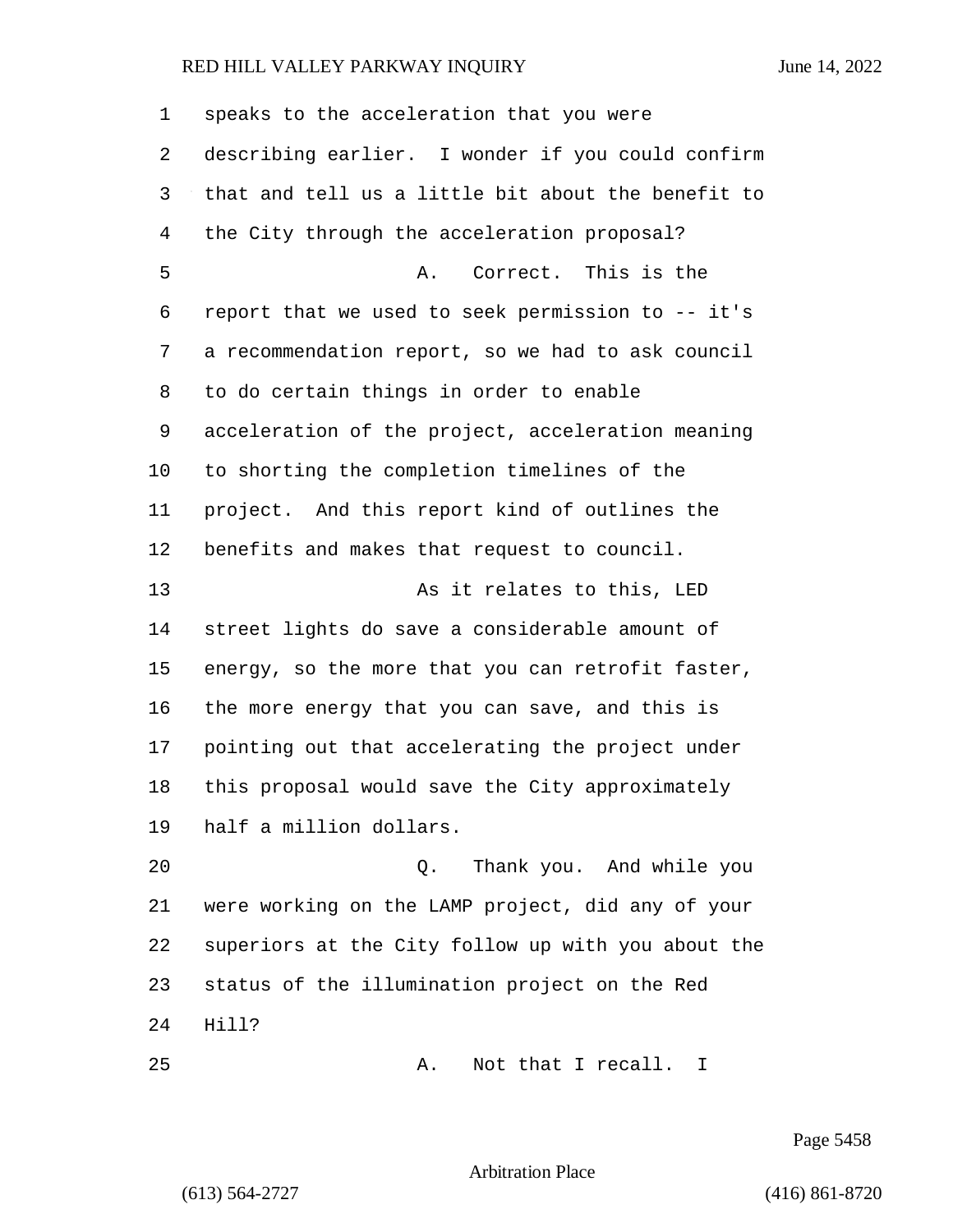speaks to the acceleration that you were describing earlier. I wonder if you could confirm that and tell us a little bit about the benefit to the City through the acceleration proposal?

A. Correct. This is the report that we used to seek permission to -- it's a recommendation report, so we had to ask council to do certain things in order to enable acceleration of the project, acceleration meaning to shorting the completion timelines of the project. And this report kind of outlines the benefits and makes that request to council.

As it relates to this, LED street lights do save a considerable amount of energy, so the more that you can retrofit faster, the more energy that you can save, and this is pointing out that accelerating the project under this proposal would save the City approximately half a million dollars.

Q. Thank you. And while you were working on the LAMP project, did any of your superiors at the City follow up with you about the status of the illumination project on the Red Hill?

A. Not that I recall. I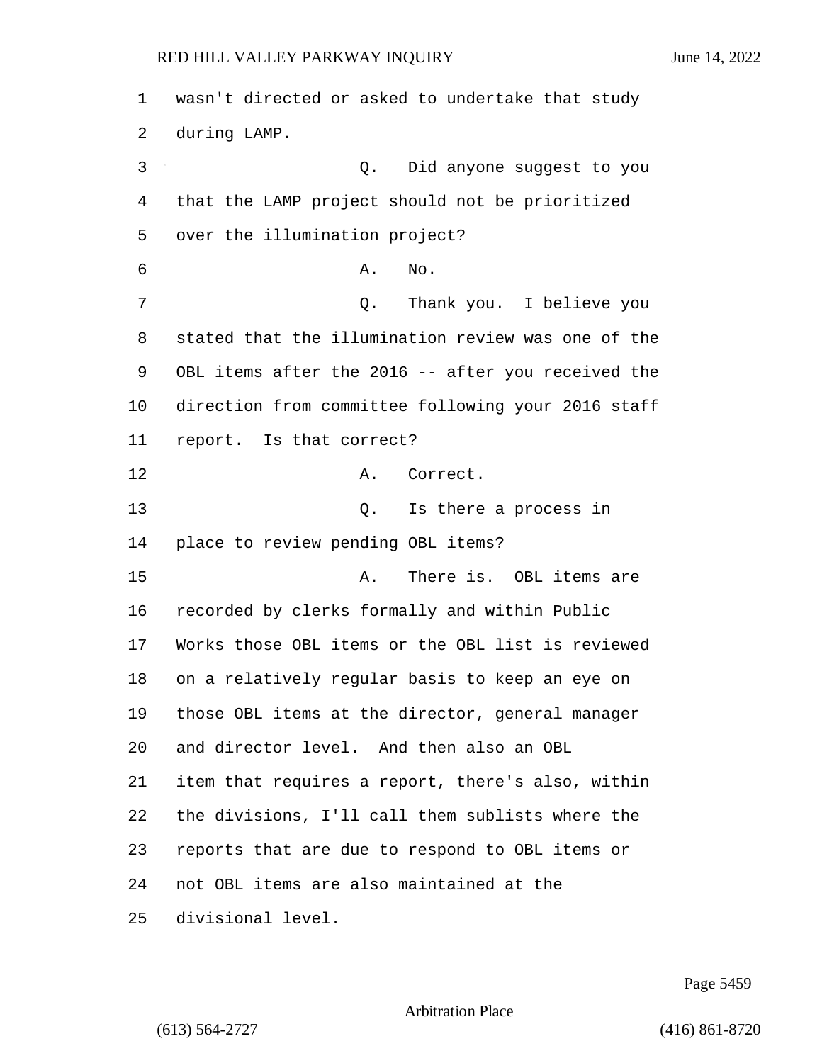wasn't directed or asked to undertake that study during LAMP.

Q. Did anyone suggest to you that the LAMP project should not be prioritized over the illumination project?

A. No.

Q. Thank you. I believe you stated that the illumination review was one of the OBL items after the 2016 -- after you received the direction from committee following your 2016 staff report. Is that correct?

A. Correct.

Q. Is there a process in place to review pending OBL items?

A. There is. OBL items are recorded by clerks formally and within Public Works those OBL items or the OBL list is reviewed on a relatively regular basis to keep an eye on those OBL items at the director, general manager and director level. And then also an OBL item that requires a report, there's also, within the divisions, I'll call them sublists where the reports that are due to respond to OBL items or not OBL items are also maintained at the divisional level.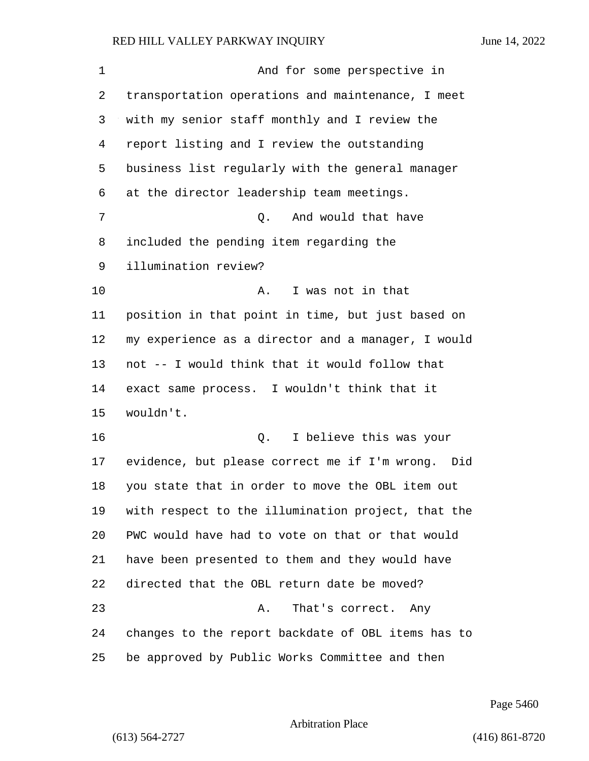And for some perspective in transportation operations and maintenance, I meet with my senior staff monthly and I review the report listing and I review the outstanding business list regularly with the general manager at the director leadership team meetings.

Q. And would that have included the pending item regarding the illumination review?

A. I was not in that position in that point in time, but just based on my experience as a director and a manager, I would not -- I would think that it would follow that exact same process. I wouldn't think that it wouldn't.

Q. I believe this was your evidence, but please correct me if I'm wrong. Did you state that in order to move the OBL item out with respect to the illumination project, that the PWC would have had to vote on that or that would have been presented to them and they would have directed that the OBL return date be moved?

A. That's correct. Any changes to the report backdate of OBL items has to be approved by Public Works Committee and then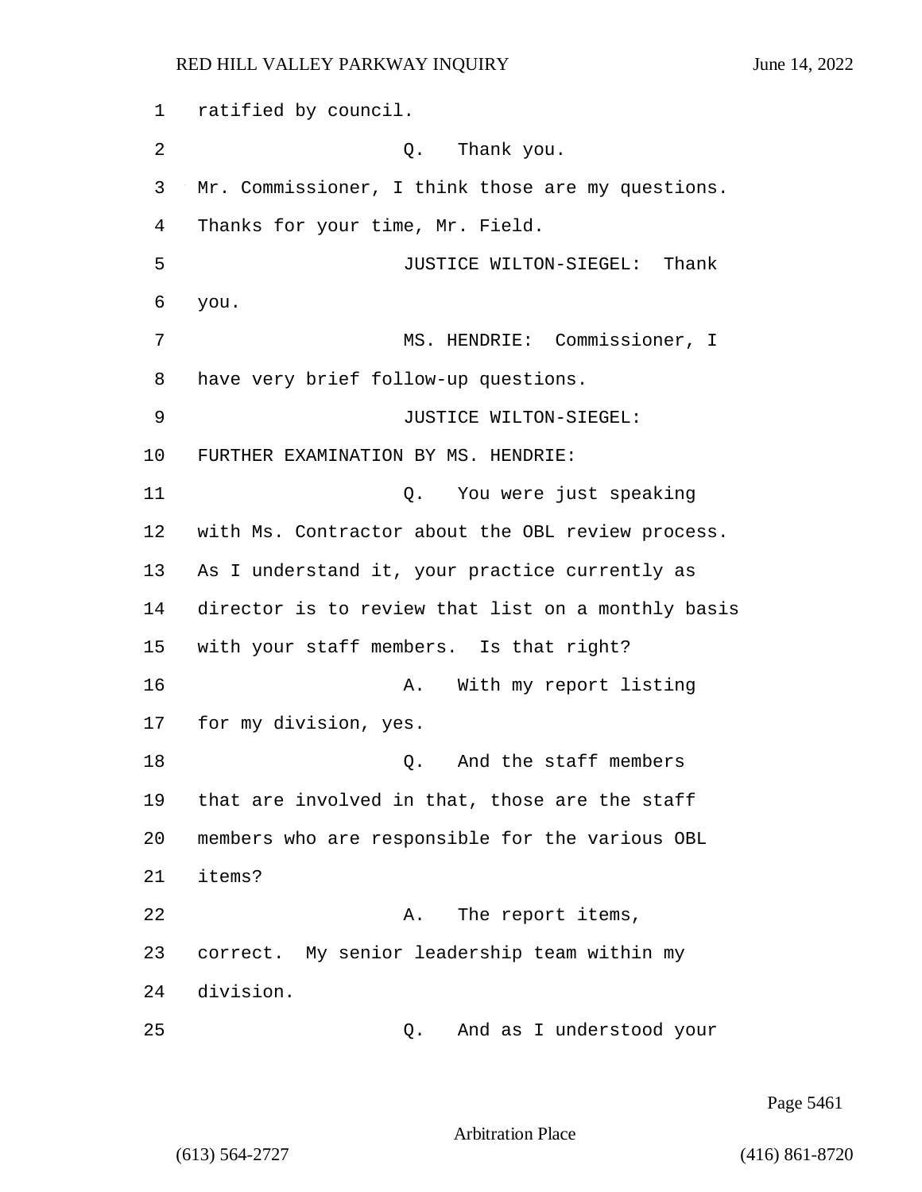ratified by council.

Q. Thank you.

Mr. Commissioner, I think those are my questions. Thanks for your time, Mr. Field.

JUSTICE WILTON-SIEGEL: Thank you.

MS. HENDRIE: Commissioner, I have very brief follow-up questions.

JUSTICE WILTON-SIEGEL:

FURTHER EXAMINATION BY MS. HENDRIE:

Q. You were just speaking with Ms. Contractor about the OBL review process. As I understand it, your practice currently as director is to review that list on a monthly basis with your staff members. Is that right?

A. With my report listing for my division, yes.

Q. And the staff members that are involved in that, those are the staff members who are responsible for the various OBL items?

A. The report items, correct. My senior leadership team within my division.

Q. And as I understood your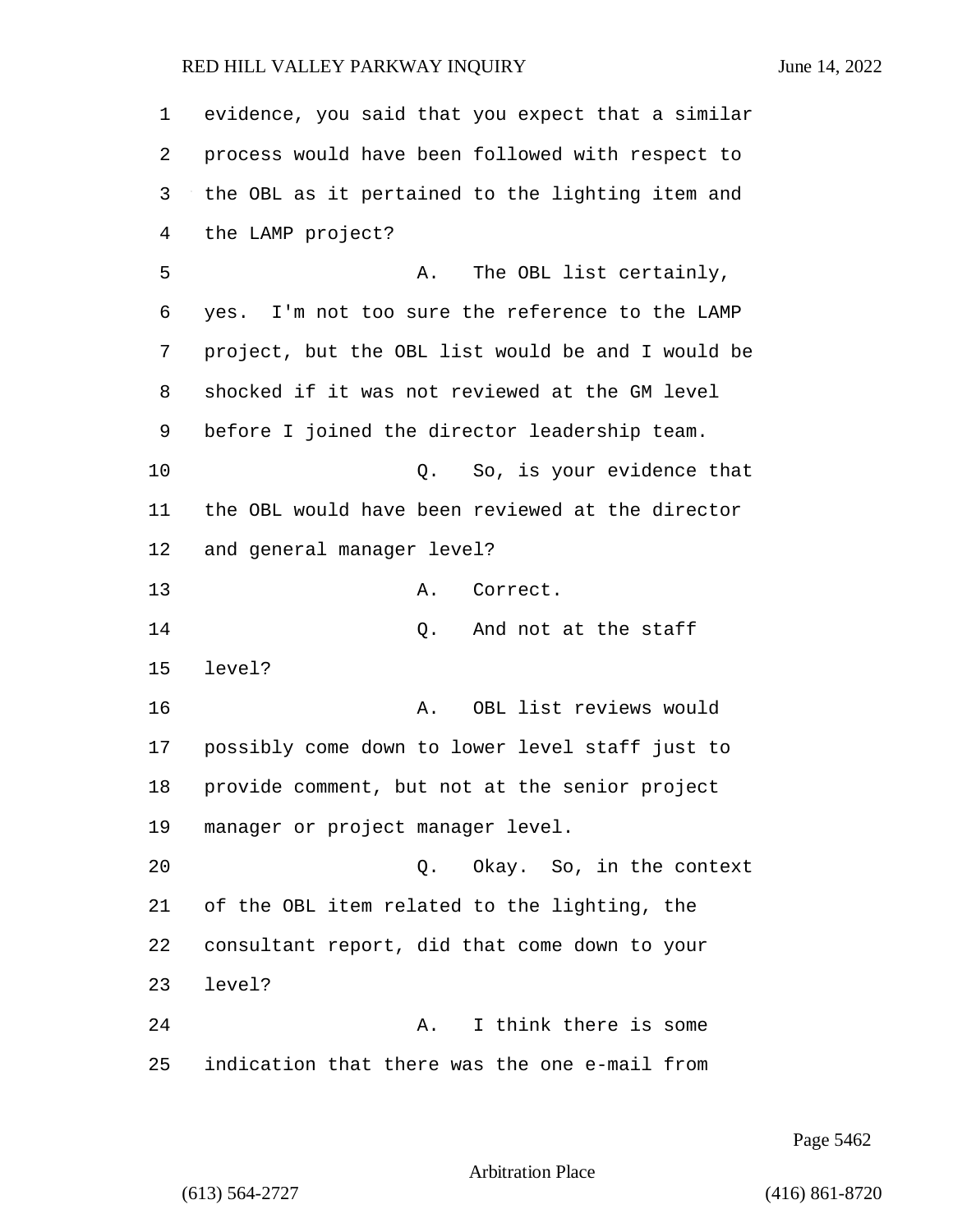evidence, you said that you expect that a similar process would have been followed with respect to the OBL as it pertained to the lighting item and the LAMP project?

A. The OBL list certainly, yes. I'm not too sure the reference to the LAMP project, but the OBL list would be and I would be shocked if it was not reviewed at the GM level before I joined the director leadership team.

Q. So, is your evidence that the OBL would have been reviewed at the director and general manager level?

A. Correct.

Q. And not at the staff level?

A. OBL list reviews would possibly come down to lower level staff just to provide comment, but not at the senior project manager or project manager level.

Q. Okay. So, in the context of the OBL item related to the lighting, the consultant report, did that come down to your level?

A. I think there is some indication that there was the one e-mail from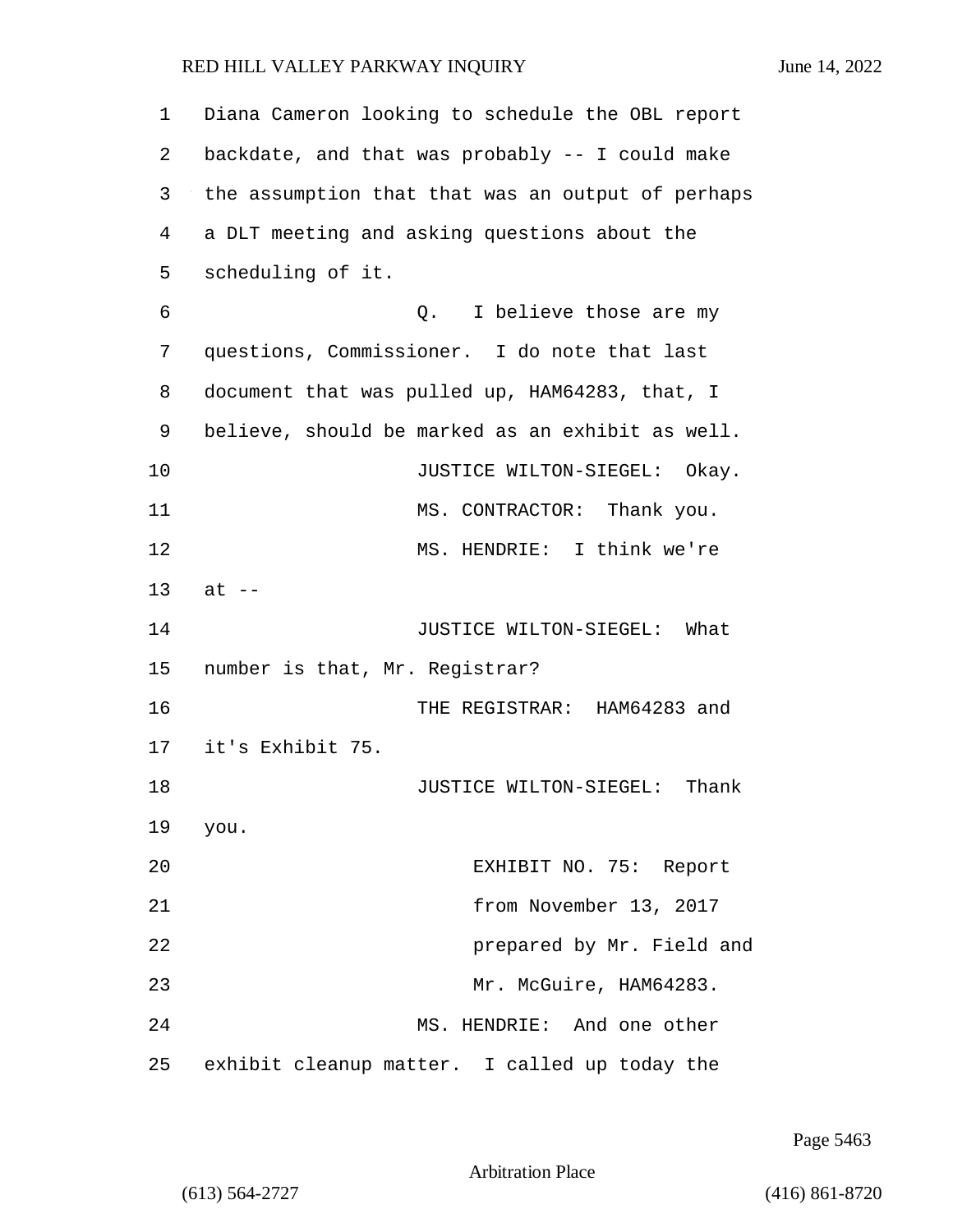Diana Cameron looking to schedule the OBL report backdate, and that was probably -- I could make the assumption that that was an output of perhaps a DLT meeting and asking questions about the scheduling of it.

Q. I believe those are my questions, Commissioner. I do note that last document that was pulled up, HAM64283, that, I believe, should be marked as an exhibit as well.

JUSTICE WILTON-SIEGEL: Okay.

MS. CONTRACTOR: Thank you.

MS. HENDRIE: I think we're at --

JUSTICE WILTON-SIEGEL: What number is that, Mr. Registrar?

THE REGISTRAR: HAM64283 and it's Exhibit 75.

JUSTICE WILTON-SIEGEL: Thank you.

EXHIBIT NO. 75: Report from November 13, 2017 prepared by Mr. Field and Mr. McGuire, HAM64283.

MS. HENDRIE: And one other exhibit cleanup matter. I called up today the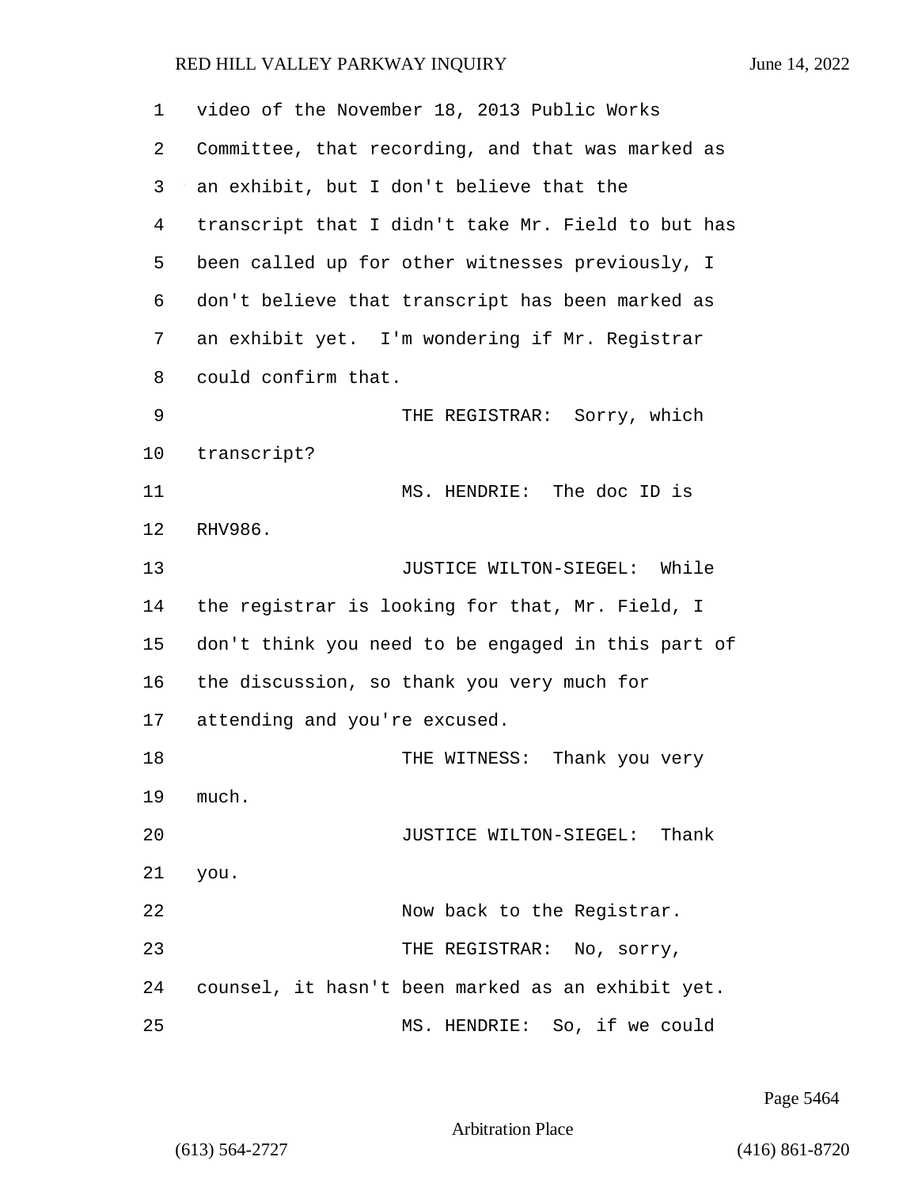video of the November 18, 2013 Public Works Committee, that recording, and that was marked as an exhibit, but I don't believe that the transcript that I didn't take Mr. Field to but has been called up for other witnesses previously, I don't believe that transcript has been marked as an exhibit yet. I'm wondering if Mr. Registrar could confirm that.

THE REGISTRAR: Sorry, which transcript?

MS. HENDRIE: The doc ID is RHV986.

JUSTICE WILTON-SIEGEL: While the registrar is looking for that, Mr. Field, I don't think you need to be engaged in this part of the discussion, so thank you very much for attending and you're excused.

THE WITNESS: Thank you very much.

JUSTICE WILTON-SIEGEL: Thank you.

Now back to the Registrar.

THE REGISTRAR: No, sorry, counsel, it hasn't been marked as an exhibit yet.

MS. HENDRIE: So, if we could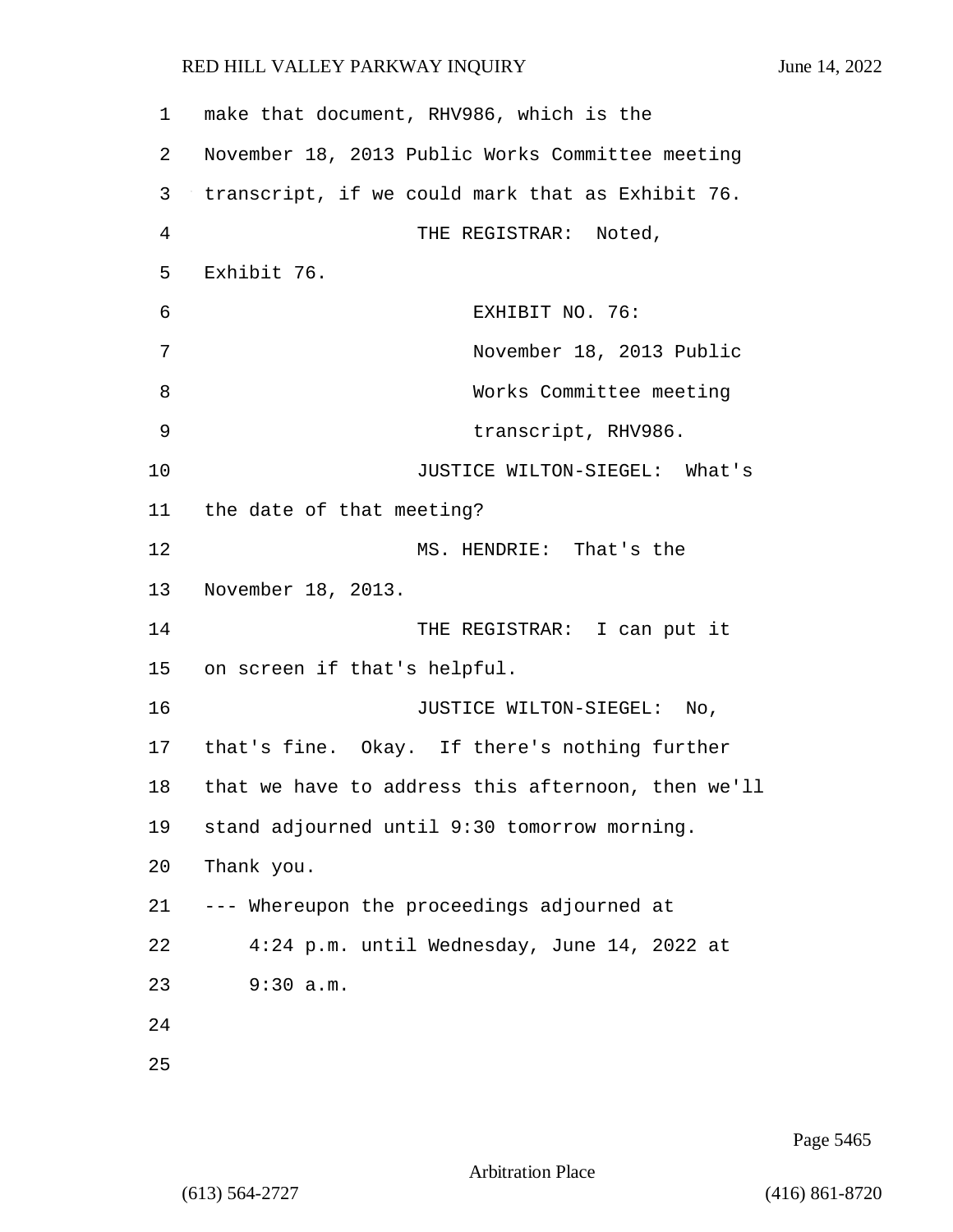make that document, RHV986, which is the November 18, 2013 Public Works Committee meeting transcript, if we could mark that as Exhibit 76.

THE REGISTRAR: Noted, Exhibit 76.

EXHIBIT NO. 76: November 18, 2013 Public Works Committee meeting transcript, RHV986.

JUSTICE WILTON-SIEGEL: What's the date of that meeting?

MS. HENDRIE: That's the November 18, 2013.

THE REGISTRAR: I can put it on screen if that's helpful.

JUSTICE WILTON-SIEGEL: No, that's fine. Okay. If there's nothing further that we have to address this afternoon, then we'll stand adjourned until 9:30 tomorrow morning. Thank you.

--- Whereupon the proceedings adjourned at 4:24 p.m. until Wednesday, June 14, 2022 at 9:30 a.m.